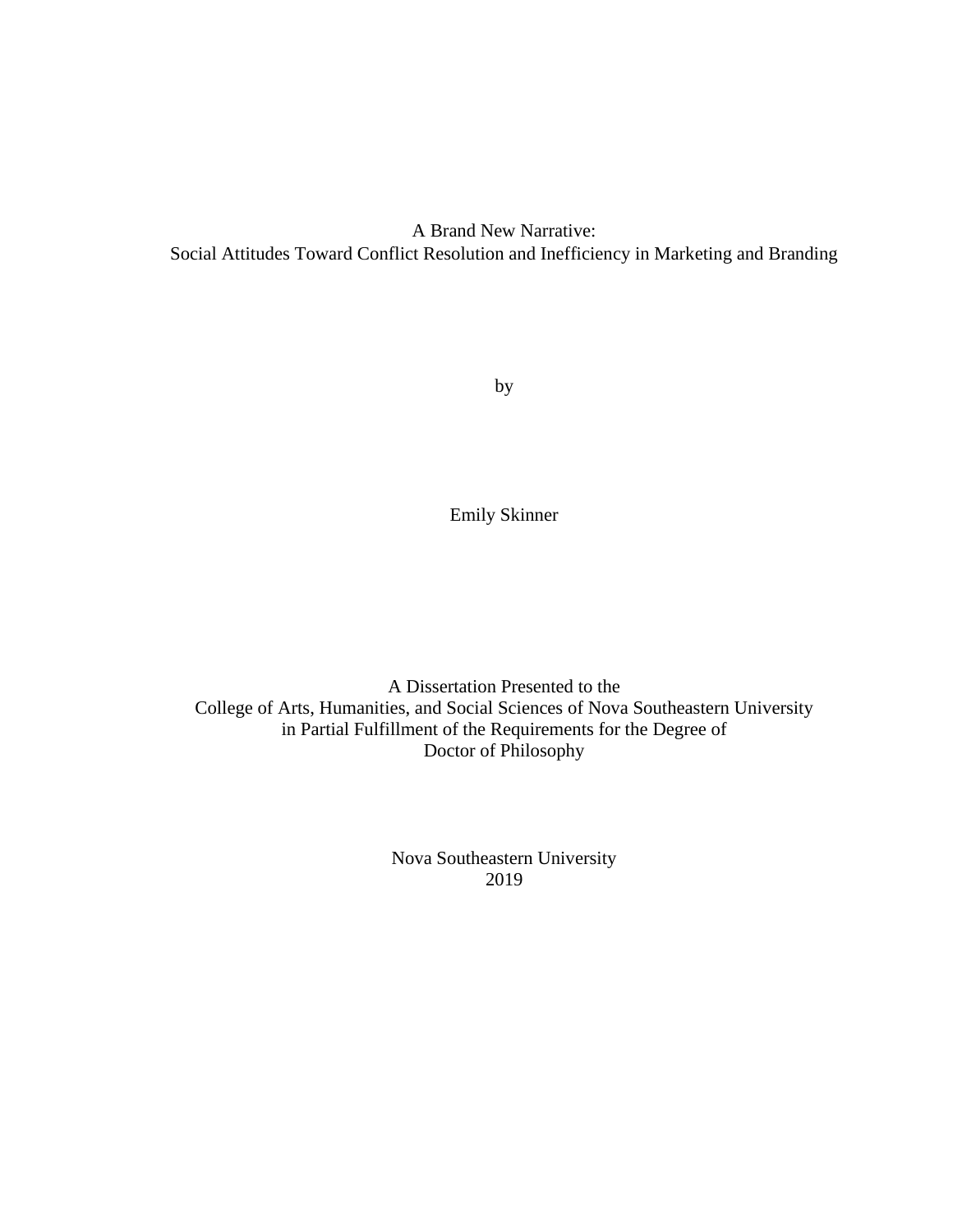# A Brand New Narrative:
## Social Attitudes Toward Conflict Resolution and Inefficiency in Marketing and Branding

by

Emily Skinner

A Dissertation Presented to the
College of Arts, Humanities, and Social Sciences of Nova Southeastern University
in Partial Fulfillment of the Requirements for the Degree of
Doctor of Philosophy

Nova Southeastern University
2019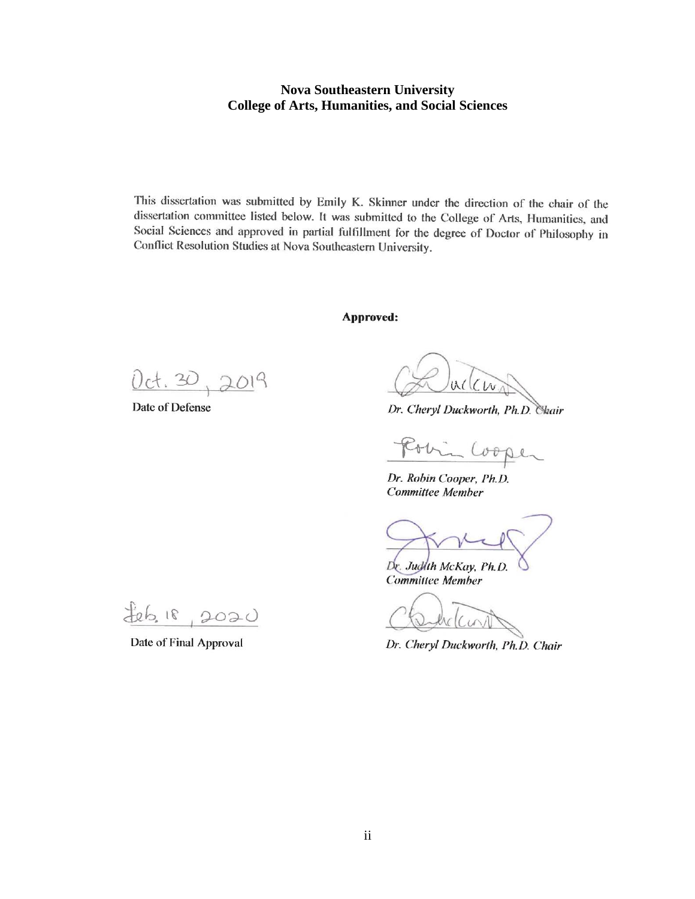**Nova Southeastern University**
**College of Arts, Humanities, and Social Sciences**

This dissertation was submitted by Emily K. Skinner under the direction of the chair of the dissertation committee listed below. It was submitted to the College of Arts, Humanities, and Social Sciences and approved in partial fulfillment for the degree of Doctor of Philosophy in Conflict Resolution Studies at Nova Southeastern University.

**Approved:**

Oct. 30, 2019
Date of Defense

*Dr. Cheryl Duckworth, Ph.D. Chair*

*Dr. Robin Cooper, Ph.D.*
*Committee Member*

*Dr. Judith McKay, Ph.D.*
*Committee Member*

Feb. 18, 2020
Date of Final Approval

*Dr. Cheryl Duckworth, Ph.D. Chair*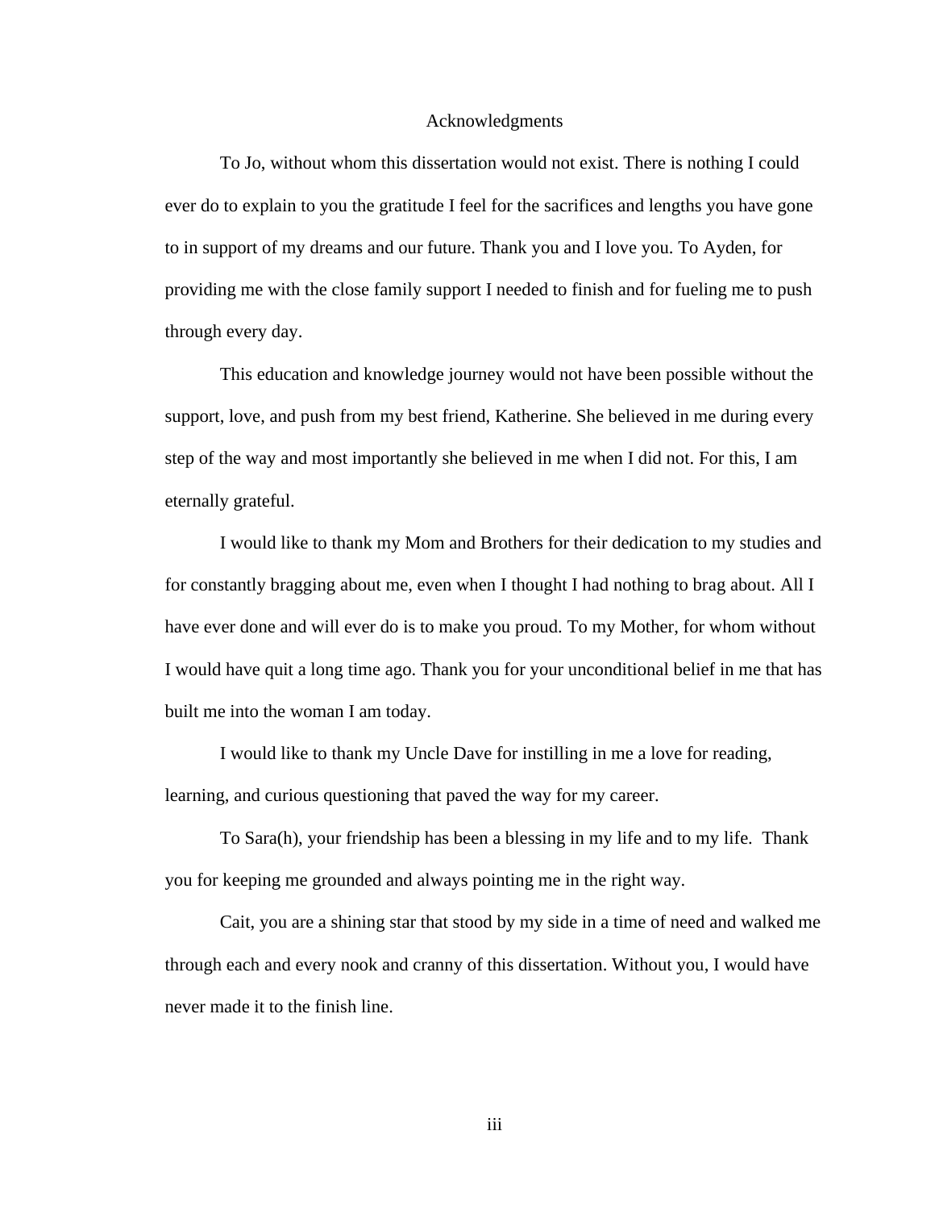# Acknowledgments

To Jo, without whom this dissertation would not exist. There is nothing I could ever do to explain to you the gratitude I feel for the sacrifices and lengths you have gone to in support of my dreams and our future. Thank you and I love you. To Ayden, for providing me with the close family support I needed to finish and for fueling me to push through every day.

This education and knowledge journey would not have been possible without the support, love, and push from my best friend, Katherine. She believed in me during every step of the way and most importantly she believed in me when I did not. For this, I am eternally grateful.

I would like to thank my Mom and Brothers for their dedication to my studies and for constantly bragging about me, even when I thought I had nothing to brag about. All I have ever done and will ever do is to make you proud. To my Mother, for whom without I would have quit a long time ago. Thank you for your unconditional belief in me that has built me into the woman I am today.

I would like to thank my Uncle Dave for instilling in me a love for reading, learning, and curious questioning that paved the way for my career.

To Sara(h), your friendship has been a blessing in my life and to my life. Thank you for keeping me grounded and always pointing me in the right way.

Cait, you are a shining star that stood by my side in a time of need and walked me through each and every nook and cranny of this dissertation. Without you, I would have never made it to the finish line.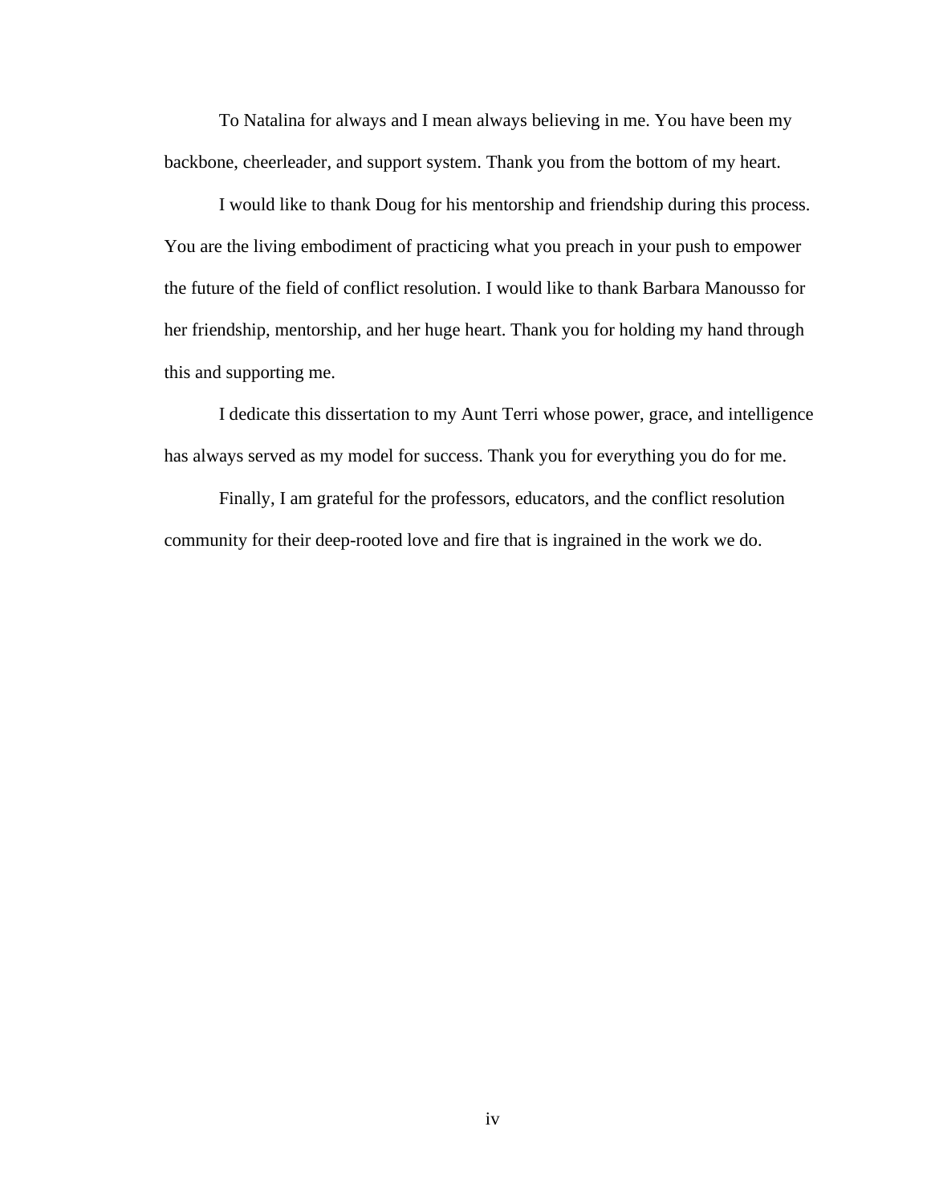To Natalina for always and I mean always believing in me. You have been my backbone, cheerleader, and support system. Thank you from the bottom of my heart.

I would like to thank Doug for his mentorship and friendship during this process. You are the living embodiment of practicing what you preach in your push to empower the future of the field of conflict resolution. I would like to thank Barbara Manousso for her friendship, mentorship, and her huge heart. Thank you for holding my hand through this and supporting me.

I dedicate this dissertation to my Aunt Terri whose power, grace, and intelligence has always served as my model for success. Thank you for everything you do for me.

Finally, I am grateful for the professors, educators, and the conflict resolution community for their deep-rooted love and fire that is ingrained in the work we do.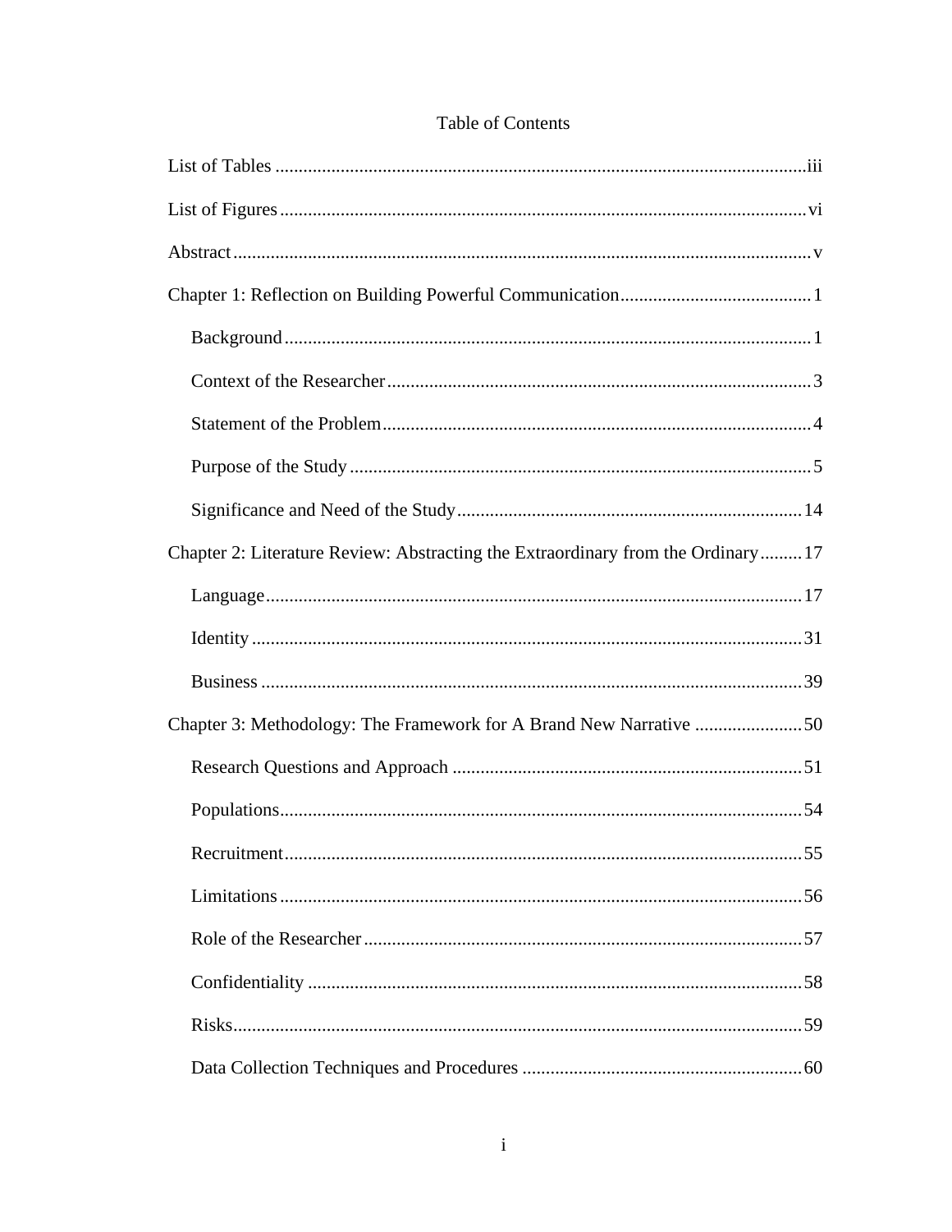# Table of Contents

List of Tables ... iii

List of Figures ... vi

Abstract ... v

Chapter 1: Reflection on Building Powerful Communication ... 1

- Background ... 1
- Context of the Researcher ... 3
- Statement of the Problem ... 4
- Purpose of the Study ... 5
- Significance and Need of the Study ... 14

Chapter 2: Literature Review: Abstracting the Extraordinary from the Ordinary ... 17

- Language ... 17
- Identity ... 31
- Business ... 39

Chapter 3: Methodology: The Framework for A Brand New Narrative ... 50

- Research Questions and Approach ... 51
- Populations ... 54
- Recruitment ... 55
- Limitations ... 56
- Role of the Researcher ... 57
- Confidentiality ... 58
- Risks ... 59
- Data Collection Techniques and Procedures ... 60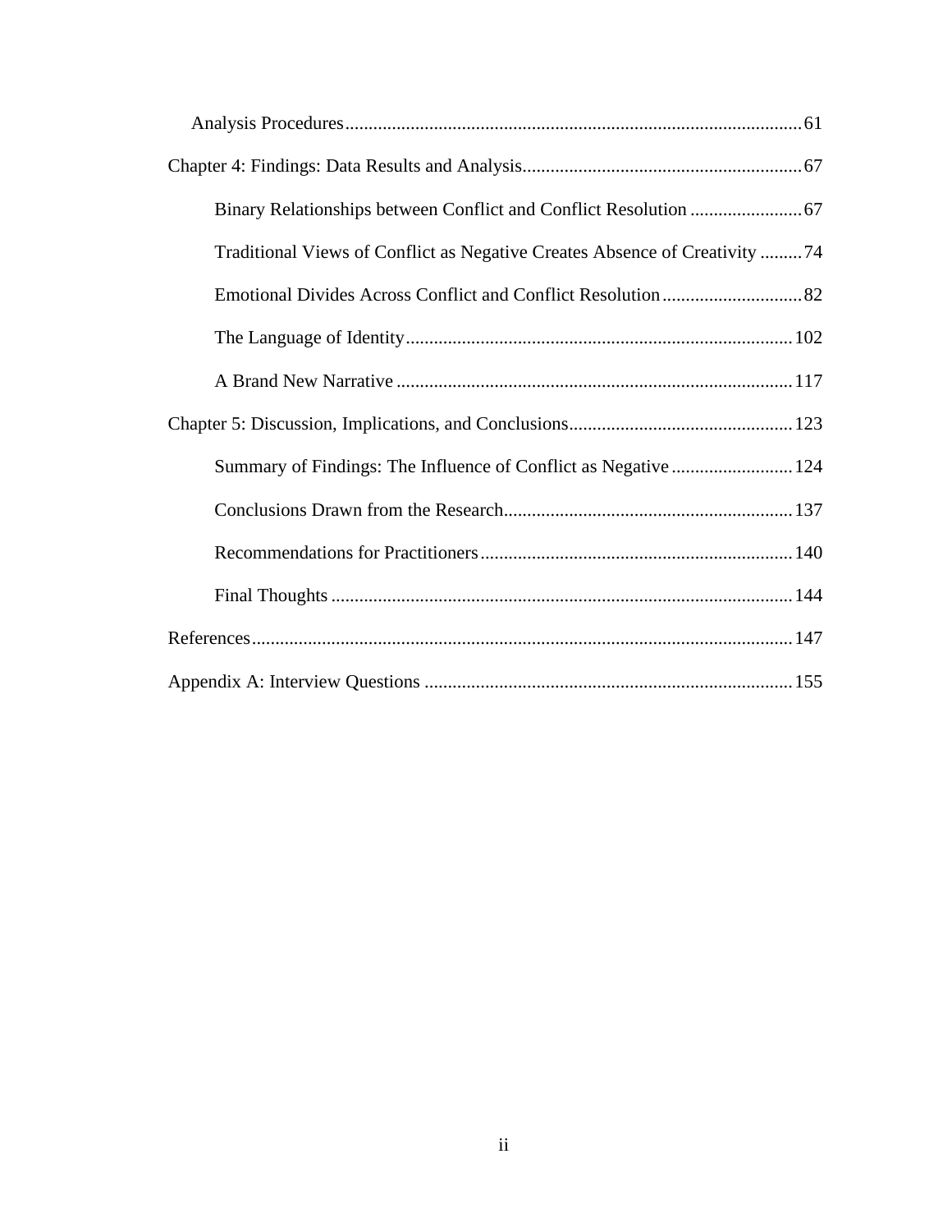Analysis Procedures ..... 61

Chapter 4: Findings: Data Results and Analysis ..... 67

Binary Relationships between Conflict and Conflict Resolution ..... 67

Traditional Views of Conflict as Negative Creates Absence of Creativity ..... 74

Emotional Divides Across Conflict and Conflict Resolution ..... 82

The Language of Identity ..... 102

A Brand New Narrative ..... 117

Chapter 5: Discussion, Implications, and Conclusions ..... 123

Summary of Findings: The Influence of Conflict as Negative ..... 124

Conclusions Drawn from the Research ..... 137

Recommendations for Practitioners ..... 140

Final Thoughts ..... 144

References ..... 147

Appendix A: Interview Questions ..... 155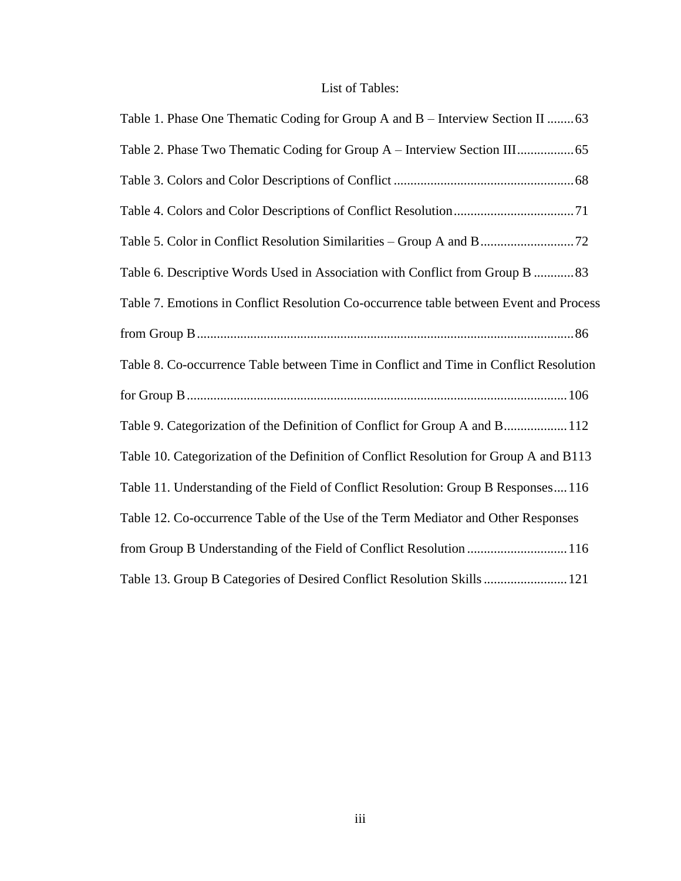# List of Tables:

Table 1. Phase One Thematic Coding for Group A and B – Interview Section II ........ 63

Table 2. Phase Two Thematic Coding for Group A – Interview Section III ................ 65

Table 3. Colors and Color Descriptions of Conflict ..................................................... 68

Table 4. Colors and Color Descriptions of Conflict Resolution .................................... 71

Table 5. Color in Conflict Resolution Similarities – Group A and B ............................ 72

Table 6. Descriptive Words Used in Association with Conflict from Group B ............ 83

Table 7. Emotions in Conflict Resolution Co-occurrence table between Event and Process from Group B ................................................................................................................ 86

Table 8. Co-occurrence Table between Time in Conflict and Time in Conflict Resolution for Group B ................................................................................................................ 106

Table 9. Categorization of the Definition of Conflict for Group A and B .................. 112

Table 10. Categorization of the Definition of Conflict Resolution for Group A and B 113

Table 11. Understanding of the Field of Conflict Resolution: Group B Responses .... 116

Table 12. Co-occurrence Table of the Use of the Term Mediator and Other Responses from Group B Understanding of the Field of Conflict Resolution ............................. 116

Table 13. Group B Categories of Desired Conflict Resolution Skills ......................... 121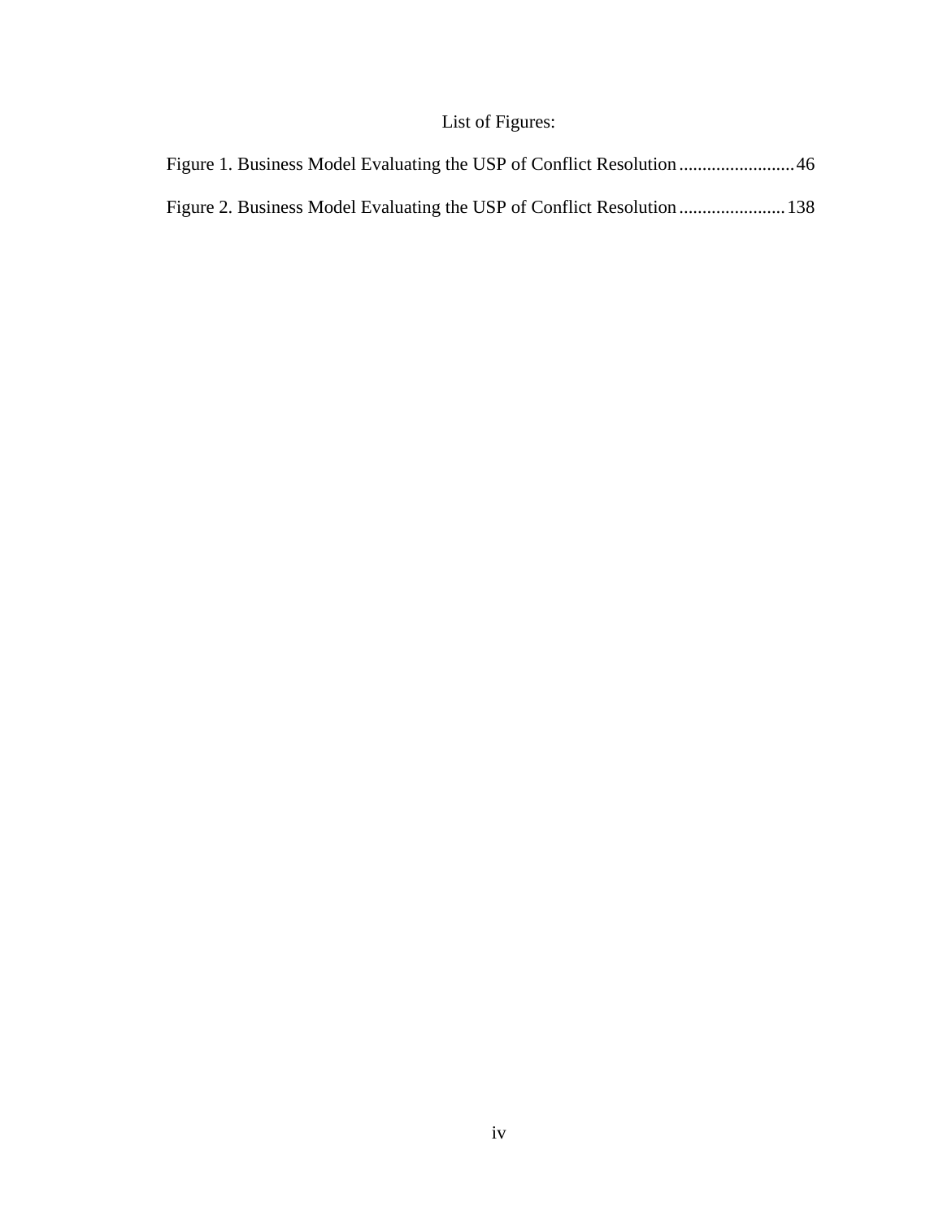# List of Figures:

Figure 1. Business Model Evaluating the USP of Conflict Resolution .........................46

Figure 2. Business Model Evaluating the USP of Conflict Resolution .......................138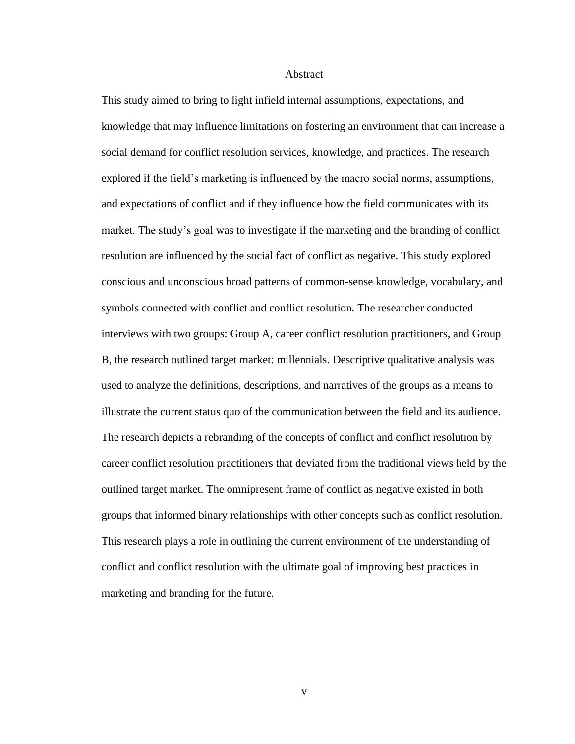# Abstract

This study aimed to bring to light infield internal assumptions, expectations, and knowledge that may influence limitations on fostering an environment that can increase a social demand for conflict resolution services, knowledge, and practices. The research explored if the field's marketing is influenced by the macro social norms, assumptions, and expectations of conflict and if they influence how the field communicates with its market. The study's goal was to investigate if the marketing and the branding of conflict resolution are influenced by the social fact of conflict as negative. This study explored conscious and unconscious broad patterns of common-sense knowledge, vocabulary, and symbols connected with conflict and conflict resolution. The researcher conducted interviews with two groups: Group A, career conflict resolution practitioners, and Group B, the research outlined target market: millennials. Descriptive qualitative analysis was used to analyze the definitions, descriptions, and narratives of the groups as a means to illustrate the current status quo of the communication between the field and its audience. The research depicts a rebranding of the concepts of conflict and conflict resolution by career conflict resolution practitioners that deviated from the traditional views held by the outlined target market. The omnipresent frame of conflict as negative existed in both groups that informed binary relationships with other concepts such as conflict resolution. This research plays a role in outlining the current environment of the understanding of conflict and conflict resolution with the ultimate goal of improving best practices in marketing and branding for the future.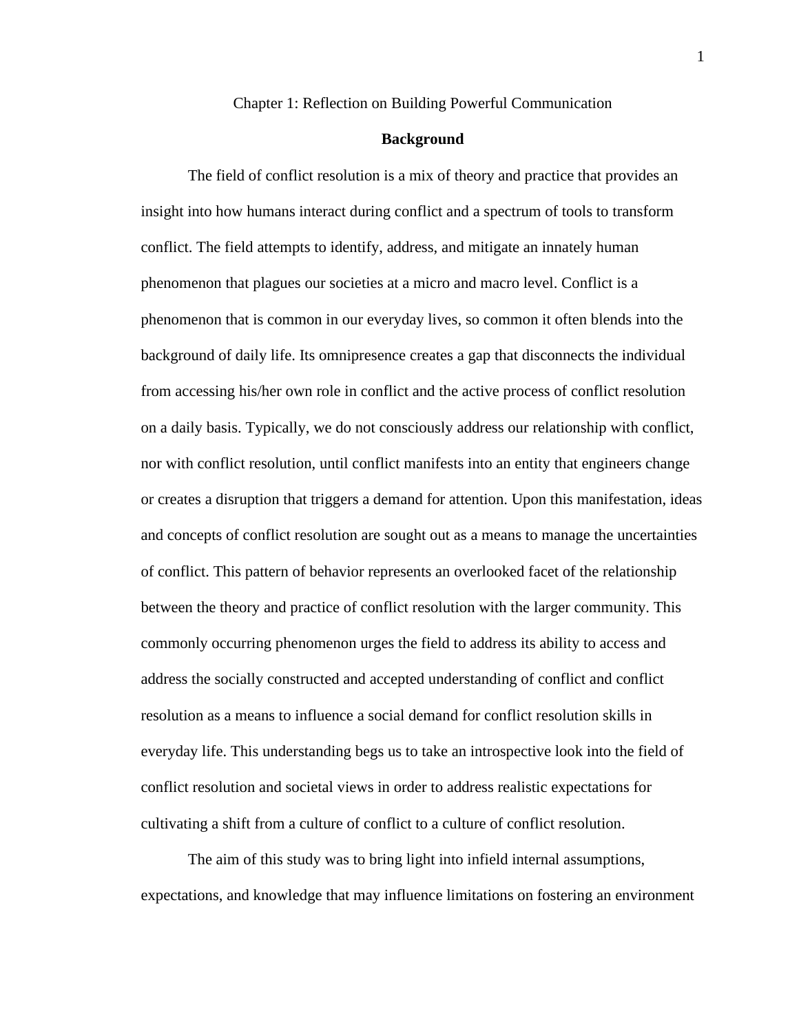# Chapter 1: Reflection on Building Powerful Communication

## Background

The field of conflict resolution is a mix of theory and practice that provides an insight into how humans interact during conflict and a spectrum of tools to transform conflict. The field attempts to identify, address, and mitigate an innately human phenomenon that plagues our societies at a micro and macro level. Conflict is a phenomenon that is common in our everyday lives, so common it often blends into the background of daily life. Its omnipresence creates a gap that disconnects the individual from accessing his/her own role in conflict and the active process of conflict resolution on a daily basis. Typically, we do not consciously address our relationship with conflict, nor with conflict resolution, until conflict manifests into an entity that engineers change or creates a disruption that triggers a demand for attention. Upon this manifestation, ideas and concepts of conflict resolution are sought out as a means to manage the uncertainties of conflict. This pattern of behavior represents an overlooked facet of the relationship between the theory and practice of conflict resolution with the larger community. This commonly occurring phenomenon urges the field to address its ability to access and address the socially constructed and accepted understanding of conflict and conflict resolution as a means to influence a social demand for conflict resolution skills in everyday life. This understanding begs us to take an introspective look into the field of conflict resolution and societal views in order to address realistic expectations for cultivating a shift from a culture of conflict to a culture of conflict resolution.

The aim of this study was to bring light into infield internal assumptions, expectations, and knowledge that may influence limitations on fostering an environment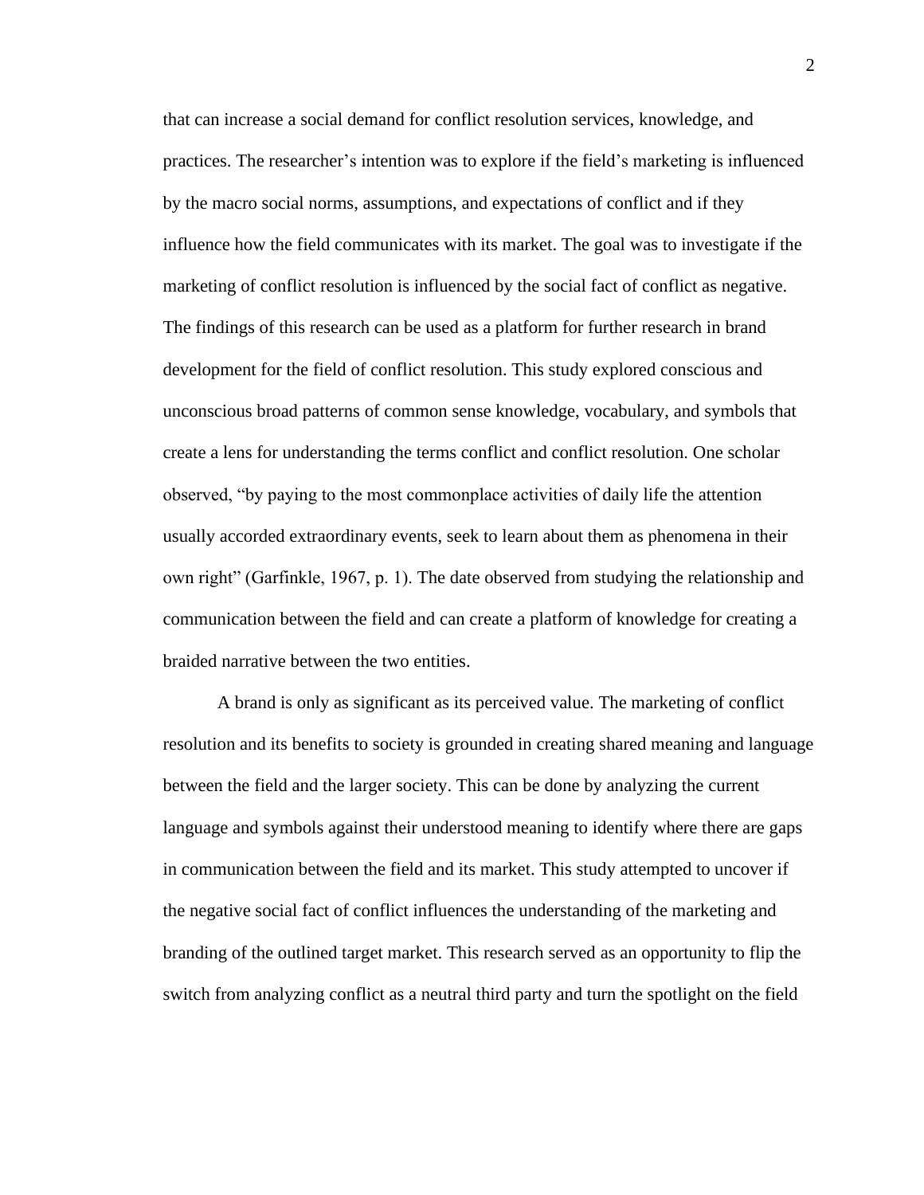that can increase a social demand for conflict resolution services, knowledge, and practices. The researcher's intention was to explore if the field's marketing is influenced by the macro social norms, assumptions, and expectations of conflict and if they influence how the field communicates with its market. The goal was to investigate if the marketing of conflict resolution is influenced by the social fact of conflict as negative. The findings of this research can be used as a platform for further research in brand development for the field of conflict resolution. This study explored conscious and unconscious broad patterns of common sense knowledge, vocabulary, and symbols that create a lens for understanding the terms conflict and conflict resolution. One scholar observed, "by paying to the most commonplace activities of daily life the attention usually accorded extraordinary events, seek to learn about them as phenomena in their own right" (Garfinkle, 1967, p. 1). The date observed from studying the relationship and communication between the field and can create a platform of knowledge for creating a braided narrative between the two entities.

A brand is only as significant as its perceived value. The marketing of conflict resolution and its benefits to society is grounded in creating shared meaning and language between the field and the larger society. This can be done by analyzing the current language and symbols against their understood meaning to identify where there are gaps in communication between the field and its market. This study attempted to uncover if the negative social fact of conflict influences the understanding of the marketing and branding of the outlined target market. This research served as an opportunity to flip the switch from analyzing conflict as a neutral third party and turn the spotlight on the field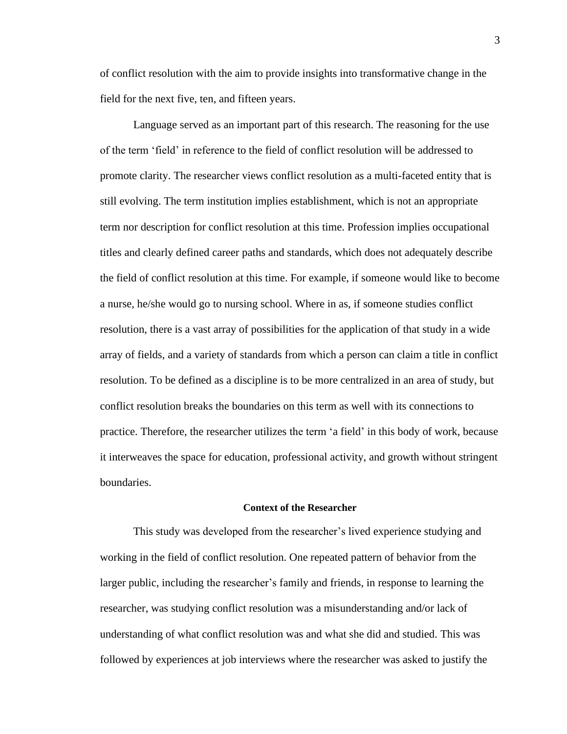of conflict resolution with the aim to provide insights into transformative change in the field for the next five, ten, and fifteen years.

Language served as an important part of this research. The reasoning for the use of the term 'field' in reference to the field of conflict resolution will be addressed to promote clarity. The researcher views conflict resolution as a multi-faceted entity that is still evolving. The term institution implies establishment, which is not an appropriate term nor description for conflict resolution at this time. Profession implies occupational titles and clearly defined career paths and standards, which does not adequately describe the field of conflict resolution at this time. For example, if someone would like to become a nurse, he/she would go to nursing school. Where in as, if someone studies conflict resolution, there is a vast array of possibilities for the application of that study in a wide array of fields, and a variety of standards from which a person can claim a title in conflict resolution. To be defined as a discipline is to be more centralized in an area of study, but conflict resolution breaks the boundaries on this term as well with its connections to practice. Therefore, the researcher utilizes the term 'a field' in this body of work, because it interweaves the space for education, professional activity, and growth without stringent boundaries.

### Context of the Researcher

This study was developed from the researcher's lived experience studying and working in the field of conflict resolution. One repeated pattern of behavior from the larger public, including the researcher's family and friends, in response to learning the researcher, was studying conflict resolution was a misunderstanding and/or lack of understanding of what conflict resolution was and what she did and studied. This was followed by experiences at job interviews where the researcher was asked to justify the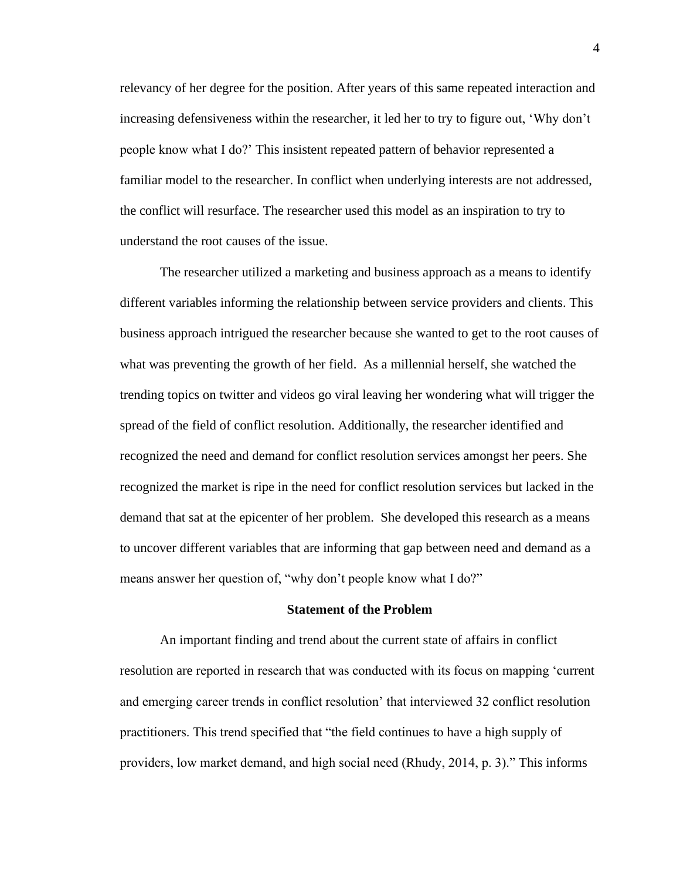relevancy of her degree for the position. After years of this same repeated interaction and increasing defensiveness within the researcher, it led her to try to figure out, 'Why don't people know what I do?' This insistent repeated pattern of behavior represented a familiar model to the researcher. In conflict when underlying interests are not addressed, the conflict will resurface. The researcher used this model as an inspiration to try to understand the root causes of the issue.

The researcher utilized a marketing and business approach as a means to identify different variables informing the relationship between service providers and clients. This business approach intrigued the researcher because she wanted to get to the root causes of what was preventing the growth of her field.  As a millennial herself, she watched the trending topics on twitter and videos go viral leaving her wondering what will trigger the spread of the field of conflict resolution. Additionally, the researcher identified and recognized the need and demand for conflict resolution services amongst her peers. She recognized the market is ripe in the need for conflict resolution services but lacked in the demand that sat at the epicenter of her problem.  She developed this research as a means to uncover different variables that are informing that gap between need and demand as a means answer her question of, "why don't people know what I do?"

## Statement of the Problem

An important finding and trend about the current state of affairs in conflict resolution are reported in research that was conducted with its focus on mapping 'current and emerging career trends in conflict resolution' that interviewed 32 conflict resolution practitioners. This trend specified that "the field continues to have a high supply of providers, low market demand, and high social need (Rhudy, 2014, p. 3)." This informs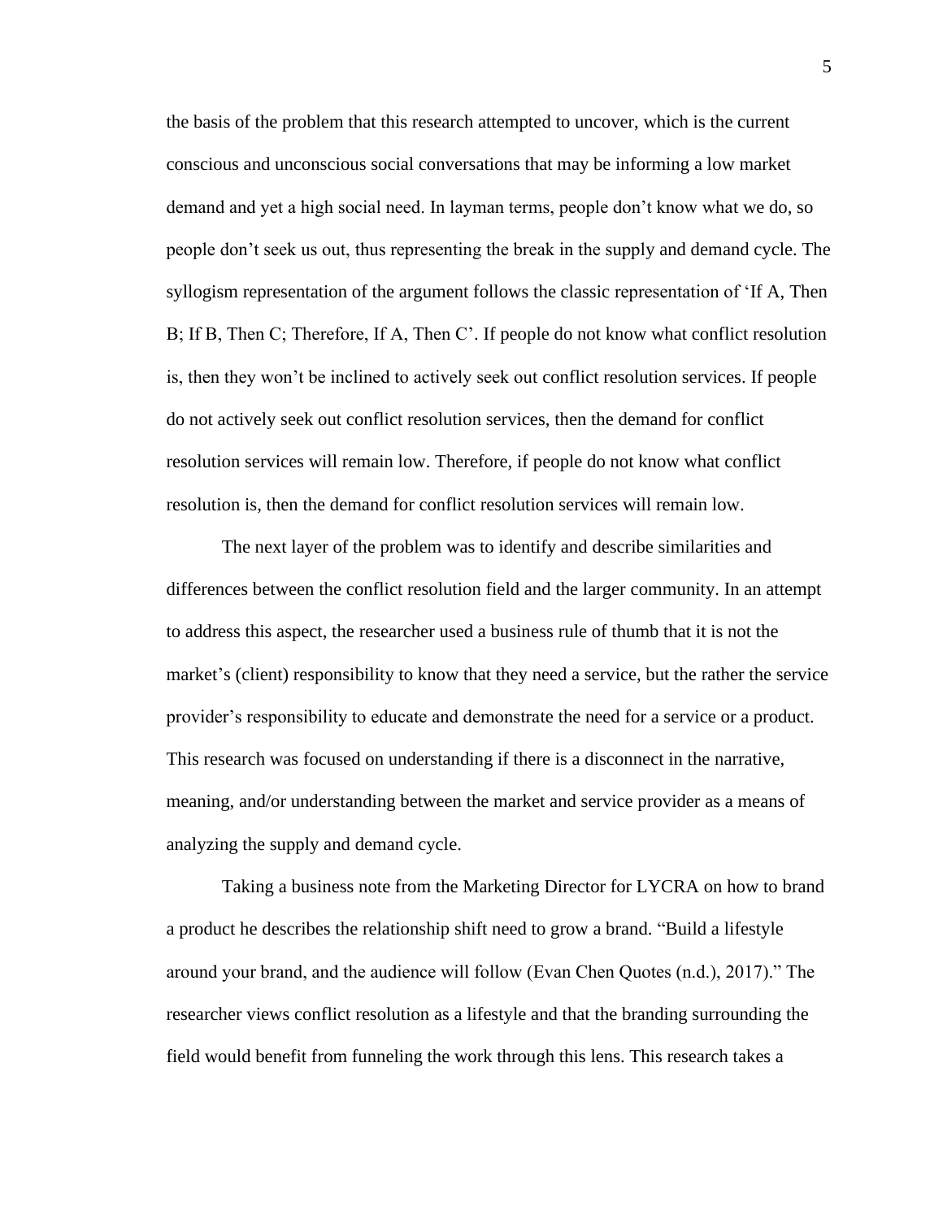the basis of the problem that this research attempted to uncover, which is the current conscious and unconscious social conversations that may be informing a low market demand and yet a high social need. In layman terms, people don't know what we do, so people don't seek us out, thus representing the break in the supply and demand cycle. The syllogism representation of the argument follows the classic representation of 'If A, Then B; If B, Then C; Therefore, If A, Then C'. If people do not know what conflict resolution is, then they won't be inclined to actively seek out conflict resolution services. If people do not actively seek out conflict resolution services, then the demand for conflict resolution services will remain low. Therefore, if people do not know what conflict resolution is, then the demand for conflict resolution services will remain low.

The next layer of the problem was to identify and describe similarities and differences between the conflict resolution field and the larger community. In an attempt to address this aspect, the researcher used a business rule of thumb that it is not the market's (client) responsibility to know that they need a service, but the rather the service provider's responsibility to educate and demonstrate the need for a service or a product. This research was focused on understanding if there is a disconnect in the narrative, meaning, and/or understanding between the market and service provider as a means of analyzing the supply and demand cycle.

Taking a business note from the Marketing Director for LYCRA on how to brand a product he describes the relationship shift need to grow a brand. "Build a lifestyle around your brand, and the audience will follow (Evan Chen Quotes (n.d.), 2017)." The researcher views conflict resolution as a lifestyle and that the branding surrounding the field would benefit from funneling the work through this lens. This research takes a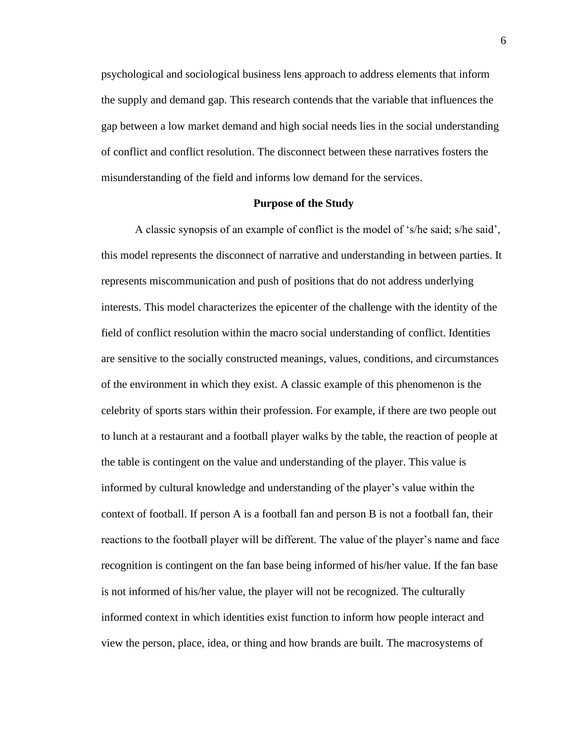psychological and sociological business lens approach to address elements that inform the supply and demand gap. This research contends that the variable that influences the gap between a low market demand and high social needs lies in the social understanding of conflict and conflict resolution. The disconnect between these narratives fosters the misunderstanding of the field and informs low demand for the services.

## Purpose of the Study

A classic synopsis of an example of conflict is the model of 's/he said; s/he said', this model represents the disconnect of narrative and understanding in between parties. It represents miscommunication and push of positions that do not address underlying interests. This model characterizes the epicenter of the challenge with the identity of the field of conflict resolution within the macro social understanding of conflict. Identities are sensitive to the socially constructed meanings, values, conditions, and circumstances of the environment in which they exist. A classic example of this phenomenon is the celebrity of sports stars within their profession. For example, if there are two people out to lunch at a restaurant and a football player walks by the table, the reaction of people at the table is contingent on the value and understanding of the player. This value is informed by cultural knowledge and understanding of the player's value within the context of football. If person A is a football fan and person B is not a football fan, their reactions to the football player will be different. The value of the player's name and face recognition is contingent on the fan base being informed of his/her value. If the fan base is not informed of his/her value, the player will not be recognized. The culturally informed context in which identities exist function to inform how people interact and view the person, place, idea, or thing and how brands are built. The macrosystems of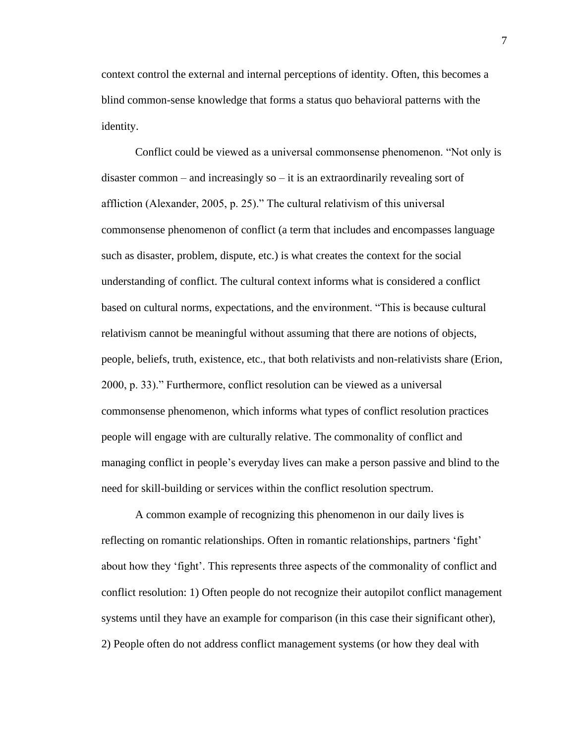context control the external and internal perceptions of identity. Often, this becomes a blind common-sense knowledge that forms a status quo behavioral patterns with the identity.

Conflict could be viewed as a universal commonsense phenomenon. “Not only is disaster common – and increasingly so – it is an extraordinarily revealing sort of affliction (Alexander, 2005, p. 25).” The cultural relativism of this universal commonsense phenomenon of conflict (a term that includes and encompasses language such as disaster, problem, dispute, etc.) is what creates the context for the social understanding of conflict. The cultural context informs what is considered a conflict based on cultural norms, expectations, and the environment. “This is because cultural relativism cannot be meaningful without assuming that there are notions of objects, people, beliefs, truth, existence, etc., that both relativists and non-relativists share (Erion, 2000, p. 33).” Furthermore, conflict resolution can be viewed as a universal commonsense phenomenon, which informs what types of conflict resolution practices people will engage with are culturally relative. The commonality of conflict and managing conflict in people’s everyday lives can make a person passive and blind to the need for skill-building or services within the conflict resolution spectrum.

A common example of recognizing this phenomenon in our daily lives is reflecting on romantic relationships. Often in romantic relationships, partners ‘fight’ about how they ‘fight’. This represents three aspects of the commonality of conflict and conflict resolution: 1) Often people do not recognize their autopilot conflict management systems until they have an example for comparison (in this case their significant other), 2) People often do not address conflict management systems (or how they deal with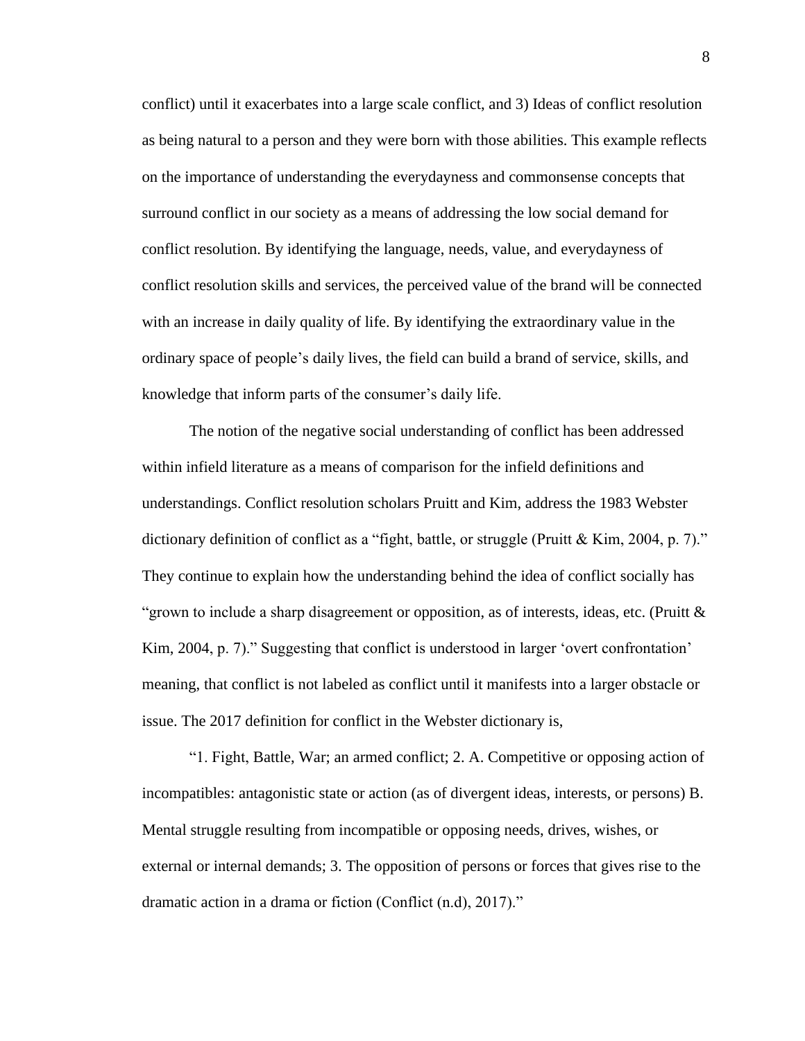conflict) until it exacerbates into a large scale conflict, and 3) Ideas of conflict resolution as being natural to a person and they were born with those abilities. This example reflects on the importance of understanding the everydayness and commonsense concepts that surround conflict in our society as a means of addressing the low social demand for conflict resolution. By identifying the language, needs, value, and everydayness of conflict resolution skills and services, the perceived value of the brand will be connected with an increase in daily quality of life. By identifying the extraordinary value in the ordinary space of people's daily lives, the field can build a brand of service, skills, and knowledge that inform parts of the consumer's daily life.

The notion of the negative social understanding of conflict has been addressed within infield literature as a means of comparison for the infield definitions and understandings. Conflict resolution scholars Pruitt and Kim, address the 1983 Webster dictionary definition of conflict as a "fight, battle, or struggle (Pruitt & Kim, 2004, p. 7)." They continue to explain how the understanding behind the idea of conflict socially has "grown to include a sharp disagreement or opposition, as of interests, ideas, etc. (Pruitt & Kim, 2004, p. 7)." Suggesting that conflict is understood in larger 'overt confrontation' meaning, that conflict is not labeled as conflict until it manifests into a larger obstacle or issue. The 2017 definition for conflict in the Webster dictionary is,

"1. Fight, Battle, War; an armed conflict; 2. A. Competitive or opposing action of incompatibles: antagonistic state or action (as of divergent ideas, interests, or persons) B. Mental struggle resulting from incompatible or opposing needs, drives, wishes, or external or internal demands; 3. The opposition of persons or forces that gives rise to the dramatic action in a drama or fiction (Conflict (n.d), 2017)."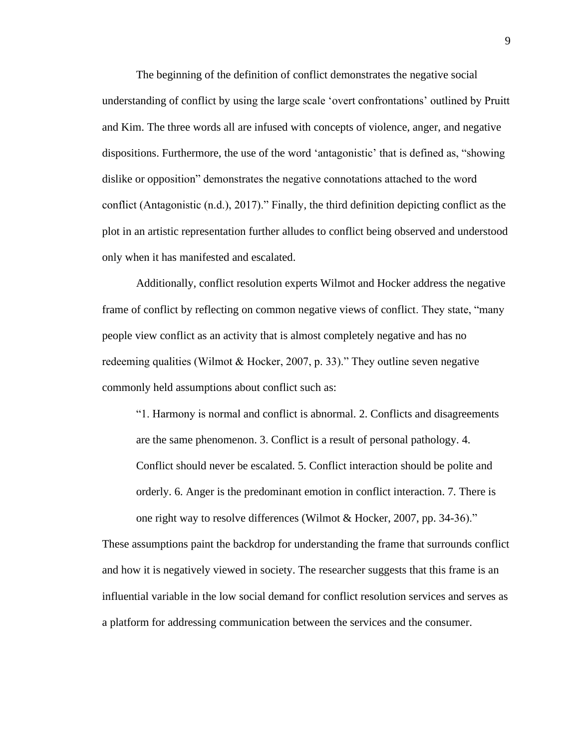The beginning of the definition of conflict demonstrates the negative social understanding of conflict by using the large scale 'overt confrontations' outlined by Pruitt and Kim. The three words all are infused with concepts of violence, anger, and negative dispositions. Furthermore, the use of the word 'antagonistic' that is defined as, "showing dislike or opposition" demonstrates the negative connotations attached to the word conflict (Antagonistic (n.d.), 2017)." Finally, the third definition depicting conflict as the plot in an artistic representation further alludes to conflict being observed and understood only when it has manifested and escalated.

Additionally, conflict resolution experts Wilmot and Hocker address the negative frame of conflict by reflecting on common negative views of conflict. They state, "many people view conflict as an activity that is almost completely negative and has no redeeming qualities (Wilmot & Hocker, 2007, p. 33)." They outline seven negative commonly held assumptions about conflict such as:

> "1. Harmony is normal and conflict is abnormal. 2. Conflicts and disagreements are the same phenomenon. 3. Conflict is a result of personal pathology. 4. Conflict should never be escalated. 5. Conflict interaction should be polite and orderly. 6. Anger is the predominant emotion in conflict interaction. 7. There is one right way to resolve differences (Wilmot & Hocker, 2007, pp. 34-36)."

These assumptions paint the backdrop for understanding the frame that surrounds conflict and how it is negatively viewed in society. The researcher suggests that this frame is an influential variable in the low social demand for conflict resolution services and serves as a platform for addressing communication between the services and the consumer.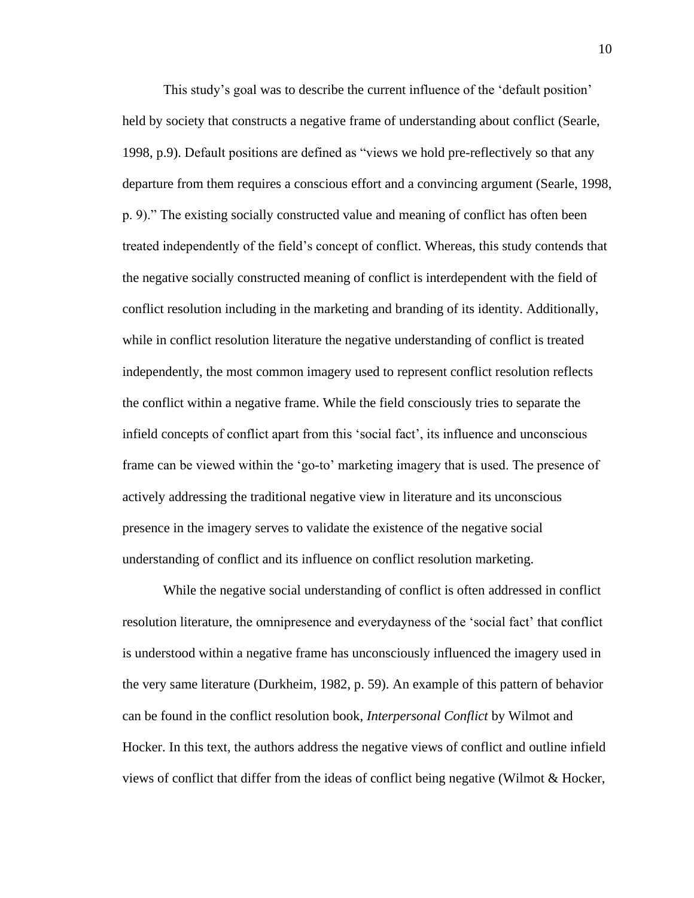This study's goal was to describe the current influence of the 'default position' held by society that constructs a negative frame of understanding about conflict (Searle, 1998, p.9). Default positions are defined as "views we hold pre-reflectively so that any departure from them requires a conscious effort and a convincing argument (Searle, 1998, p. 9)." The existing socially constructed value and meaning of conflict has often been treated independently of the field's concept of conflict. Whereas, this study contends that the negative socially constructed meaning of conflict is interdependent with the field of conflict resolution including in the marketing and branding of its identity. Additionally, while in conflict resolution literature the negative understanding of conflict is treated independently, the most common imagery used to represent conflict resolution reflects the conflict within a negative frame. While the field consciously tries to separate the infield concepts of conflict apart from this 'social fact', its influence and unconscious frame can be viewed within the 'go-to' marketing imagery that is used. The presence of actively addressing the traditional negative view in literature and its unconscious presence in the imagery serves to validate the existence of the negative social understanding of conflict and its influence on conflict resolution marketing.

While the negative social understanding of conflict is often addressed in conflict resolution literature, the omnipresence and everydayness of the 'social fact' that conflict is understood within a negative frame has unconsciously influenced the imagery used in the very same literature (Durkheim, 1982, p. 59). An example of this pattern of behavior can be found in the conflict resolution book, *Interpersonal Conflict* by Wilmot and Hocker. In this text, the authors address the negative views of conflict and outline infield views of conflict that differ from the ideas of conflict being negative (Wilmot & Hocker,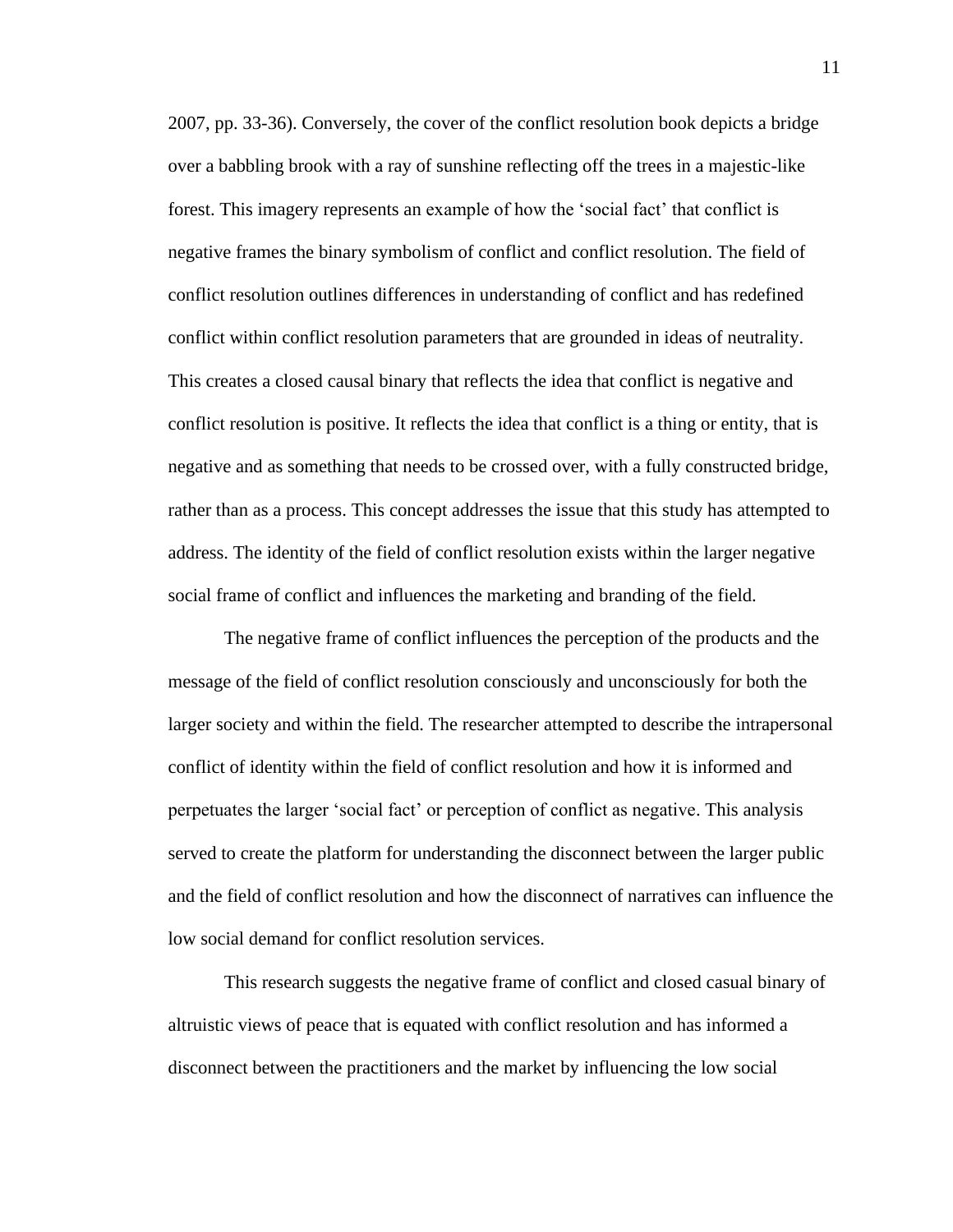2007, pp. 33-36). Conversely, the cover of the conflict resolution book depicts a bridge over a babbling brook with a ray of sunshine reflecting off the trees in a majestic-like forest. This imagery represents an example of how the 'social fact' that conflict is negative frames the binary symbolism of conflict and conflict resolution. The field of conflict resolution outlines differences in understanding of conflict and has redefined conflict within conflict resolution parameters that are grounded in ideas of neutrality. This creates a closed causal binary that reflects the idea that conflict is negative and conflict resolution is positive. It reflects the idea that conflict is a thing or entity, that is negative and as something that needs to be crossed over, with a fully constructed bridge, rather than as a process. This concept addresses the issue that this study has attempted to address. The identity of the field of conflict resolution exists within the larger negative social frame of conflict and influences the marketing and branding of the field.

The negative frame of conflict influences the perception of the products and the message of the field of conflict resolution consciously and unconsciously for both the larger society and within the field. The researcher attempted to describe the intrapersonal conflict of identity within the field of conflict resolution and how it is informed and perpetuates the larger 'social fact' or perception of conflict as negative. This analysis served to create the platform for understanding the disconnect between the larger public and the field of conflict resolution and how the disconnect of narratives can influence the low social demand for conflict resolution services.

This research suggests the negative frame of conflict and closed casual binary of altruistic views of peace that is equated with conflict resolution and has informed a disconnect between the practitioners and the market by influencing the low social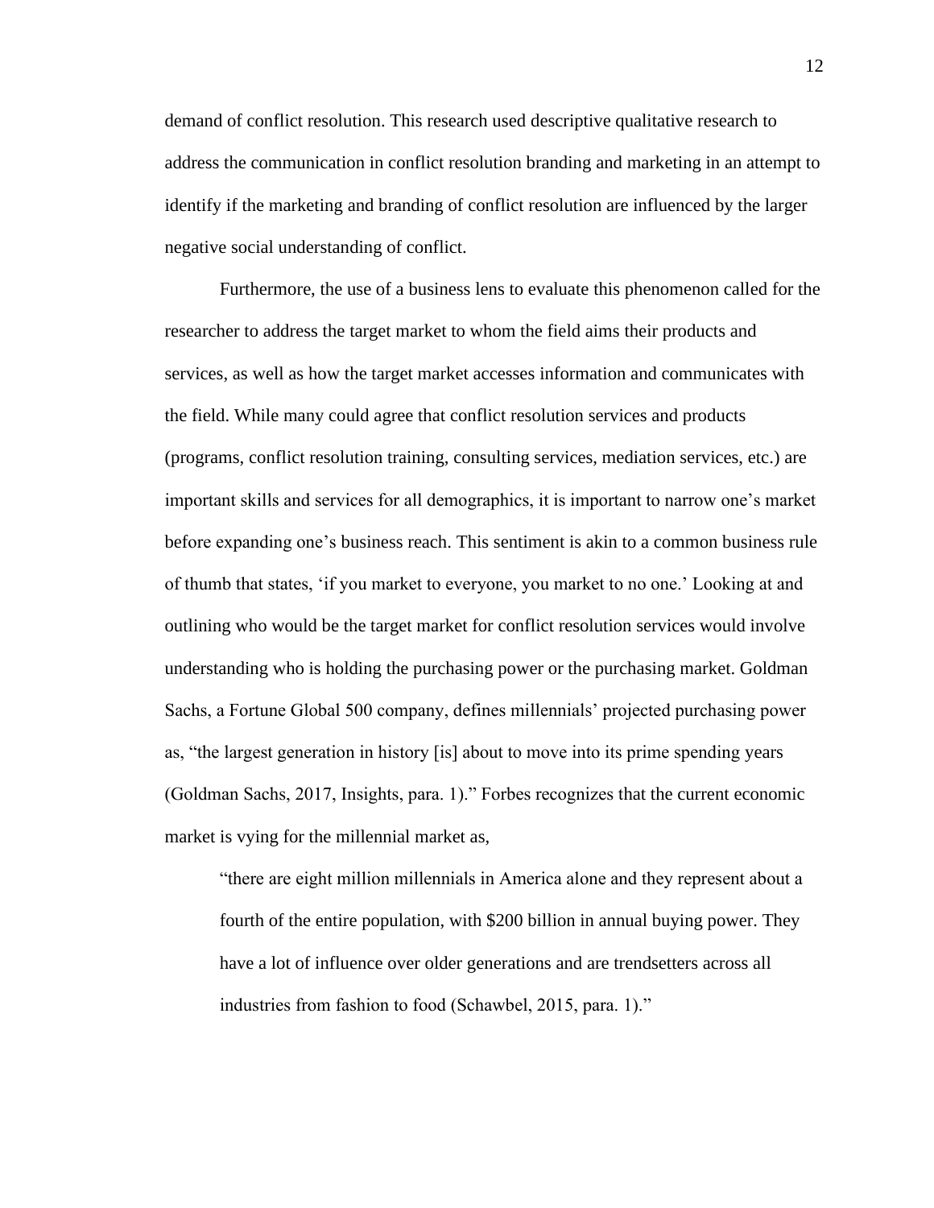demand of conflict resolution. This research used descriptive qualitative research to address the communication in conflict resolution branding and marketing in an attempt to identify if the marketing and branding of conflict resolution are influenced by the larger negative social understanding of conflict.

Furthermore, the use of a business lens to evaluate this phenomenon called for the researcher to address the target market to whom the field aims their products and services, as well as how the target market accesses information and communicates with the field. While many could agree that conflict resolution services and products (programs, conflict resolution training, consulting services, mediation services, etc.) are important skills and services for all demographics, it is important to narrow one's market before expanding one's business reach. This sentiment is akin to a common business rule of thumb that states, 'if you market to everyone, you market to no one.' Looking at and outlining who would be the target market for conflict resolution services would involve understanding who is holding the purchasing power or the purchasing market. Goldman Sachs, a Fortune Global 500 company, defines millennials' projected purchasing power as, "the largest generation in history [is] about to move into its prime spending years (Goldman Sachs, 2017, Insights, para. 1)." Forbes recognizes that the current economic market is vying for the millennial market as,

> "there are eight million millennials in America alone and they represent about a fourth of the entire population, with $200 billion in annual buying power. They have a lot of influence over older generations and are trendsetters across all industries from fashion to food (Schawbel, 2015, para. 1)."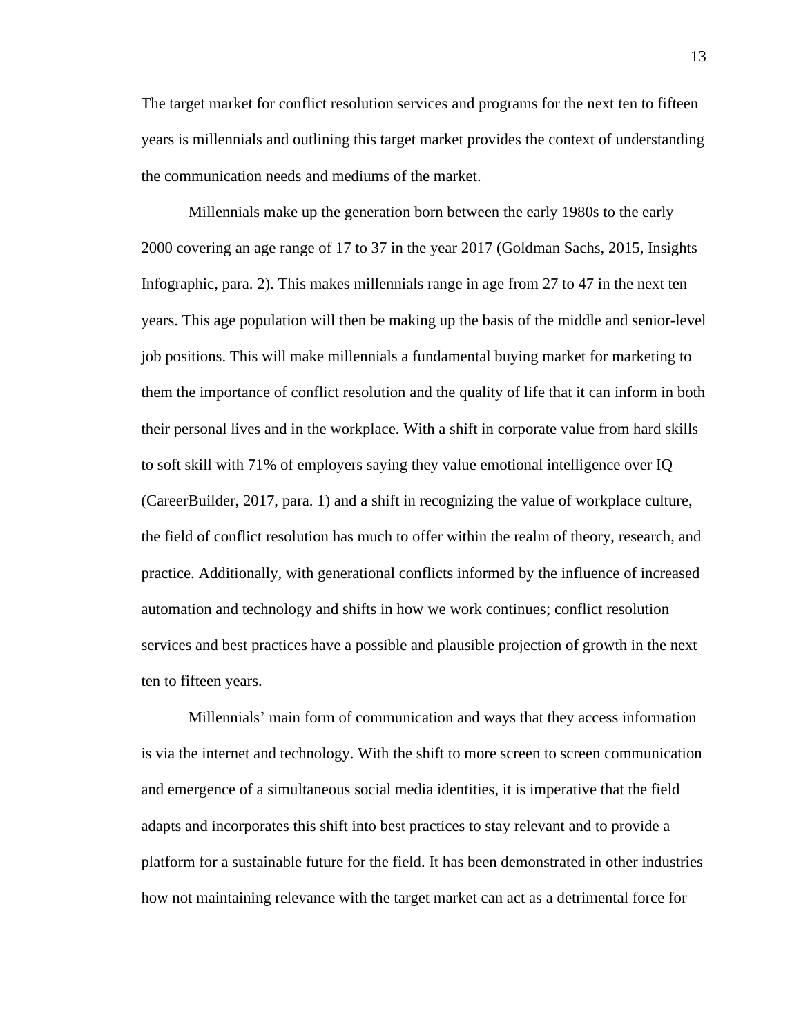The target market for conflict resolution services and programs for the next ten to fifteen years is millennials and outlining this target market provides the context of understanding the communication needs and mediums of the market.

Millennials make up the generation born between the early 1980s to the early 2000 covering an age range of 17 to 37 in the year 2017 (Goldman Sachs, 2015, Insights Infographic, para. 2). This makes millennials range in age from 27 to 47 in the next ten years. This age population will then be making up the basis of the middle and senior-level job positions. This will make millennials a fundamental buying market for marketing to them the importance of conflict resolution and the quality of life that it can inform in both their personal lives and in the workplace. With a shift in corporate value from hard skills to soft skill with 71% of employers saying they value emotional intelligence over IQ (CareerBuilder, 2017, para. 1) and a shift in recognizing the value of workplace culture, the field of conflict resolution has much to offer within the realm of theory, research, and practice. Additionally, with generational conflicts informed by the influence of increased automation and technology and shifts in how we work continues; conflict resolution services and best practices have a possible and plausible projection of growth in the next ten to fifteen years.

Millennials' main form of communication and ways that they access information is via the internet and technology. With the shift to more screen to screen communication and emergence of a simultaneous social media identities, it is imperative that the field adapts and incorporates this shift into best practices to stay relevant and to provide a platform for a sustainable future for the field. It has been demonstrated in other industries how not maintaining relevance with the target market can act as a detrimental force for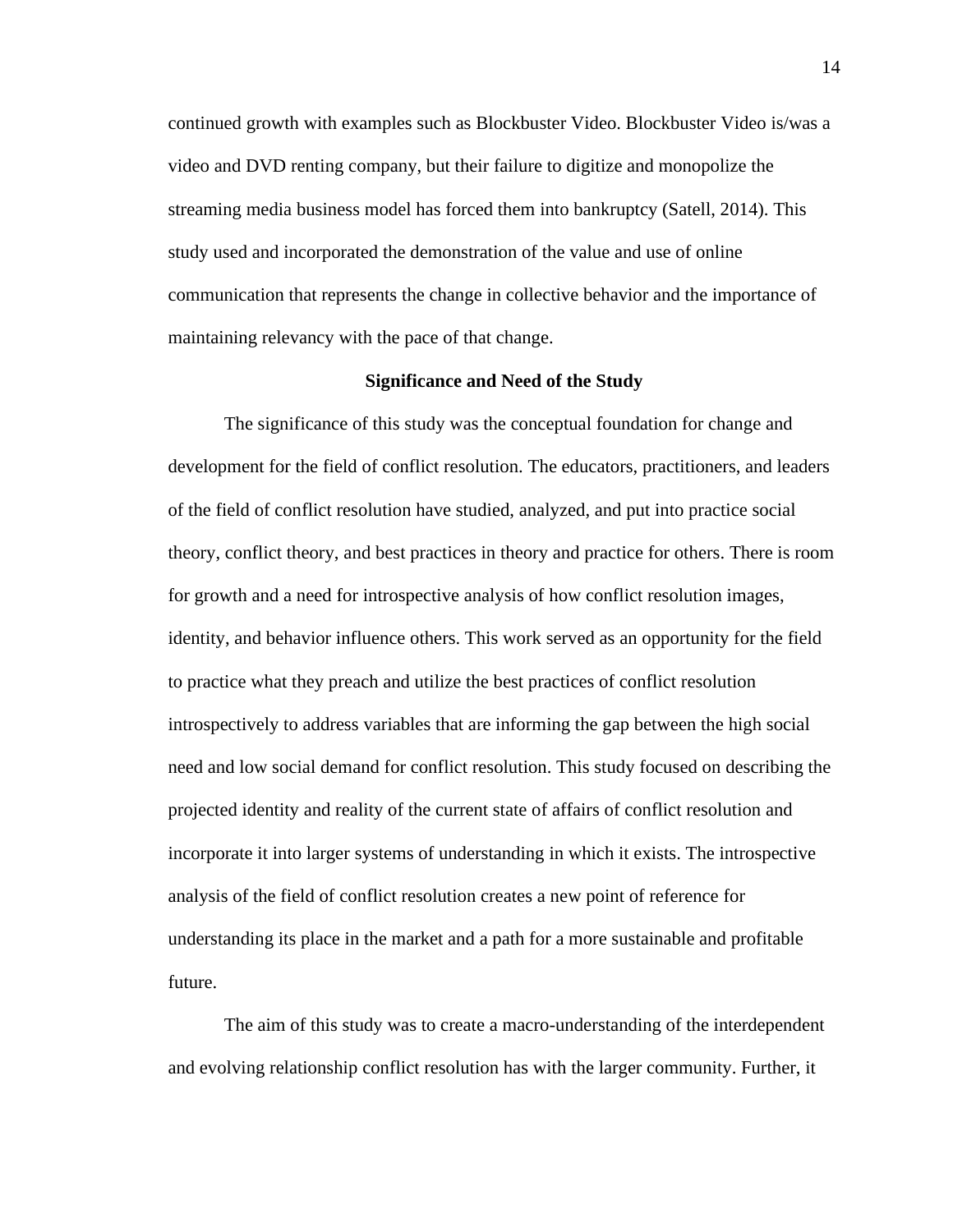continued growth with examples such as Blockbuster Video. Blockbuster Video is/was a video and DVD renting company, but their failure to digitize and monopolize the streaming media business model has forced them into bankruptcy (Satell, 2014). This study used and incorporated the demonstration of the value and use of online communication that represents the change in collective behavior and the importance of maintaining relevancy with the pace of that change.

## Significance and Need of the Study

The significance of this study was the conceptual foundation for change and development for the field of conflict resolution. The educators, practitioners, and leaders of the field of conflict resolution have studied, analyzed, and put into practice social theory, conflict theory, and best practices in theory and practice for others. There is room for growth and a need for introspective analysis of how conflict resolution images, identity, and behavior influence others. This work served as an opportunity for the field to practice what they preach and utilize the best practices of conflict resolution introspectively to address variables that are informing the gap between the high social need and low social demand for conflict resolution. This study focused on describing the projected identity and reality of the current state of affairs of conflict resolution and incorporate it into larger systems of understanding in which it exists. The introspective analysis of the field of conflict resolution creates a new point of reference for understanding its place in the market and a path for a more sustainable and profitable future.

The aim of this study was to create a macro-understanding of the interdependent and evolving relationship conflict resolution has with the larger community. Further, it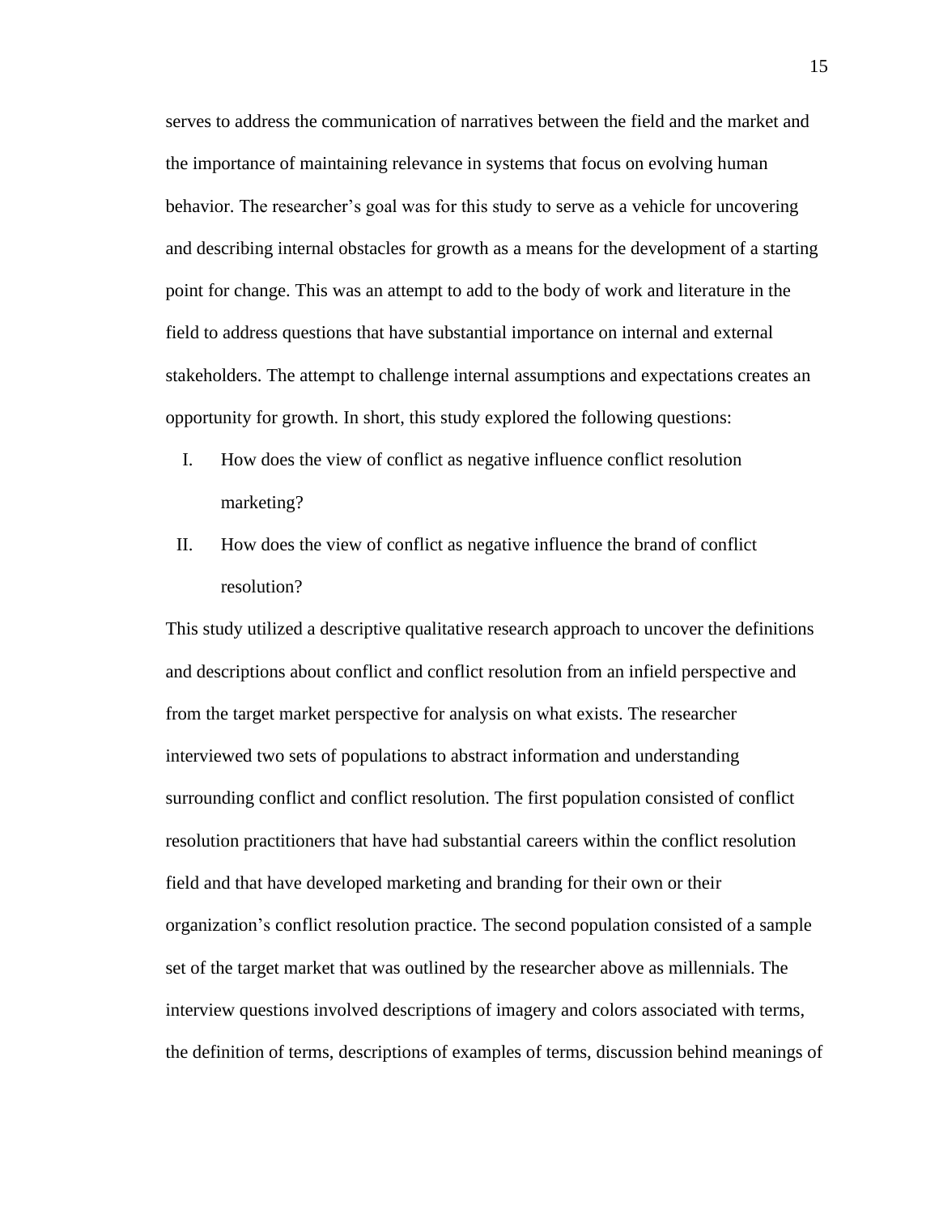serves to address the communication of narratives between the field and the market and the importance of maintaining relevance in systems that focus on evolving human behavior. The researcher's goal was for this study to serve as a vehicle for uncovering and describing internal obstacles for growth as a means for the development of a starting point for change. This was an attempt to add to the body of work and literature in the field to address questions that have substantial importance on internal and external stakeholders. The attempt to challenge internal assumptions and expectations creates an opportunity for growth. In short, this study explored the following questions:

I. How does the view of conflict as negative influence conflict resolution marketing?

II. How does the view of conflict as negative influence the brand of conflict resolution?

This study utilized a descriptive qualitative research approach to uncover the definitions and descriptions about conflict and conflict resolution from an infield perspective and from the target market perspective for analysis on what exists. The researcher interviewed two sets of populations to abstract information and understanding surrounding conflict and conflict resolution. The first population consisted of conflict resolution practitioners that have had substantial careers within the conflict resolution field and that have developed marketing and branding for their own or their organization's conflict resolution practice. The second population consisted of a sample set of the target market that was outlined by the researcher above as millennials. The interview questions involved descriptions of imagery and colors associated with terms, the definition of terms, descriptions of examples of terms, discussion behind meanings of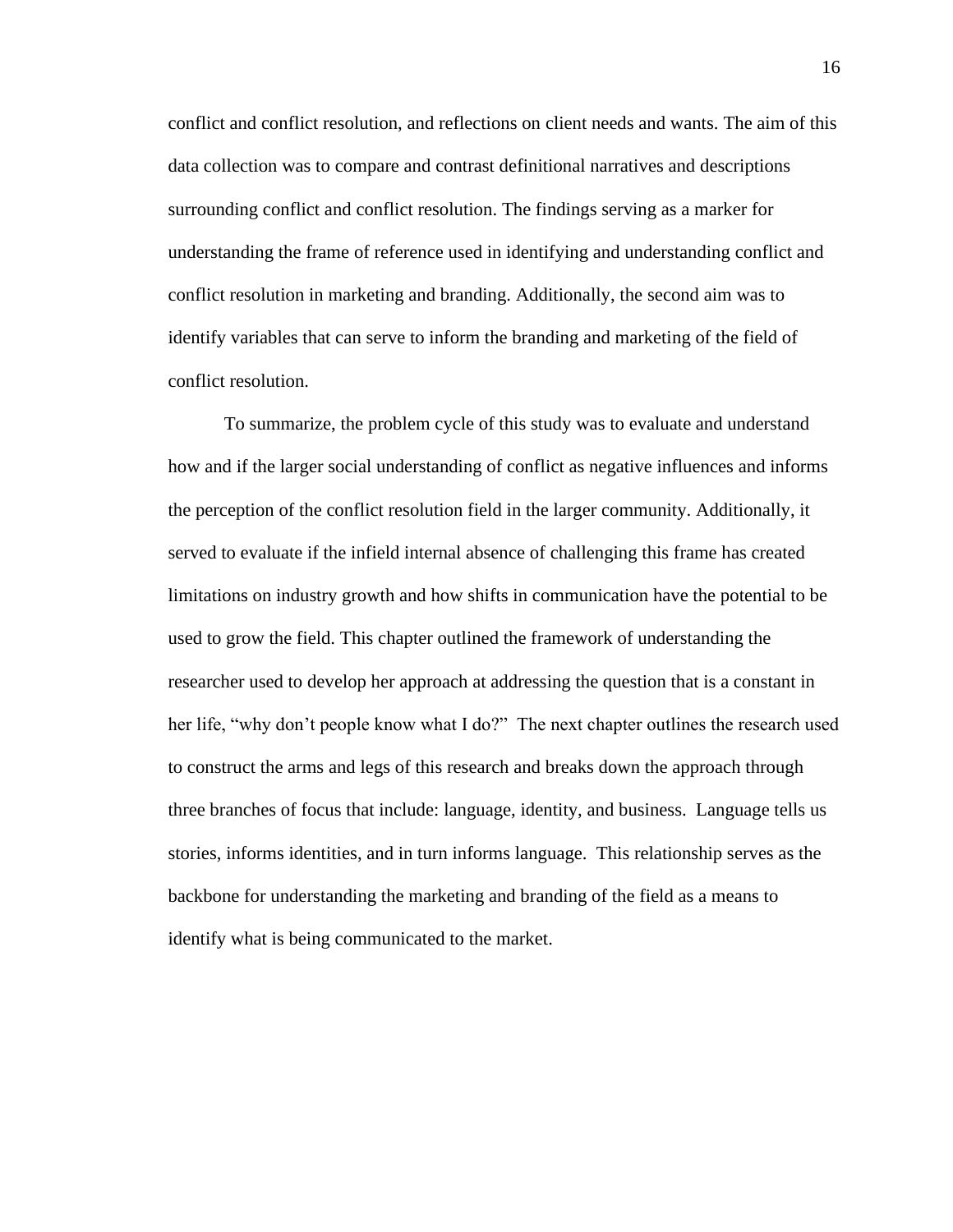conflict and conflict resolution, and reflections on client needs and wants. The aim of this data collection was to compare and contrast definitional narratives and descriptions surrounding conflict and conflict resolution. The findings serving as a marker for understanding the frame of reference used in identifying and understanding conflict and conflict resolution in marketing and branding. Additionally, the second aim was to identify variables that can serve to inform the branding and marketing of the field of conflict resolution.

To summarize, the problem cycle of this study was to evaluate and understand how and if the larger social understanding of conflict as negative influences and informs the perception of the conflict resolution field in the larger community. Additionally, it served to evaluate if the infield internal absence of challenging this frame has created limitations on industry growth and how shifts in communication have the potential to be used to grow the field. This chapter outlined the framework of understanding the researcher used to develop her approach at addressing the question that is a constant in her life, "why don't people know what I do?" The next chapter outlines the research used to construct the arms and legs of this research and breaks down the approach through three branches of focus that include: language, identity, and business. Language tells us stories, informs identities, and in turn informs language. This relationship serves as the backbone for understanding the marketing and branding of the field as a means to identify what is being communicated to the market.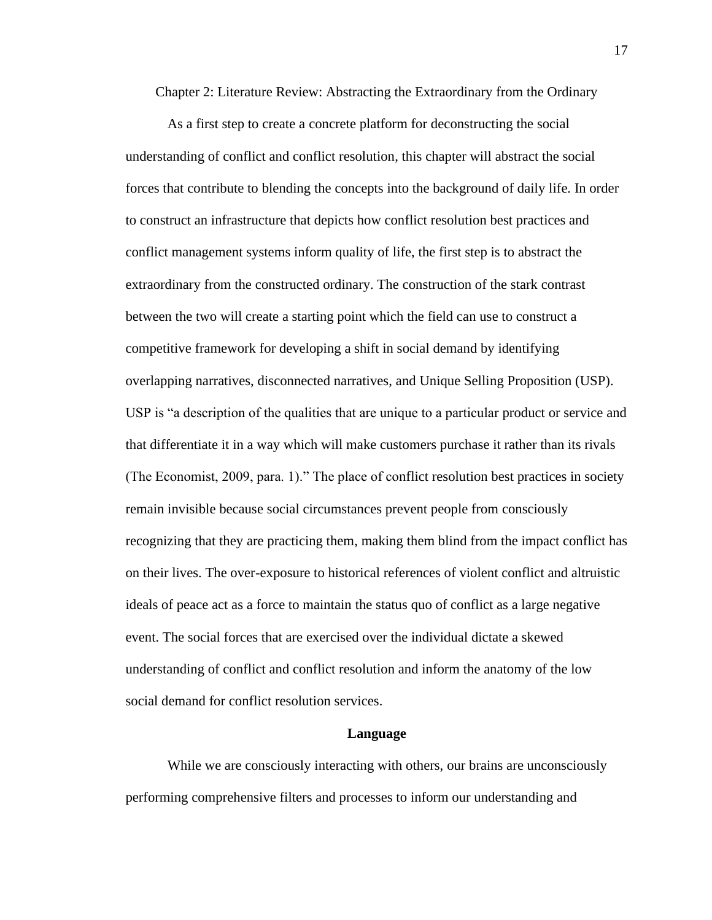# Chapter 2: Literature Review: Abstracting the Extraordinary from the Ordinary

As a first step to create a concrete platform for deconstructing the social understanding of conflict and conflict resolution, this chapter will abstract the social forces that contribute to blending the concepts into the background of daily life. In order to construct an infrastructure that depicts how conflict resolution best practices and conflict management systems inform quality of life, the first step is to abstract the extraordinary from the constructed ordinary. The construction of the stark contrast between the two will create a starting point which the field can use to construct a competitive framework for developing a shift in social demand by identifying overlapping narratives, disconnected narratives, and Unique Selling Proposition (USP). USP is "a description of the qualities that are unique to a particular product or service and that differentiate it in a way which will make customers purchase it rather than its rivals (The Economist, 2009, para. 1)." The place of conflict resolution best practices in society remain invisible because social circumstances prevent people from consciously recognizing that they are practicing them, making them blind from the impact conflict has on their lives. The over-exposure to historical references of violent conflict and altruistic ideals of peace act as a force to maintain the status quo of conflict as a large negative event. The social forces that are exercised over the individual dictate a skewed understanding of conflict and conflict resolution and inform the anatomy of the low social demand for conflict resolution services.

## Language

While we are consciously interacting with others, our brains are unconsciously performing comprehensive filters and processes to inform our understanding and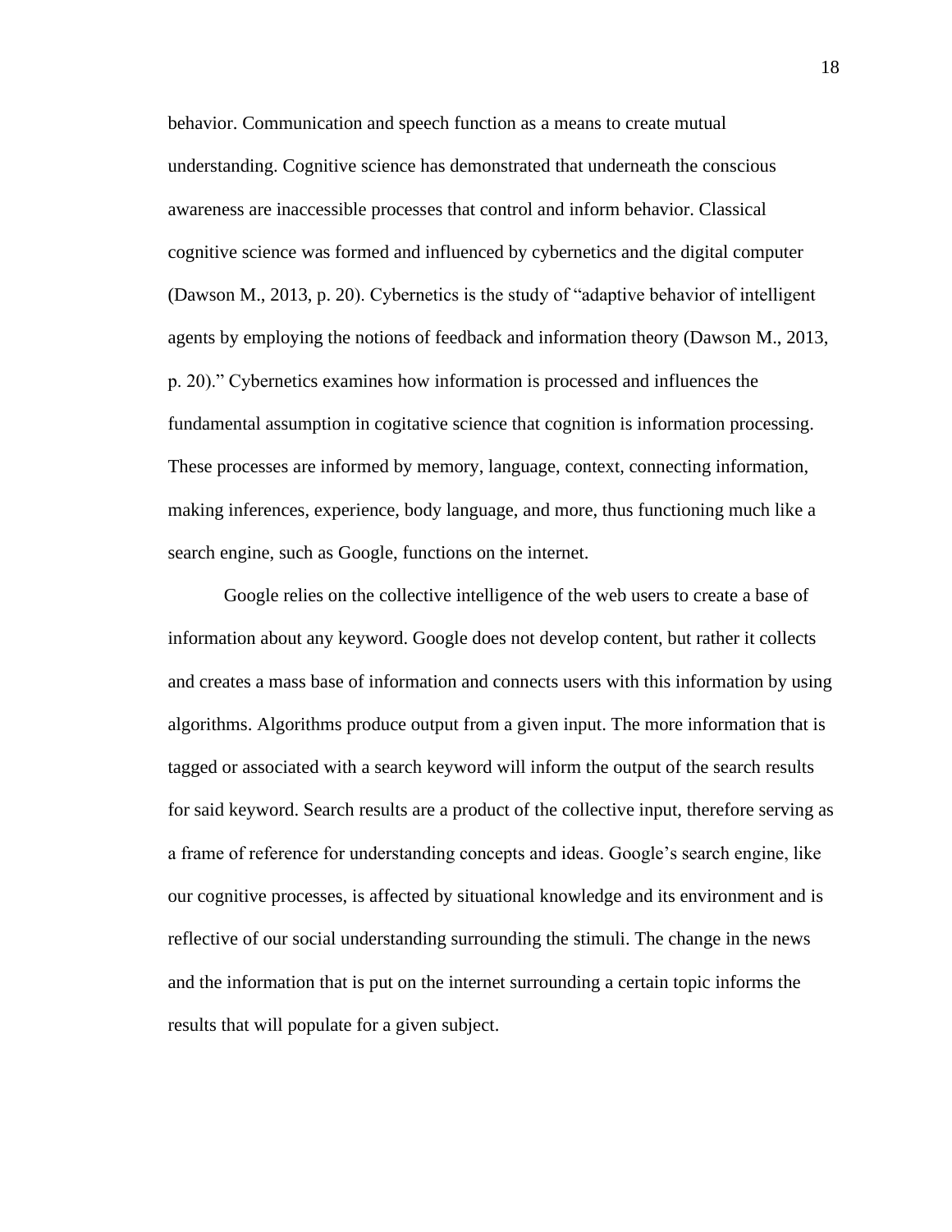behavior. Communication and speech function as a means to create mutual understanding. Cognitive science has demonstrated that underneath the conscious awareness are inaccessible processes that control and inform behavior. Classical cognitive science was formed and influenced by cybernetics and the digital computer (Dawson M., 2013, p. 20). Cybernetics is the study of "adaptive behavior of intelligent agents by employing the notions of feedback and information theory (Dawson M., 2013, p. 20)." Cybernetics examines how information is processed and influences the fundamental assumption in cogitative science that cognition is information processing. These processes are informed by memory, language, context, connecting information, making inferences, experience, body language, and more, thus functioning much like a search engine, such as Google, functions on the internet.

Google relies on the collective intelligence of the web users to create a base of information about any keyword. Google does not develop content, but rather it collects and creates a mass base of information and connects users with this information by using algorithms. Algorithms produce output from a given input. The more information that is tagged or associated with a search keyword will inform the output of the search results for said keyword. Search results are a product of the collective input, therefore serving as a frame of reference for understanding concepts and ideas. Google's search engine, like our cognitive processes, is affected by situational knowledge and its environment and is reflective of our social understanding surrounding the stimuli. The change in the news and the information that is put on the internet surrounding a certain topic informs the results that will populate for a given subject.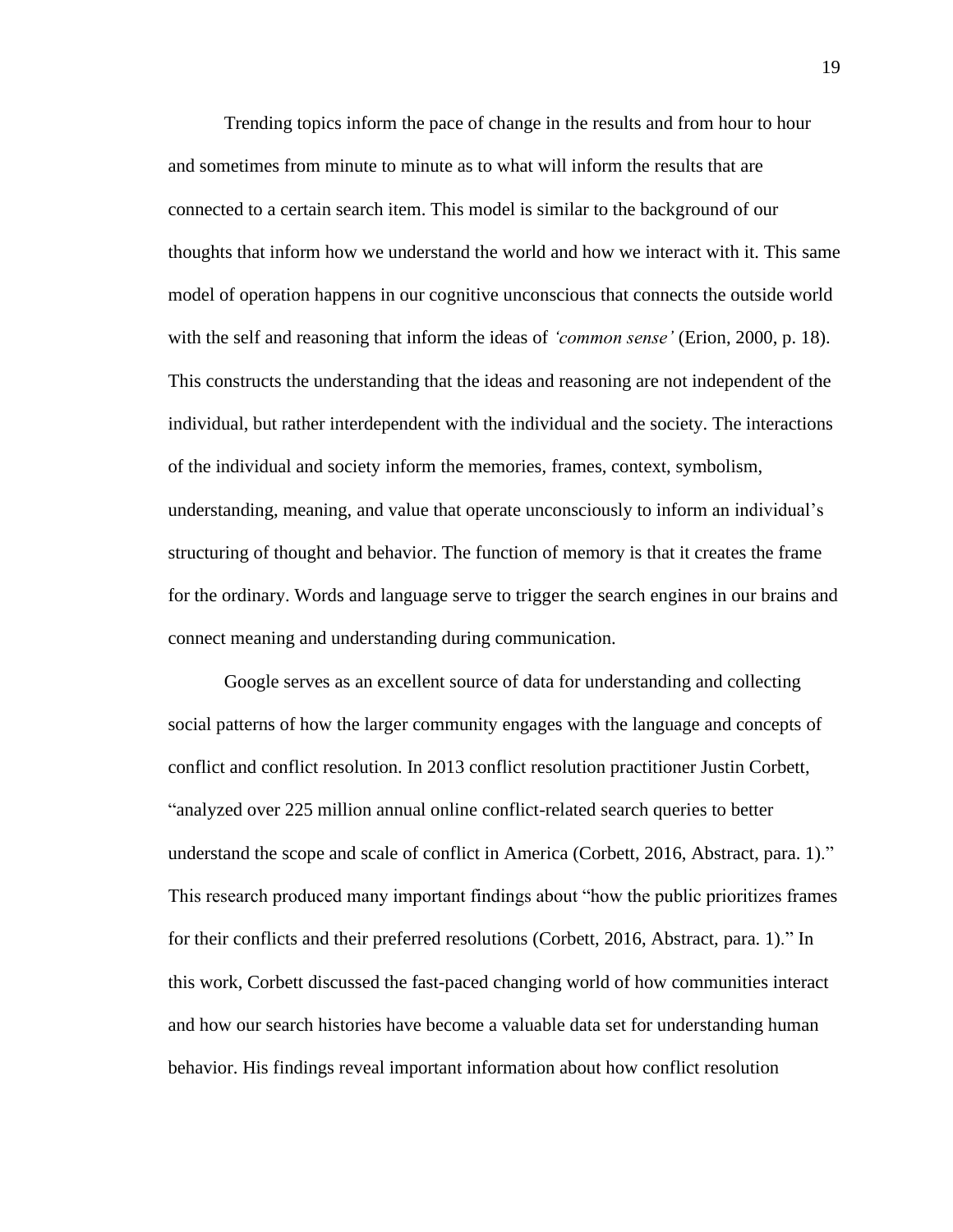Trending topics inform the pace of change in the results and from hour to hour and sometimes from minute to minute as to what will inform the results that are connected to a certain search item. This model is similar to the background of our thoughts that inform how we understand the world and how we interact with it. This same model of operation happens in our cognitive unconscious that connects the outside world with the self and reasoning that inform the ideas of *'common sense'* (Erion, 2000, p. 18). This constructs the understanding that the ideas and reasoning are not independent of the individual, but rather interdependent with the individual and the society. The interactions of the individual and society inform the memories, frames, context, symbolism, understanding, meaning, and value that operate unconsciously to inform an individual's structuring of thought and behavior. The function of memory is that it creates the frame for the ordinary. Words and language serve to trigger the search engines in our brains and connect meaning and understanding during communication.

Google serves as an excellent source of data for understanding and collecting social patterns of how the larger community engages with the language and concepts of conflict and conflict resolution. In 2013 conflict resolution practitioner Justin Corbett, "analyzed over 225 million annual online conflict-related search queries to better understand the scope and scale of conflict in America (Corbett, 2016, Abstract, para. 1)." This research produced many important findings about "how the public prioritizes frames for their conflicts and their preferred resolutions (Corbett, 2016, Abstract, para. 1)." In this work, Corbett discussed the fast-paced changing world of how communities interact and how our search histories have become a valuable data set for understanding human behavior. His findings reveal important information about how conflict resolution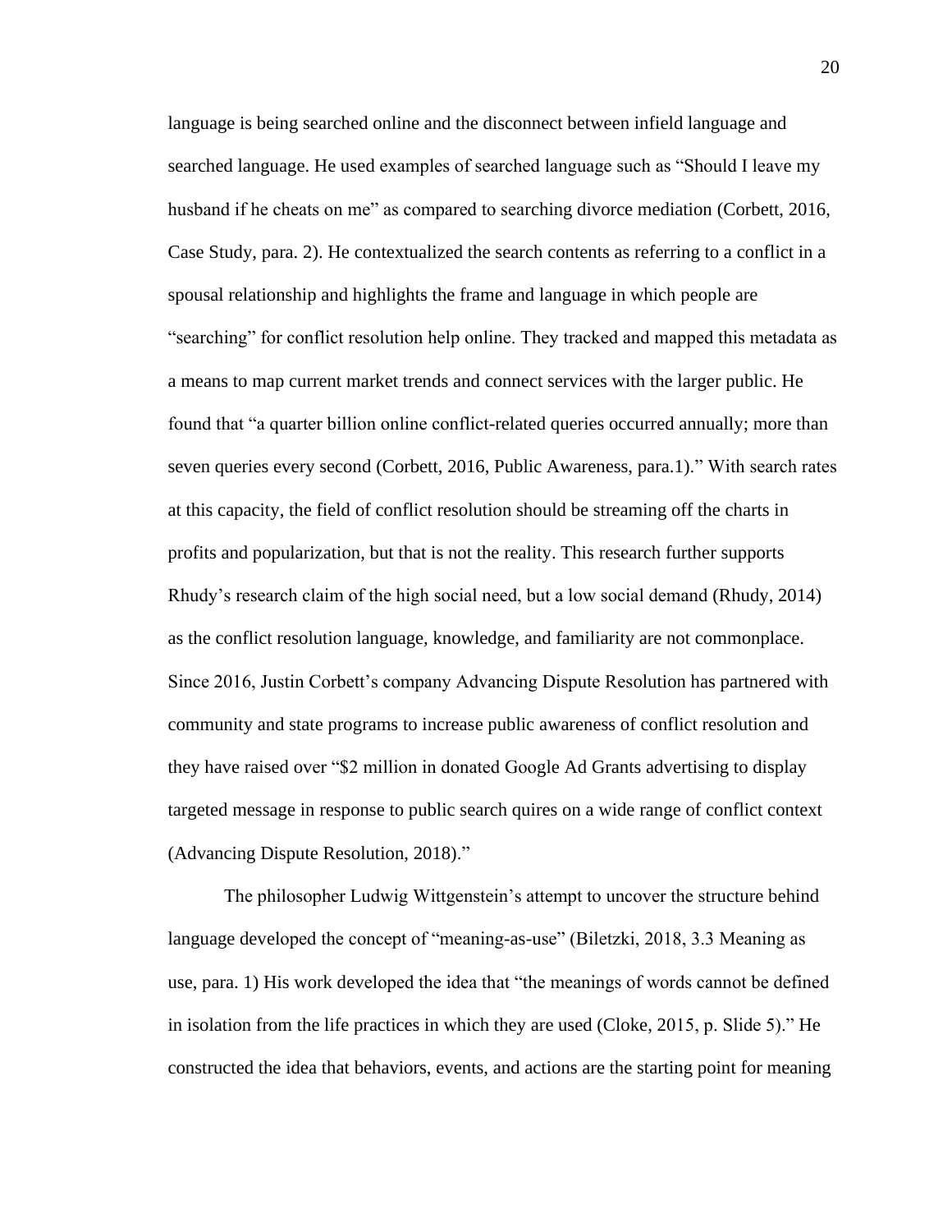language is being searched online and the disconnect between infield language and searched language. He used examples of searched language such as "Should I leave my husband if he cheats on me" as compared to searching divorce mediation (Corbett, 2016, Case Study, para. 2). He contextualized the search contents as referring to a conflict in a spousal relationship and highlights the frame and language in which people are "searching" for conflict resolution help online. They tracked and mapped this metadata as a means to map current market trends and connect services with the larger public. He found that "a quarter billion online conflict-related queries occurred annually; more than seven queries every second (Corbett, 2016, Public Awareness, para.1)." With search rates at this capacity, the field of conflict resolution should be streaming off the charts in profits and popularization, but that is not the reality. This research further supports Rhudy's research claim of the high social need, but a low social demand (Rhudy, 2014) as the conflict resolution language, knowledge, and familiarity are not commonplace. Since 2016, Justin Corbett's company Advancing Dispute Resolution has partnered with community and state programs to increase public awareness of conflict resolution and they have raised over "$2 million in donated Google Ad Grants advertising to display targeted message in response to public search quires on a wide range of conflict context (Advancing Dispute Resolution, 2018)."

The philosopher Ludwig Wittgenstein's attempt to uncover the structure behind language developed the concept of "meaning-as-use" (Biletzki, 2018, 3.3 Meaning as use, para. 1) His work developed the idea that "the meanings of words cannot be defined in isolation from the life practices in which they are used (Cloke, 2015, p. Slide 5)." He constructed the idea that behaviors, events, and actions are the starting point for meaning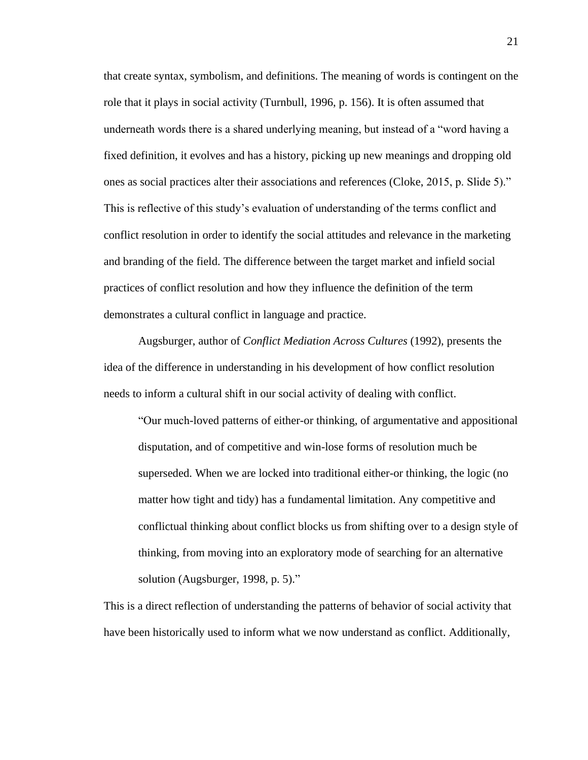that create syntax, symbolism, and definitions. The meaning of words is contingent on the role that it plays in social activity (Turnbull, 1996, p. 156). It is often assumed that underneath words there is a shared underlying meaning, but instead of a "word having a fixed definition, it evolves and has a history, picking up new meanings and dropping old ones as social practices alter their associations and references (Cloke, 2015, p. Slide 5)." This is reflective of this study's evaluation of understanding of the terms conflict and conflict resolution in order to identify the social attitudes and relevance in the marketing and branding of the field. The difference between the target market and infield social practices of conflict resolution and how they influence the definition of the term demonstrates a cultural conflict in language and practice.

Augsburger, author of *Conflict Mediation Across Cultures* (1992), presents the idea of the difference in understanding in his development of how conflict resolution needs to inform a cultural shift in our social activity of dealing with conflict.

> "Our much-loved patterns of either-or thinking, of argumentative and appositional disputation, and of competitive and win-lose forms of resolution much be superseded. When we are locked into traditional either-or thinking, the logic (no matter how tight and tidy) has a fundamental limitation. Any competitive and conflictual thinking about conflict blocks us from shifting over to a design style of thinking, from moving into an exploratory mode of searching for an alternative solution (Augsburger, 1998, p. 5)."

This is a direct reflection of understanding the patterns of behavior of social activity that have been historically used to inform what we now understand as conflict. Additionally,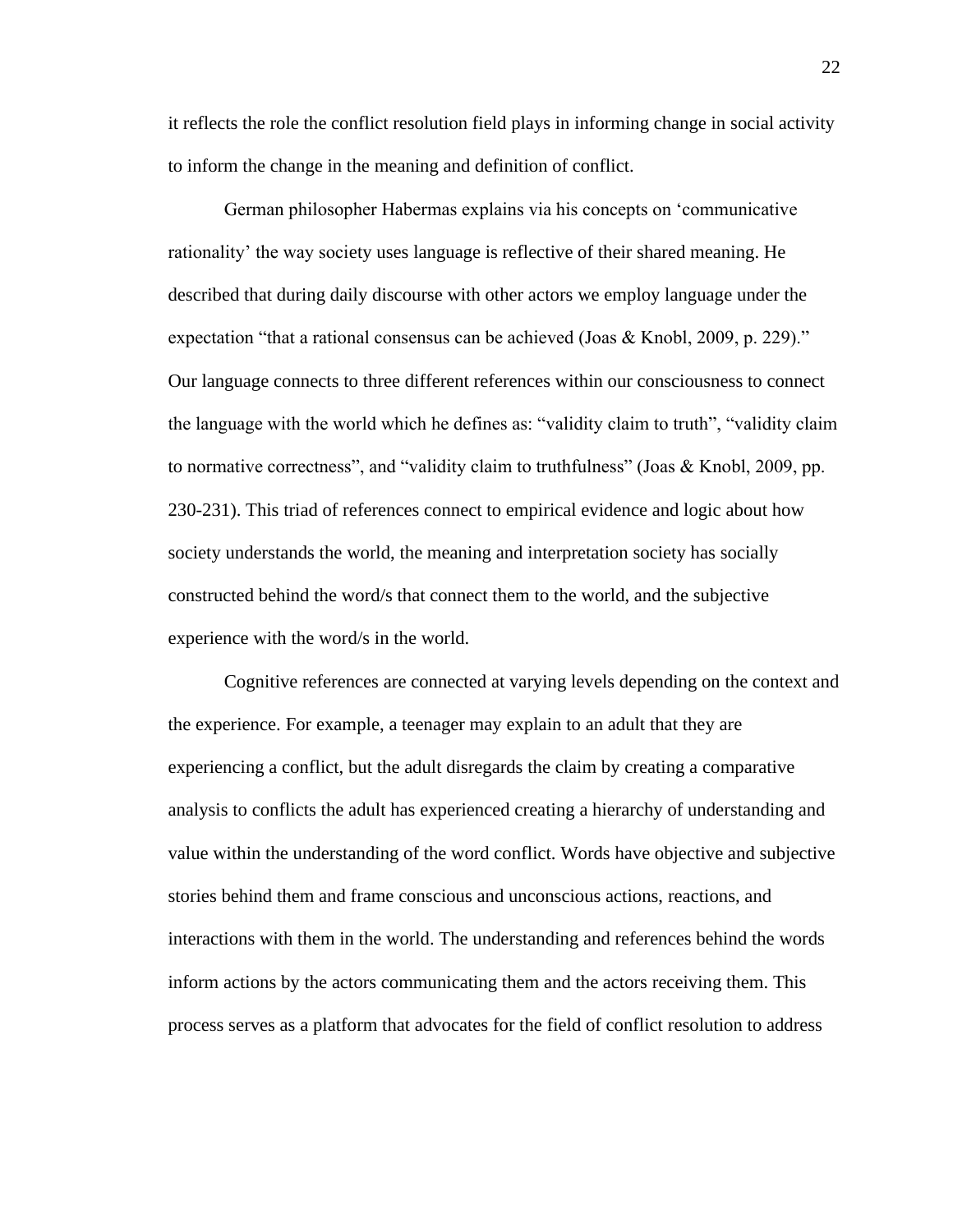it reflects the role the conflict resolution field plays in informing change in social activity to inform the change in the meaning and definition of conflict.

German philosopher Habermas explains via his concepts on 'communicative rationality' the way society uses language is reflective of their shared meaning. He described that during daily discourse with other actors we employ language under the expectation "that a rational consensus can be achieved (Joas & Knobl, 2009, p. 229)." Our language connects to three different references within our consciousness to connect the language with the world which he defines as: "validity claim to truth", "validity claim to normative correctness", and "validity claim to truthfulness" (Joas & Knobl, 2009, pp. 230-231). This triad of references connect to empirical evidence and logic about how society understands the world, the meaning and interpretation society has socially constructed behind the word/s that connect them to the world, and the subjective experience with the word/s in the world.

Cognitive references are connected at varying levels depending on the context and the experience. For example, a teenager may explain to an adult that they are experiencing a conflict, but the adult disregards the claim by creating a comparative analysis to conflicts the adult has experienced creating a hierarchy of understanding and value within the understanding of the word conflict. Words have objective and subjective stories behind them and frame conscious and unconscious actions, reactions, and interactions with them in the world. The understanding and references behind the words inform actions by the actors communicating them and the actors receiving them. This process serves as a platform that advocates for the field of conflict resolution to address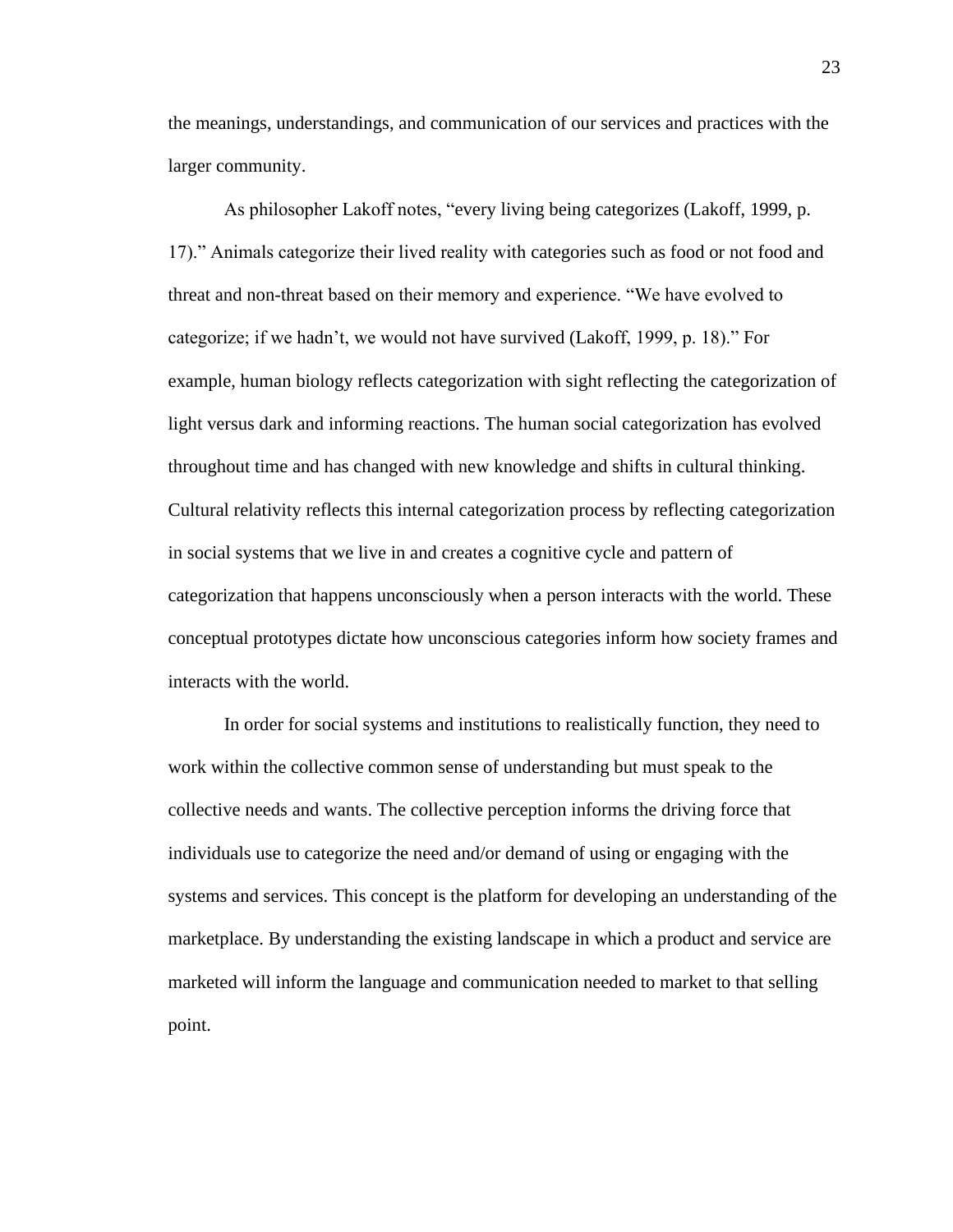the meanings, understandings, and communication of our services and practices with the larger community.

As philosopher Lakoff notes, "every living being categorizes (Lakoff, 1999, p. 17)." Animals categorize their lived reality with categories such as food or not food and threat and non-threat based on their memory and experience. "We have evolved to categorize; if we hadn't, we would not have survived (Lakoff, 1999, p. 18)." For example, human biology reflects categorization with sight reflecting the categorization of light versus dark and informing reactions. The human social categorization has evolved throughout time and has changed with new knowledge and shifts in cultural thinking. Cultural relativity reflects this internal categorization process by reflecting categorization in social systems that we live in and creates a cognitive cycle and pattern of categorization that happens unconsciously when a person interacts with the world. These conceptual prototypes dictate how unconscious categories inform how society frames and interacts with the world.

In order for social systems and institutions to realistically function, they need to work within the collective common sense of understanding but must speak to the collective needs and wants. The collective perception informs the driving force that individuals use to categorize the need and/or demand of using or engaging with the systems and services. This concept is the platform for developing an understanding of the marketplace. By understanding the existing landscape in which a product and service are marketed will inform the language and communication needed to market to that selling point.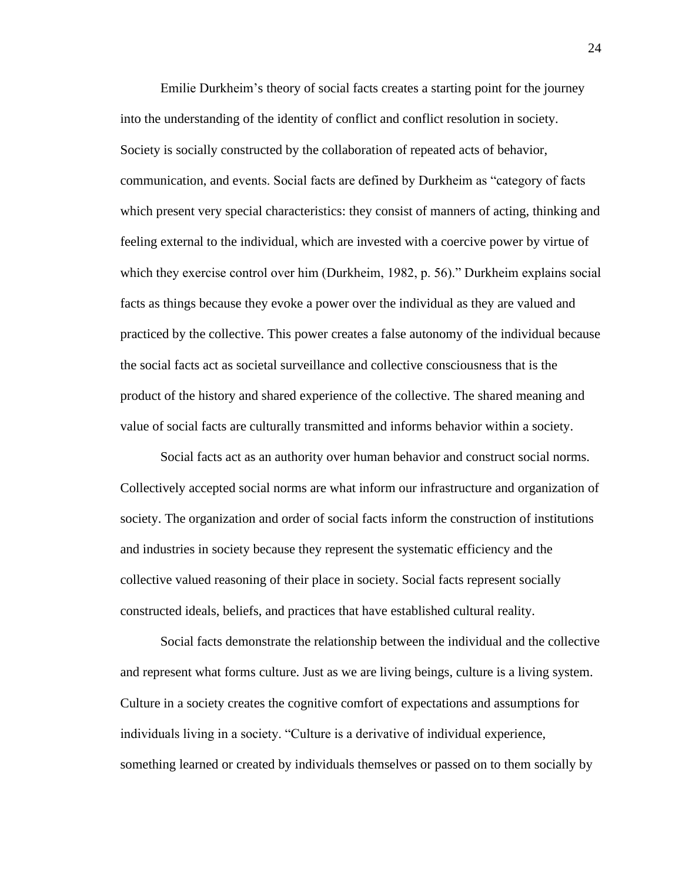Emilie Durkheim's theory of social facts creates a starting point for the journey into the understanding of the identity of conflict and conflict resolution in society. Society is socially constructed by the collaboration of repeated acts of behavior, communication, and events. Social facts are defined by Durkheim as "category of facts which present very special characteristics: they consist of manners of acting, thinking and feeling external to the individual, which are invested with a coercive power by virtue of which they exercise control over him (Durkheim, 1982, p. 56)." Durkheim explains social facts as things because they evoke a power over the individual as they are valued and practiced by the collective. This power creates a false autonomy of the individual because the social facts act as societal surveillance and collective consciousness that is the product of the history and shared experience of the collective. The shared meaning and value of social facts are culturally transmitted and informs behavior within a society.

Social facts act as an authority over human behavior and construct social norms. Collectively accepted social norms are what inform our infrastructure and organization of society. The organization and order of social facts inform the construction of institutions and industries in society because they represent the systematic efficiency and the collective valued reasoning of their place in society. Social facts represent socially constructed ideals, beliefs, and practices that have established cultural reality.

Social facts demonstrate the relationship between the individual and the collective and represent what forms culture. Just as we are living beings, culture is a living system. Culture in a society creates the cognitive comfort of expectations and assumptions for individuals living in a society. "Culture is a derivative of individual experience, something learned or created by individuals themselves or passed on to them socially by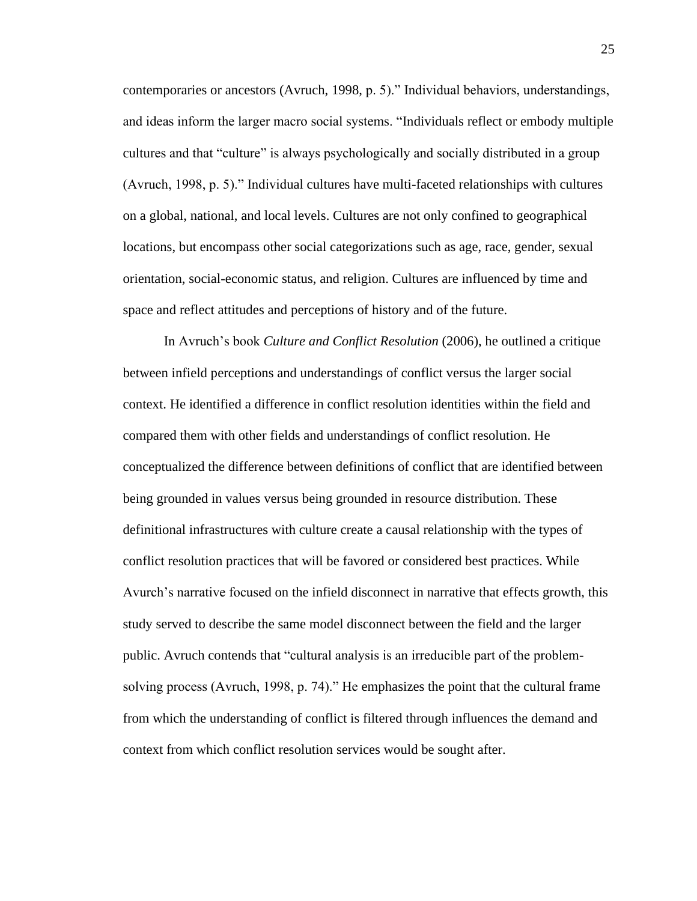contemporaries or ancestors (Avruch, 1998, p. 5)." Individual behaviors, understandings, and ideas inform the larger macro social systems. "Individuals reflect or embody multiple cultures and that "culture" is always psychologically and socially distributed in a group (Avruch, 1998, p. 5)." Individual cultures have multi-faceted relationships with cultures on a global, national, and local levels. Cultures are not only confined to geographical locations, but encompass other social categorizations such as age, race, gender, sexual orientation, social-economic status, and religion. Cultures are influenced by time and space and reflect attitudes and perceptions of history and of the future.

In Avruch's book *Culture and Conflict Resolution* (2006), he outlined a critique between infield perceptions and understandings of conflict versus the larger social context. He identified a difference in conflict resolution identities within the field and compared them with other fields and understandings of conflict resolution. He conceptualized the difference between definitions of conflict that are identified between being grounded in values versus being grounded in resource distribution. These definitional infrastructures with culture create a causal relationship with the types of conflict resolution practices that will be favored or considered best practices. While Avurch's narrative focused on the infield disconnect in narrative that effects growth, this study served to describe the same model disconnect between the field and the larger public. Avruch contends that "cultural analysis is an irreducible part of the problem-solving process (Avruch, 1998, p. 74)." He emphasizes the point that the cultural frame from which the understanding of conflict is filtered through influences the demand and context from which conflict resolution services would be sought after.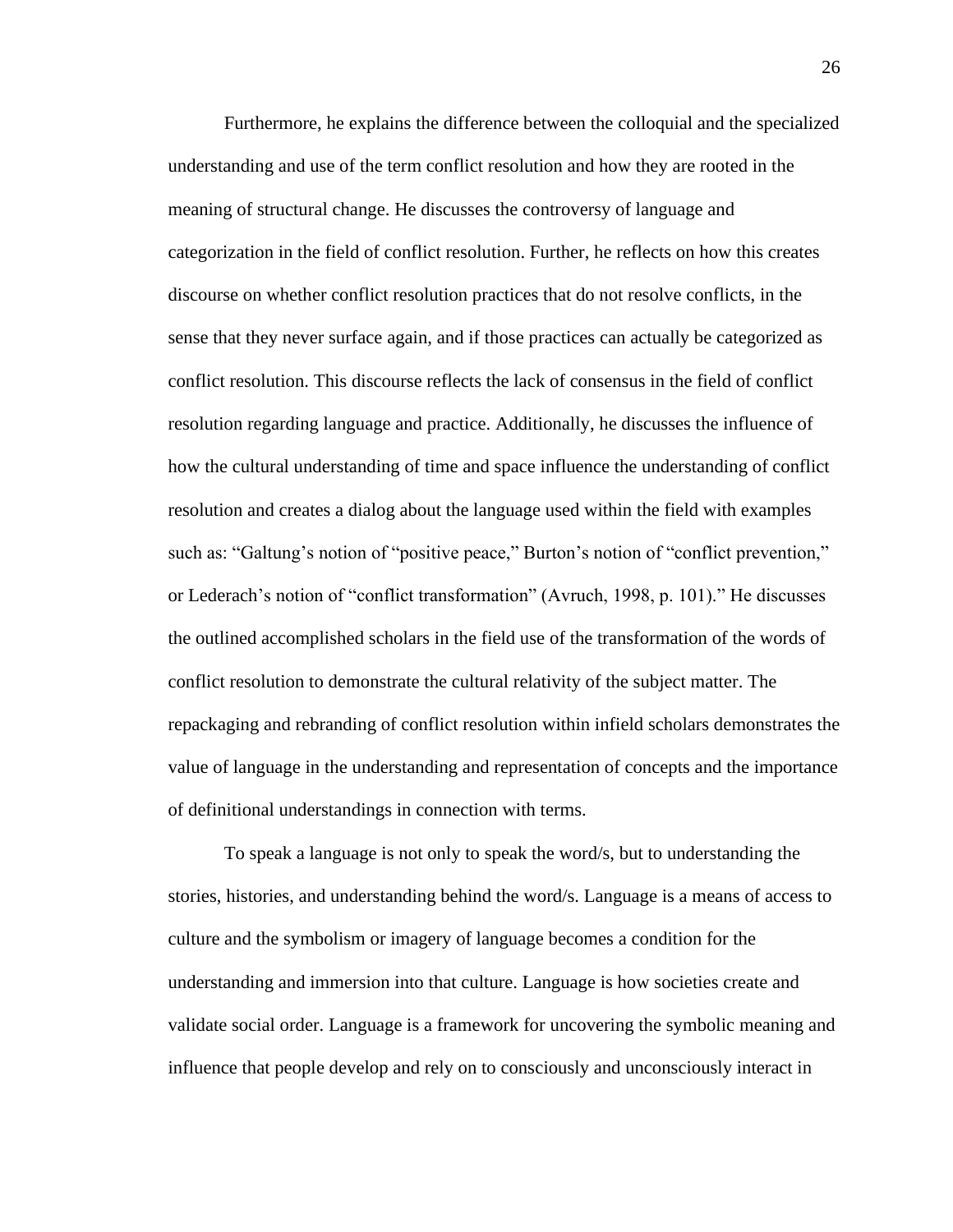Furthermore, he explains the difference between the colloquial and the specialized understanding and use of the term conflict resolution and how they are rooted in the meaning of structural change. He discusses the controversy of language and categorization in the field of conflict resolution. Further, he reflects on how this creates discourse on whether conflict resolution practices that do not resolve conflicts, in the sense that they never surface again, and if those practices can actually be categorized as conflict resolution. This discourse reflects the lack of consensus in the field of conflict resolution regarding language and practice. Additionally, he discusses the influence of how the cultural understanding of time and space influence the understanding of conflict resolution and creates a dialog about the language used within the field with examples such as: "Galtung's notion of "positive peace," Burton's notion of "conflict prevention," or Lederach's notion of "conflict transformation" (Avruch, 1998, p. 101)." He discusses the outlined accomplished scholars in the field use of the transformation of the words of conflict resolution to demonstrate the cultural relativity of the subject matter. The repackaging and rebranding of conflict resolution within infield scholars demonstrates the value of language in the understanding and representation of concepts and the importance of definitional understandings in connection with terms.

To speak a language is not only to speak the word/s, but to understanding the stories, histories, and understanding behind the word/s. Language is a means of access to culture and the symbolism or imagery of language becomes a condition for the understanding and immersion into that culture. Language is how societies create and validate social order. Language is a framework for uncovering the symbolic meaning and influence that people develop and rely on to consciously and unconsciously interact in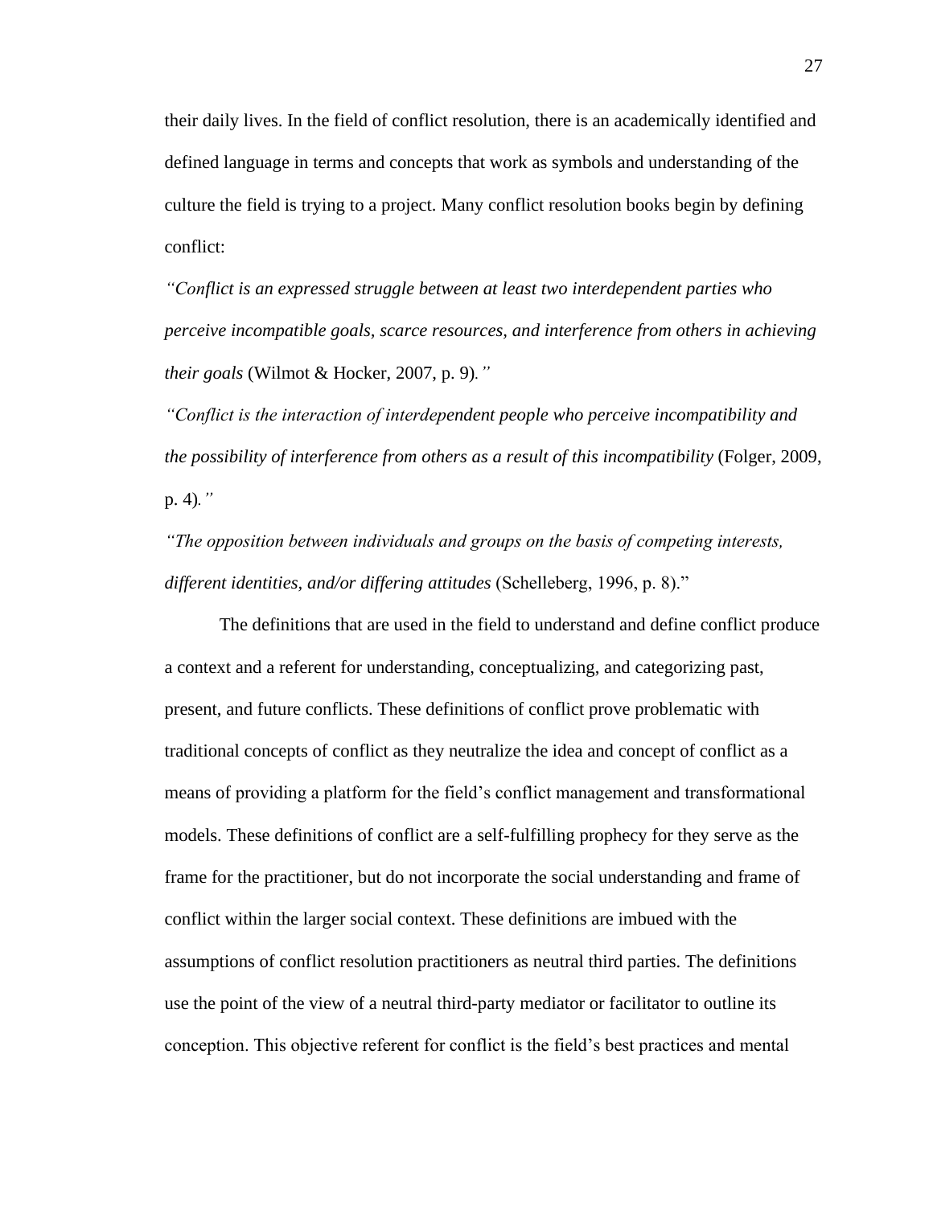their daily lives. In the field of conflict resolution, there is an academically identified and defined language in terms and concepts that work as symbols and understanding of the culture the field is trying to a project. Many conflict resolution books begin by defining conflict:

*"Conflict is an expressed struggle between at least two interdependent parties who perceive incompatible goals, scarce resources, and interference from others in achieving their goals* (Wilmot & Hocker, 2007, p. 9)*."*

*"Conflict is the interaction of interdependent people who perceive incompatibility and the possibility of interference from others as a result of this incompatibility* (Folger, 2009, p. 4)*."*

*"The opposition between individuals and groups on the basis of competing interests, different identities, and/or differing attitudes* (Schelleberg, 1996, p. 8)."

The definitions that are used in the field to understand and define conflict produce a context and a referent for understanding, conceptualizing, and categorizing past, present, and future conflicts. These definitions of conflict prove problematic with traditional concepts of conflict as they neutralize the idea and concept of conflict as a means of providing a platform for the field's conflict management and transformational models. These definitions of conflict are a self-fulfilling prophecy for they serve as the frame for the practitioner, but do not incorporate the social understanding and frame of conflict within the larger social context. These definitions are imbued with the assumptions of conflict resolution practitioners as neutral third parties. The definitions use the point of the view of a neutral third-party mediator or facilitator to outline its conception. This objective referent for conflict is the field's best practices and mental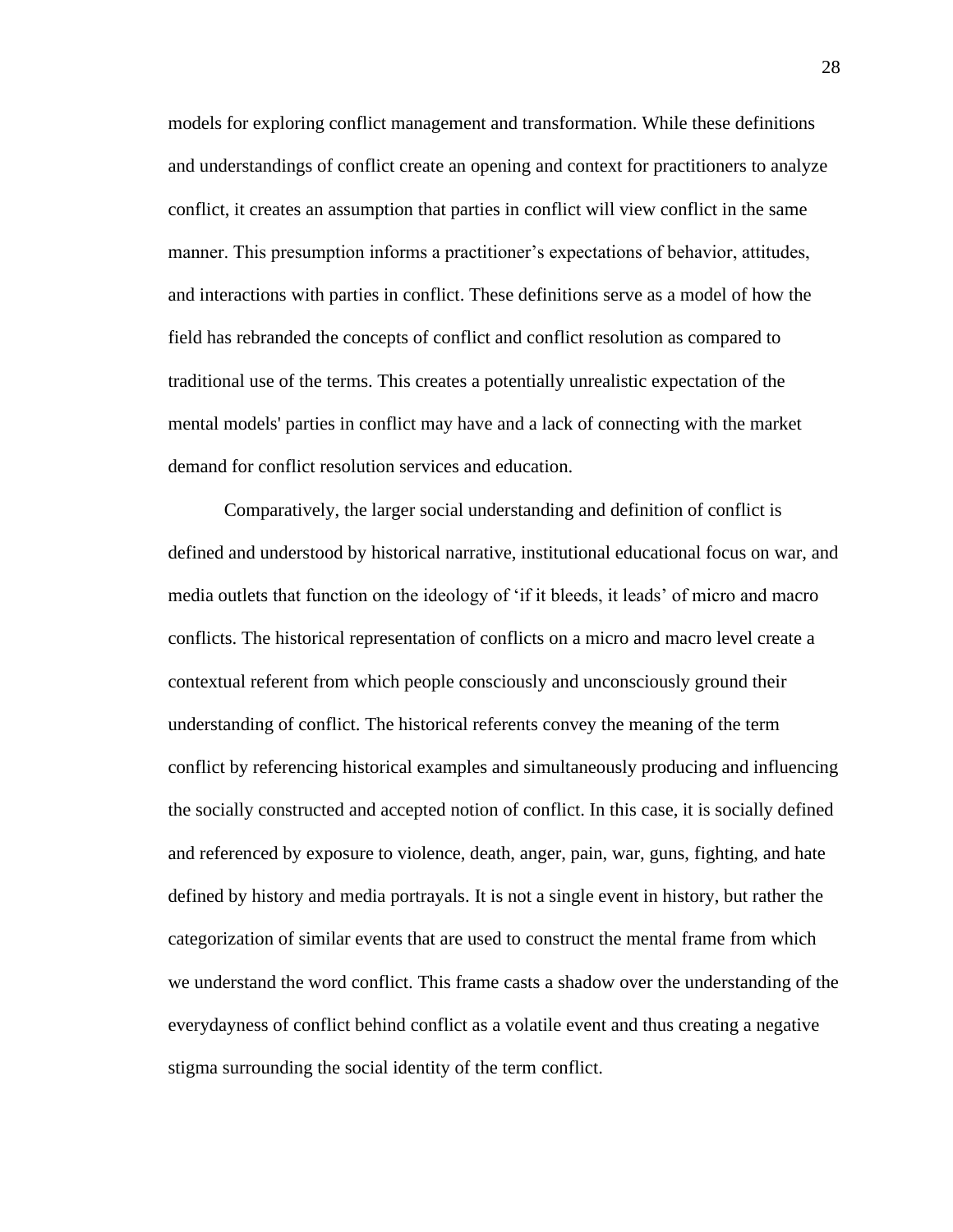models for exploring conflict management and transformation. While these definitions and understandings of conflict create an opening and context for practitioners to analyze conflict, it creates an assumption that parties in conflict will view conflict in the same manner. This presumption informs a practitioner's expectations of behavior, attitudes, and interactions with parties in conflict. These definitions serve as a model of how the field has rebranded the concepts of conflict and conflict resolution as compared to traditional use of the terms. This creates a potentially unrealistic expectation of the mental models' parties in conflict may have and a lack of connecting with the market demand for conflict resolution services and education.

Comparatively, the larger social understanding and definition of conflict is defined and understood by historical narrative, institutional educational focus on war, and media outlets that function on the ideology of 'if it bleeds, it leads' of micro and macro conflicts. The historical representation of conflicts on a micro and macro level create a contextual referent from which people consciously and unconsciously ground their understanding of conflict. The historical referents convey the meaning of the term conflict by referencing historical examples and simultaneously producing and influencing the socially constructed and accepted notion of conflict. In this case, it is socially defined and referenced by exposure to violence, death, anger, pain, war, guns, fighting, and hate defined by history and media portrayals. It is not a single event in history, but rather the categorization of similar events that are used to construct the mental frame from which we understand the word conflict. This frame casts a shadow over the understanding of the everydayness of conflict behind conflict as a volatile event and thus creating a negative stigma surrounding the social identity of the term conflict.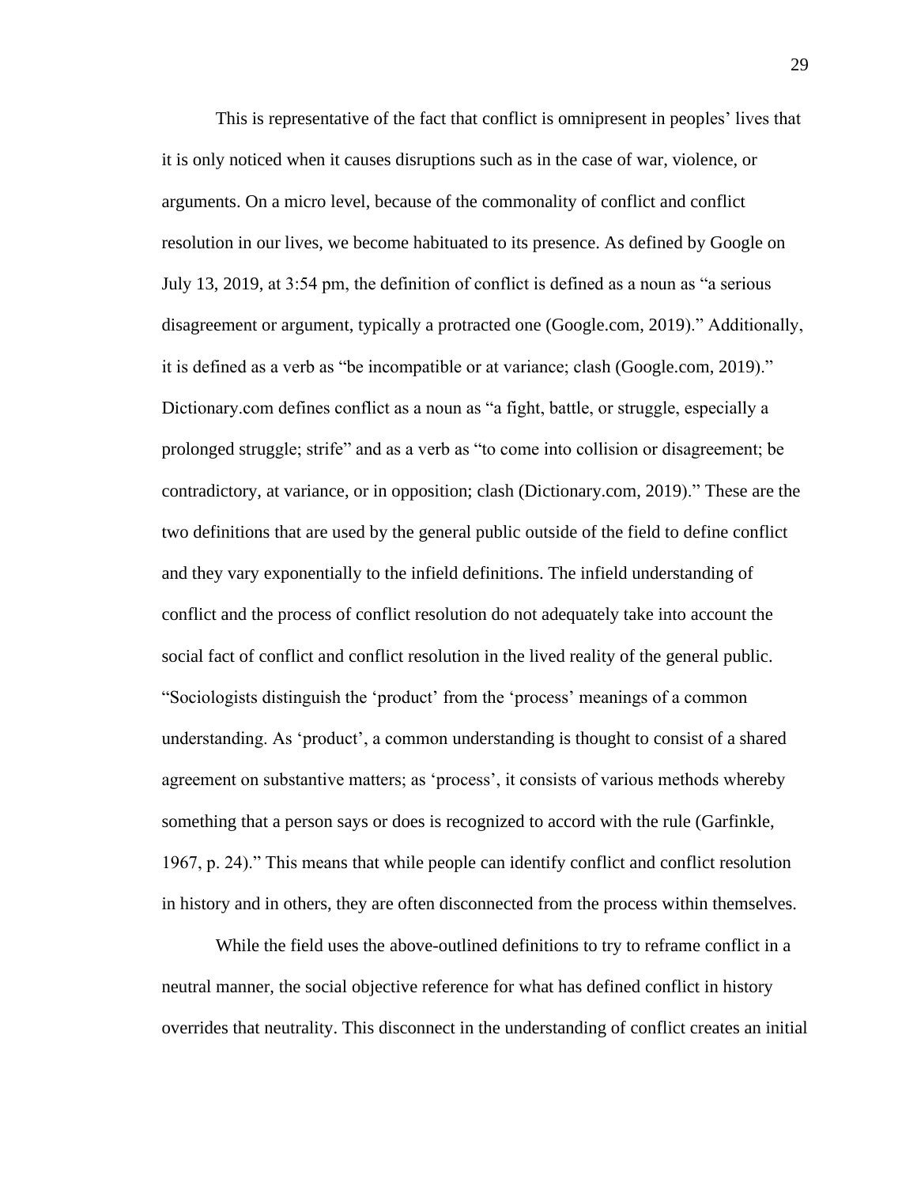This is representative of the fact that conflict is omnipresent in peoples' lives that it is only noticed when it causes disruptions such as in the case of war, violence, or arguments. On a micro level, because of the commonality of conflict and conflict resolution in our lives, we become habituated to its presence. As defined by Google on July 13, 2019, at 3:54 pm, the definition of conflict is defined as a noun as "a serious disagreement or argument, typically a protracted one (Google.com, 2019)." Additionally, it is defined as a verb as "be incompatible or at variance; clash (Google.com, 2019)." Dictionary.com defines conflict as a noun as "a fight, battle, or struggle, especially a prolonged struggle; strife" and as a verb as "to come into collision or disagreement; be contradictory, at variance, or in opposition; clash (Dictionary.com, 2019)." These are the two definitions that are used by the general public outside of the field to define conflict and they vary exponentially to the infield definitions. The infield understanding of conflict and the process of conflict resolution do not adequately take into account the social fact of conflict and conflict resolution in the lived reality of the general public. "Sociologists distinguish the 'product' from the 'process' meanings of a common understanding. As 'product', a common understanding is thought to consist of a shared agreement on substantive matters; as 'process', it consists of various methods whereby something that a person says or does is recognized to accord with the rule (Garfinkle, 1967, p. 24)." This means that while people can identify conflict and conflict resolution in history and in others, they are often disconnected from the process within themselves.

While the field uses the above-outlined definitions to try to reframe conflict in a neutral manner, the social objective reference for what has defined conflict in history overrides that neutrality. This disconnect in the understanding of conflict creates an initial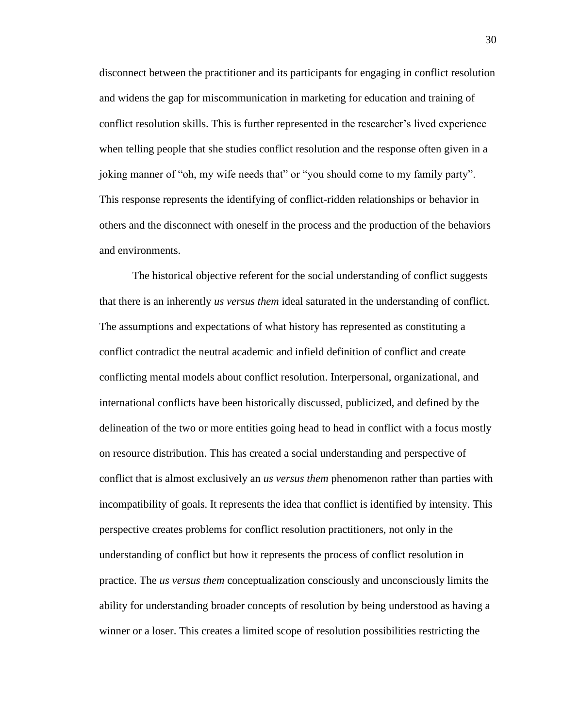disconnect between the practitioner and its participants for engaging in conflict resolution and widens the gap for miscommunication in marketing for education and training of conflict resolution skills. This is further represented in the researcher's lived experience when telling people that she studies conflict resolution and the response often given in a joking manner of "oh, my wife needs that" or "you should come to my family party". This response represents the identifying of conflict-ridden relationships or behavior in others and the disconnect with oneself in the process and the production of the behaviors and environments.

The historical objective referent for the social understanding of conflict suggests that there is an inherently *us versus them* ideal saturated in the understanding of conflict. The assumptions and expectations of what history has represented as constituting a conflict contradict the neutral academic and infield definition of conflict and create conflicting mental models about conflict resolution. Interpersonal, organizational, and international conflicts have been historically discussed, publicized, and defined by the delineation of the two or more entities going head to head in conflict with a focus mostly on resource distribution. This has created a social understanding and perspective of conflict that is almost exclusively an *us versus them* phenomenon rather than parties with incompatibility of goals. It represents the idea that conflict is identified by intensity. This perspective creates problems for conflict resolution practitioners, not only in the understanding of conflict but how it represents the process of conflict resolution in practice. The *us versus them* conceptualization consciously and unconsciously limits the ability for understanding broader concepts of resolution by being understood as having a winner or a loser. This creates a limited scope of resolution possibilities restricting the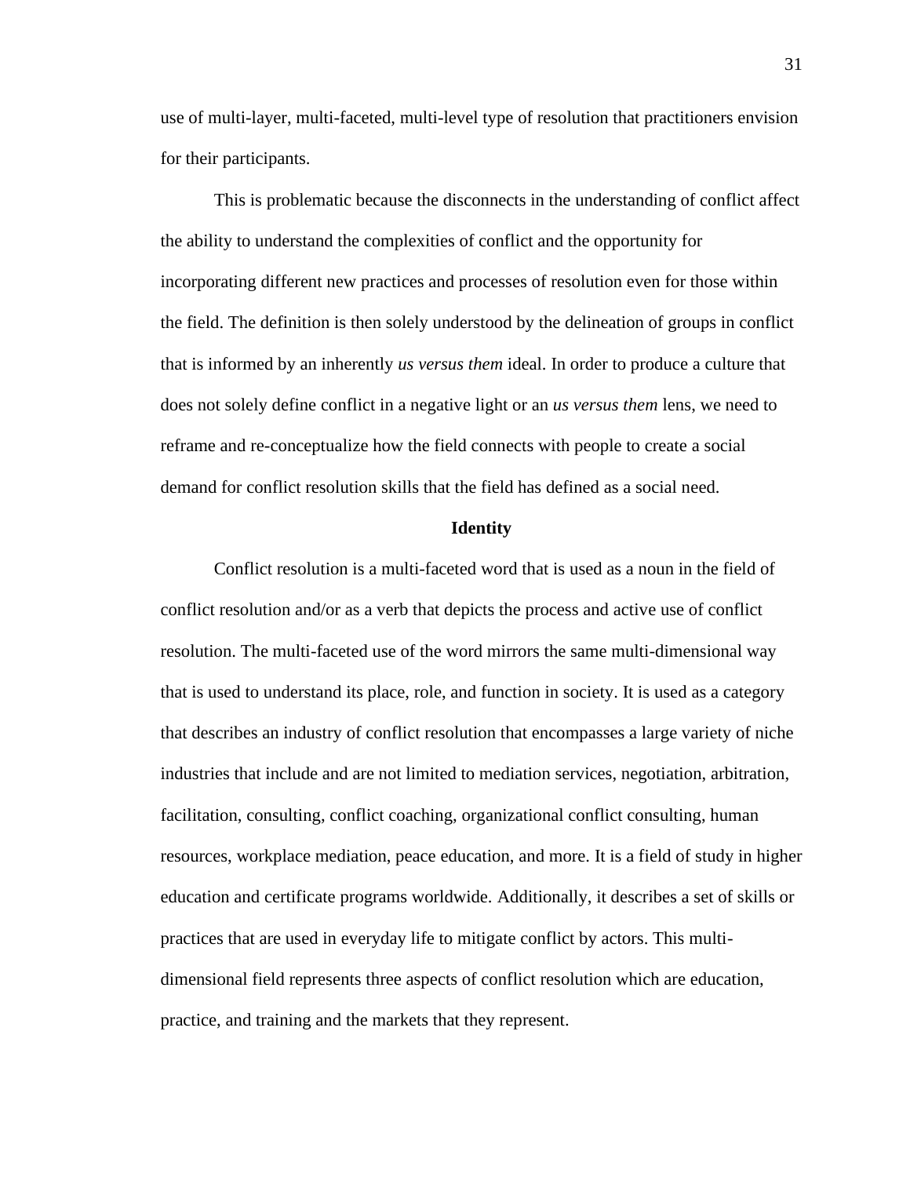use of multi-layer, multi-faceted, multi-level type of resolution that practitioners envision for their participants.

This is problematic because the disconnects in the understanding of conflict affect the ability to understand the complexities of conflict and the opportunity for incorporating different new practices and processes of resolution even for those within the field. The definition is then solely understood by the delineation of groups in conflict that is informed by an inherently *us versus them* ideal. In order to produce a culture that does not solely define conflict in a negative light or an *us versus them* lens, we need to reframe and re-conceptualize how the field connects with people to create a social demand for conflict resolution skills that the field has defined as a social need.

## Identity

Conflict resolution is a multi-faceted word that is used as a noun in the field of conflict resolution and/or as a verb that depicts the process and active use of conflict resolution. The multi-faceted use of the word mirrors the same multi-dimensional way that is used to understand its place, role, and function in society. It is used as a category that describes an industry of conflict resolution that encompasses a large variety of niche industries that include and are not limited to mediation services, negotiation, arbitration, facilitation, consulting, conflict coaching, organizational conflict consulting, human resources, workplace mediation, peace education, and more. It is a field of study in higher education and certificate programs worldwide. Additionally, it describes a set of skills or practices that are used in everyday life to mitigate conflict by actors. This multi-dimensional field represents three aspects of conflict resolution which are education, practice, and training and the markets that they represent.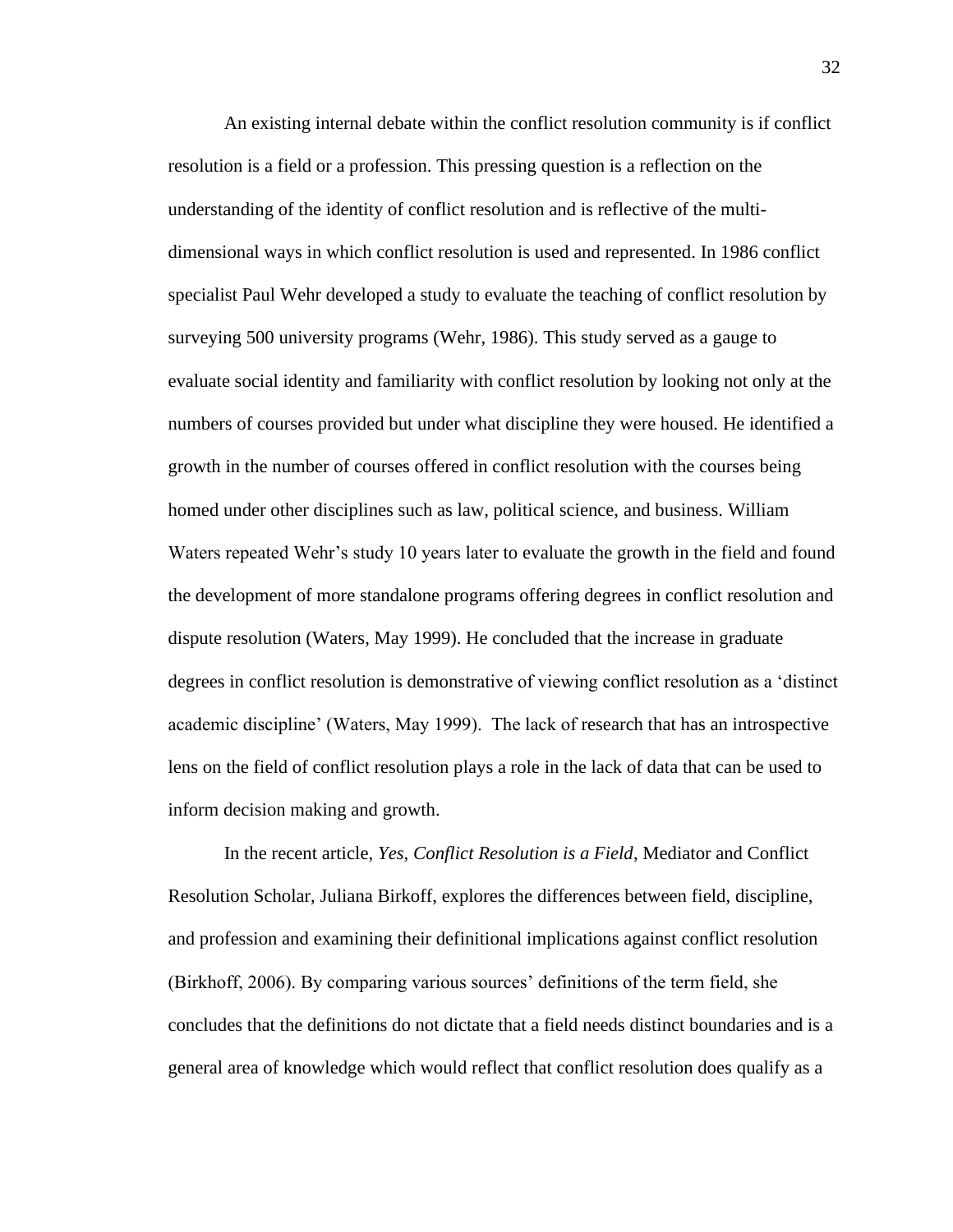An existing internal debate within the conflict resolution community is if conflict resolution is a field or a profession. This pressing question is a reflection on the understanding of the identity of conflict resolution and is reflective of the multi-dimensional ways in which conflict resolution is used and represented. In 1986 conflict specialist Paul Wehr developed a study to evaluate the teaching of conflict resolution by surveying 500 university programs (Wehr, 1986). This study served as a gauge to evaluate social identity and familiarity with conflict resolution by looking not only at the numbers of courses provided but under what discipline they were housed. He identified a growth in the number of courses offered in conflict resolution with the courses being homed under other disciplines such as law, political science, and business. William Waters repeated Wehr's study 10 years later to evaluate the growth in the field and found the development of more standalone programs offering degrees in conflict resolution and dispute resolution (Waters, May 1999). He concluded that the increase in graduate degrees in conflict resolution is demonstrative of viewing conflict resolution as a 'distinct academic discipline' (Waters, May 1999). The lack of research that has an introspective lens on the field of conflict resolution plays a role in the lack of data that can be used to inform decision making and growth.

In the recent article, *Yes, Conflict Resolution is a Field*, Mediator and Conflict Resolution Scholar, Juliana Birkoff, explores the differences between field, discipline, and profession and examining their definitional implications against conflict resolution (Birkhoff, 2006). By comparing various sources' definitions of the term field, she concludes that the definitions do not dictate that a field needs distinct boundaries and is a general area of knowledge which would reflect that conflict resolution does qualify as a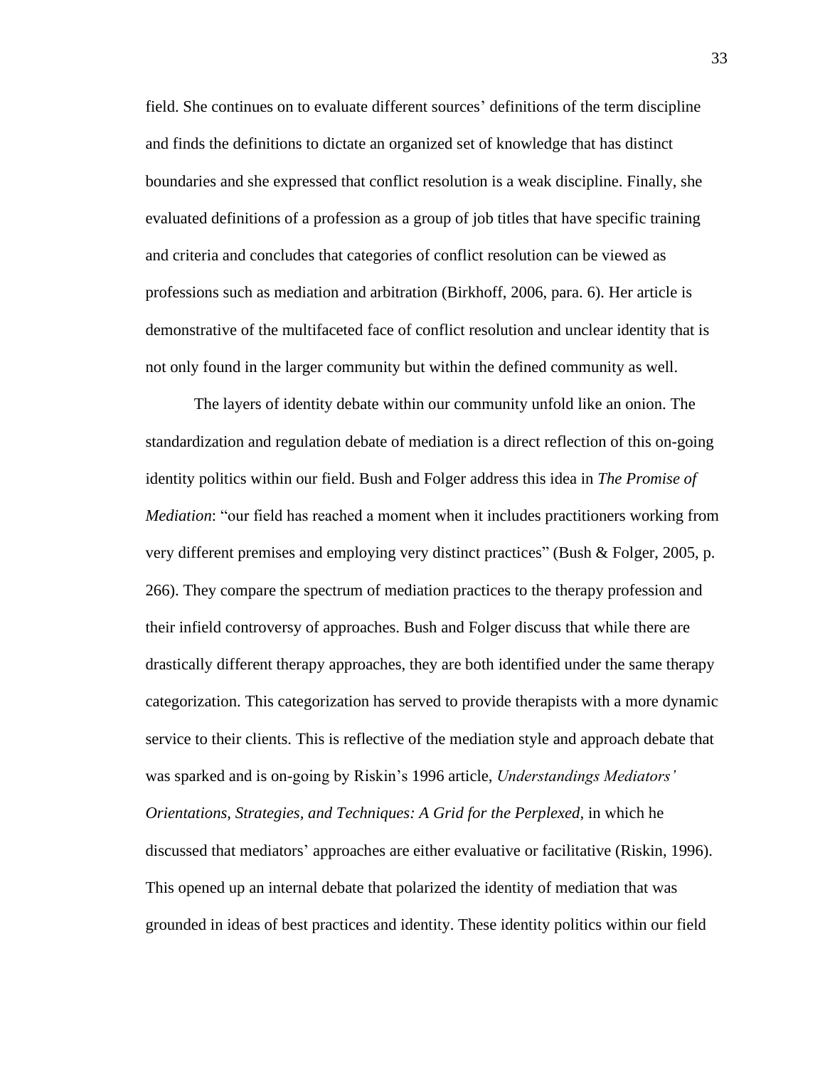field. She continues on to evaluate different sources' definitions of the term discipline and finds the definitions to dictate an organized set of knowledge that has distinct boundaries and she expressed that conflict resolution is a weak discipline. Finally, she evaluated definitions of a profession as a group of job titles that have specific training and criteria and concludes that categories of conflict resolution can be viewed as professions such as mediation and arbitration (Birkhoff, 2006, para. 6). Her article is demonstrative of the multifaceted face of conflict resolution and unclear identity that is not only found in the larger community but within the defined community as well.

The layers of identity debate within our community unfold like an onion. The standardization and regulation debate of mediation is a direct reflection of this on-going identity politics within our field. Bush and Folger address this idea in *The Promise of Mediation*: "our field has reached a moment when it includes practitioners working from very different premises and employing very distinct practices" (Bush & Folger, 2005, p. 266). They compare the spectrum of mediation practices to the therapy profession and their infield controversy of approaches. Bush and Folger discuss that while there are drastically different therapy approaches, they are both identified under the same therapy categorization. This categorization has served to provide therapists with a more dynamic service to their clients. This is reflective of the mediation style and approach debate that was sparked and is on-going by Riskin's 1996 article, *Understandings Mediators' Orientations, Strategies, and Techniques: A Grid for the Perplexed*, in which he discussed that mediators' approaches are either evaluative or facilitative (Riskin, 1996). This opened up an internal debate that polarized the identity of mediation that was grounded in ideas of best practices and identity. These identity politics within our field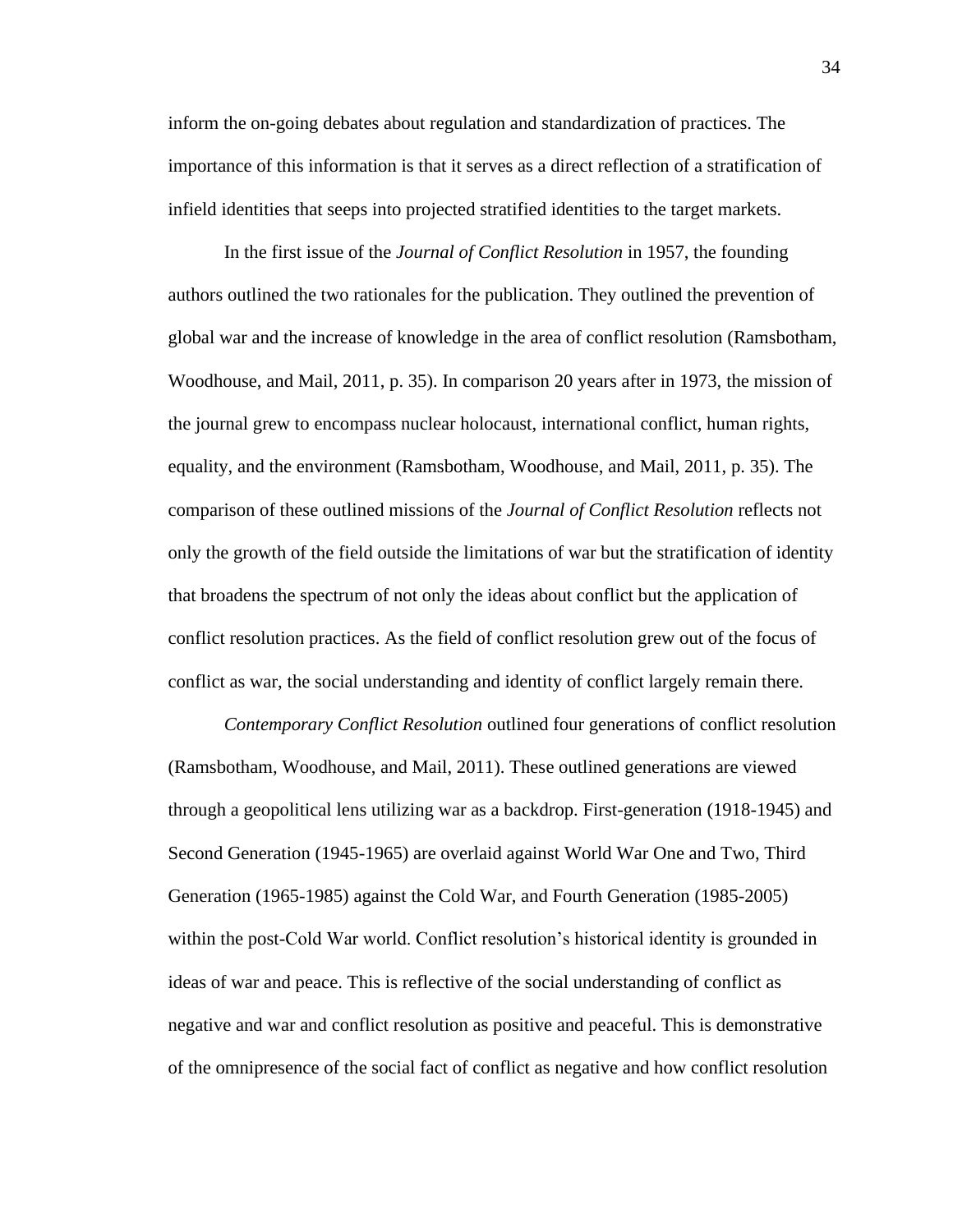inform the on-going debates about regulation and standardization of practices. The importance of this information is that it serves as a direct reflection of a stratification of infield identities that seeps into projected stratified identities to the target markets.

In the first issue of the *Journal of Conflict Resolution* in 1957, the founding authors outlined the two rationales for the publication. They outlined the prevention of global war and the increase of knowledge in the area of conflict resolution (Ramsbotham, Woodhouse, and Mail, 2011, p. 35). In comparison 20 years after in 1973, the mission of the journal grew to encompass nuclear holocaust, international conflict, human rights, equality, and the environment (Ramsbotham, Woodhouse, and Mail, 2011, p. 35). The comparison of these outlined missions of the *Journal of Conflict Resolution* reflects not only the growth of the field outside the limitations of war but the stratification of identity that broadens the spectrum of not only the ideas about conflict but the application of conflict resolution practices. As the field of conflict resolution grew out of the focus of conflict as war, the social understanding and identity of conflict largely remain there.

*Contemporary Conflict Resolution* outlined four generations of conflict resolution (Ramsbotham, Woodhouse, and Mail, 2011). These outlined generations are viewed through a geopolitical lens utilizing war as a backdrop. First-generation (1918-1945) and Second Generation (1945-1965) are overlaid against World War One and Two, Third Generation (1965-1985) against the Cold War, and Fourth Generation (1985-2005) within the post-Cold War world. Conflict resolution's historical identity is grounded in ideas of war and peace. This is reflective of the social understanding of conflict as negative and war and conflict resolution as positive and peaceful. This is demonstrative of the omnipresence of the social fact of conflict as negative and how conflict resolution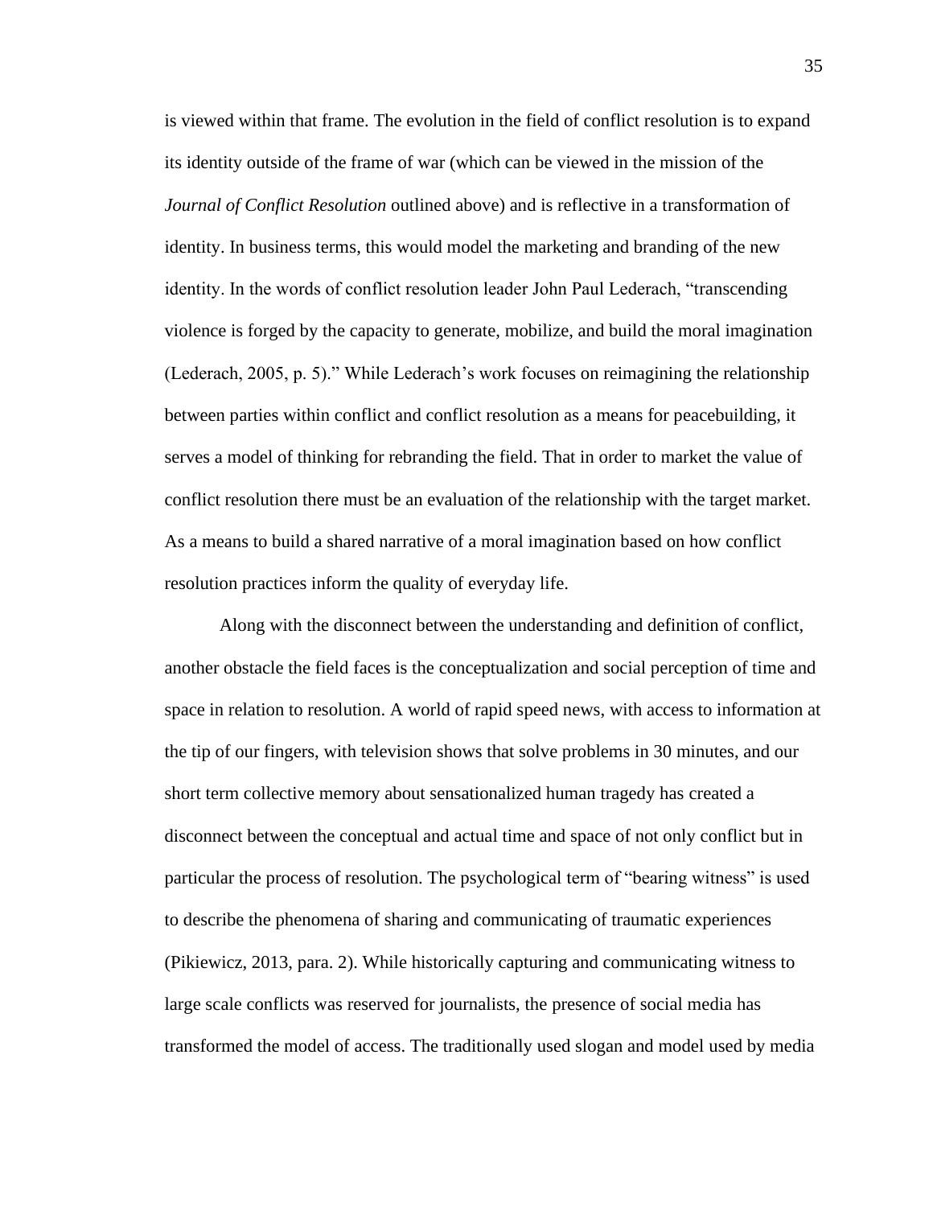is viewed within that frame. The evolution in the field of conflict resolution is to expand its identity outside of the frame of war (which can be viewed in the mission of the *Journal of Conflict Resolution* outlined above) and is reflective in a transformation of identity. In business terms, this would model the marketing and branding of the new identity. In the words of conflict resolution leader John Paul Lederach, "transcending violence is forged by the capacity to generate, mobilize, and build the moral imagination (Lederach, 2005, p. 5)." While Lederach's work focuses on reimagining the relationship between parties within conflict and conflict resolution as a means for peacebuilding, it serves a model of thinking for rebranding the field. That in order to market the value of conflict resolution there must be an evaluation of the relationship with the target market. As a means to build a shared narrative of a moral imagination based on how conflict resolution practices inform the quality of everyday life.

Along with the disconnect between the understanding and definition of conflict, another obstacle the field faces is the conceptualization and social perception of time and space in relation to resolution. A world of rapid speed news, with access to information at the tip of our fingers, with television shows that solve problems in 30 minutes, and our short term collective memory about sensationalized human tragedy has created a disconnect between the conceptual and actual time and space of not only conflict but in particular the process of resolution. The psychological term of "bearing witness" is used to describe the phenomena of sharing and communicating of traumatic experiences (Pikiewicz, 2013, para. 2). While historically capturing and communicating witness to large scale conflicts was reserved for journalists, the presence of social media has transformed the model of access. The traditionally used slogan and model used by media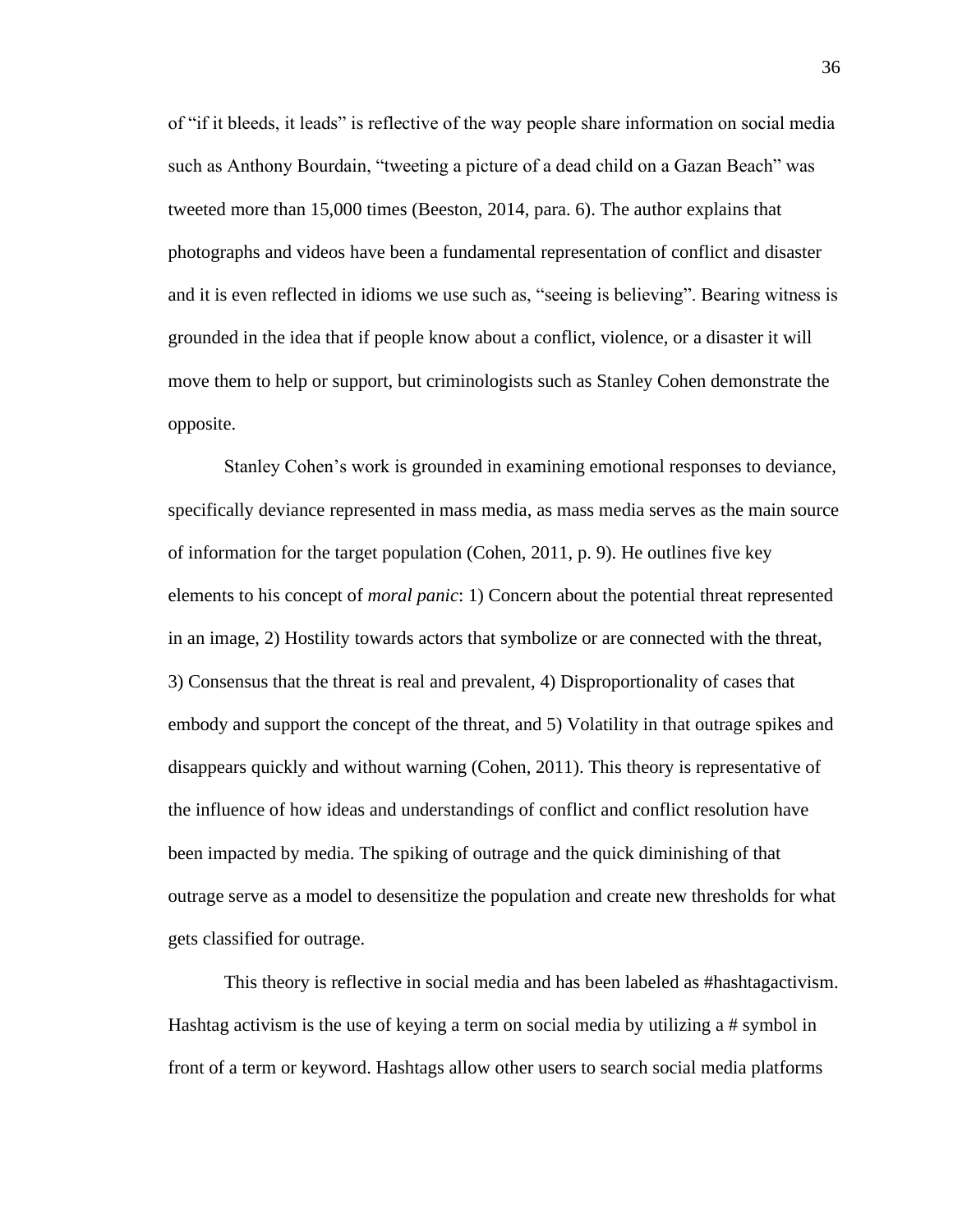of "if it bleeds, it leads" is reflective of the way people share information on social media such as Anthony Bourdain, "tweeting a picture of a dead child on a Gazan Beach" was tweeted more than 15,000 times (Beeston, 2014, para. 6). The author explains that photographs and videos have been a fundamental representation of conflict and disaster and it is even reflected in idioms we use such as, "seeing is believing". Bearing witness is grounded in the idea that if people know about a conflict, violence, or a disaster it will move them to help or support, but criminologists such as Stanley Cohen demonstrate the opposite.

Stanley Cohen's work is grounded in examining emotional responses to deviance, specifically deviance represented in mass media, as mass media serves as the main source of information for the target population (Cohen, 2011, p. 9). He outlines five key elements to his concept of *moral panic*: 1) Concern about the potential threat represented in an image, 2) Hostility towards actors that symbolize or are connected with the threat, 3) Consensus that the threat is real and prevalent, 4) Disproportionality of cases that embody and support the concept of the threat, and 5) Volatility in that outrage spikes and disappears quickly and without warning (Cohen, 2011). This theory is representative of the influence of how ideas and understandings of conflict and conflict resolution have been impacted by media. The spiking of outrage and the quick diminishing of that outrage serve as a model to desensitize the population and create new thresholds for what gets classified for outrage.

This theory is reflective in social media and has been labeled as #hashtagactivism. Hashtag activism is the use of keying a term on social media by utilizing a # symbol in front of a term or keyword. Hashtags allow other users to search social media platforms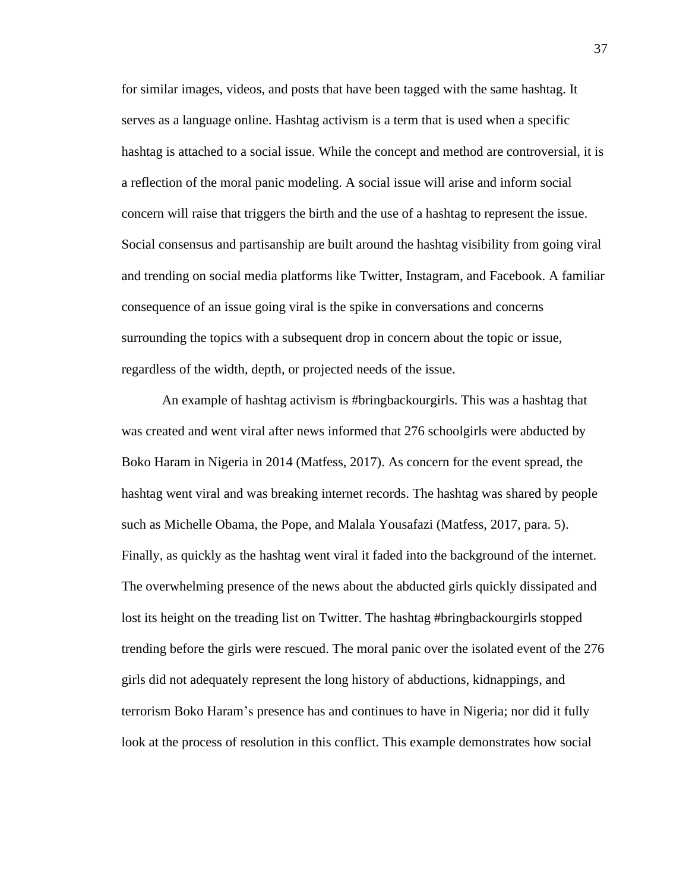for similar images, videos, and posts that have been tagged with the same hashtag. It serves as a language online. Hashtag activism is a term that is used when a specific hashtag is attached to a social issue. While the concept and method are controversial, it is a reflection of the moral panic modeling. A social issue will arise and inform social concern will raise that triggers the birth and the use of a hashtag to represent the issue. Social consensus and partisanship are built around the hashtag visibility from going viral and trending on social media platforms like Twitter, Instagram, and Facebook. A familiar consequence of an issue going viral is the spike in conversations and concerns surrounding the topics with a subsequent drop in concern about the topic or issue, regardless of the width, depth, or projected needs of the issue.

An example of hashtag activism is #bringbackourgirls. This was a hashtag that was created and went viral after news informed that 276 schoolgirls were abducted by Boko Haram in Nigeria in 2014 (Matfess, 2017). As concern for the event spread, the hashtag went viral and was breaking internet records. The hashtag was shared by people such as Michelle Obama, the Pope, and Malala Yousafazi (Matfess, 2017, para. 5). Finally, as quickly as the hashtag went viral it faded into the background of the internet. The overwhelming presence of the news about the abducted girls quickly dissipated and lost its height on the treading list on Twitter. The hashtag #bringbackourgirls stopped trending before the girls were rescued. The moral panic over the isolated event of the 276 girls did not adequately represent the long history of abductions, kidnappings, and terrorism Boko Haram's presence has and continues to have in Nigeria; nor did it fully look at the process of resolution in this conflict. This example demonstrates how social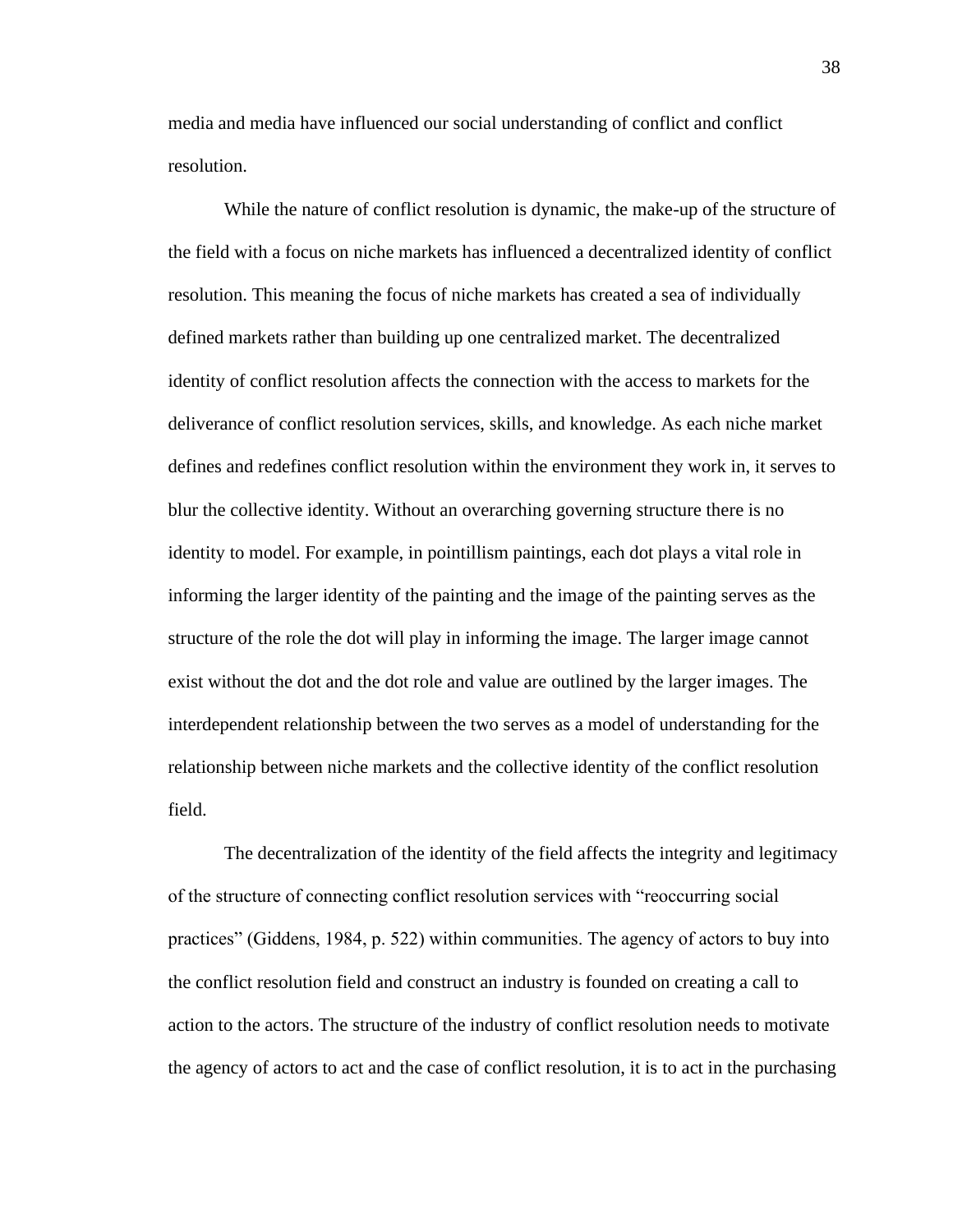media and media have influenced our social understanding of conflict and conflict resolution.

While the nature of conflict resolution is dynamic, the make-up of the structure of the field with a focus on niche markets has influenced a decentralized identity of conflict resolution. This meaning the focus of niche markets has created a sea of individually defined markets rather than building up one centralized market. The decentralized identity of conflict resolution affects the connection with the access to markets for the deliverance of conflict resolution services, skills, and knowledge. As each niche market defines and redefines conflict resolution within the environment they work in, it serves to blur the collective identity. Without an overarching governing structure there is no identity to model. For example, in pointillism paintings, each dot plays a vital role in informing the larger identity of the painting and the image of the painting serves as the structure of the role the dot will play in informing the image. The larger image cannot exist without the dot and the dot role and value are outlined by the larger images. The interdependent relationship between the two serves as a model of understanding for the relationship between niche markets and the collective identity of the conflict resolution field.

The decentralization of the identity of the field affects the integrity and legitimacy of the structure of connecting conflict resolution services with "reoccurring social practices" (Giddens, 1984, p. 522) within communities. The agency of actors to buy into the conflict resolution field and construct an industry is founded on creating a call to action to the actors. The structure of the industry of conflict resolution needs to motivate the agency of actors to act and the case of conflict resolution, it is to act in the purchasing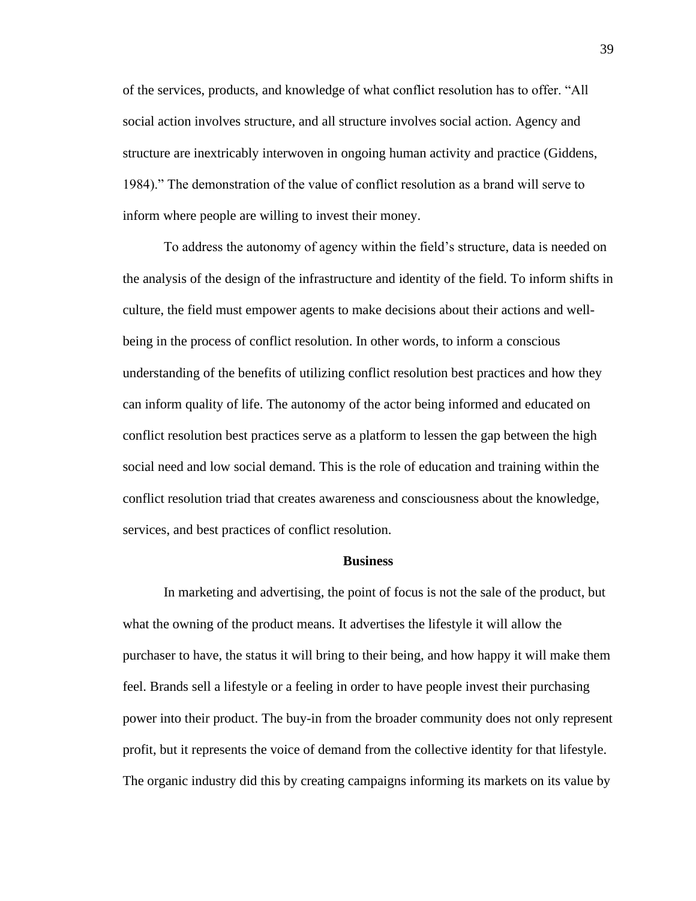of the services, products, and knowledge of what conflict resolution has to offer. "All social action involves structure, and all structure involves social action. Agency and structure are inextricably interwoven in ongoing human activity and practice (Giddens, 1984)." The demonstration of the value of conflict resolution as a brand will serve to inform where people are willing to invest their money.

To address the autonomy of agency within the field's structure, data is needed on the analysis of the design of the infrastructure and identity of the field. To inform shifts in culture, the field must empower agents to make decisions about their actions and well-being in the process of conflict resolution. In other words, to inform a conscious understanding of the benefits of utilizing conflict resolution best practices and how they can inform quality of life. The autonomy of the actor being informed and educated on conflict resolution best practices serve as a platform to lessen the gap between the high social need and low social demand. This is the role of education and training within the conflict resolution triad that creates awareness and consciousness about the knowledge, services, and best practices of conflict resolution.

## Business

In marketing and advertising, the point of focus is not the sale of the product, but what the owning of the product means. It advertises the lifestyle it will allow the purchaser to have, the status it will bring to their being, and how happy it will make them feel. Brands sell a lifestyle or a feeling in order to have people invest their purchasing power into their product. The buy-in from the broader community does not only represent profit, but it represents the voice of demand from the collective identity for that lifestyle. The organic industry did this by creating campaigns informing its markets on its value by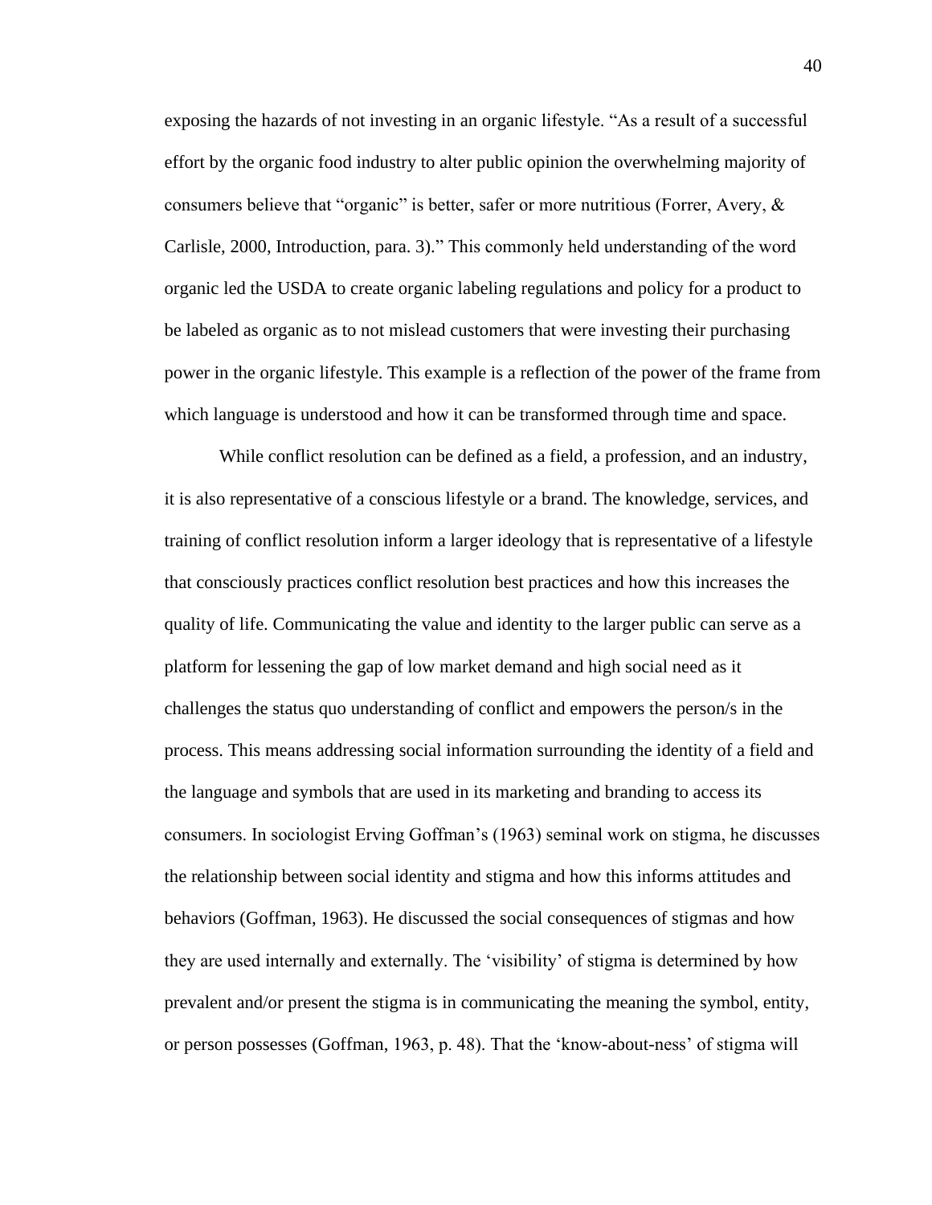exposing the hazards of not investing in an organic lifestyle. "As a result of a successful effort by the organic food industry to alter public opinion the overwhelming majority of consumers believe that "organic" is better, safer or more nutritious (Forrer, Avery, & Carlisle, 2000, Introduction, para. 3)." This commonly held understanding of the word organic led the USDA to create organic labeling regulations and policy for a product to be labeled as organic as to not mislead customers that were investing their purchasing power in the organic lifestyle. This example is a reflection of the power of the frame from which language is understood and how it can be transformed through time and space.

While conflict resolution can be defined as a field, a profession, and an industry, it is also representative of a conscious lifestyle or a brand. The knowledge, services, and training of conflict resolution inform a larger ideology that is representative of a lifestyle that consciously practices conflict resolution best practices and how this increases the quality of life. Communicating the value and identity to the larger public can serve as a platform for lessening the gap of low market demand and high social need as it challenges the status quo understanding of conflict and empowers the person/s in the process. This means addressing social information surrounding the identity of a field and the language and symbols that are used in its marketing and branding to access its consumers. In sociologist Erving Goffman's (1963) seminal work on stigma, he discusses the relationship between social identity and stigma and how this informs attitudes and behaviors (Goffman, 1963). He discussed the social consequences of stigmas and how they are used internally and externally. The 'visibility' of stigma is determined by how prevalent and/or present the stigma is in communicating the meaning the symbol, entity, or person possesses (Goffman, 1963, p. 48). That the 'know-about-ness' of stigma will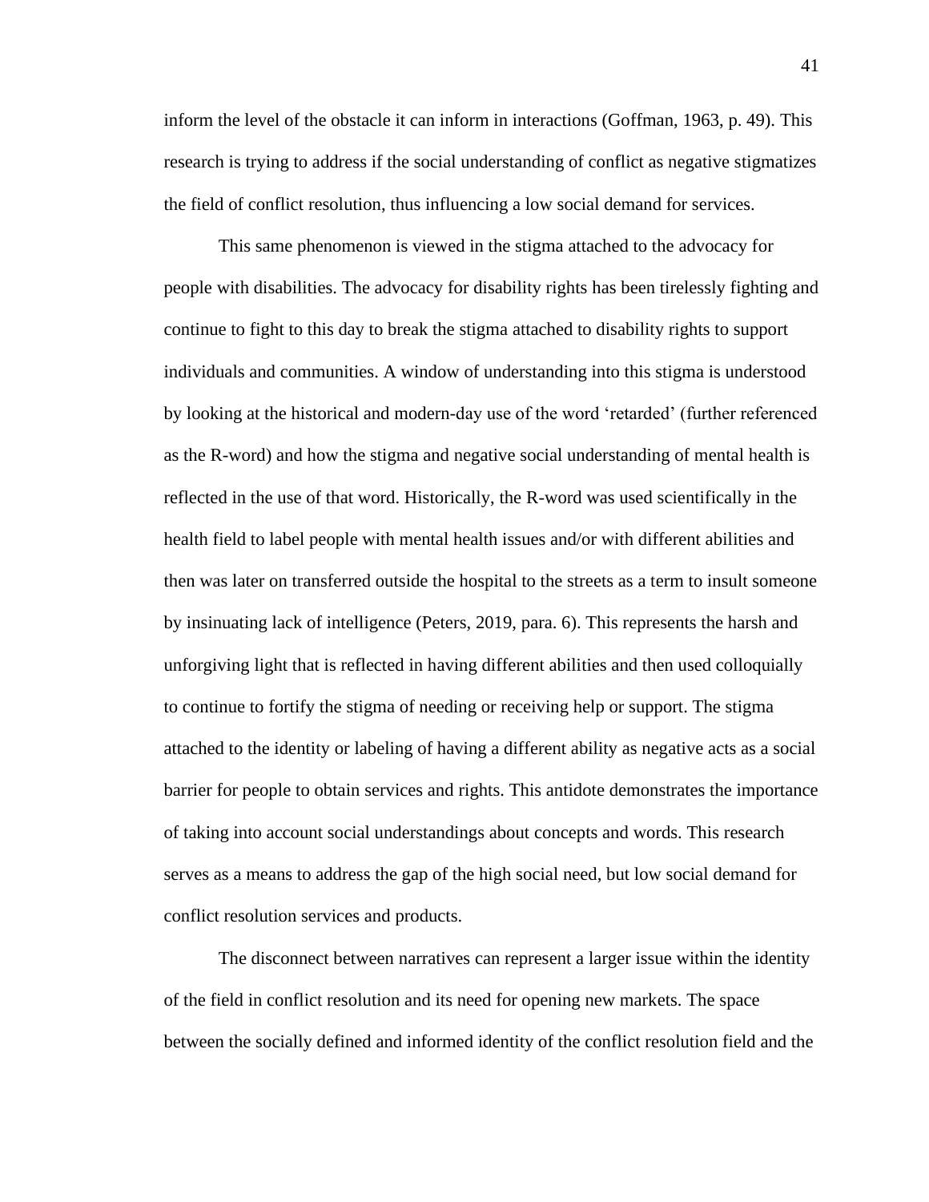inform the level of the obstacle it can inform in interactions (Goffman, 1963, p. 49). This research is trying to address if the social understanding of conflict as negative stigmatizes the field of conflict resolution, thus influencing a low social demand for services.

This same phenomenon is viewed in the stigma attached to the advocacy for people with disabilities. The advocacy for disability rights has been tirelessly fighting and continue to fight to this day to break the stigma attached to disability rights to support individuals and communities. A window of understanding into this stigma is understood by looking at the historical and modern-day use of the word 'retarded' (further referenced as the R-word) and how the stigma and negative social understanding of mental health is reflected in the use of that word. Historically, the R-word was used scientifically in the health field to label people with mental health issues and/or with different abilities and then was later on transferred outside the hospital to the streets as a term to insult someone by insinuating lack of intelligence (Peters, 2019, para. 6). This represents the harsh and unforgiving light that is reflected in having different abilities and then used colloquially to continue to fortify the stigma of needing or receiving help or support. The stigma attached to the identity or labeling of having a different ability as negative acts as a social barrier for people to obtain services and rights. This antidote demonstrates the importance of taking into account social understandings about concepts and words. This research serves as a means to address the gap of the high social need, but low social demand for conflict resolution services and products.

The disconnect between narratives can represent a larger issue within the identity of the field in conflict resolution and its need for opening new markets. The space between the socially defined and informed identity of the conflict resolution field and the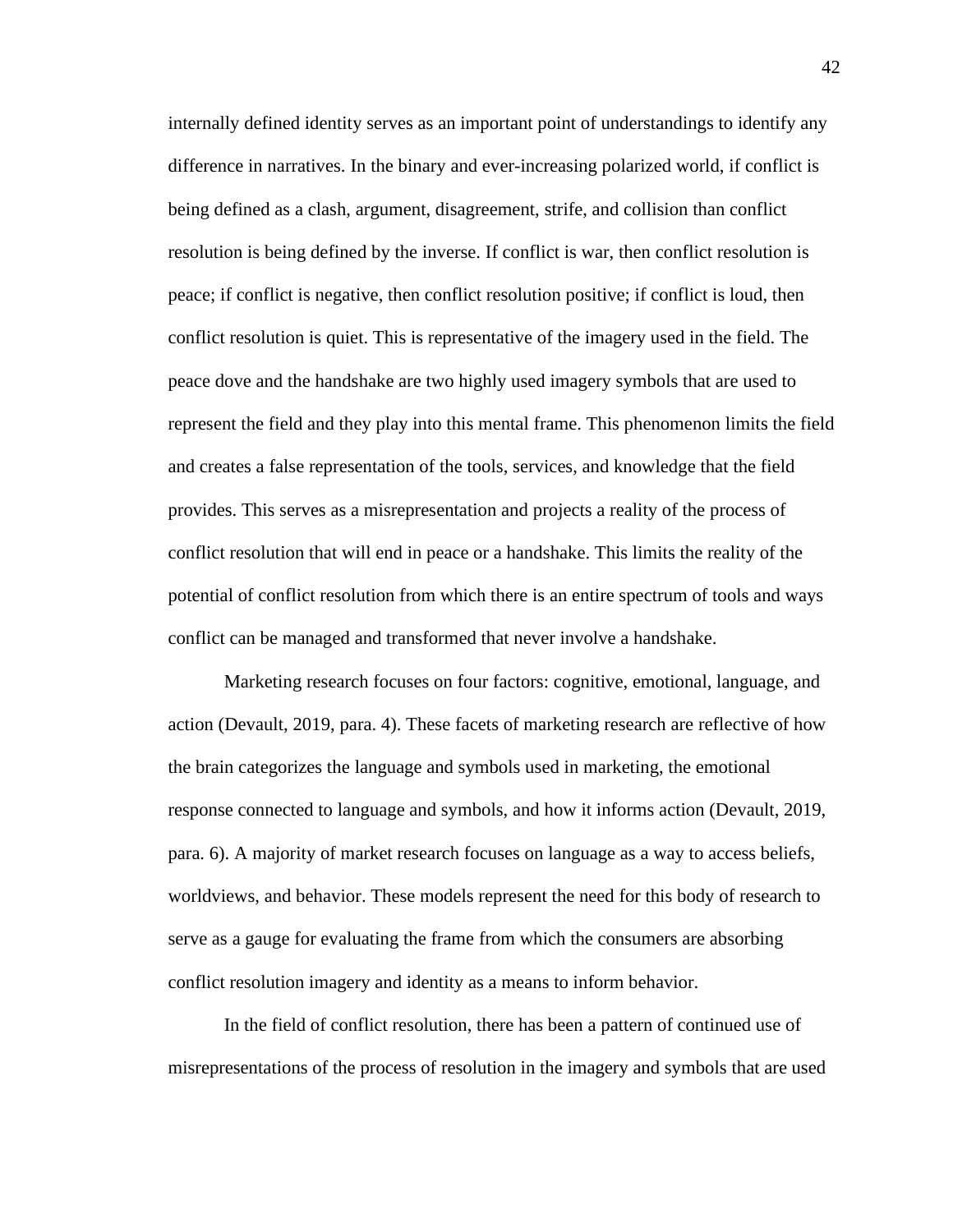internally defined identity serves as an important point of understandings to identify any difference in narratives. In the binary and ever-increasing polarized world, if conflict is being defined as a clash, argument, disagreement, strife, and collision than conflict resolution is being defined by the inverse. If conflict is war, then conflict resolution is peace; if conflict is negative, then conflict resolution positive; if conflict is loud, then conflict resolution is quiet. This is representative of the imagery used in the field. The peace dove and the handshake are two highly used imagery symbols that are used to represent the field and they play into this mental frame. This phenomenon limits the field and creates a false representation of the tools, services, and knowledge that the field provides. This serves as a misrepresentation and projects a reality of the process of conflict resolution that will end in peace or a handshake. This limits the reality of the potential of conflict resolution from which there is an entire spectrum of tools and ways conflict can be managed and transformed that never involve a handshake.

Marketing research focuses on four factors: cognitive, emotional, language, and action (Devault, 2019, para. 4). These facets of marketing research are reflective of how the brain categorizes the language and symbols used in marketing, the emotional response connected to language and symbols, and how it informs action (Devault, 2019, para. 6). A majority of market research focuses on language as a way to access beliefs, worldviews, and behavior. These models represent the need for this body of research to serve as a gauge for evaluating the frame from which the consumers are absorbing conflict resolution imagery and identity as a means to inform behavior.

In the field of conflict resolution, there has been a pattern of continued use of misrepresentations of the process of resolution in the imagery and symbols that are used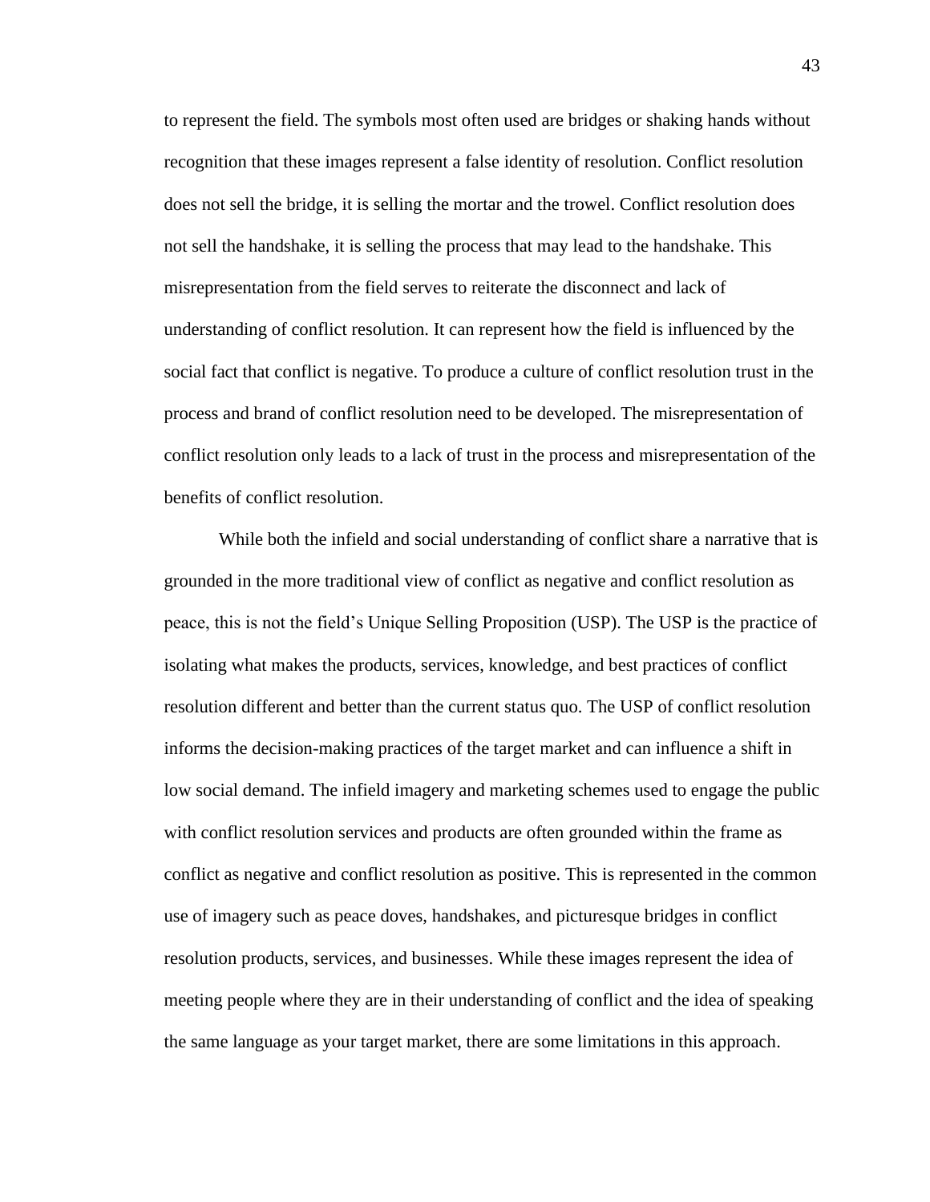to represent the field. The symbols most often used are bridges or shaking hands without recognition that these images represent a false identity of resolution. Conflict resolution does not sell the bridge, it is selling the mortar and the trowel. Conflict resolution does not sell the handshake, it is selling the process that may lead to the handshake. This misrepresentation from the field serves to reiterate the disconnect and lack of understanding of conflict resolution. It can represent how the field is influenced by the social fact that conflict is negative. To produce a culture of conflict resolution trust in the process and brand of conflict resolution need to be developed. The misrepresentation of conflict resolution only leads to a lack of trust in the process and misrepresentation of the benefits of conflict resolution.

While both the infield and social understanding of conflict share a narrative that is grounded in the more traditional view of conflict as negative and conflict resolution as peace, this is not the field's Unique Selling Proposition (USP). The USP is the practice of isolating what makes the products, services, knowledge, and best practices of conflict resolution different and better than the current status quo. The USP of conflict resolution informs the decision-making practices of the target market and can influence a shift in low social demand. The infield imagery and marketing schemes used to engage the public with conflict resolution services and products are often grounded within the frame as conflict as negative and conflict resolution as positive. This is represented in the common use of imagery such as peace doves, handshakes, and picturesque bridges in conflict resolution products, services, and businesses. While these images represent the idea of meeting people where they are in their understanding of conflict and the idea of speaking the same language as your target market, there are some limitations in this approach.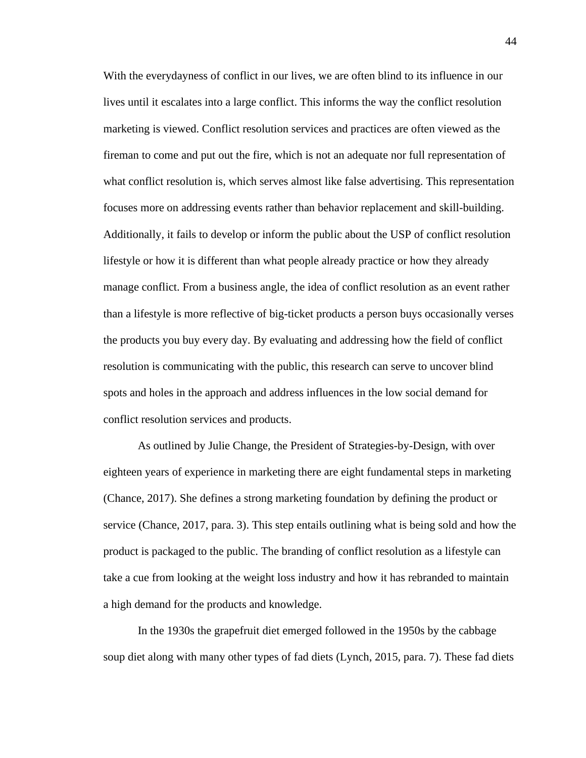With the everydayness of conflict in our lives, we are often blind to its influence in our lives until it escalates into a large conflict. This informs the way the conflict resolution marketing is viewed. Conflict resolution services and practices are often viewed as the fireman to come and put out the fire, which is not an adequate nor full representation of what conflict resolution is, which serves almost like false advertising. This representation focuses more on addressing events rather than behavior replacement and skill-building. Additionally, it fails to develop or inform the public about the USP of conflict resolution lifestyle or how it is different than what people already practice or how they already manage conflict. From a business angle, the idea of conflict resolution as an event rather than a lifestyle is more reflective of big-ticket products a person buys occasionally verses the products you buy every day. By evaluating and addressing how the field of conflict resolution is communicating with the public, this research can serve to uncover blind spots and holes in the approach and address influences in the low social demand for conflict resolution services and products.

As outlined by Julie Change, the President of Strategies-by-Design, with over eighteen years of experience in marketing there are eight fundamental steps in marketing (Chance, 2017). She defines a strong marketing foundation by defining the product or service (Chance, 2017, para. 3). This step entails outlining what is being sold and how the product is packaged to the public. The branding of conflict resolution as a lifestyle can take a cue from looking at the weight loss industry and how it has rebranded to maintain a high demand for the products and knowledge.

In the 1930s the grapefruit diet emerged followed in the 1950s by the cabbage soup diet along with many other types of fad diets (Lynch, 2015, para. 7). These fad diets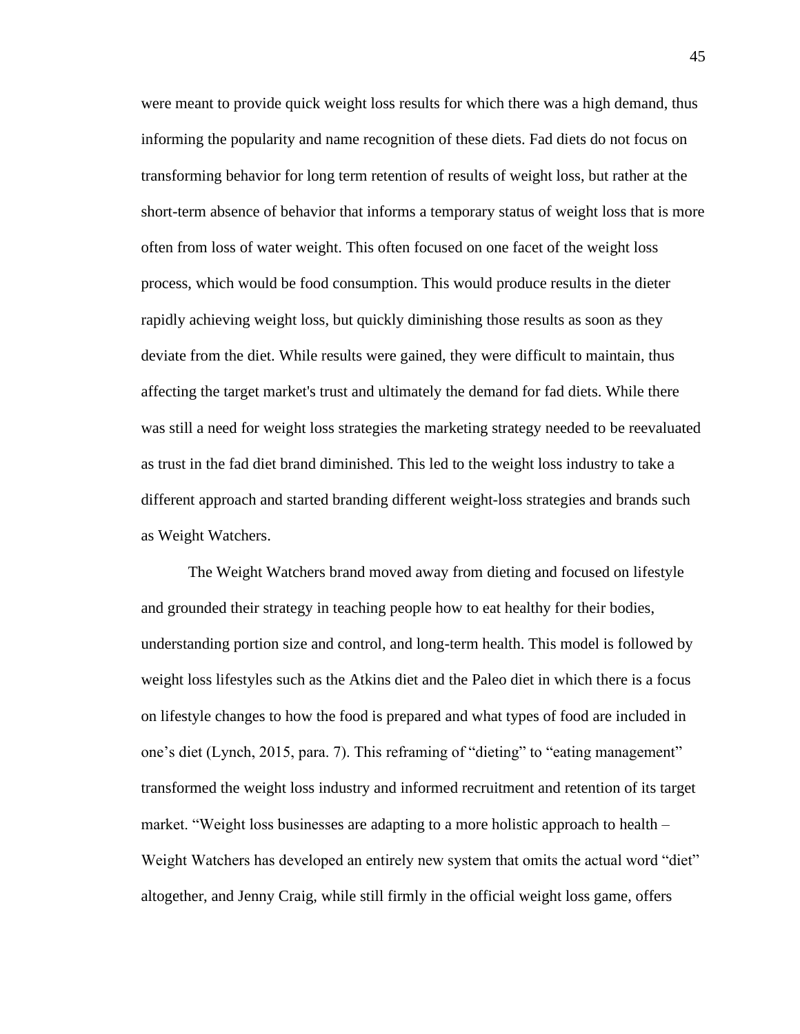were meant to provide quick weight loss results for which there was a high demand, thus informing the popularity and name recognition of these diets. Fad diets do not focus on transforming behavior for long term retention of results of weight loss, but rather at the short-term absence of behavior that informs a temporary status of weight loss that is more often from loss of water weight. This often focused on one facet of the weight loss process, which would be food consumption. This would produce results in the dieter rapidly achieving weight loss, but quickly diminishing those results as soon as they deviate from the diet. While results were gained, they were difficult to maintain, thus affecting the target market's trust and ultimately the demand for fad diets. While there was still a need for weight loss strategies the marketing strategy needed to be reevaluated as trust in the fad diet brand diminished. This led to the weight loss industry to take a different approach and started branding different weight-loss strategies and brands such as Weight Watchers.

The Weight Watchers brand moved away from dieting and focused on lifestyle and grounded their strategy in teaching people how to eat healthy for their bodies, understanding portion size and control, and long-term health. This model is followed by weight loss lifestyles such as the Atkins diet and the Paleo diet in which there is a focus on lifestyle changes to how the food is prepared and what types of food are included in one's diet (Lynch, 2015, para. 7). This reframing of "dieting" to "eating management" transformed the weight loss industry and informed recruitment and retention of its target market. "Weight loss businesses are adapting to a more holistic approach to health – Weight Watchers has developed an entirely new system that omits the actual word "diet" altogether, and Jenny Craig, while still firmly in the official weight loss game, offers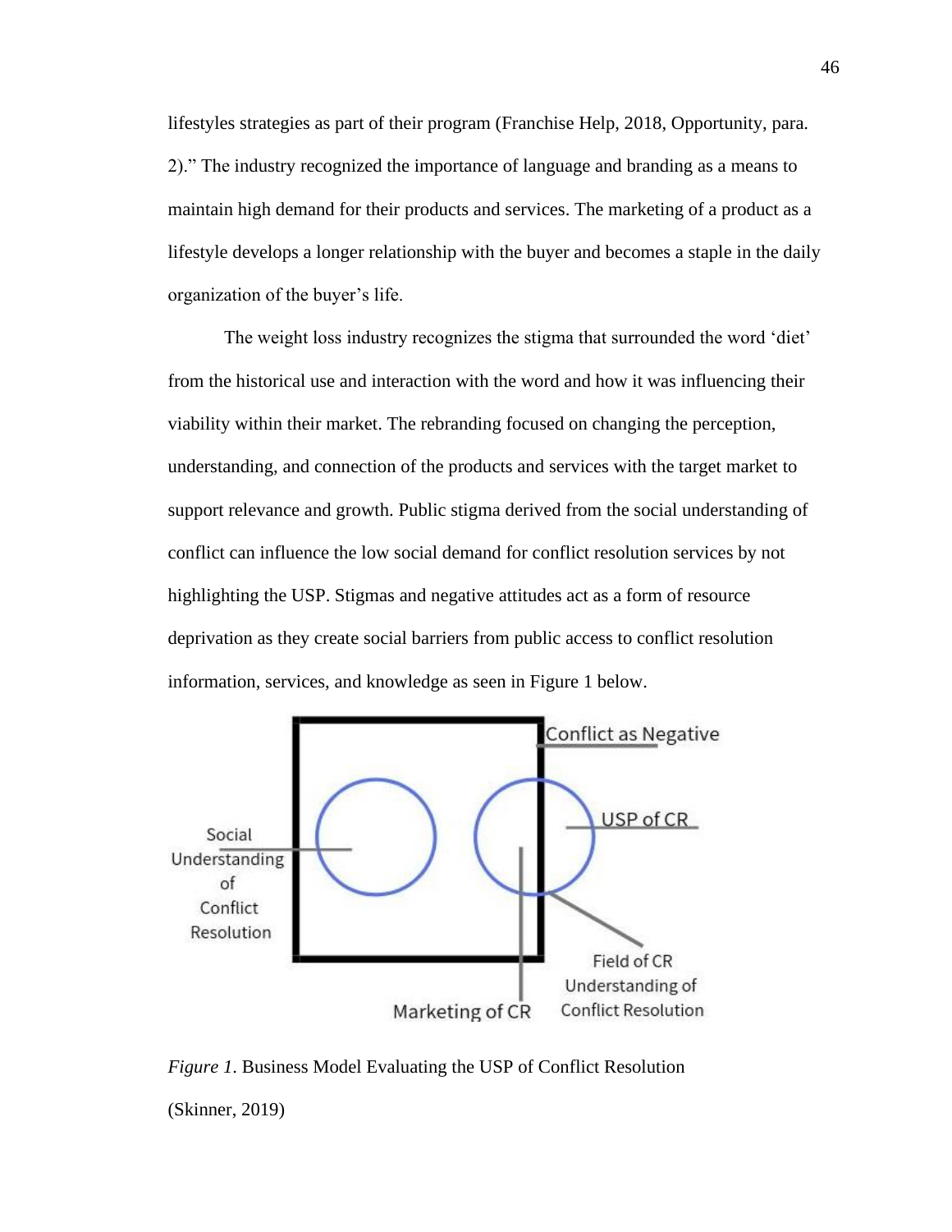lifestyles strategies as part of their program (Franchise Help, 2018, Opportunity, para. 2)." The industry recognized the importance of language and branding as a means to maintain high demand for their products and services. The marketing of a product as a lifestyle develops a longer relationship with the buyer and becomes a staple in the daily organization of the buyer's life.

The weight loss industry recognizes the stigma that surrounded the word 'diet' from the historical use and interaction with the word and how it was influencing their viability within their market. The rebranding focused on changing the perception, understanding, and connection of the products and services with the target market to support relevance and growth. Public stigma derived from the social understanding of conflict can influence the low social demand for conflict resolution services by not highlighting the USP. Stigmas and negative attitudes act as a form of resource deprivation as they create social barriers from public access to conflict resolution information, services, and knowledge as seen in Figure 1 below.

*Figure 1*. Business Model Evaluating the USP of Conflict Resolution (Skinner, 2019)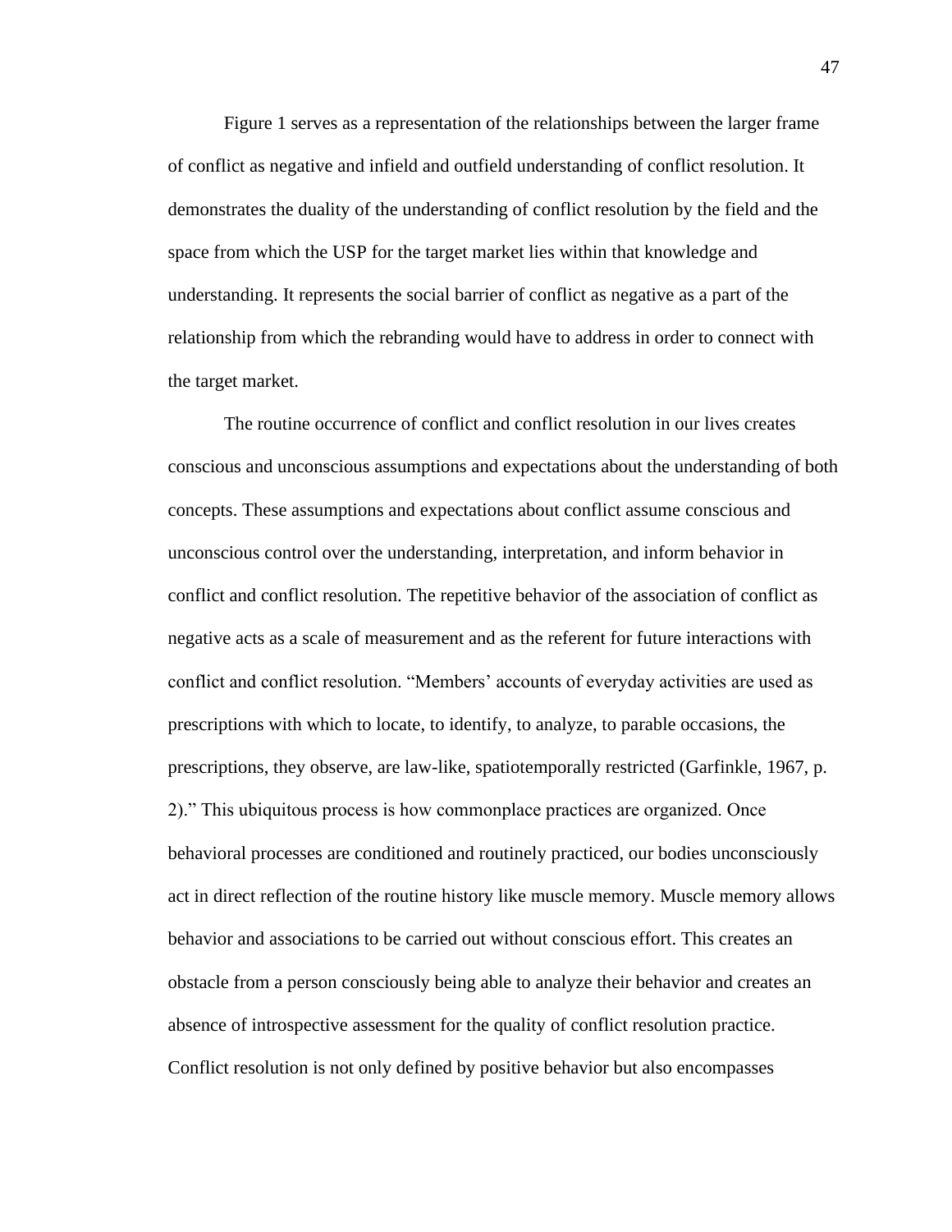Figure 1 serves as a representation of the relationships between the larger frame of conflict as negative and infield and outfield understanding of conflict resolution. It demonstrates the duality of the understanding of conflict resolution by the field and the space from which the USP for the target market lies within that knowledge and understanding. It represents the social barrier of conflict as negative as a part of the relationship from which the rebranding would have to address in order to connect with the target market.

The routine occurrence of conflict and conflict resolution in our lives creates conscious and unconscious assumptions and expectations about the understanding of both concepts. These assumptions and expectations about conflict assume conscious and unconscious control over the understanding, interpretation, and inform behavior in conflict and conflict resolution. The repetitive behavior of the association of conflict as negative acts as a scale of measurement and as the referent for future interactions with conflict and conflict resolution. "Members' accounts of everyday activities are used as prescriptions with which to locate, to identify, to analyze, to parable occasions, the prescriptions, they observe, are law-like, spatiotemporally restricted (Garfinkle, 1967, p. 2)." This ubiquitous process is how commonplace practices are organized. Once behavioral processes are conditioned and routinely practiced, our bodies unconsciously act in direct reflection of the routine history like muscle memory. Muscle memory allows behavior and associations to be carried out without conscious effort. This creates an obstacle from a person consciously being able to analyze their behavior and creates an absence of introspective assessment for the quality of conflict resolution practice. Conflict resolution is not only defined by positive behavior but also encompasses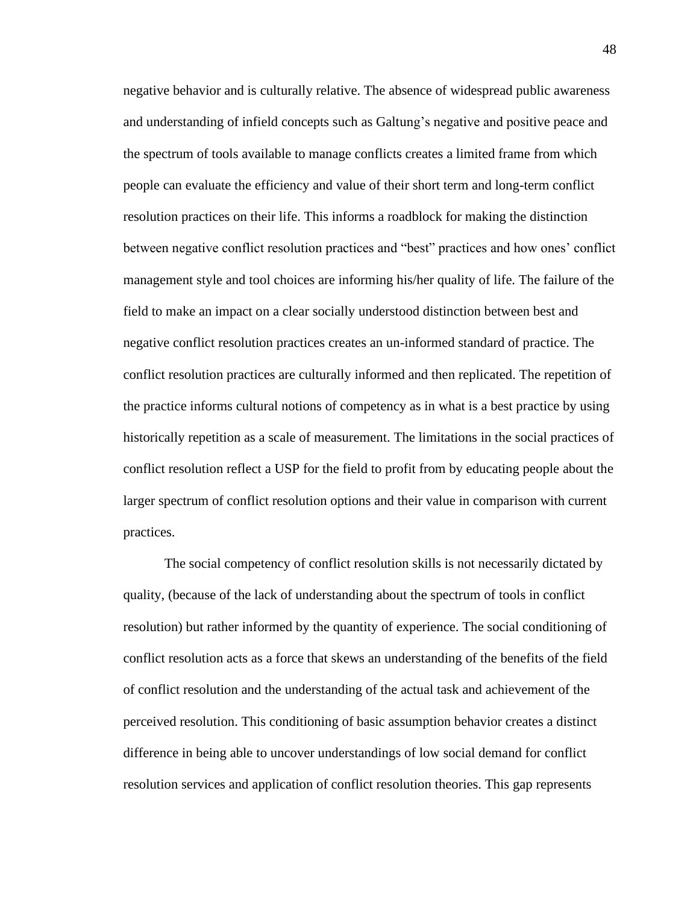negative behavior and is culturally relative. The absence of widespread public awareness and understanding of infield concepts such as Galtung's negative and positive peace and the spectrum of tools available to manage conflicts creates a limited frame from which people can evaluate the efficiency and value of their short term and long-term conflict resolution practices on their life. This informs a roadblock for making the distinction between negative conflict resolution practices and "best" practices and how ones' conflict management style and tool choices are informing his/her quality of life. The failure of the field to make an impact on a clear socially understood distinction between best and negative conflict resolution practices creates an un-informed standard of practice. The conflict resolution practices are culturally informed and then replicated. The repetition of the practice informs cultural notions of competency as in what is a best practice by using historically repetition as a scale of measurement. The limitations in the social practices of conflict resolution reflect a USP for the field to profit from by educating people about the larger spectrum of conflict resolution options and their value in comparison with current practices.

The social competency of conflict resolution skills is not necessarily dictated by quality, (because of the lack of understanding about the spectrum of tools in conflict resolution) but rather informed by the quantity of experience. The social conditioning of conflict resolution acts as a force that skews an understanding of the benefits of the field of conflict resolution and the understanding of the actual task and achievement of the perceived resolution. This conditioning of basic assumption behavior creates a distinct difference in being able to uncover understandings of low social demand for conflict resolution services and application of conflict resolution theories. This gap represents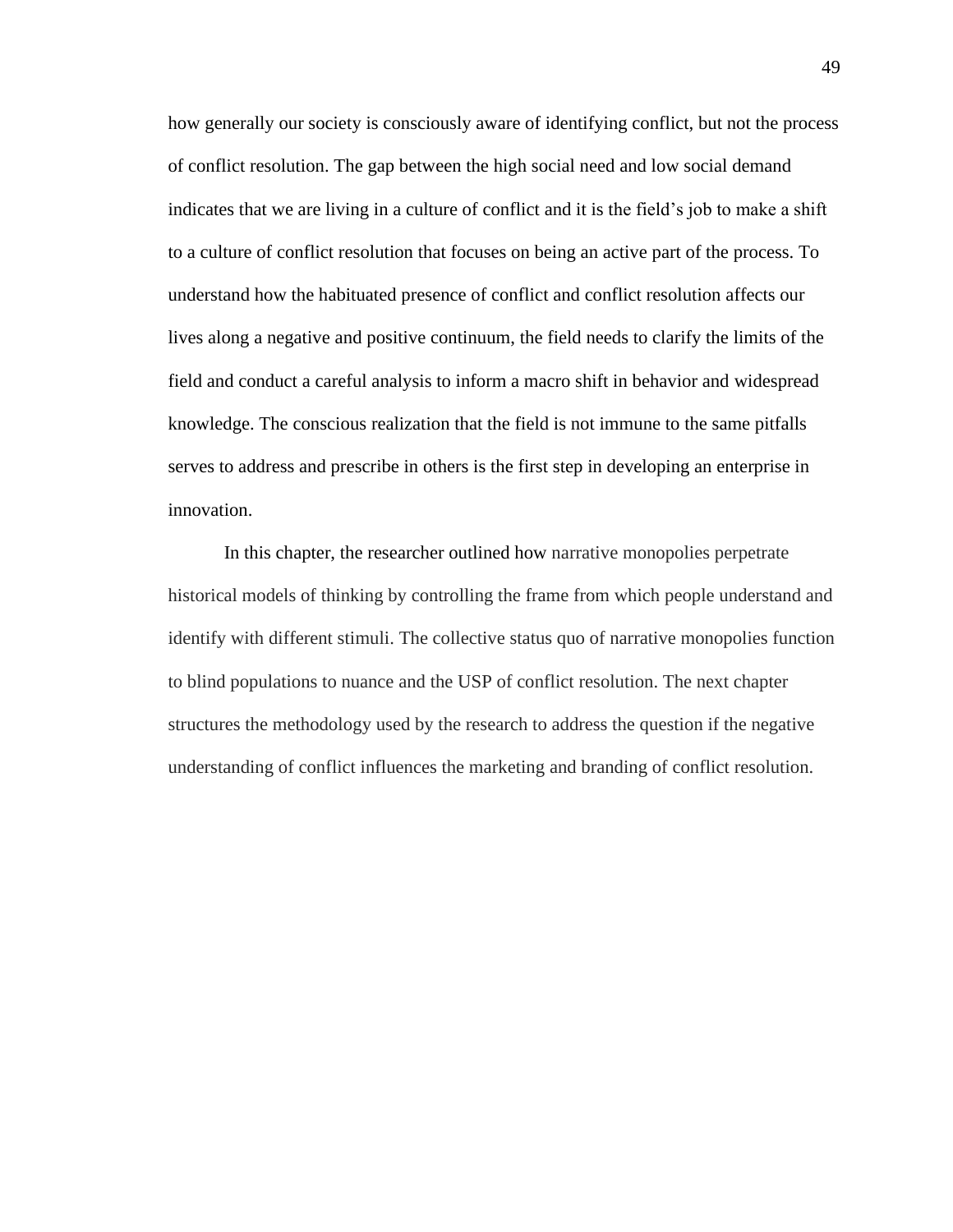how generally our society is consciously aware of identifying conflict, but not the process of conflict resolution. The gap between the high social need and low social demand indicates that we are living in a culture of conflict and it is the field's job to make a shift to a culture of conflict resolution that focuses on being an active part of the process. To understand how the habituated presence of conflict and conflict resolution affects our lives along a negative and positive continuum, the field needs to clarify the limits of the field and conduct a careful analysis to inform a macro shift in behavior and widespread knowledge. The conscious realization that the field is not immune to the same pitfalls serves to address and prescribe in others is the first step in developing an enterprise in innovation.

In this chapter, the researcher outlined how narrative monopolies perpetrate historical models of thinking by controlling the frame from which people understand and identify with different stimuli. The collective status quo of narrative monopolies function to blind populations to nuance and the USP of conflict resolution. The next chapter structures the methodology used by the research to address the question if the negative understanding of conflict influences the marketing and branding of conflict resolution.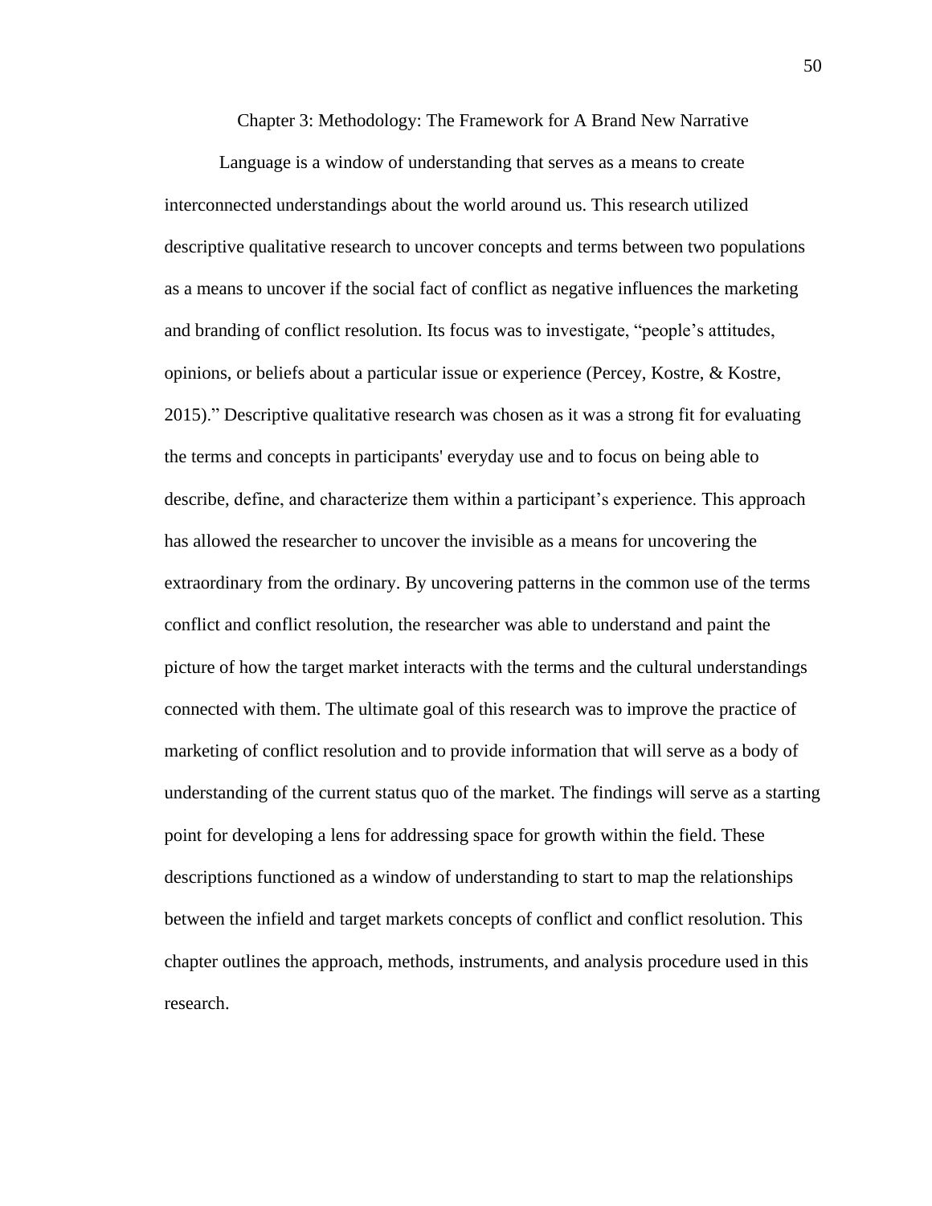# Chapter 3: Methodology: The Framework for A Brand New Narrative

Language is a window of understanding that serves as a means to create interconnected understandings about the world around us. This research utilized descriptive qualitative research to uncover concepts and terms between two populations as a means to uncover if the social fact of conflict as negative influences the marketing and branding of conflict resolution. Its focus was to investigate, "people's attitudes, opinions, or beliefs about a particular issue or experience (Percey, Kostre, & Kostre, 2015)." Descriptive qualitative research was chosen as it was a strong fit for evaluating the terms and concepts in participants' everyday use and to focus on being able to describe, define, and characterize them within a participant's experience. This approach has allowed the researcher to uncover the invisible as a means for uncovering the extraordinary from the ordinary. By uncovering patterns in the common use of the terms conflict and conflict resolution, the researcher was able to understand and paint the picture of how the target market interacts with the terms and the cultural understandings connected with them. The ultimate goal of this research was to improve the practice of marketing of conflict resolution and to provide information that will serve as a body of understanding of the current status quo of the market. The findings will serve as a starting point for developing a lens for addressing space for growth within the field. These descriptions functioned as a window of understanding to start to map the relationships between the infield and target markets concepts of conflict and conflict resolution. This chapter outlines the approach, methods, instruments, and analysis procedure used in this research.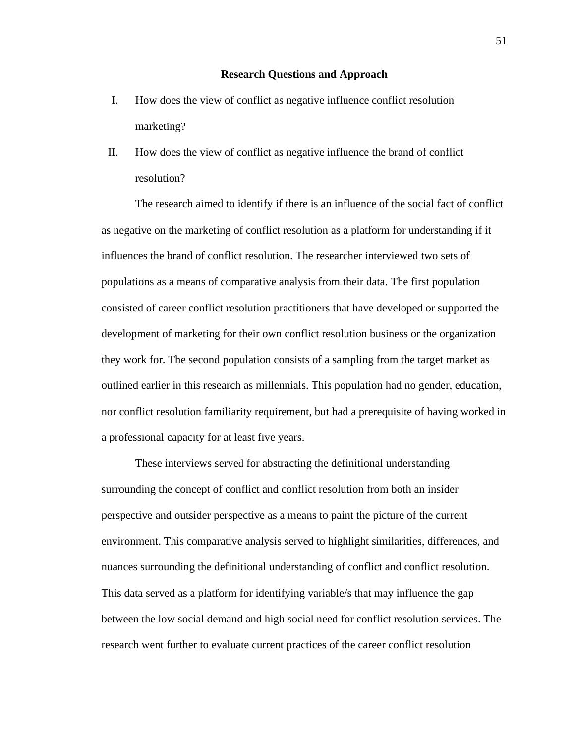## Research Questions and Approach

I. How does the view of conflict as negative influence conflict resolution marketing?

II. How does the view of conflict as negative influence the brand of conflict resolution?

The research aimed to identify if there is an influence of the social fact of conflict as negative on the marketing of conflict resolution as a platform for understanding if it influences the brand of conflict resolution. The researcher interviewed two sets of populations as a means of comparative analysis from their data. The first population consisted of career conflict resolution practitioners that have developed or supported the development of marketing for their own conflict resolution business or the organization they work for. The second population consists of a sampling from the target market as outlined earlier in this research as millennials. This population had no gender, education, nor conflict resolution familiarity requirement, but had a prerequisite of having worked in a professional capacity for at least five years.

These interviews served for abstracting the definitional understanding surrounding the concept of conflict and conflict resolution from both an insider perspective and outsider perspective as a means to paint the picture of the current environment. This comparative analysis served to highlight similarities, differences, and nuances surrounding the definitional understanding of conflict and conflict resolution. This data served as a platform for identifying variable/s that may influence the gap between the low social demand and high social need for conflict resolution services. The research went further to evaluate current practices of the career conflict resolution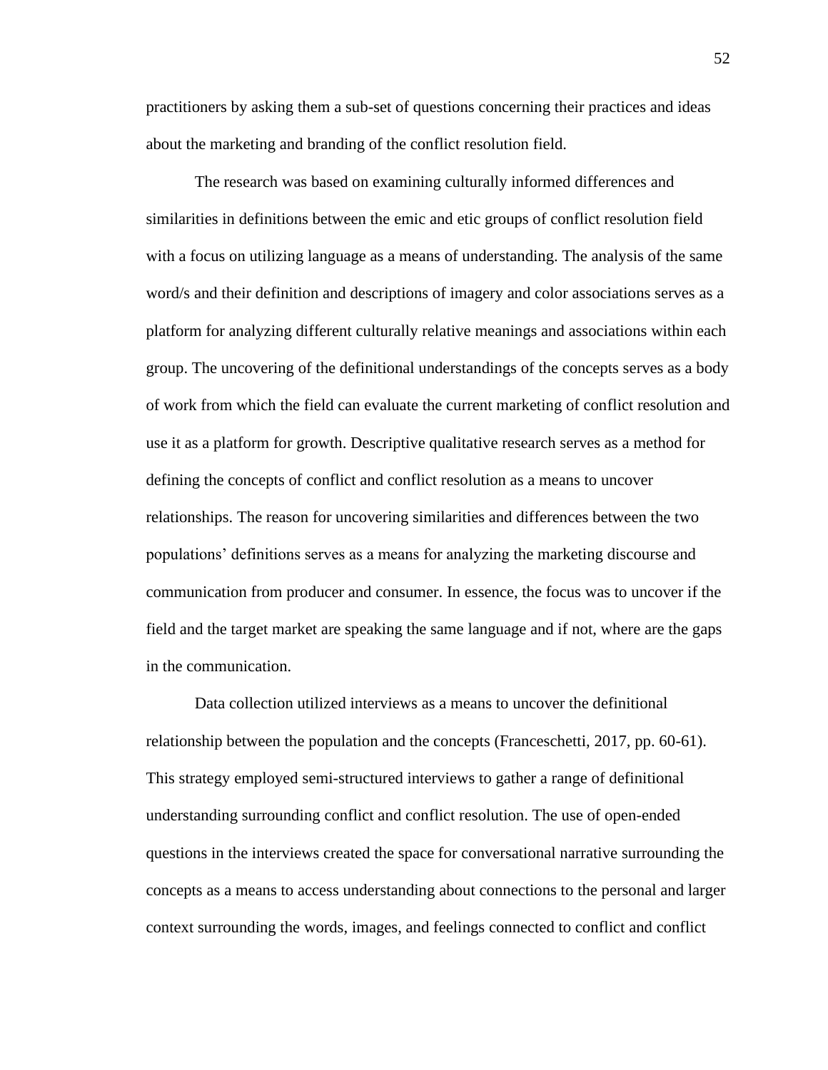practitioners by asking them a sub-set of questions concerning their practices and ideas about the marketing and branding of the conflict resolution field.

The research was based on examining culturally informed differences and similarities in definitions between the emic and etic groups of conflict resolution field with a focus on utilizing language as a means of understanding. The analysis of the same word/s and their definition and descriptions of imagery and color associations serves as a platform for analyzing different culturally relative meanings and associations within each group. The uncovering of the definitional understandings of the concepts serves as a body of work from which the field can evaluate the current marketing of conflict resolution and use it as a platform for growth. Descriptive qualitative research serves as a method for defining the concepts of conflict and conflict resolution as a means to uncover relationships. The reason for uncovering similarities and differences between the two populations' definitions serves as a means for analyzing the marketing discourse and communication from producer and consumer. In essence, the focus was to uncover if the field and the target market are speaking the same language and if not, where are the gaps in the communication.

Data collection utilized interviews as a means to uncover the definitional relationship between the population and the concepts (Franceschetti, 2017, pp. 60-61). This strategy employed semi-structured interviews to gather a range of definitional understanding surrounding conflict and conflict resolution. The use of open-ended questions in the interviews created the space for conversational narrative surrounding the concepts as a means to access understanding about connections to the personal and larger context surrounding the words, images, and feelings connected to conflict and conflict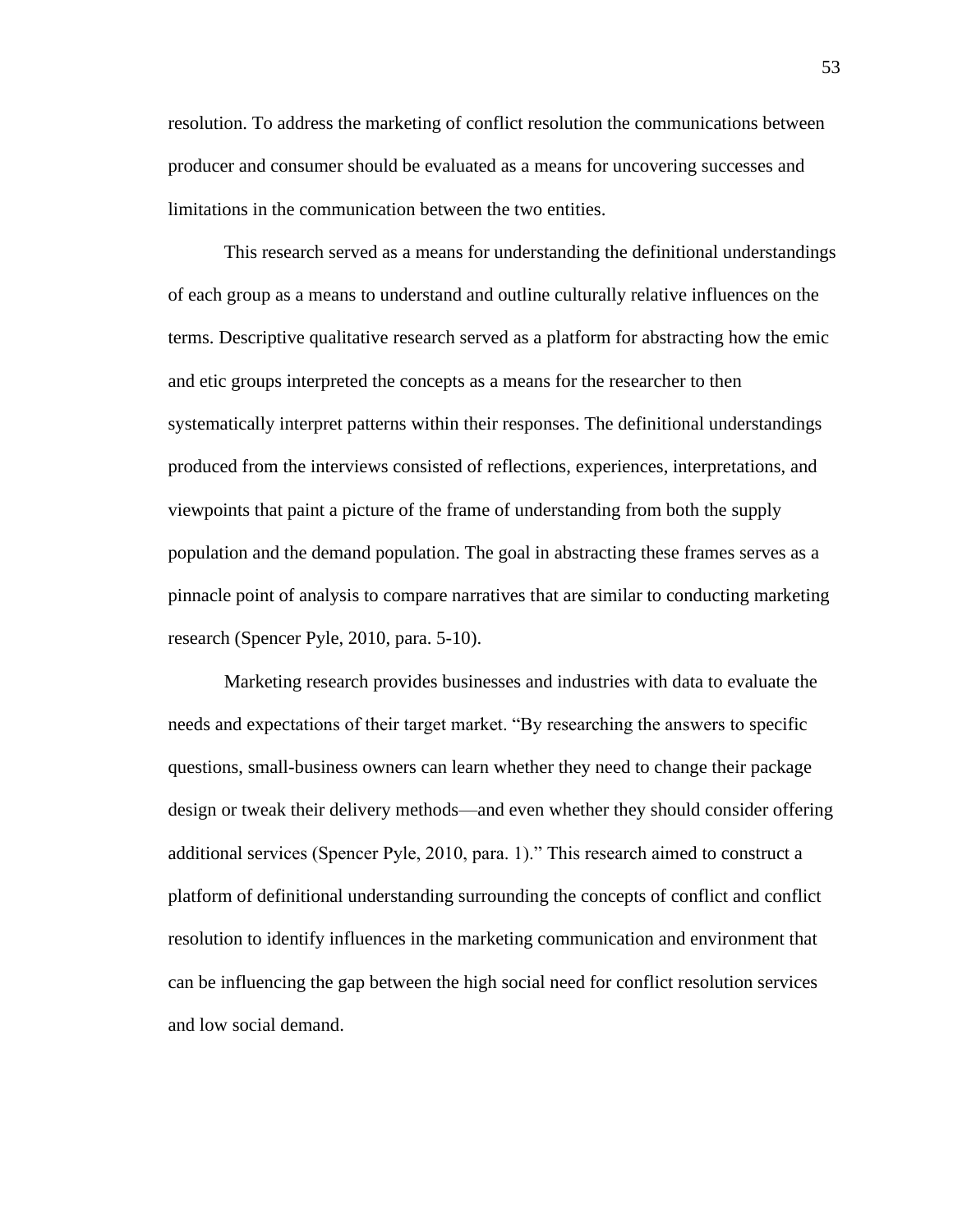resolution. To address the marketing of conflict resolution the communications between producer and consumer should be evaluated as a means for uncovering successes and limitations in the communication between the two entities.

This research served as a means for understanding the definitional understandings of each group as a means to understand and outline culturally relative influences on the terms. Descriptive qualitative research served as a platform for abstracting how the emic and etic groups interpreted the concepts as a means for the researcher to then systematically interpret patterns within their responses. The definitional understandings produced from the interviews consisted of reflections, experiences, interpretations, and viewpoints that paint a picture of the frame of understanding from both the supply population and the demand population. The goal in abstracting these frames serves as a pinnacle point of analysis to compare narratives that are similar to conducting marketing research (Spencer Pyle, 2010, para. 5-10).

Marketing research provides businesses and industries with data to evaluate the needs and expectations of their target market. "By researching the answers to specific questions, small-business owners can learn whether they need to change their package design or tweak their delivery methods—and even whether they should consider offering additional services (Spencer Pyle, 2010, para. 1)." This research aimed to construct a platform of definitional understanding surrounding the concepts of conflict and conflict resolution to identify influences in the marketing communication and environment that can be influencing the gap between the high social need for conflict resolution services and low social demand.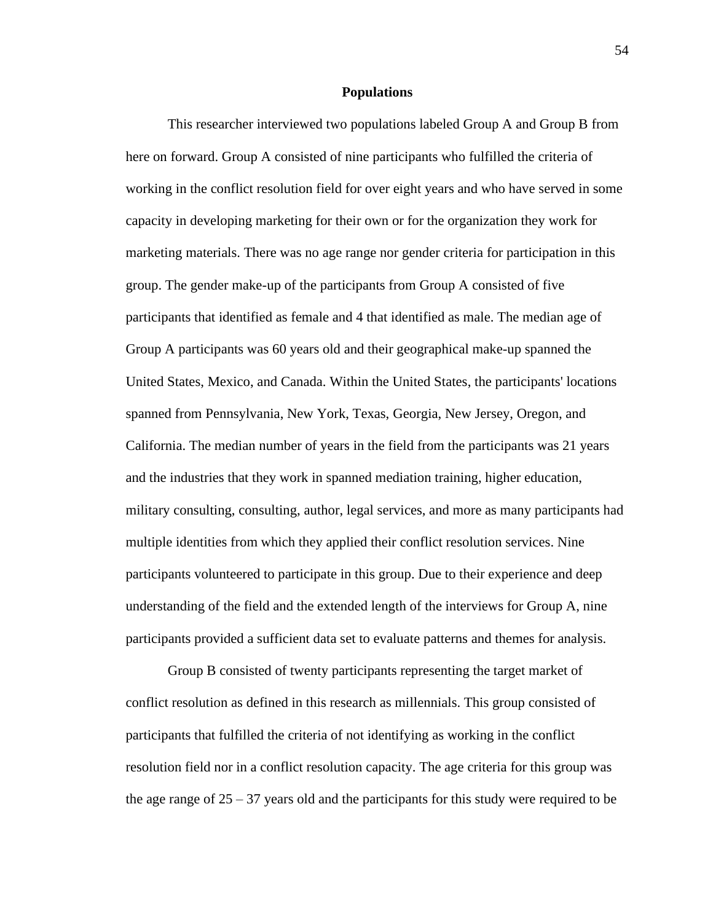## Populations

This researcher interviewed two populations labeled Group A and Group B from here on forward. Group A consisted of nine participants who fulfilled the criteria of working in the conflict resolution field for over eight years and who have served in some capacity in developing marketing for their own or for the organization they work for marketing materials. There was no age range nor gender criteria for participation in this group. The gender make-up of the participants from Group A consisted of five participants that identified as female and 4 that identified as male. The median age of Group A participants was 60 years old and their geographical make-up spanned the United States, Mexico, and Canada. Within the United States, the participants' locations spanned from Pennsylvania, New York, Texas, Georgia, New Jersey, Oregon, and California. The median number of years in the field from the participants was 21 years and the industries that they work in spanned mediation training, higher education, military consulting, consulting, author, legal services, and more as many participants had multiple identities from which they applied their conflict resolution services. Nine participants volunteered to participate in this group. Due to their experience and deep understanding of the field and the extended length of the interviews for Group A, nine participants provided a sufficient data set to evaluate patterns and themes for analysis.

Group B consisted of twenty participants representing the target market of conflict resolution as defined in this research as millennials. This group consisted of participants that fulfilled the criteria of not identifying as working in the conflict resolution field nor in a conflict resolution capacity. The age criteria for this group was the age range of 25 – 37 years old and the participants for this study were required to be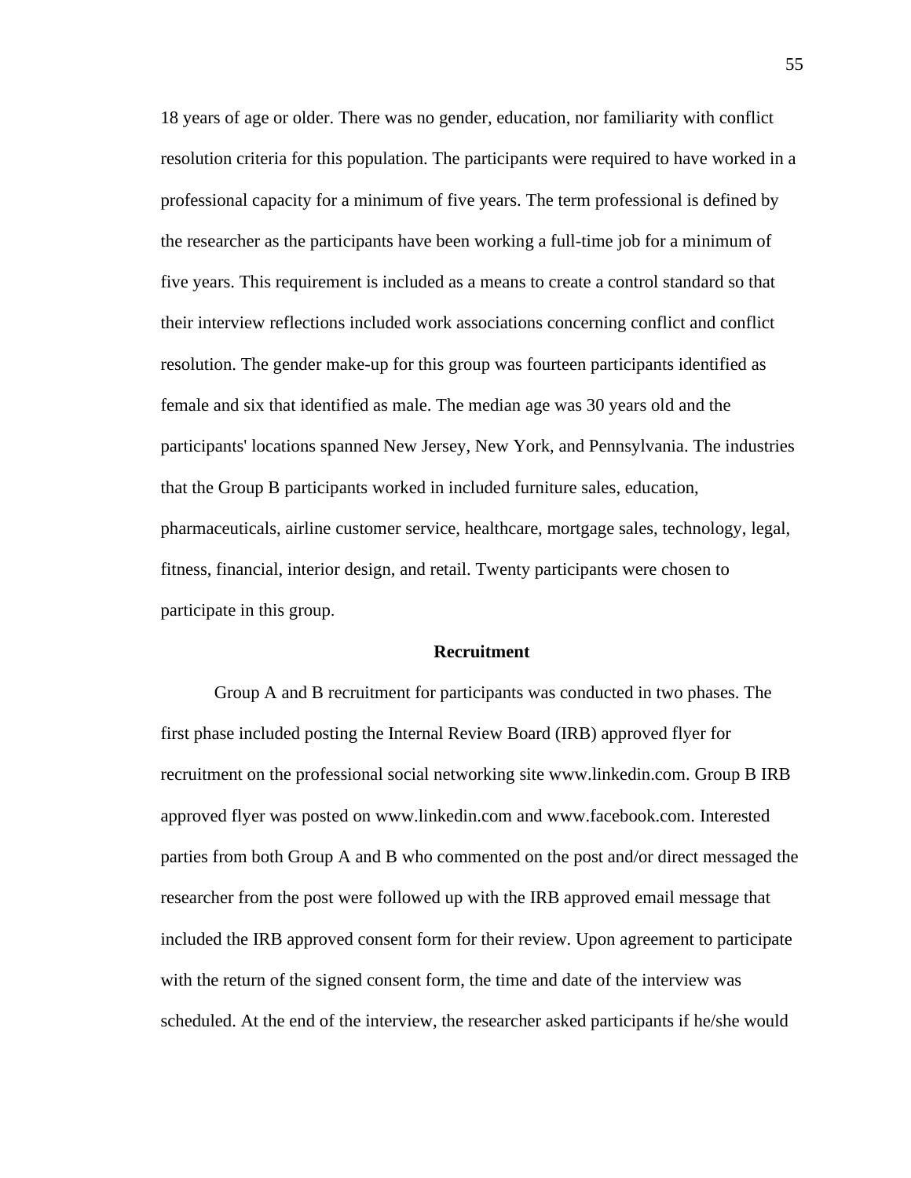18 years of age or older. There was no gender, education, nor familiarity with conflict resolution criteria for this population. The participants were required to have worked in a professional capacity for a minimum of five years. The term professional is defined by the researcher as the participants have been working a full-time job for a minimum of five years. This requirement is included as a means to create a control standard so that their interview reflections included work associations concerning conflict and conflict resolution. The gender make-up for this group was fourteen participants identified as female and six that identified as male. The median age was 30 years old and the participants' locations spanned New Jersey, New York, and Pennsylvania. The industries that the Group B participants worked in included furniture sales, education, pharmaceuticals, airline customer service, healthcare, mortgage sales, technology, legal, fitness, financial, interior design, and retail. Twenty participants were chosen to participate in this group.

## Recruitment

Group A and B recruitment for participants was conducted in two phases. The first phase included posting the Internal Review Board (IRB) approved flyer for recruitment on the professional social networking site www.linkedin.com. Group B IRB approved flyer was posted on www.linkedin.com and www.facebook.com. Interested parties from both Group A and B who commented on the post and/or direct messaged the researcher from the post were followed up with the IRB approved email message that included the IRB approved consent form for their review. Upon agreement to participate with the return of the signed consent form, the time and date of the interview was scheduled. At the end of the interview, the researcher asked participants if he/she would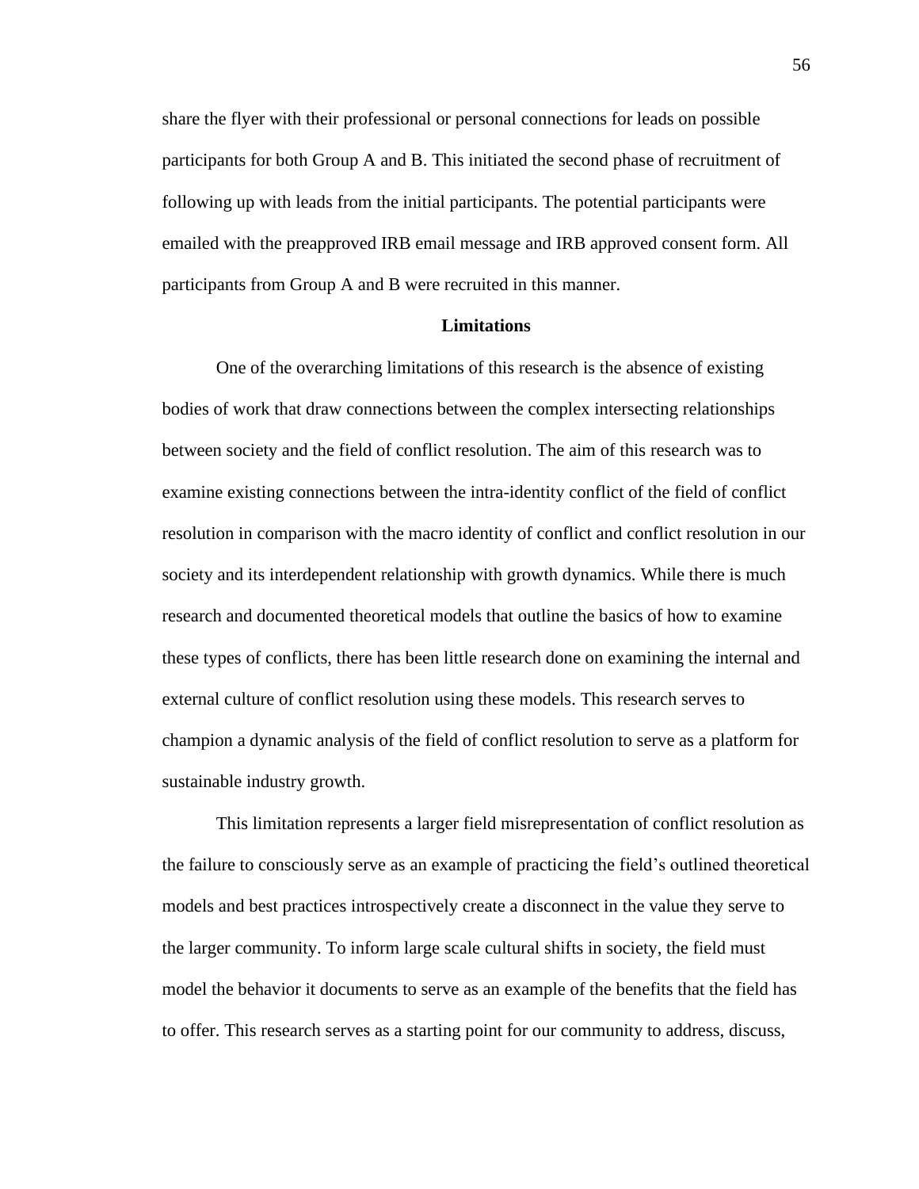share the flyer with their professional or personal connections for leads on possible participants for both Group A and B. This initiated the second phase of recruitment of following up with leads from the initial participants. The potential participants were emailed with the preapproved IRB email message and IRB approved consent form. All participants from Group A and B were recruited in this manner.

## Limitations

One of the overarching limitations of this research is the absence of existing bodies of work that draw connections between the complex intersecting relationships between society and the field of conflict resolution. The aim of this research was to examine existing connections between the intra-identity conflict of the field of conflict resolution in comparison with the macro identity of conflict and conflict resolution in our society and its interdependent relationship with growth dynamics. While there is much research and documented theoretical models that outline the basics of how to examine these types of conflicts, there has been little research done on examining the internal and external culture of conflict resolution using these models. This research serves to champion a dynamic analysis of the field of conflict resolution to serve as a platform for sustainable industry growth.

This limitation represents a larger field misrepresentation of conflict resolution as the failure to consciously serve as an example of practicing the field's outlined theoretical models and best practices introspectively create a disconnect in the value they serve to the larger community. To inform large scale cultural shifts in society, the field must model the behavior it documents to serve as an example of the benefits that the field has to offer. This research serves as a starting point for our community to address, discuss,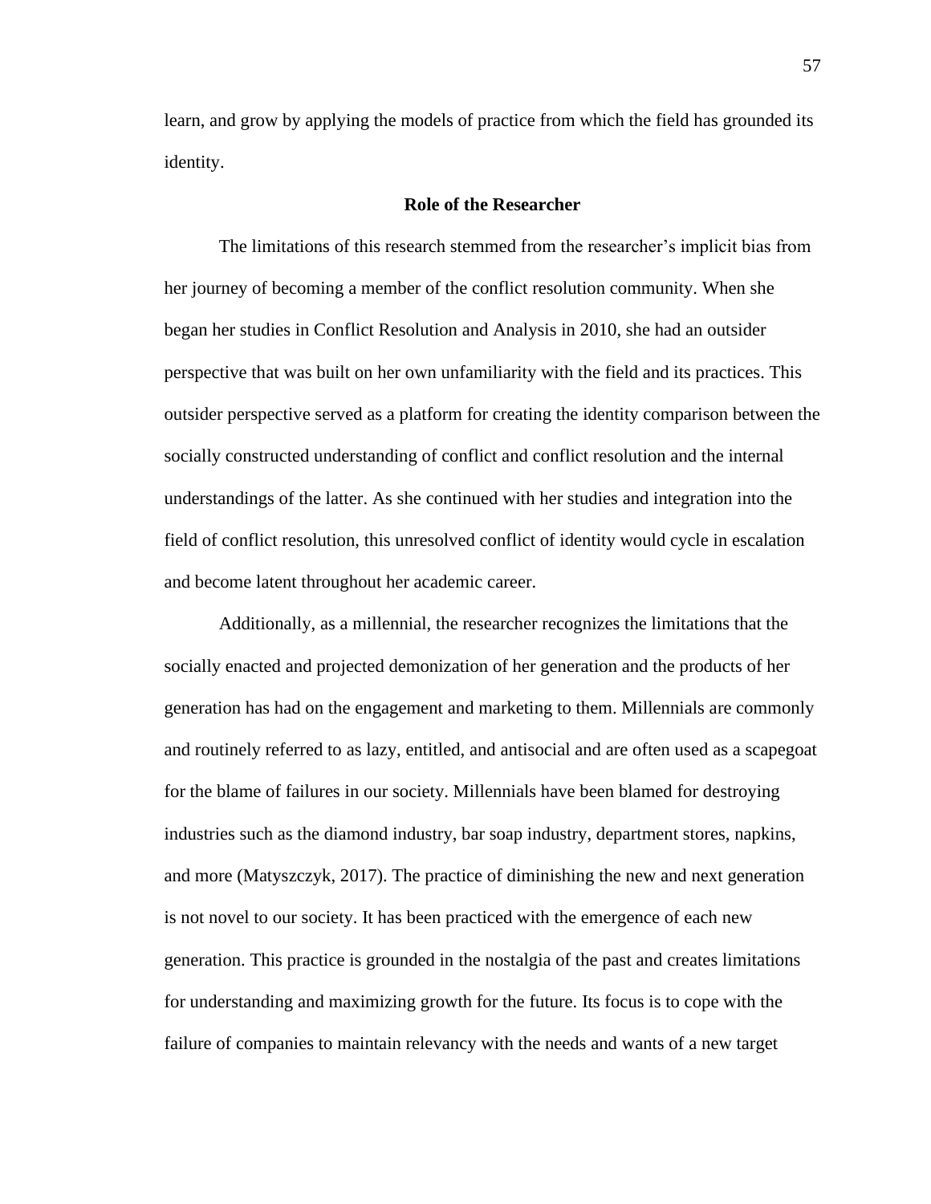learn, and grow by applying the models of practice from which the field has grounded its identity.

## Role of the Researcher

The limitations of this research stemmed from the researcher's implicit bias from her journey of becoming a member of the conflict resolution community. When she began her studies in Conflict Resolution and Analysis in 2010, she had an outsider perspective that was built on her own unfamiliarity with the field and its practices. This outsider perspective served as a platform for creating the identity comparison between the socially constructed understanding of conflict and conflict resolution and the internal understandings of the latter. As she continued with her studies and integration into the field of conflict resolution, this unresolved conflict of identity would cycle in escalation and become latent throughout her academic career.

Additionally, as a millennial, the researcher recognizes the limitations that the socially enacted and projected demonization of her generation and the products of her generation has had on the engagement and marketing to them. Millennials are commonly and routinely referred to as lazy, entitled, and antisocial and are often used as a scapegoat for the blame of failures in our society. Millennials have been blamed for destroying industries such as the diamond industry, bar soap industry, department stores, napkins, and more (Matyszczyk, 2017). The practice of diminishing the new and next generation is not novel to our society. It has been practiced with the emergence of each new generation. This practice is grounded in the nostalgia of the past and creates limitations for understanding and maximizing growth for the future. Its focus is to cope with the failure of companies to maintain relevancy with the needs and wants of a new target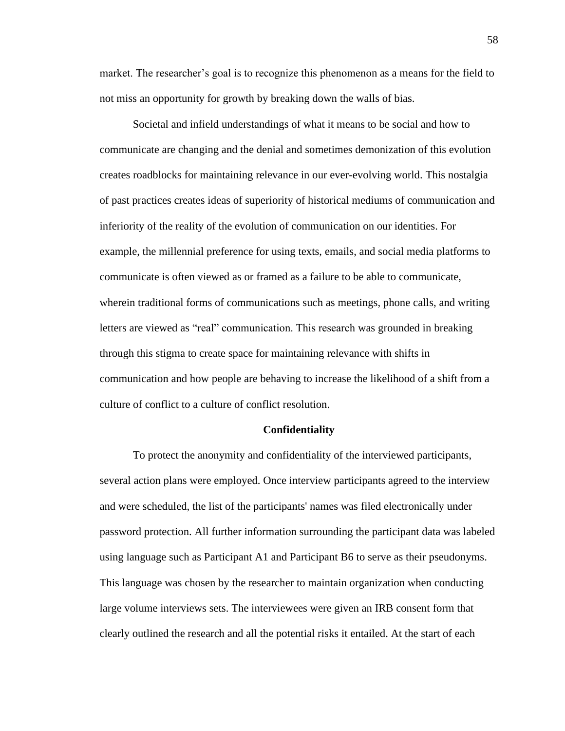market. The researcher's goal is to recognize this phenomenon as a means for the field to not miss an opportunity for growth by breaking down the walls of bias.

Societal and infield understandings of what it means to be social and how to communicate are changing and the denial and sometimes demonization of this evolution creates roadblocks for maintaining relevance in our ever-evolving world. This nostalgia of past practices creates ideas of superiority of historical mediums of communication and inferiority of the reality of the evolution of communication on our identities. For example, the millennial preference for using texts, emails, and social media platforms to communicate is often viewed as or framed as a failure to be able to communicate, wherein traditional forms of communications such as meetings, phone calls, and writing letters are viewed as "real" communication. This research was grounded in breaking through this stigma to create space for maintaining relevance with shifts in communication and how people are behaving to increase the likelihood of a shift from a culture of conflict to a culture of conflict resolution.

## Confidentiality

To protect the anonymity and confidentiality of the interviewed participants, several action plans were employed. Once interview participants agreed to the interview and were scheduled, the list of the participants' names was filed electronically under password protection. All further information surrounding the participant data was labeled using language such as Participant A1 and Participant B6 to serve as their pseudonyms. This language was chosen by the researcher to maintain organization when conducting large volume interviews sets. The interviewees were given an IRB consent form that clearly outlined the research and all the potential risks it entailed. At the start of each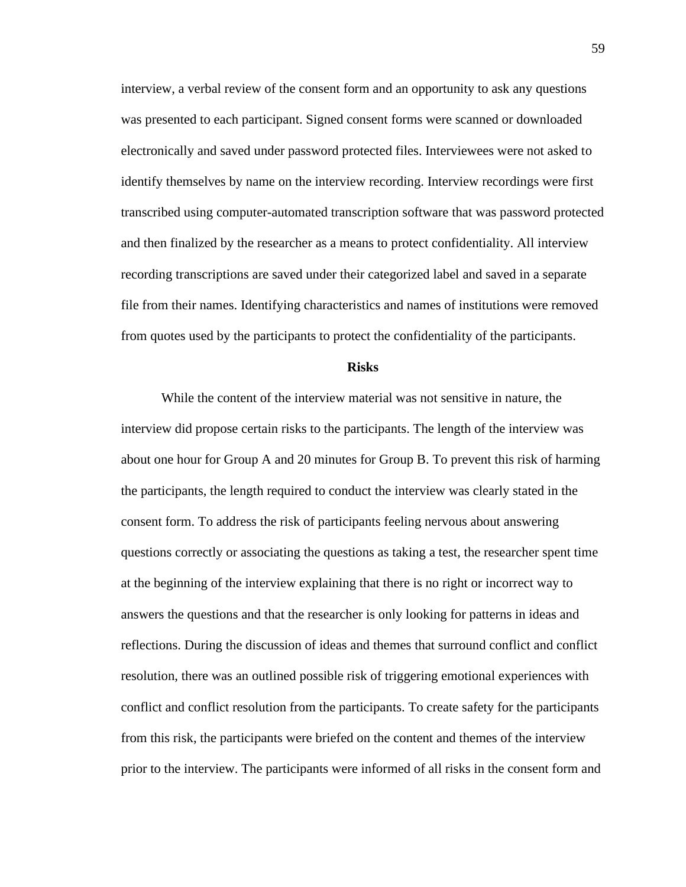interview, a verbal review of the consent form and an opportunity to ask any questions was presented to each participant. Signed consent forms were scanned or downloaded electronically and saved under password protected files. Interviewees were not asked to identify themselves by name on the interview recording. Interview recordings were first transcribed using computer-automated transcription software that was password protected and then finalized by the researcher as a means to protect confidentiality. All interview recording transcriptions are saved under their categorized label and saved in a separate file from their names. Identifying characteristics and names of institutions were removed from quotes used by the participants to protect the confidentiality of the participants.

## Risks

While the content of the interview material was not sensitive in nature, the interview did propose certain risks to the participants. The length of the interview was about one hour for Group A and 20 minutes for Group B. To prevent this risk of harming the participants, the length required to conduct the interview was clearly stated in the consent form. To address the risk of participants feeling nervous about answering questions correctly or associating the questions as taking a test, the researcher spent time at the beginning of the interview explaining that there is no right or incorrect way to answers the questions and that the researcher is only looking for patterns in ideas and reflections. During the discussion of ideas and themes that surround conflict and conflict resolution, there was an outlined possible risk of triggering emotional experiences with conflict and conflict resolution from the participants. To create safety for the participants from this risk, the participants were briefed on the content and themes of the interview prior to the interview. The participants were informed of all risks in the consent form and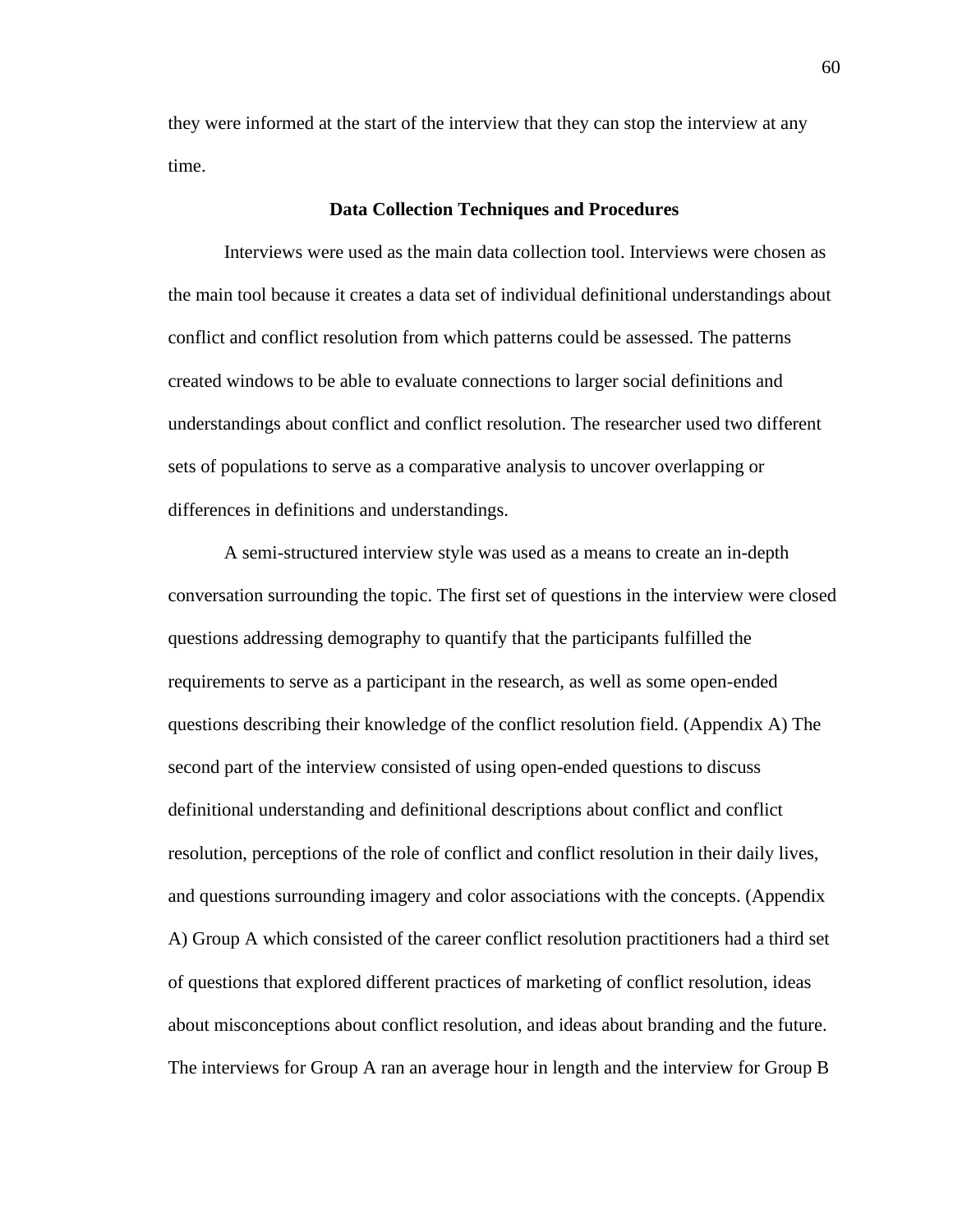they were informed at the start of the interview that they can stop the interview at any time.

## Data Collection Techniques and Procedures

Interviews were used as the main data collection tool. Interviews were chosen as the main tool because it creates a data set of individual definitional understandings about conflict and conflict resolution from which patterns could be assessed. The patterns created windows to be able to evaluate connections to larger social definitions and understandings about conflict and conflict resolution. The researcher used two different sets of populations to serve as a comparative analysis to uncover overlapping or differences in definitions and understandings.

A semi-structured interview style was used as a means to create an in-depth conversation surrounding the topic. The first set of questions in the interview were closed questions addressing demography to quantify that the participants fulfilled the requirements to serve as a participant in the research, as well as some open-ended questions describing their knowledge of the conflict resolution field. (Appendix A) The second part of the interview consisted of using open-ended questions to discuss definitional understanding and definitional descriptions about conflict and conflict resolution, perceptions of the role of conflict and conflict resolution in their daily lives, and questions surrounding imagery and color associations with the concepts. (Appendix A) Group A which consisted of the career conflict resolution practitioners had a third set of questions that explored different practices of marketing of conflict resolution, ideas about misconceptions about conflict resolution, and ideas about branding and the future. The interviews for Group A ran an average hour in length and the interview for Group B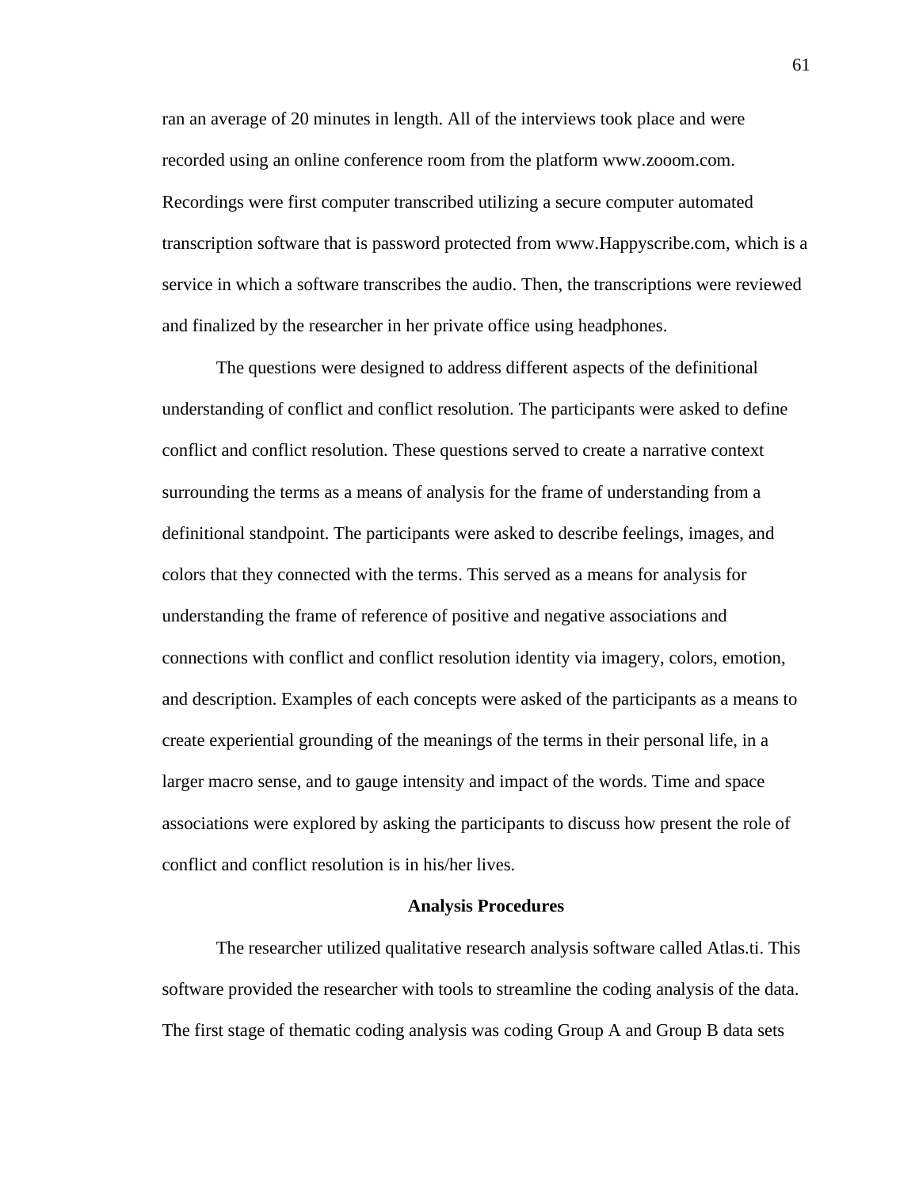ran an average of 20 minutes in length. All of the interviews took place and were recorded using an online conference room from the platform www.zooom.com. Recordings were first computer transcribed utilizing a secure computer automated transcription software that is password protected from www.Happyscribe.com, which is a service in which a software transcribes the audio. Then, the transcriptions were reviewed and finalized by the researcher in her private office using headphones.

The questions were designed to address different aspects of the definitional understanding of conflict and conflict resolution. The participants were asked to define conflict and conflict resolution. These questions served to create a narrative context surrounding the terms as a means of analysis for the frame of understanding from a definitional standpoint. The participants were asked to describe feelings, images, and colors that they connected with the terms. This served as a means for analysis for understanding the frame of reference of positive and negative associations and connections with conflict and conflict resolution identity via imagery, colors, emotion, and description. Examples of each concepts were asked of the participants as a means to create experiential grounding of the meanings of the terms in their personal life, in a larger macro sense, and to gauge intensity and impact of the words. Time and space associations were explored by asking the participants to discuss how present the role of conflict and conflict resolution is in his/her lives.

## Analysis Procedures

The researcher utilized qualitative research analysis software called Atlas.ti. This software provided the researcher with tools to streamline the coding analysis of the data. The first stage of thematic coding analysis was coding Group A and Group B data sets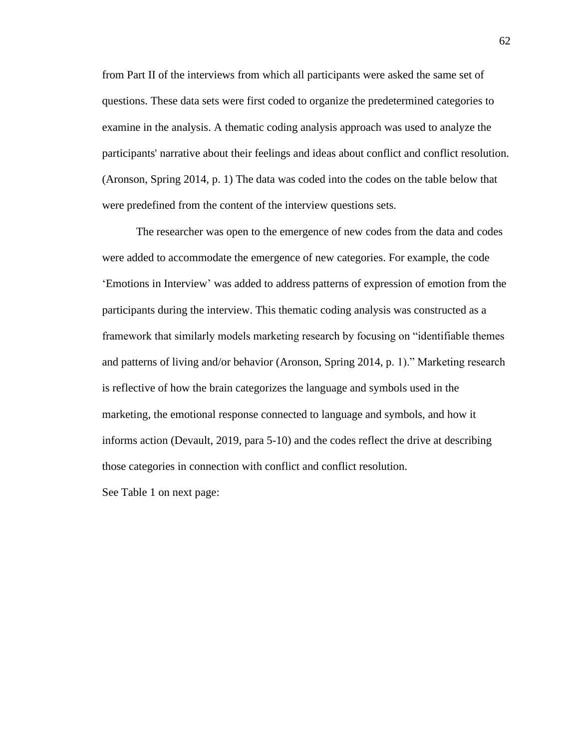from Part II of the interviews from which all participants were asked the same set of questions. These data sets were first coded to organize the predetermined categories to examine in the analysis. A thematic coding analysis approach was used to analyze the participants' narrative about their feelings and ideas about conflict and conflict resolution. (Aronson, Spring 2014, p. 1) The data was coded into the codes on the table below that were predefined from the content of the interview questions sets.

The researcher was open to the emergence of new codes from the data and codes were added to accommodate the emergence of new categories. For example, the code ‘Emotions in Interview’ was added to address patterns of expression of emotion from the participants during the interview. This thematic coding analysis was constructed as a framework that similarly models marketing research by focusing on “identifiable themes and patterns of living and/or behavior (Aronson, Spring 2014, p. 1).” Marketing research is reflective of how the brain categorizes the language and symbols used in the marketing, the emotional response connected to language and symbols, and how it informs action (Devault, 2019, para 5-10) and the codes reflect the drive at describing those categories in connection with conflict and conflict resolution.

See Table 1 on next page: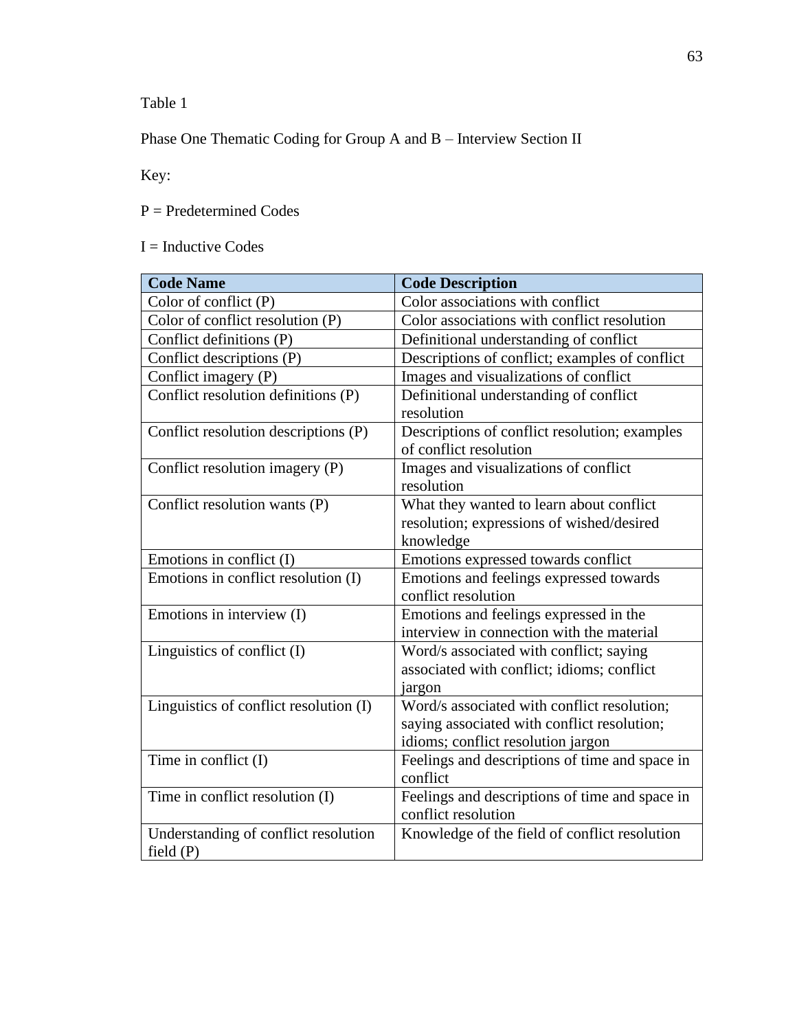Table 1

Phase One Thematic Coding for Group A and B – Interview Section II

Key:

P = Predetermined Codes

I = Inductive Codes

| Code Name | Code Description |
|---|---|
| Color of conflict (P) | Color associations with conflict |
| Color of conflict resolution (P) | Color associations with conflict resolution |
| Conflict definitions (P) | Definitional understanding of conflict |
| Conflict descriptions (P) | Descriptions of conflict; examples of conflict |
| Conflict imagery (P) | Images and visualizations of conflict |
| Conflict resolution definitions (P) | Definitional understanding of conflict resolution |
| Conflict resolution descriptions (P) | Descriptions of conflict resolution; examples of conflict resolution |
| Conflict resolution imagery (P) | Images and visualizations of conflict resolution |
| Conflict resolution wants (P) | What they wanted to learn about conflict resolution; expressions of wished/desired knowledge |
| Emotions in conflict (I) | Emotions expressed towards conflict |
| Emotions in conflict resolution (I) | Emotions and feelings expressed towards conflict resolution |
| Emotions in interview (I) | Emotions and feelings expressed in the interview in connection with the material |
| Linguistics of conflict (I) | Word/s associated with conflict; saying associated with conflict; idioms; conflict jargon |
| Linguistics of conflict resolution (I) | Word/s associated with conflict resolution; saying associated with conflict resolution; idioms; conflict resolution jargon |
| Time in conflict (I) | Feelings and descriptions of time and space in conflict |
| Time in conflict resolution (I) | Feelings and descriptions of time and space in conflict resolution |
| Understanding of conflict resolution field (P) | Knowledge of the field of conflict resolution |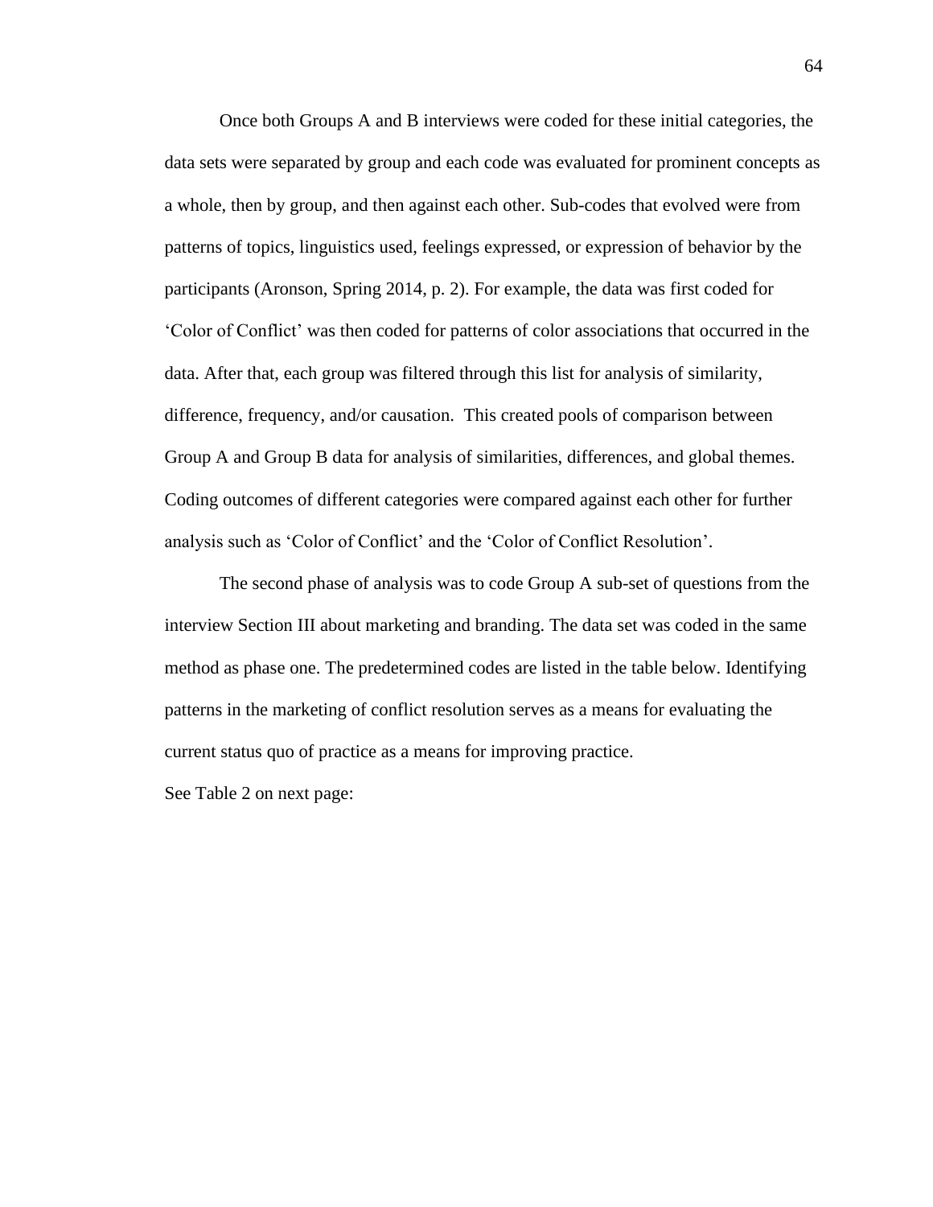Once both Groups A and B interviews were coded for these initial categories, the data sets were separated by group and each code was evaluated for prominent concepts as a whole, then by group, and then against each other. Sub-codes that evolved were from patterns of topics, linguistics used, feelings expressed, or expression of behavior by the participants (Aronson, Spring 2014, p. 2). For example, the data was first coded for 'Color of Conflict' was then coded for patterns of color associations that occurred in the data. After that, each group was filtered through this list for analysis of similarity, difference, frequency, and/or causation. This created pools of comparison between Group A and Group B data for analysis of similarities, differences, and global themes. Coding outcomes of different categories were compared against each other for further analysis such as 'Color of Conflict' and the 'Color of Conflict Resolution'.

The second phase of analysis was to code Group A sub-set of questions from the interview Section III about marketing and branding. The data set was coded in the same method as phase one. The predetermined codes are listed in the table below. Identifying patterns in the marketing of conflict resolution serves as a means for evaluating the current status quo of practice as a means for improving practice.

See Table 2 on next page: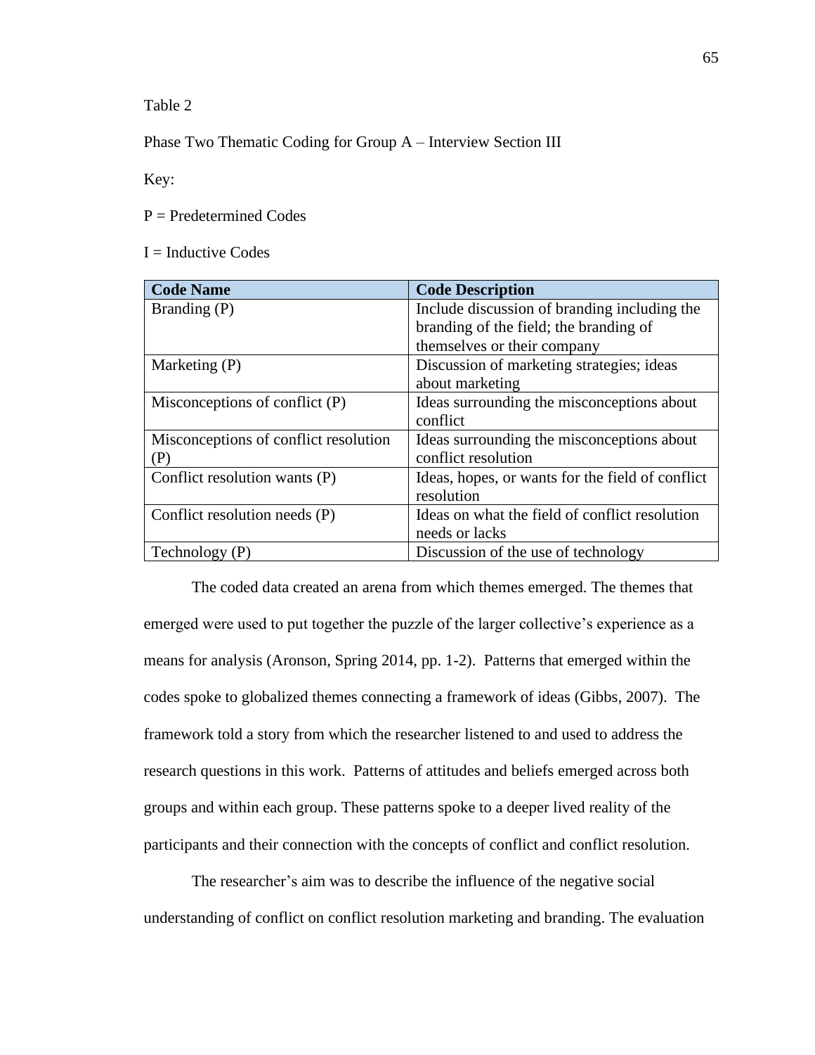Table 2

Phase Two Thematic Coding for Group A – Interview Section III

Key:

P = Predetermined Codes

I = Inductive Codes

| Code Name | Code Description |
|---|---|
| Branding (P) | Include discussion of branding including the branding of the field; the branding of themselves or their company |
| Marketing (P) | Discussion of marketing strategies; ideas about marketing |
| Misconceptions of conflict (P) | Ideas surrounding the misconceptions about conflict |
| Misconceptions of conflict resolution (P) | Ideas surrounding the misconceptions about conflict resolution |
| Conflict resolution wants (P) | Ideas, hopes, or wants for the field of conflict resolution |
| Conflict resolution needs (P) | Ideas on what the field of conflict resolution needs or lacks |
| Technology (P) | Discussion of the use of technology |

The coded data created an arena from which themes emerged. The themes that emerged were used to put together the puzzle of the larger collective's experience as a means for analysis (Aronson, Spring 2014, pp. 1-2). Patterns that emerged within the codes spoke to globalized themes connecting a framework of ideas (Gibbs, 2007). The framework told a story from which the researcher listened to and used to address the research questions in this work. Patterns of attitudes and beliefs emerged across both groups and within each group. These patterns spoke to a deeper lived reality of the participants and their connection with the concepts of conflict and conflict resolution.

The researcher's aim was to describe the influence of the negative social understanding of conflict on conflict resolution marketing and branding. The evaluation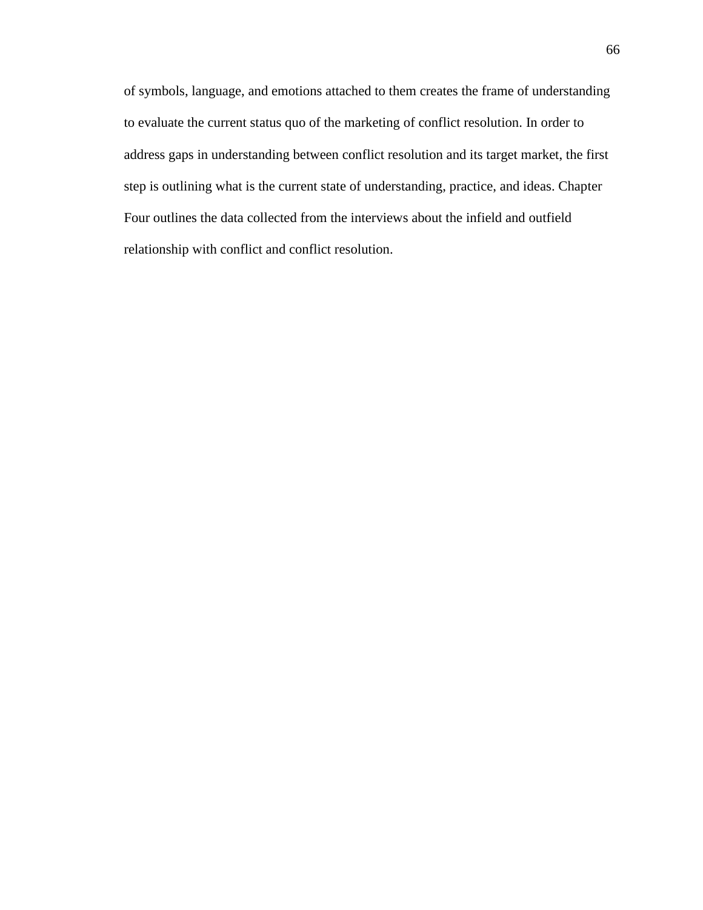of symbols, language, and emotions attached to them creates the frame of understanding to evaluate the current status quo of the marketing of conflict resolution. In order to address gaps in understanding between conflict resolution and its target market, the first step is outlining what is the current state of understanding, practice, and ideas. Chapter Four outlines the data collected from the interviews about the infield and outfield relationship with conflict and conflict resolution.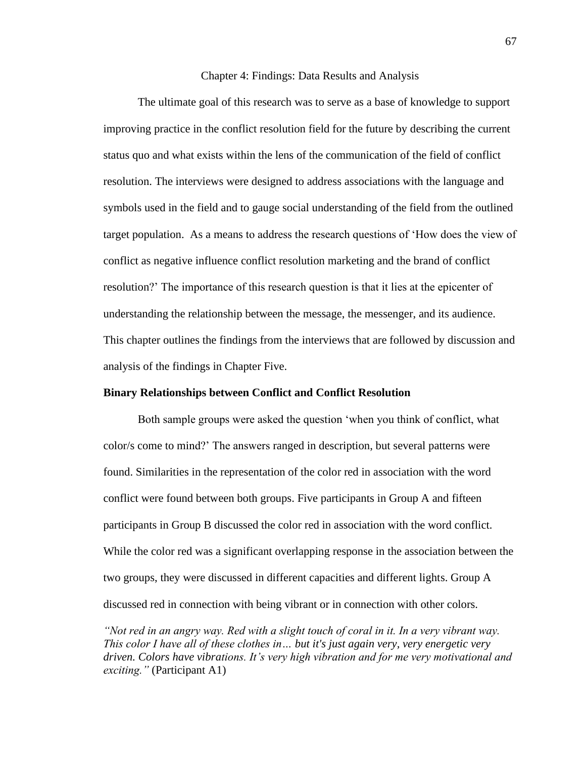# Chapter 4: Findings: Data Results and Analysis

The ultimate goal of this research was to serve as a base of knowledge to support improving practice in the conflict resolution field for the future by describing the current status quo and what exists within the lens of the communication of the field of conflict resolution. The interviews were designed to address associations with the language and symbols used in the field and to gauge social understanding of the field from the outlined target population. As a means to address the research questions of 'How does the view of conflict as negative influence conflict resolution marketing and the brand of conflict resolution?' The importance of this research question is that it lies at the epicenter of understanding the relationship between the message, the messenger, and its audience. This chapter outlines the findings from the interviews that are followed by discussion and analysis of the findings in Chapter Five.

## Binary Relationships between Conflict and Conflict Resolution

Both sample groups were asked the question 'when you think of conflict, what color/s come to mind?' The answers ranged in description, but several patterns were found. Similarities in the representation of the color red in association with the word conflict were found between both groups. Five participants in Group A and fifteen participants in Group B discussed the color red in association with the word conflict. While the color red was a significant overlapping response in the association between the two groups, they were discussed in different capacities and different lights. Group A discussed red in connection with being vibrant or in connection with other colors.

*"Not red in an angry way. Red with a slight touch of coral in it. In a very vibrant way. This color I have all of these clothes in… but it's just again very, very energetic very driven. Colors have vibrations. It's very high vibration and for me very motivational and exciting."* (Participant A1)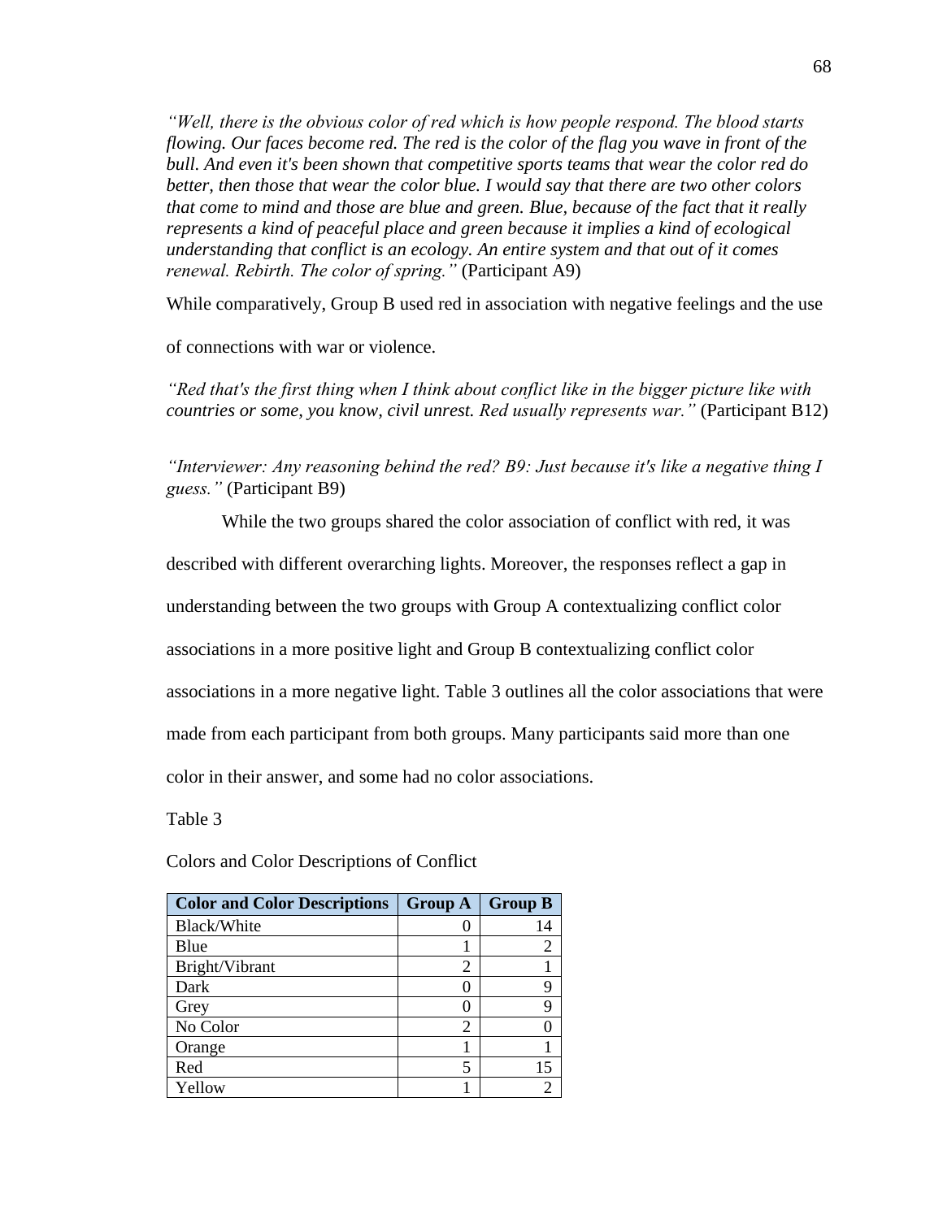*"Well, there is the obvious color of red which is how people respond. The blood starts flowing. Our faces become red. The red is the color of the flag you wave in front of the bull. And even it's been shown that competitive sports teams that wear the color red do better, then those that wear the color blue. I would say that there are two other colors that come to mind and those are blue and green. Blue, because of the fact that it really represents a kind of peaceful place and green because it implies a kind of ecological understanding that conflict is an ecology. An entire system and that out of it comes renewal. Rebirth. The color of spring."* (Participant A9)

While comparatively, Group B used red in association with negative feelings and the use of connections with war or violence.

*"Red that's the first thing when I think about conflict like in the bigger picture like with countries or some, you know, civil unrest. Red usually represents war."* (Participant B12)

*"Interviewer: Any reasoning behind the red? B9: Just because it's like a negative thing I guess."* (Participant B9)

While the two groups shared the color association of conflict with red, it was described with different overarching lights. Moreover, the responses reflect a gap in understanding between the two groups with Group A contextualizing conflict color associations in a more positive light and Group B contextualizing conflict color associations in a more negative light. Table 3 outlines all the color associations that were made from each participant from both groups. Many participants said more than one color in their answer, and some had no color associations.

Table 3

Colors and Color Descriptions of Conflict

| Color and Color Descriptions | Group A | Group B |
|---|---|---|
| Black/White | 0 | 14 |
| Blue | 1 | 2 |
| Bright/Vibrant | 2 | 1 |
| Dark | 0 | 9 |
| Grey | 0 | 9 |
| No Color | 2 | 0 |
| Orange | 1 | 1 |
| Red | 5 | 15 |
| Yellow | 1 | 2 |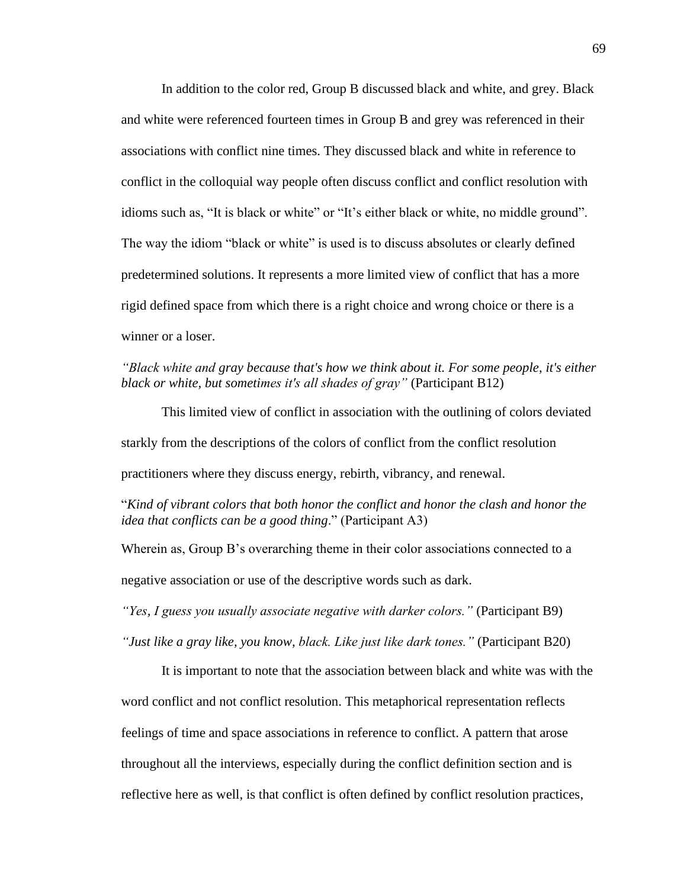In addition to the color red, Group B discussed black and white, and grey. Black and white were referenced fourteen times in Group B and grey was referenced in their associations with conflict nine times. They discussed black and white in reference to conflict in the colloquial way people often discuss conflict and conflict resolution with idioms such as, "It is black or white" or "It's either black or white, no middle ground". The way the idiom "black or white" is used is to discuss absolutes or clearly defined predetermined solutions. It represents a more limited view of conflict that has a more rigid defined space from which there is a right choice and wrong choice or there is a winner or a loser.

*"Black white and gray because that's how we think about it. For some people, it's either black or white, but sometimes it's all shades of gray"* (Participant B12)

This limited view of conflict in association with the outlining of colors deviated starkly from the descriptions of the colors of conflict from the conflict resolution practitioners where they discuss energy, rebirth, vibrancy, and renewal.

"*Kind of vibrant colors that both honor the conflict and honor the clash and honor the idea that conflicts can be a good thing*." (Participant A3)

Wherein as, Group B's overarching theme in their color associations connected to a negative association or use of the descriptive words such as dark.

*"Yes, I guess you usually associate negative with darker colors."* (Participant B9)

*"Just like a gray like, you know, black. Like just like dark tones."* (Participant B20)

It is important to note that the association between black and white was with the word conflict and not conflict resolution. This metaphorical representation reflects feelings of time and space associations in reference to conflict. A pattern that arose throughout all the interviews, especially during the conflict definition section and is reflective here as well, is that conflict is often defined by conflict resolution practices,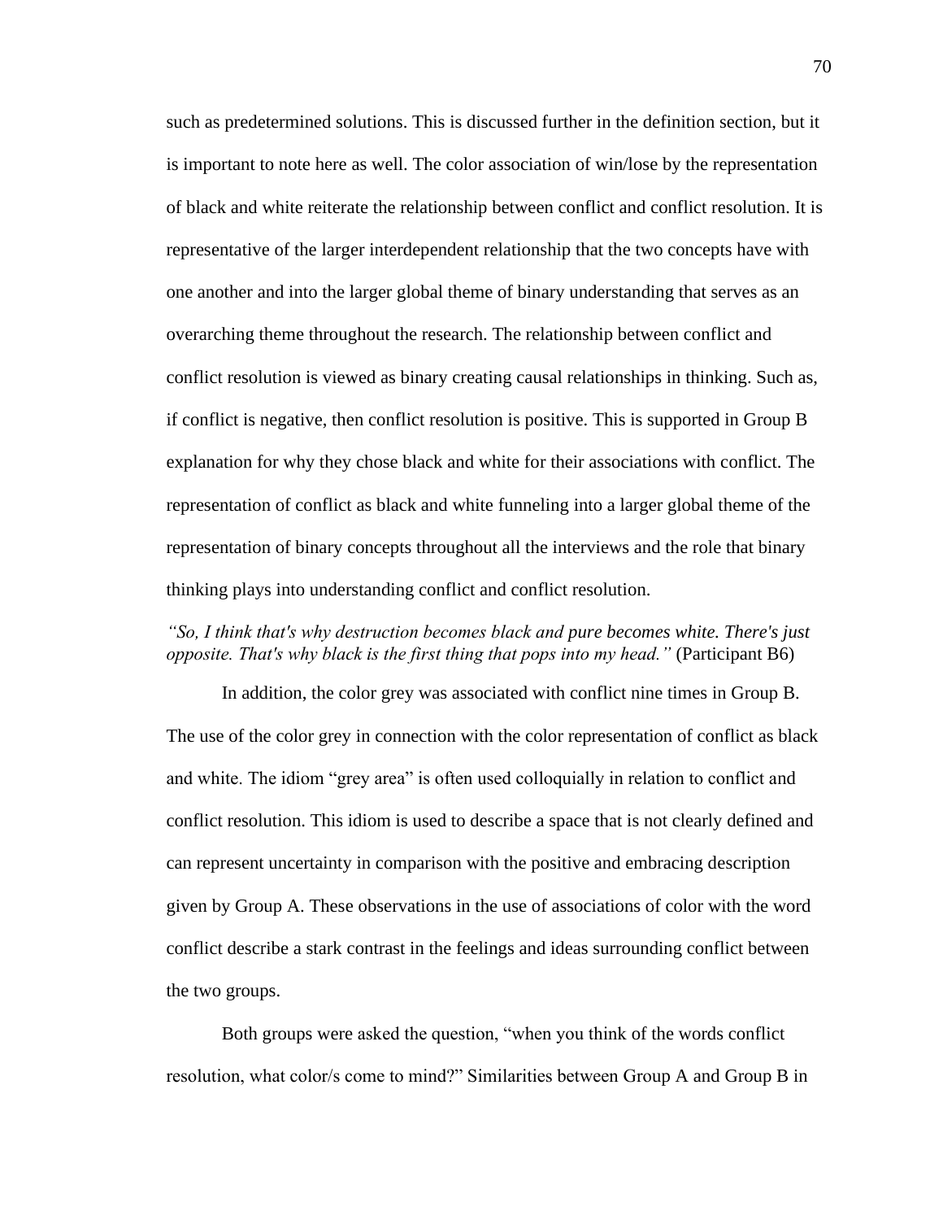such as predetermined solutions. This is discussed further in the definition section, but it is important to note here as well. The color association of win/lose by the representation of black and white reiterate the relationship between conflict and conflict resolution. It is representative of the larger interdependent relationship that the two concepts have with one another and into the larger global theme of binary understanding that serves as an overarching theme throughout the research. The relationship between conflict and conflict resolution is viewed as binary creating causal relationships in thinking. Such as, if conflict is negative, then conflict resolution is positive. This is supported in Group B explanation for why they chose black and white for their associations with conflict. The representation of conflict as black and white funneling into a larger global theme of the representation of binary concepts throughout all the interviews and the role that binary thinking plays into understanding conflict and conflict resolution.

*"So, I think that's why destruction becomes black and pure becomes white. There's just opposite. That's why black is the first thing that pops into my head."* (Participant B6)

In addition, the color grey was associated with conflict nine times in Group B. The use of the color grey in connection with the color representation of conflict as black and white. The idiom "grey area" is often used colloquially in relation to conflict and conflict resolution. This idiom is used to describe a space that is not clearly defined and can represent uncertainty in comparison with the positive and embracing description given by Group A. These observations in the use of associations of color with the word conflict describe a stark contrast in the feelings and ideas surrounding conflict between the two groups.

Both groups were asked the question, "when you think of the words conflict resolution, what color/s come to mind?" Similarities between Group A and Group B in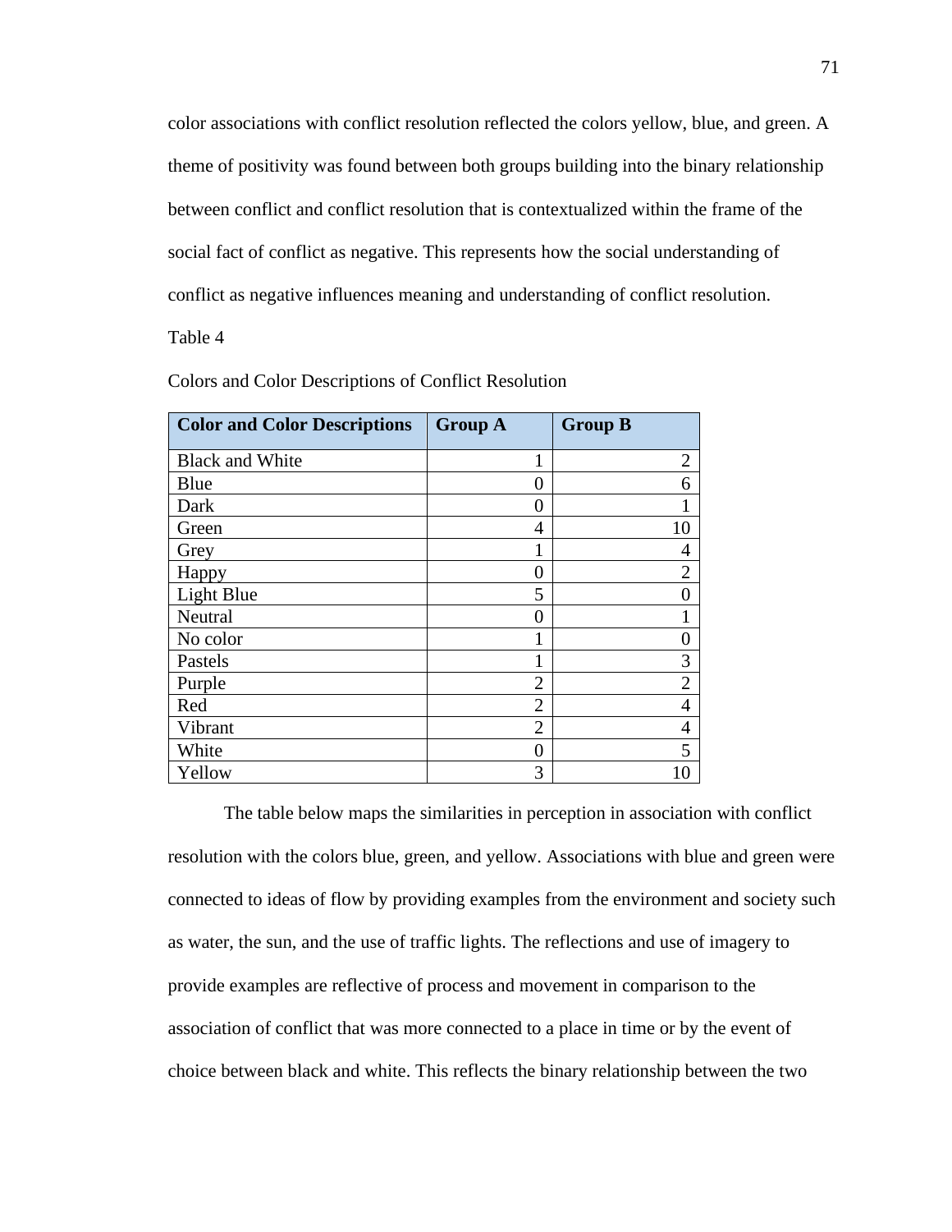color associations with conflict resolution reflected the colors yellow, blue, and green. A theme of positivity was found between both groups building into the binary relationship between conflict and conflict resolution that is contextualized within the frame of the social fact of conflict as negative. This represents how the social understanding of conflict as negative influences meaning and understanding of conflict resolution.

Table 4

Colors and Color Descriptions of Conflict Resolution

| Color and Color Descriptions | Group A | Group B |
|---|---|---|
| Black and White | 1 | 2 |
| Blue | 0 | 6 |
| Dark | 0 | 1 |
| Green | 4 | 10 |
| Grey | 1 | 4 |
| Happy | 0 | 2 |
| Light Blue | 5 | 0 |
| Neutral | 0 | 1 |
| No color | 1 | 0 |
| Pastels | 1 | 3 |
| Purple | 2 | 2 |
| Red | 2 | 4 |
| Vibrant | 2 | 4 |
| White | 0 | 5 |
| Yellow | 3 | 10 |

The table below maps the similarities in perception in association with conflict resolution with the colors blue, green, and yellow. Associations with blue and green were connected to ideas of flow by providing examples from the environment and society such as water, the sun, and the use of traffic lights. The reflections and use of imagery to provide examples are reflective of process and movement in comparison to the association of conflict that was more connected to a place in time or by the event of choice between black and white. This reflects the binary relationship between the two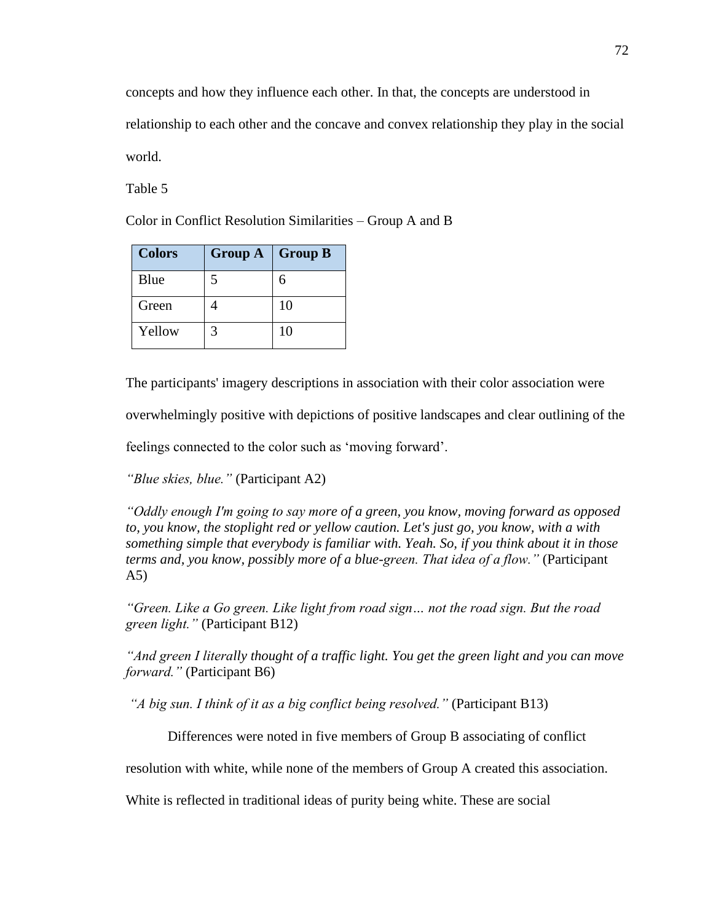concepts and how they influence each other. In that, the concepts are understood in relationship to each other and the concave and convex relationship they play in the social world.

Table 5

Color in Conflict Resolution Similarities – Group A and B

| Colors | Group A | Group B |
| --- | --- | --- |
| Blue | 5 | 6 |
| Green | 4 | 10 |
| Yellow | 3 | 10 |

The participants' imagery descriptions in association with their color association were overwhelmingly positive with depictions of positive landscapes and clear outlining of the feelings connected to the color such as 'moving forward'.

*"Blue skies, blue."* (Participant A2)

*"Oddly enough I'm going to say more of a green, you know, moving forward as opposed to, you know, the stoplight red or yellow caution. Let's just go, you know, with a with something simple that everybody is familiar with. Yeah. So, if you think about it in those terms and, you know, possibly more of a blue-green. That idea of a flow."* (Participant A5)

*"Green. Like a Go green. Like light from road sign… not the road sign. But the road green light."* (Participant B12)

*"And green I literally thought of a traffic light. You get the green light and you can move forward."* (Participant B6)

*"A big sun. I think of it as a big conflict being resolved."* (Participant B13)

Differences were noted in five members of Group B associating of conflict resolution with white, while none of the members of Group A created this association. White is reflected in traditional ideas of purity being white. These are social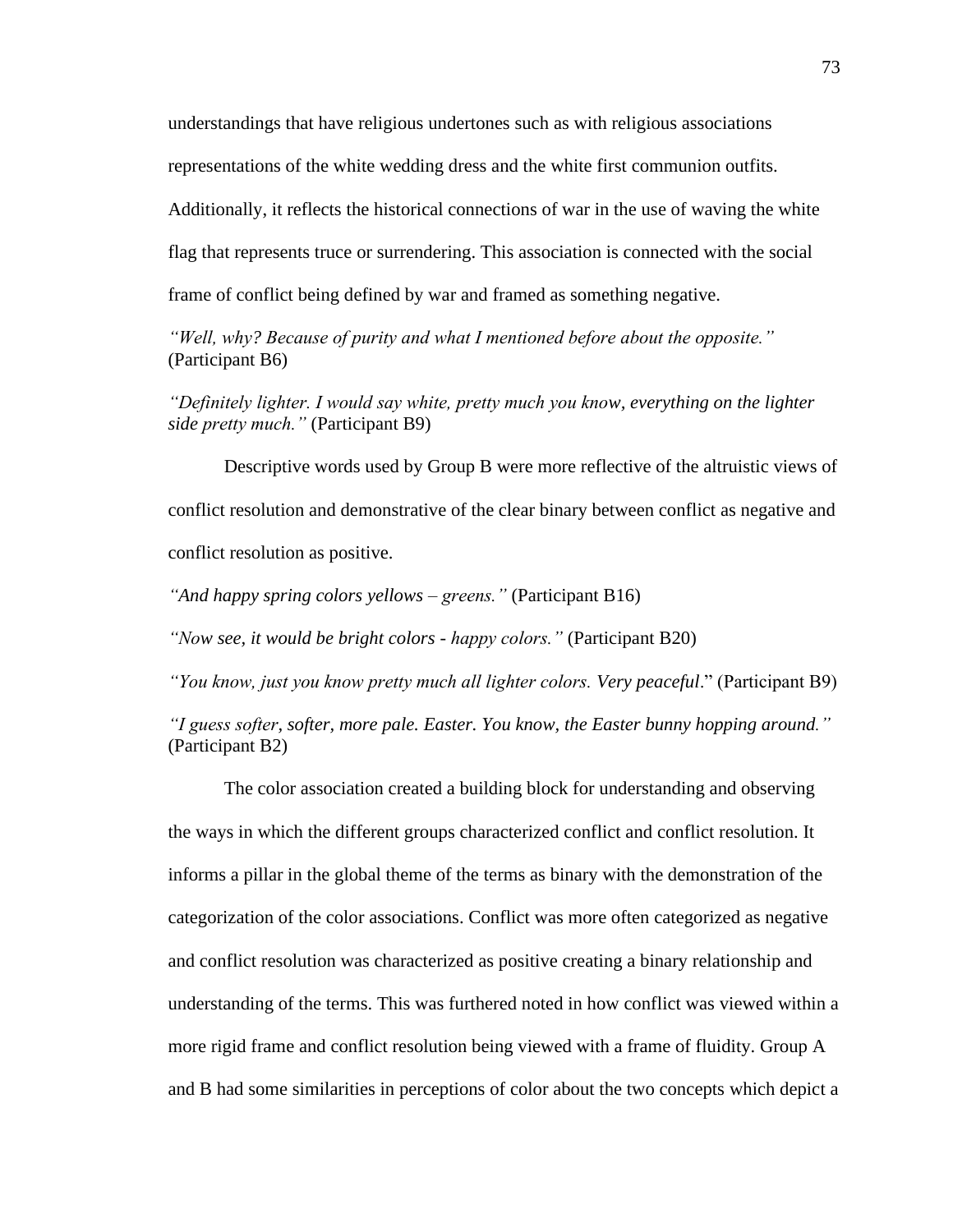understandings that have religious undertones such as with religious associations representations of the white wedding dress and the white first communion outfits. Additionally, it reflects the historical connections of war in the use of waving the white flag that represents truce or surrendering. This association is connected with the social frame of conflict being defined by war and framed as something negative.

*"Well, why? Because of purity and what I mentioned before about the opposite."* (Participant B6)

*"Definitely lighter. I would say white, pretty much you know, everything on the lighter side pretty much."* (Participant B9)

Descriptive words used by Group B were more reflective of the altruistic views of conflict resolution and demonstrative of the clear binary between conflict as negative and conflict resolution as positive.

*"And happy spring colors yellows – greens."* (Participant B16)

*"Now see, it would be bright colors - happy colors."* (Participant B20)

*"You know, just you know pretty much all lighter colors. Very peaceful*." (Participant B9)

*"I guess softer, softer, more pale. Easter. You know, the Easter bunny hopping around."* (Participant B2)

The color association created a building block for understanding and observing the ways in which the different groups characterized conflict and conflict resolution. It informs a pillar in the global theme of the terms as binary with the demonstration of the categorization of the color associations. Conflict was more often categorized as negative and conflict resolution was characterized as positive creating a binary relationship and understanding of the terms. This was furthered noted in how conflict was viewed within a more rigid frame and conflict resolution being viewed with a frame of fluidity. Group A and B had some similarities in perceptions of color about the two concepts which depict a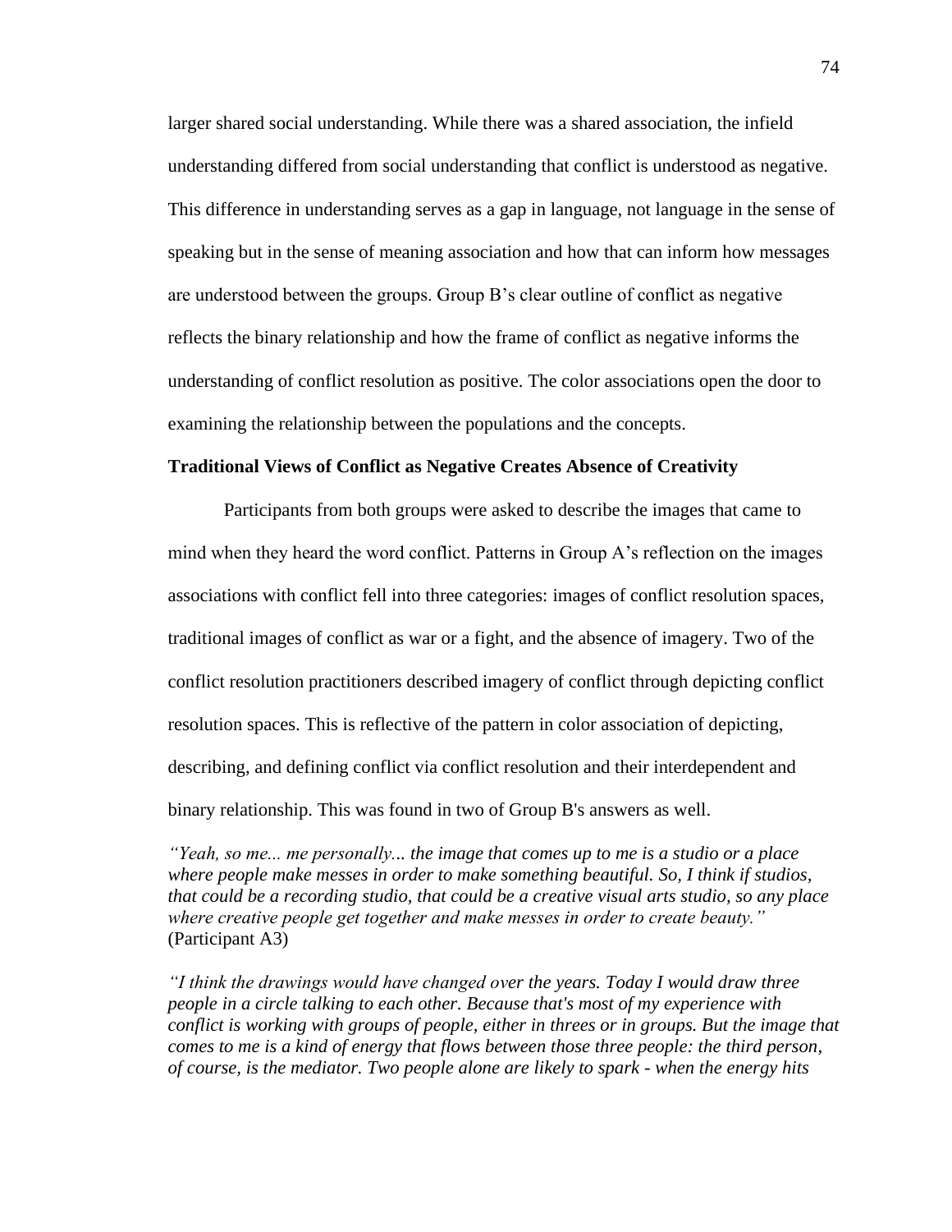larger shared social understanding. While there was a shared association, the infield understanding differed from social understanding that conflict is understood as negative. This difference in understanding serves as a gap in language, not language in the sense of speaking but in the sense of meaning association and how that can inform how messages are understood between the groups. Group B's clear outline of conflict as negative reflects the binary relationship and how the frame of conflict as negative informs the understanding of conflict resolution as positive. The color associations open the door to examining the relationship between the populations and the concepts.

**Traditional Views of Conflict as Negative Creates Absence of Creativity**

Participants from both groups were asked to describe the images that came to mind when they heard the word conflict. Patterns in Group A's reflection on the images associations with conflict fell into three categories: images of conflict resolution spaces, traditional images of conflict as war or a fight, and the absence of imagery. Two of the conflict resolution practitioners described imagery of conflict through depicting conflict resolution spaces. This is reflective of the pattern in color association of depicting, describing, and defining conflict via conflict resolution and their interdependent and binary relationship. This was found in two of Group B's answers as well.

*"Yeah, so me... me personally... the image that comes up to me is a studio or a place where people make messes in order to make something beautiful. So, I think if studios, that could be a recording studio, that could be a creative visual arts studio, so any place where creative people get together and make messes in order to create beauty."* (Participant A3)

*"I think the drawings would have changed over the years. Today I would draw three people in a circle talking to each other. Because that's most of my experience with conflict is working with groups of people, either in threes or in groups. But the image that comes to me is a kind of energy that flows between those three people: the third person, of course, is the mediator. Two people alone are likely to spark - when the energy hits*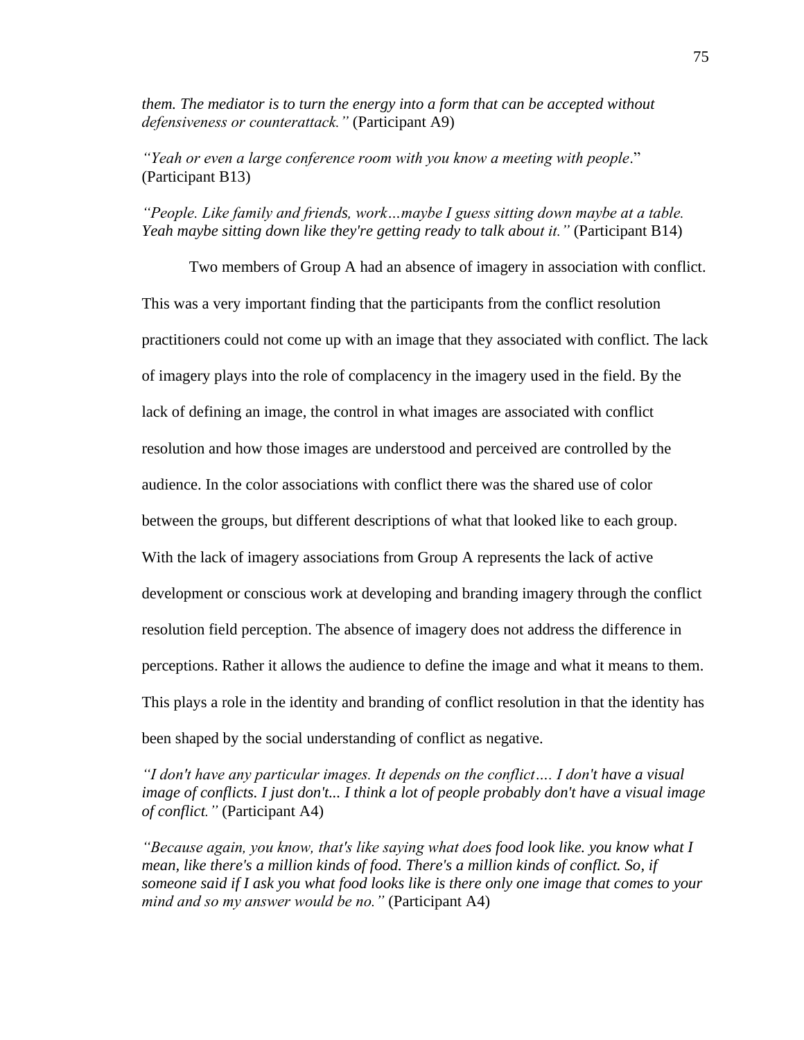*them. The mediator is to turn the energy into a form that can be accepted without defensiveness or counterattack."* (Participant A9)

*"Yeah or even a large conference room with you know a meeting with people*." (Participant B13)

*"People. Like family and friends, work…maybe I guess sitting down maybe at a table. Yeah maybe sitting down like they're getting ready to talk about it."* (Participant B14)

Two members of Group A had an absence of imagery in association with conflict. This was a very important finding that the participants from the conflict resolution practitioners could not come up with an image that they associated with conflict. The lack of imagery plays into the role of complacency in the imagery used in the field. By the lack of defining an image, the control in what images are associated with conflict resolution and how those images are understood and perceived are controlled by the audience. In the color associations with conflict there was the shared use of color between the groups, but different descriptions of what that looked like to each group. With the lack of imagery associations from Group A represents the lack of active development or conscious work at developing and branding imagery through the conflict resolution field perception. The absence of imagery does not address the difference in perceptions. Rather it allows the audience to define the image and what it means to them. This plays a role in the identity and branding of conflict resolution in that the identity has been shaped by the social understanding of conflict as negative.

*"I don't have any particular images. It depends on the conflict…. I don't have a visual image of conflicts. I just don't... I think a lot of people probably don't have a visual image of conflict."* (Participant A4)

*"Because again, you know, that's like saying what does food look like. you know what I mean, like there's a million kinds of food. There's a million kinds of conflict. So, if someone said if I ask you what food looks like is there only one image that comes to your mind and so my answer would be no."* (Participant A4)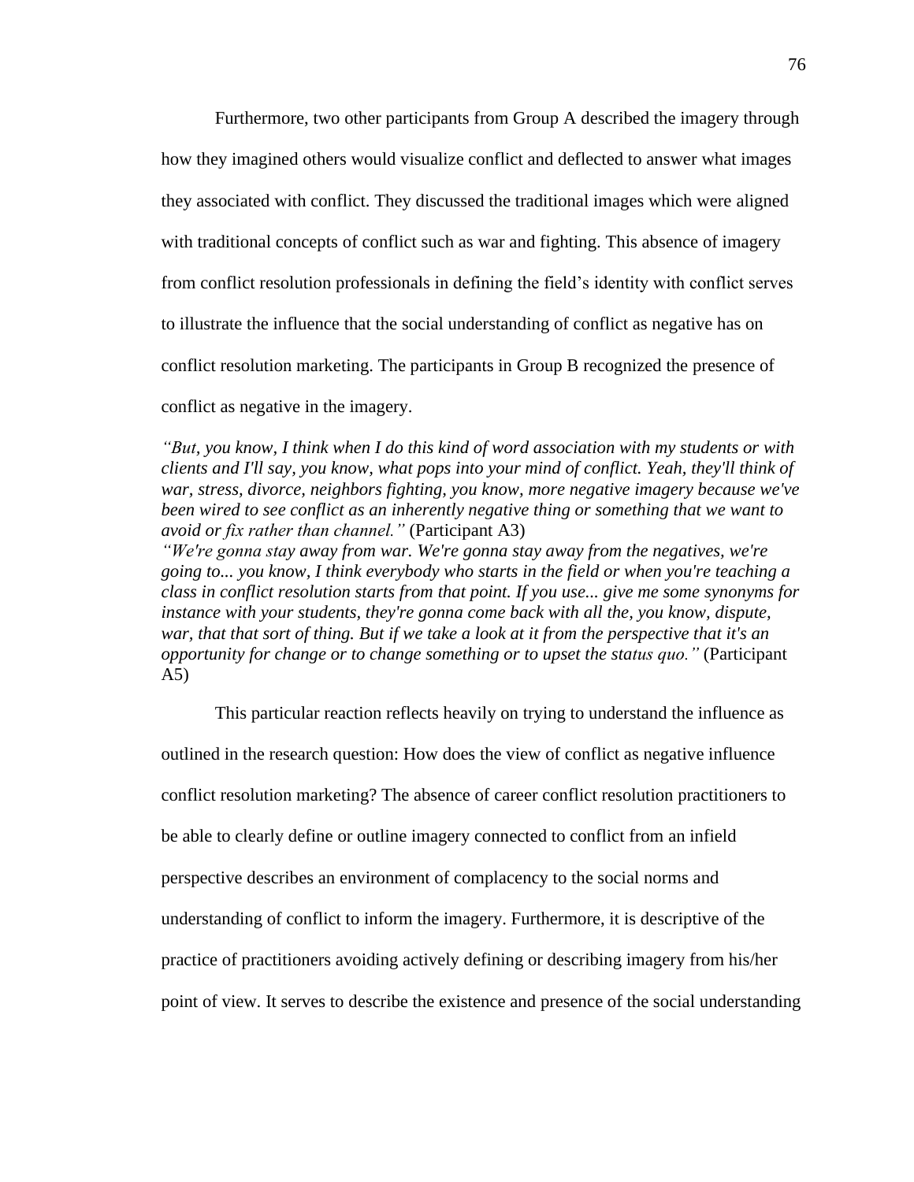Furthermore, two other participants from Group A described the imagery through how they imagined others would visualize conflict and deflected to answer what images they associated with conflict. They discussed the traditional images which were aligned with traditional concepts of conflict such as war and fighting. This absence of imagery from conflict resolution professionals in defining the field's identity with conflict serves to illustrate the influence that the social understanding of conflict as negative has on conflict resolution marketing. The participants in Group B recognized the presence of conflict as negative in the imagery.

*"But, you know, I think when I do this kind of word association with my students or with clients and I'll say, you know, what pops into your mind of conflict. Yeah, they'll think of war, stress, divorce, neighbors fighting, you know, more negative imagery because we've been wired to see conflict as an inherently negative thing or something that we want to avoid or fix rather than channel."* (Participant A3)

*"We're gonna stay away from war. We're gonna stay away from the negatives, we're going to... you know, I think everybody who starts in the field or when you're teaching a class in conflict resolution starts from that point. If you use... give me some synonyms for instance with your students, they're gonna come back with all the, you know, dispute, war, that that sort of thing. But if we take a look at it from the perspective that it's an opportunity for change or to change something or to upset the status quo."* (Participant A5)

This particular reaction reflects heavily on trying to understand the influence as outlined in the research question: How does the view of conflict as negative influence conflict resolution marketing? The absence of career conflict resolution practitioners to be able to clearly define or outline imagery connected to conflict from an infield perspective describes an environment of complacency to the social norms and understanding of conflict to inform the imagery. Furthermore, it is descriptive of the practice of practitioners avoiding actively defining or describing imagery from his/her point of view. It serves to describe the existence and presence of the social understanding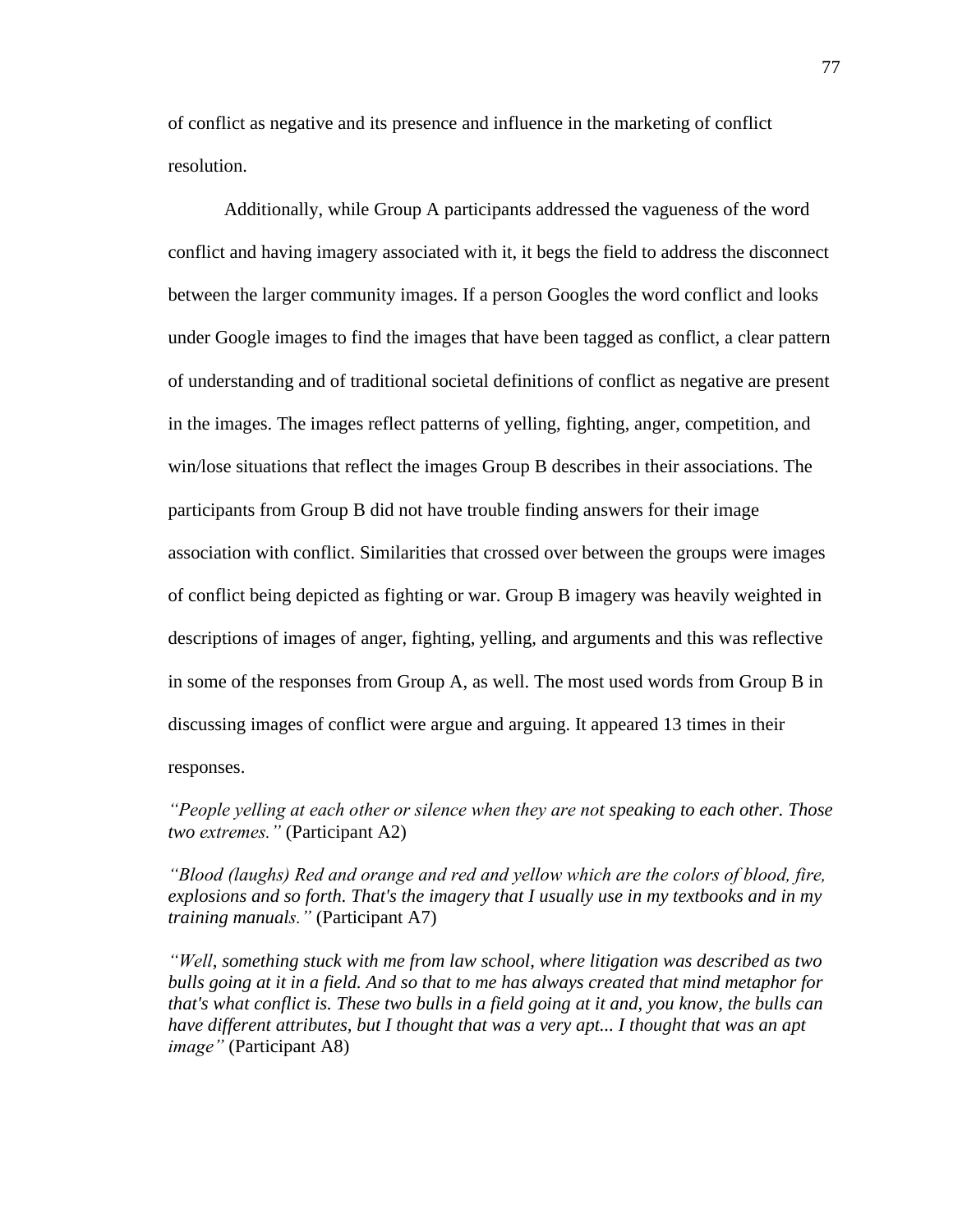of conflict as negative and its presence and influence in the marketing of conflict resolution.

Additionally, while Group A participants addressed the vagueness of the word conflict and having imagery associated with it, it begs the field to address the disconnect between the larger community images. If a person Googles the word conflict and looks under Google images to find the images that have been tagged as conflict, a clear pattern of understanding and of traditional societal definitions of conflict as negative are present in the images. The images reflect patterns of yelling, fighting, anger, competition, and win/lose situations that reflect the images Group B describes in their associations. The participants from Group B did not have trouble finding answers for their image association with conflict. Similarities that crossed over between the groups were images of conflict being depicted as fighting or war. Group B imagery was heavily weighted in descriptions of images of anger, fighting, yelling, and arguments and this was reflective in some of the responses from Group A, as well. The most used words from Group B in discussing images of conflict were argue and arguing. It appeared 13 times in their responses.

*"People yelling at each other or silence when they are not speaking to each other. Those two extremes."* (Participant A2)

*"Blood (laughs) Red and orange and red and yellow which are the colors of blood, fire, explosions and so forth. That's the imagery that I usually use in my textbooks and in my training manuals."* (Participant A7)

*"Well, something stuck with me from law school, where litigation was described as two bulls going at it in a field. And so that to me has always created that mind metaphor for that's what conflict is. These two bulls in a field going at it and, you know, the bulls can have different attributes, but I thought that was a very apt... I thought that was an apt image"* (Participant A8)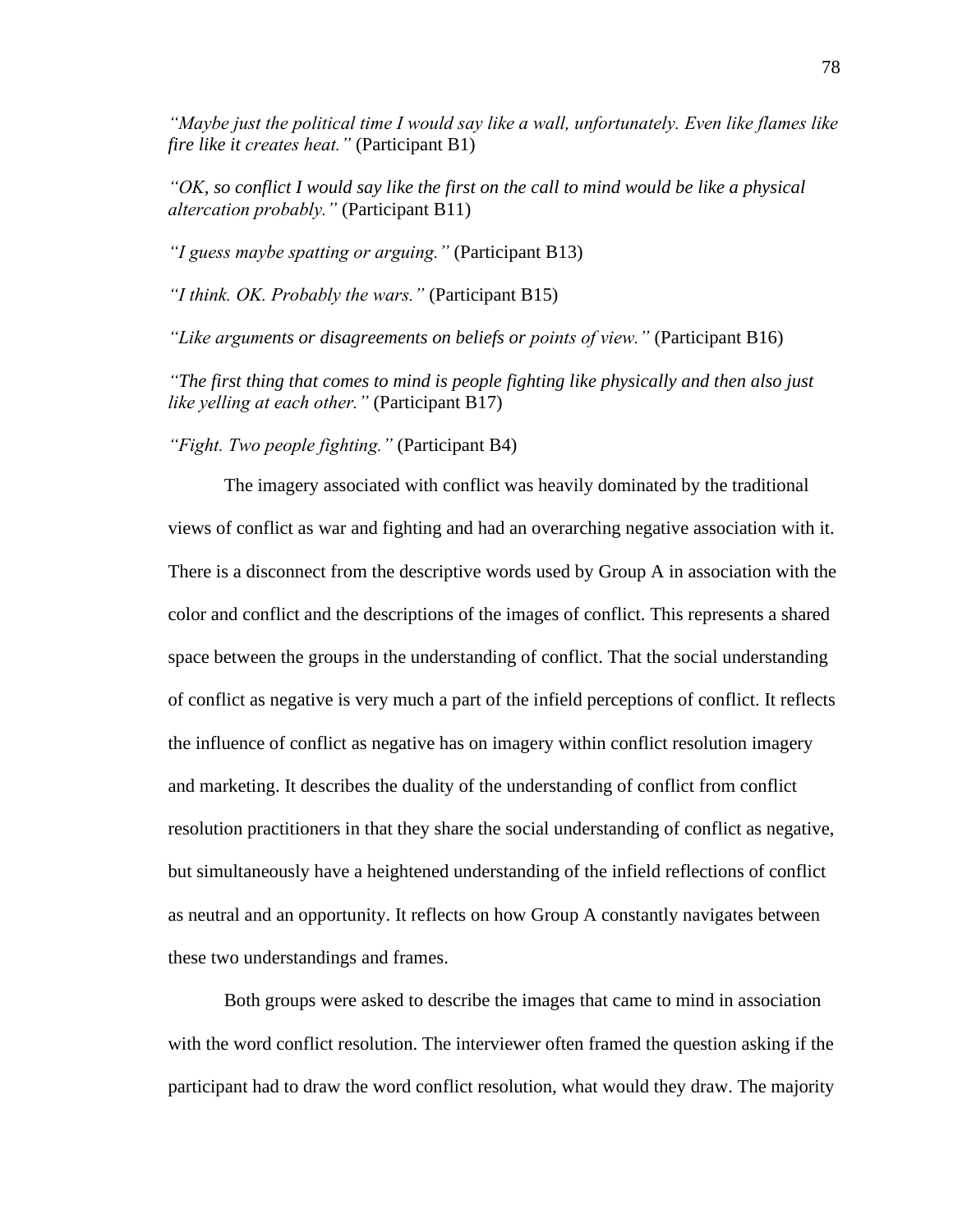*"Maybe just the political time I would say like a wall, unfortunately. Even like flames like fire like it creates heat."* (Participant B1)

*"OK, so conflict I would say like the first on the call to mind would be like a physical altercation probably."* (Participant B11)

*"I guess maybe spatting or arguing."* (Participant B13)

*"I think. OK. Probably the wars."* (Participant B15)

*"Like arguments or disagreements on beliefs or points of view."* (Participant B16)

*"The first thing that comes to mind is people fighting like physically and then also just like yelling at each other."* (Participant B17)

*"Fight. Two people fighting."* (Participant B4)

The imagery associated with conflict was heavily dominated by the traditional views of conflict as war and fighting and had an overarching negative association with it. There is a disconnect from the descriptive words used by Group A in association with the color and conflict and the descriptions of the images of conflict. This represents a shared space between the groups in the understanding of conflict. That the social understanding of conflict as negative is very much a part of the infield perceptions of conflict. It reflects the influence of conflict as negative has on imagery within conflict resolution imagery and marketing. It describes the duality of the understanding of conflict from conflict resolution practitioners in that they share the social understanding of conflict as negative, but simultaneously have a heightened understanding of the infield reflections of conflict as neutral and an opportunity. It reflects on how Group A constantly navigates between these two understandings and frames.

Both groups were asked to describe the images that came to mind in association with the word conflict resolution. The interviewer often framed the question asking if the participant had to draw the word conflict resolution, what would they draw. The majority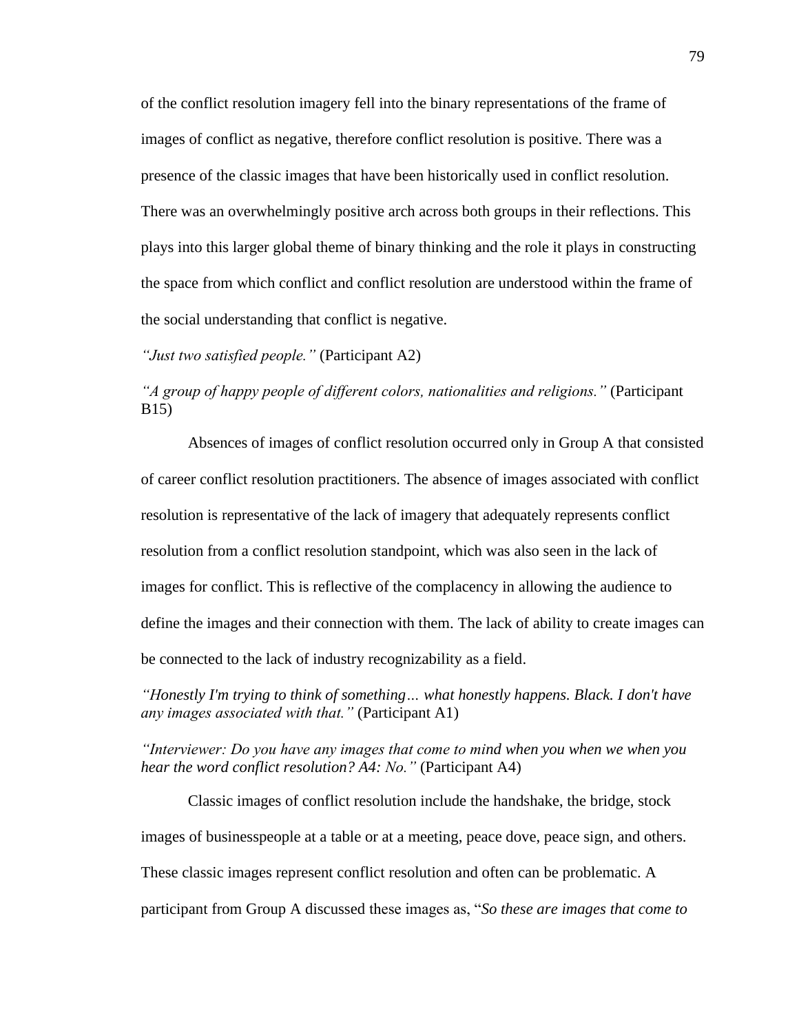of the conflict resolution imagery fell into the binary representations of the frame of images of conflict as negative, therefore conflict resolution is positive. There was a presence of the classic images that have been historically used in conflict resolution. There was an overwhelmingly positive arch across both groups in their reflections. This plays into this larger global theme of binary thinking and the role it plays in constructing the space from which conflict and conflict resolution are understood within the frame of the social understanding that conflict is negative.

*"Just two satisfied people."* (Participant A2)

*"A group of happy people of different colors, nationalities and religions."* (Participant B15)

Absences of images of conflict resolution occurred only in Group A that consisted of career conflict resolution practitioners. The absence of images associated with conflict resolution is representative of the lack of imagery that adequately represents conflict resolution from a conflict resolution standpoint, which was also seen in the lack of images for conflict. This is reflective of the complacency in allowing the audience to define the images and their connection with them. The lack of ability to create images can be connected to the lack of industry recognizability as a field.

*"Honestly I'm trying to think of something… what honestly happens. Black. I don't have any images associated with that."* (Participant A1)

*"Interviewer: Do you have any images that come to mind when you when we when you hear the word conflict resolution? A4: No."* (Participant A4)

Classic images of conflict resolution include the handshake, the bridge, stock images of businesspeople at a table or at a meeting, peace dove, peace sign, and others. These classic images represent conflict resolution and often can be problematic. A participant from Group A discussed these images as, "*So these are images that come to*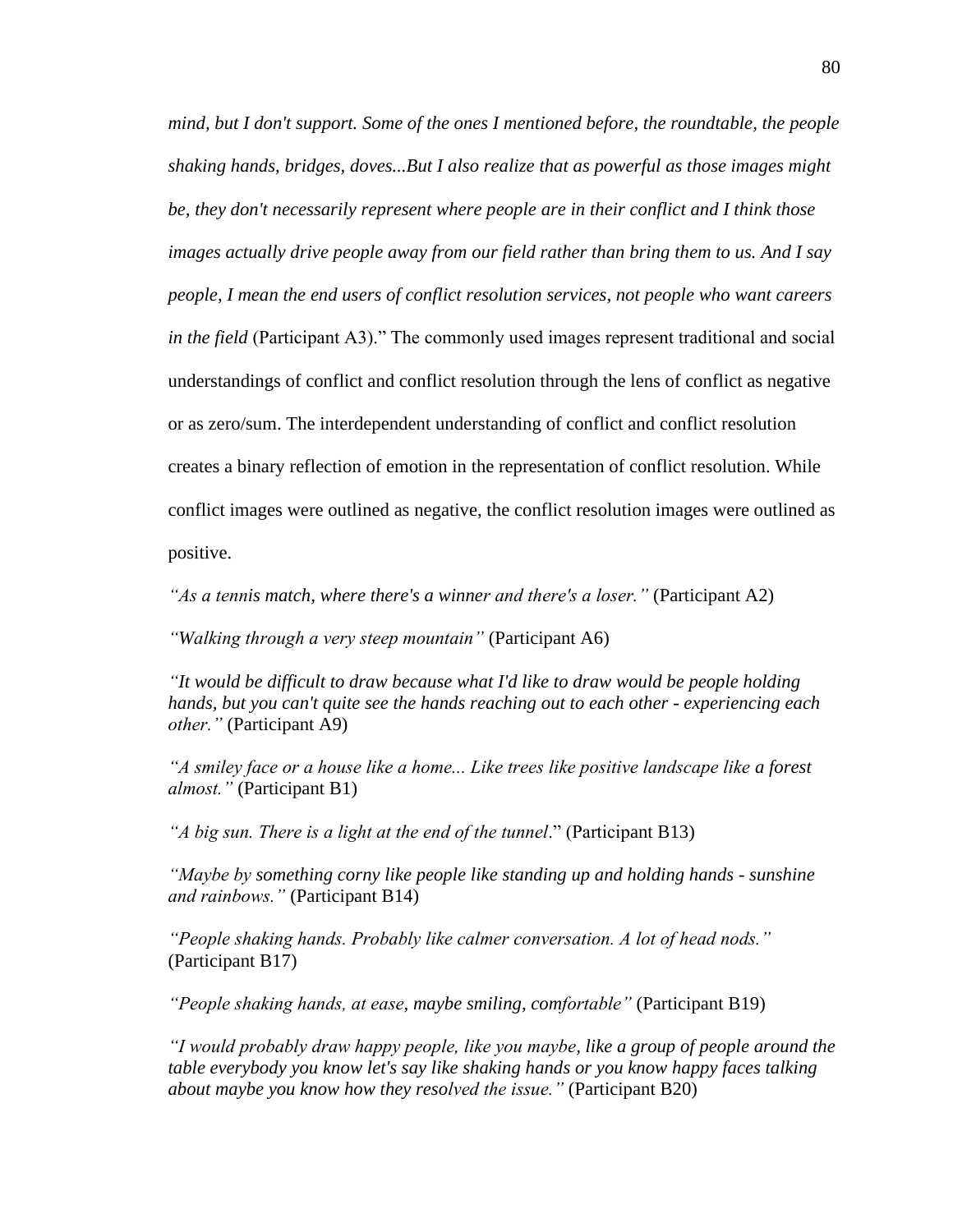*mind, but I don't support. Some of the ones I mentioned before, the roundtable, the people shaking hands, bridges, doves...But I also realize that as powerful as those images might be, they don't necessarily represent where people are in their conflict and I think those images actually drive people away from our field rather than bring them to us. And I say people, I mean the end users of conflict resolution services, not people who want careers in the field* (Participant A3)." The commonly used images represent traditional and social understandings of conflict and conflict resolution through the lens of conflict as negative or as zero/sum. The interdependent understanding of conflict and conflict resolution creates a binary reflection of emotion in the representation of conflict resolution. While conflict images were outlined as negative, the conflict resolution images were outlined as positive.

*"As a tennis match, where there's a winner and there's a loser."* (Participant A2)

*"Walking through a very steep mountain"* (Participant A6)

*"It would be difficult to draw because what I'd like to draw would be people holding hands, but you can't quite see the hands reaching out to each other - experiencing each other."* (Participant A9)

*"A smiley face or a house like a home... Like trees like positive landscape like a forest almost."* (Participant B1)

*"A big sun. There is a light at the end of the tunnel*." (Participant B13)

*"Maybe by something corny like people like standing up and holding hands - sunshine and rainbows."* (Participant B14)

*"People shaking hands. Probably like calmer conversation. A lot of head nods."* (Participant B17)

*"People shaking hands, at ease, maybe smiling, comfortable"* (Participant B19)

*"I would probably draw happy people, like you maybe, like a group of people around the table everybody you know let's say like shaking hands or you know happy faces talking about maybe you know how they resolved the issue."* (Participant B20)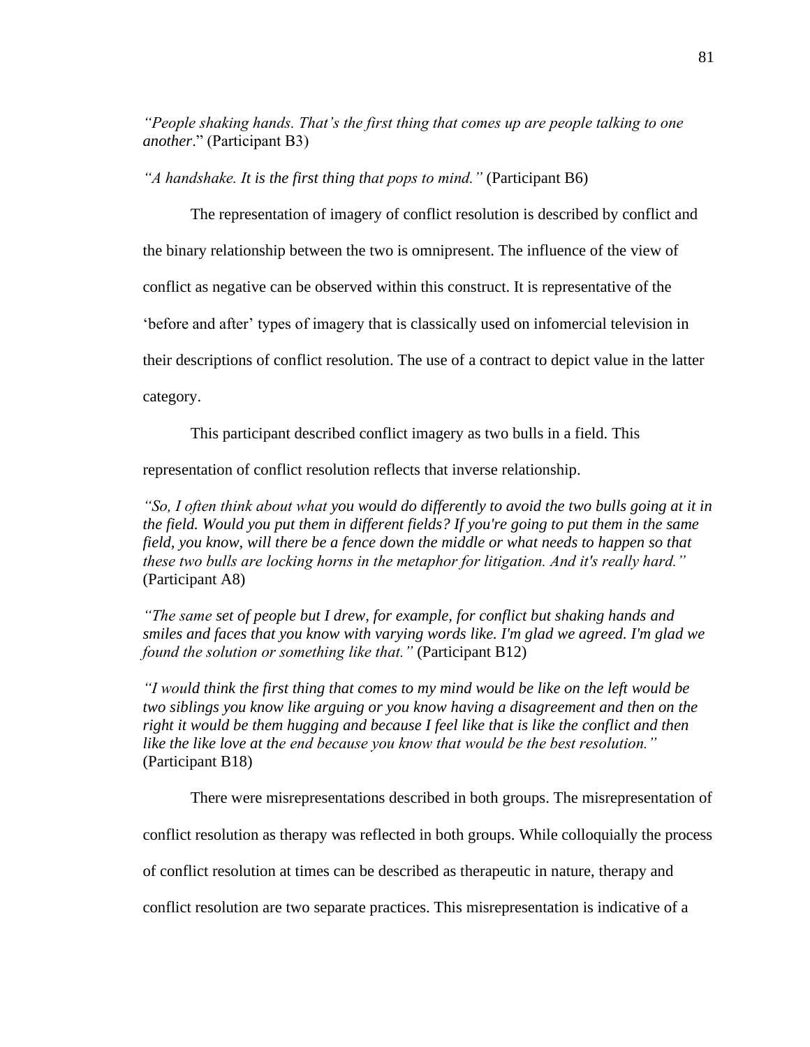*"People shaking hands. That's the first thing that comes up are people talking to one another*." (Participant B3)

*"A handshake. It is the first thing that pops to mind."* (Participant B6)

The representation of imagery of conflict resolution is described by conflict and the binary relationship between the two is omnipresent. The influence of the view of conflict as negative can be observed within this construct. It is representative of the 'before and after' types of imagery that is classically used on infomercial television in their descriptions of conflict resolution. The use of a contract to depict value in the latter category.

This participant described conflict imagery as two bulls in a field. This representation of conflict resolution reflects that inverse relationship.

*"So, I often think about what you would do differently to avoid the two bulls going at it in the field. Would you put them in different fields? If you're going to put them in the same field, you know, will there be a fence down the middle or what needs to happen so that these two bulls are locking horns in the metaphor for litigation. And it's really hard."* (Participant A8)

*"The same set of people but I drew, for example, for conflict but shaking hands and smiles and faces that you know with varying words like. I'm glad we agreed. I'm glad we found the solution or something like that."* (Participant B12)

*"I would think the first thing that comes to my mind would be like on the left would be two siblings you know like arguing or you know having a disagreement and then on the right it would be them hugging and because I feel like that is like the conflict and then like the like love at the end because you know that would be the best resolution."* (Participant B18)

There were misrepresentations described in both groups. The misrepresentation of conflict resolution as therapy was reflected in both groups. While colloquially the process of conflict resolution at times can be described as therapeutic in nature, therapy and conflict resolution are two separate practices. This misrepresentation is indicative of a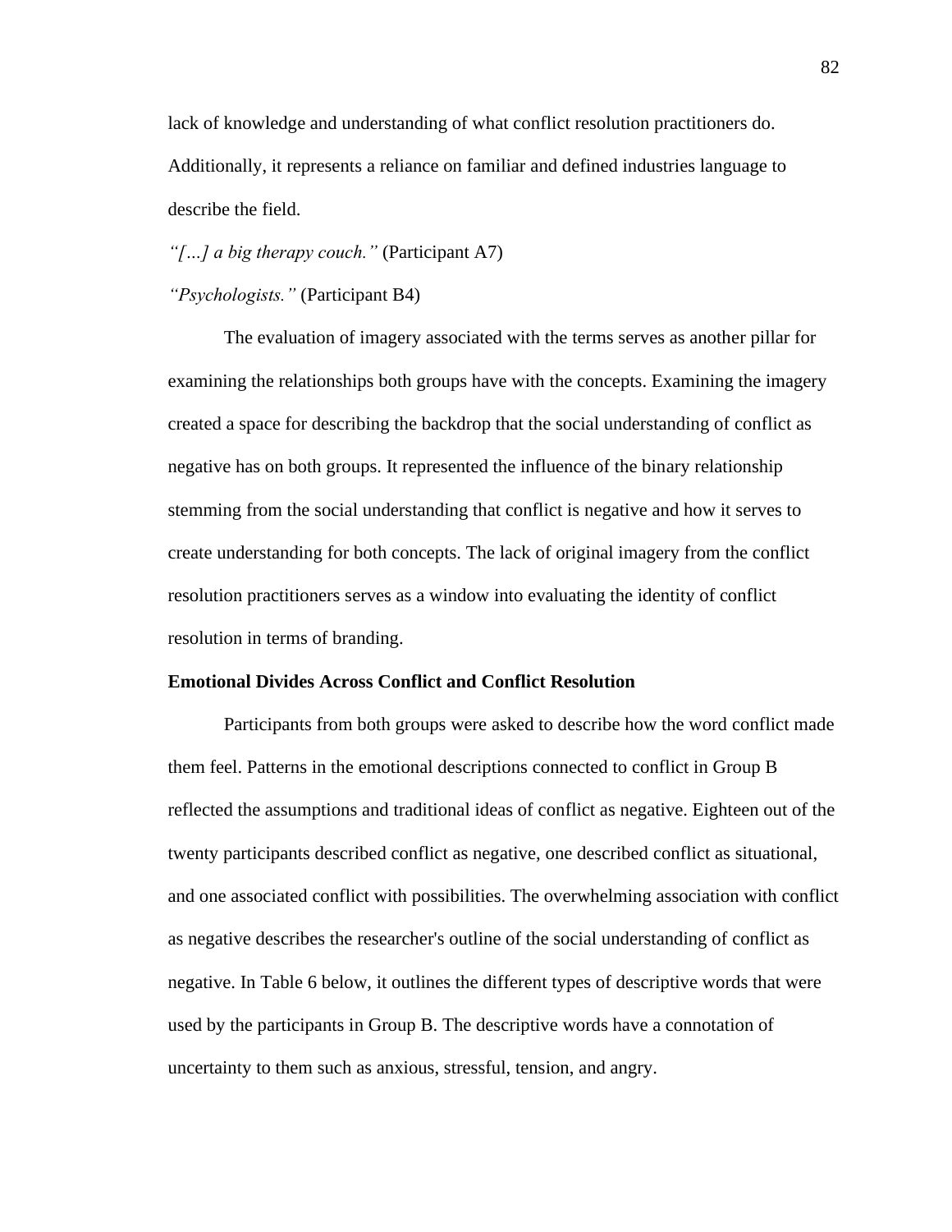lack of knowledge and understanding of what conflict resolution practitioners do. Additionally, it represents a reliance on familiar and defined industries language to describe the field.

*"[…] a big therapy couch."* (Participant A7)

*"Psychologists."* (Participant B4)

The evaluation of imagery associated with the terms serves as another pillar for examining the relationships both groups have with the concepts. Examining the imagery created a space for describing the backdrop that the social understanding of conflict as negative has on both groups. It represented the influence of the binary relationship stemming from the social understanding that conflict is negative and how it serves to create understanding for both concepts. The lack of original imagery from the conflict resolution practitioners serves as a window into evaluating the identity of conflict resolution in terms of branding.

**Emotional Divides Across Conflict and Conflict Resolution**

Participants from both groups were asked to describe how the word conflict made them feel. Patterns in the emotional descriptions connected to conflict in Group B reflected the assumptions and traditional ideas of conflict as negative. Eighteen out of the twenty participants described conflict as negative, one described conflict as situational, and one associated conflict with possibilities. The overwhelming association with conflict as negative describes the researcher's outline of the social understanding of conflict as negative. In Table 6 below, it outlines the different types of descriptive words that were used by the participants in Group B. The descriptive words have a connotation of uncertainty to them such as anxious, stressful, tension, and angry.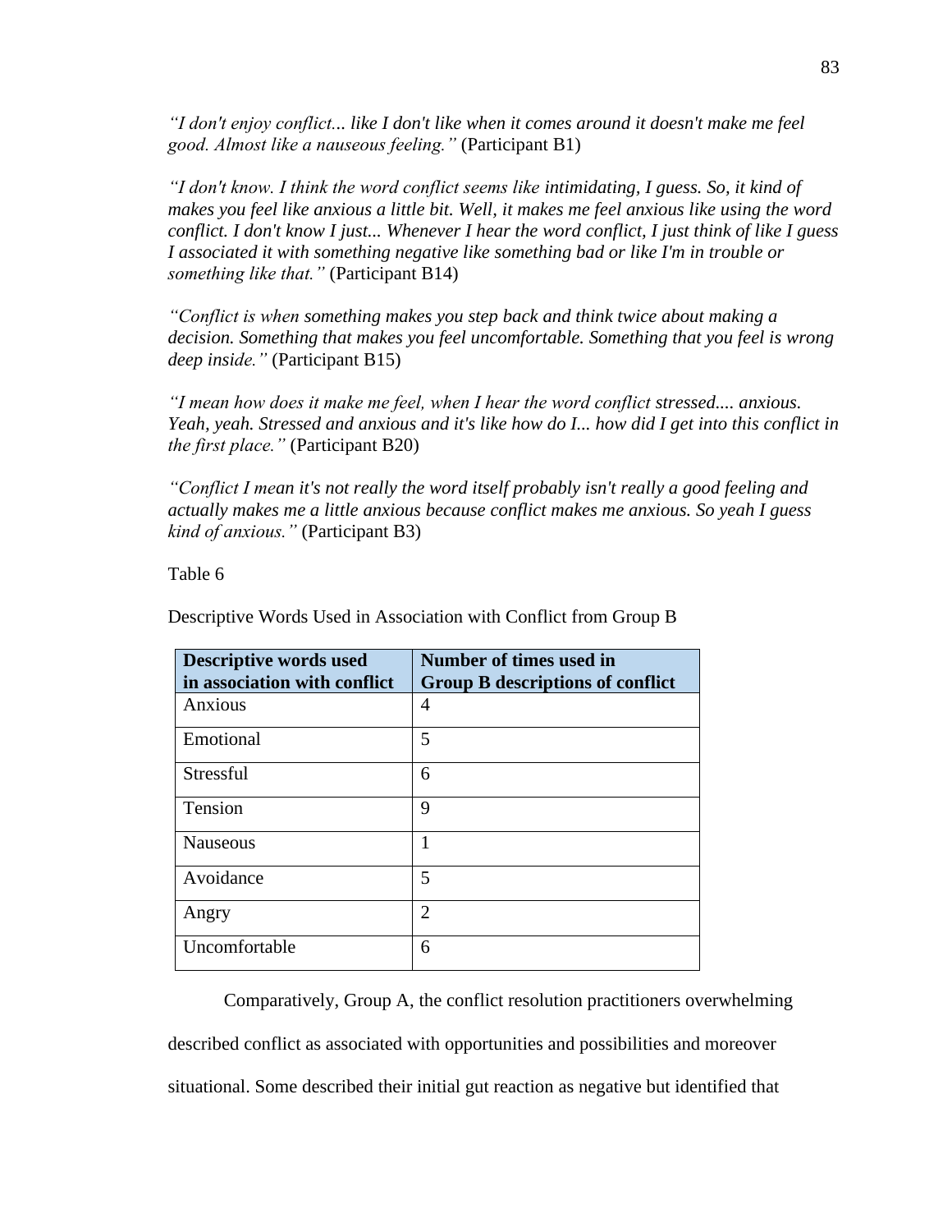*"I don't enjoy conflict... like I don't like when it comes around it doesn't make me feel good. Almost like a nauseous feeling."* (Participant B1)

*"I don't know. I think the word conflict seems like intimidating, I guess. So, it kind of makes you feel like anxious a little bit. Well, it makes me feel anxious like using the word conflict. I don't know I just... Whenever I hear the word conflict, I just think of like I guess I associated it with something negative like something bad or like I'm in trouble or something like that."* (Participant B14)

*"Conflict is when something makes you step back and think twice about making a decision. Something that makes you feel uncomfortable. Something that you feel is wrong deep inside."* (Participant B15)

*"I mean how does it make me feel, when I hear the word conflict stressed.... anxious. Yeah, yeah. Stressed and anxious and it's like how do I... how did I get into this conflict in the first place."* (Participant B20)

*"Conflict I mean it's not really the word itself probably isn't really a good feeling and actually makes me a little anxious because conflict makes me anxious. So yeah I guess kind of anxious."* (Participant B3)

Table 6

Descriptive Words Used in Association with Conflict from Group B

| **Descriptive words used in association with conflict** | **Number of times used in Group B descriptions of conflict** |
|---|---|
| Anxious | 4 |
| Emotional | 5 |
| Stressful | 6 |
| Tension | 9 |
| Nauseous | 1 |
| Avoidance | 5 |
| Angry | 2 |
| Uncomfortable | 6 |

Comparatively, Group A, the conflict resolution practitioners overwhelming described conflict as associated with opportunities and possibilities and moreover situational. Some described their initial gut reaction as negative but identified that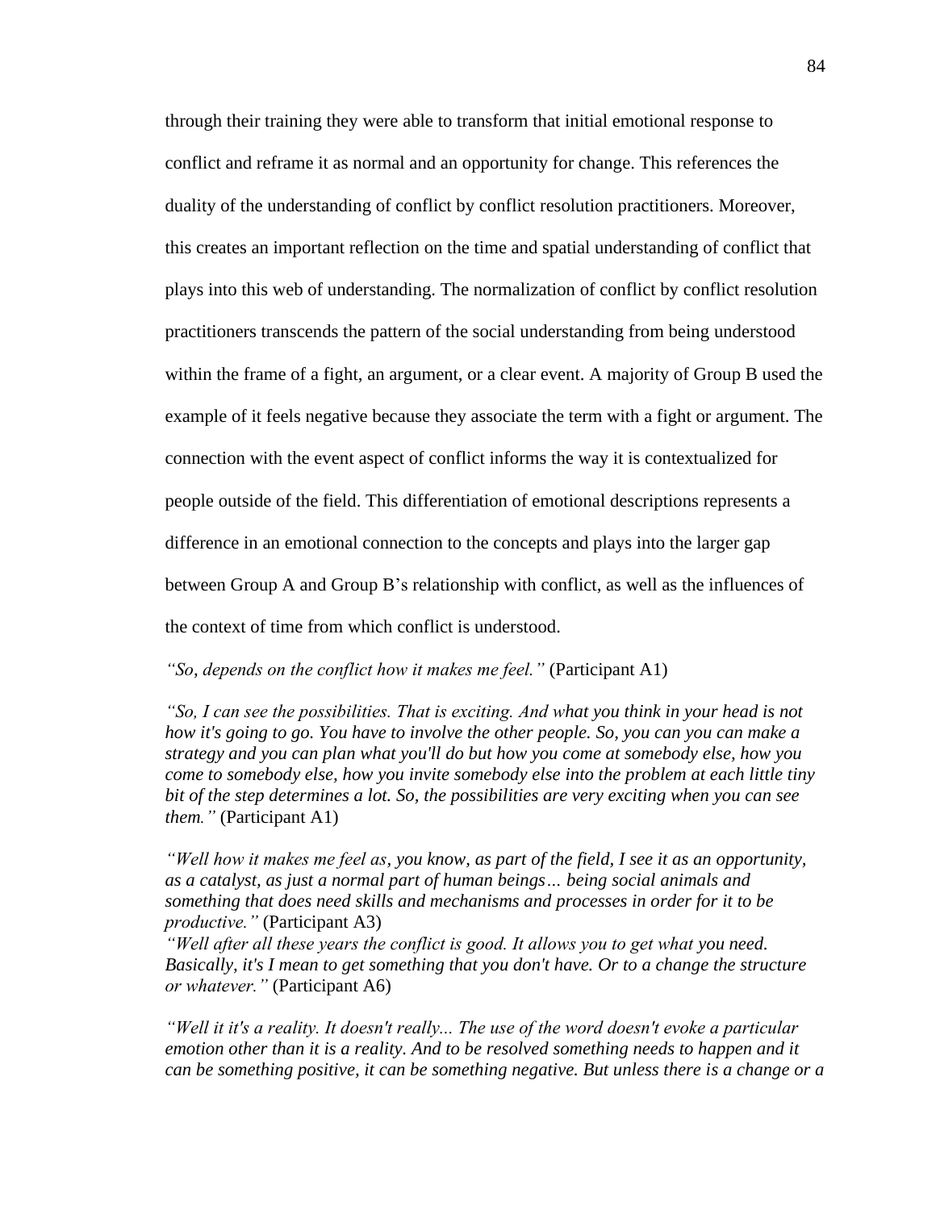through their training they were able to transform that initial emotional response to conflict and reframe it as normal and an opportunity for change. This references the duality of the understanding of conflict by conflict resolution practitioners. Moreover, this creates an important reflection on the time and spatial understanding of conflict that plays into this web of understanding. The normalization of conflict by conflict resolution practitioners transcends the pattern of the social understanding from being understood within the frame of a fight, an argument, or a clear event. A majority of Group B used the example of it feels negative because they associate the term with a fight or argument. The connection with the event aspect of conflict informs the way it is contextualized for people outside of the field. This differentiation of emotional descriptions represents a difference in an emotional connection to the concepts and plays into the larger gap between Group A and Group B's relationship with conflict, as well as the influences of the context of time from which conflict is understood.

*"So, depends on the conflict how it makes me feel."* (Participant A1)

*"So, I can see the possibilities. That is exciting. And what you think in your head is not how it's going to go. You have to involve the other people. So, you can you can make a strategy and you can plan what you'll do but how you come at somebody else, how you come to somebody else, how you invite somebody else into the problem at each little tiny bit of the step determines a lot. So, the possibilities are very exciting when you can see them."* (Participant A1)

*"Well how it makes me feel as, you know, as part of the field, I see it as an opportunity, as a catalyst, as just a normal part of human beings… being social animals and something that does need skills and mechanisms and processes in order for it to be productive."* (Participant A3)

*"Well after all these years the conflict is good. It allows you to get what you need. Basically, it's I mean to get something that you don't have. Or to a change the structure or whatever."* (Participant A6)

*"Well it it's a reality. It doesn't really... The use of the word doesn't evoke a particular emotion other than it is a reality. And to be resolved something needs to happen and it can be something positive, it can be something negative. But unless there is a change or a*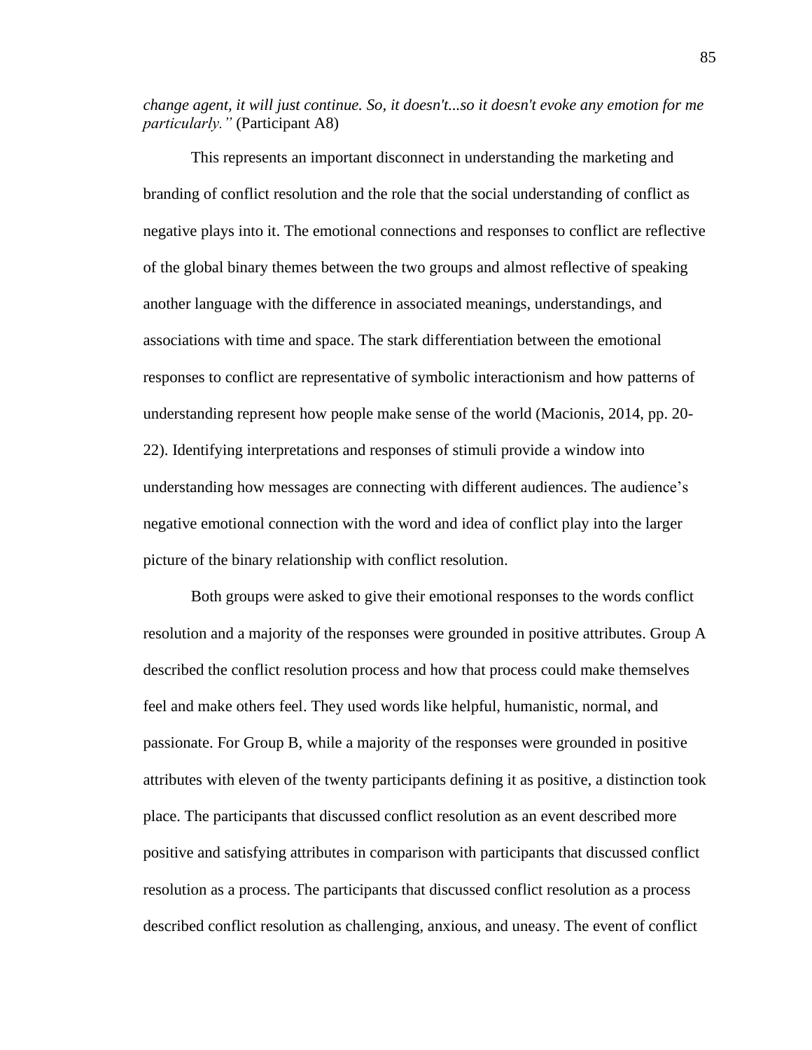*change agent, it will just continue. So, it doesn't...so it doesn't evoke any emotion for me particularly."* (Participant A8)

This represents an important disconnect in understanding the marketing and branding of conflict resolution and the role that the social understanding of conflict as negative plays into it. The emotional connections and responses to conflict are reflective of the global binary themes between the two groups and almost reflective of speaking another language with the difference in associated meanings, understandings, and associations with time and space. The stark differentiation between the emotional responses to conflict are representative of symbolic interactionism and how patterns of understanding represent how people make sense of the world (Macionis, 2014, pp. 20-22). Identifying interpretations and responses of stimuli provide a window into understanding how messages are connecting with different audiences. The audience's negative emotional connection with the word and idea of conflict play into the larger picture of the binary relationship with conflict resolution.

Both groups were asked to give their emotional responses to the words conflict resolution and a majority of the responses were grounded in positive attributes. Group A described the conflict resolution process and how that process could make themselves feel and make others feel. They used words like helpful, humanistic, normal, and passionate. For Group B, while a majority of the responses were grounded in positive attributes with eleven of the twenty participants defining it as positive, a distinction took place. The participants that discussed conflict resolution as an event described more positive and satisfying attributes in comparison with participants that discussed conflict resolution as a process. The participants that discussed conflict resolution as a process described conflict resolution as challenging, anxious, and uneasy. The event of conflict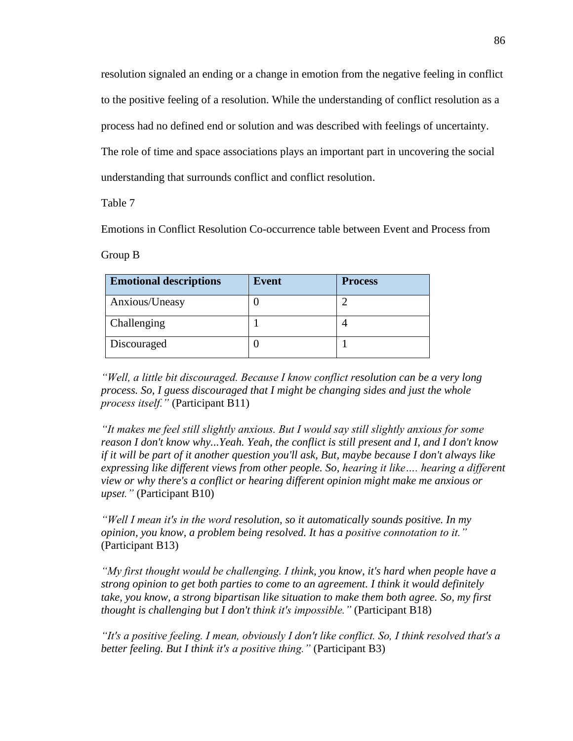resolution signaled an ending or a change in emotion from the negative feeling in conflict to the positive feeling of a resolution. While the understanding of conflict resolution as a process had no defined end or solution and was described with feelings of uncertainty. The role of time and space associations plays an important part in uncovering the social understanding that surrounds conflict and conflict resolution.

Table 7

Emotions in Conflict Resolution Co-occurrence table between Event and Process from Group B

| Emotional descriptions | Event | Process |
|---|---|---|
| Anxious/Uneasy | 0 | 2 |
| Challenging | 1 | 4 |
| Discouraged | 0 | 1 |

*"Well, a little bit discouraged. Because I know conflict resolution can be a very long process. So, I guess discouraged that I might be changing sides and just the whole process itself."* (Participant B11)

*"It makes me feel still slightly anxious. But I would say still slightly anxious for some reason I don't know why...Yeah. Yeah, the conflict is still present and I, and I don't know if it will be part of it another question you'll ask, But, maybe because I don't always like expressing like different views from other people. So, hearing it like…. hearing a different view or why there's a conflict or hearing different opinion might make me anxious or upset."* (Participant B10)

*"Well I mean it's in the word resolution, so it automatically sounds positive. In my opinion, you know, a problem being resolved. It has a positive connotation to it."* (Participant B13)

*"My first thought would be challenging. I think, you know, it's hard when people have a strong opinion to get both parties to come to an agreement. I think it would definitely take, you know, a strong bipartisan like situation to make them both agree. So, my first thought is challenging but I don't think it's impossible."* (Participant B18)

*"It's a positive feeling. I mean, obviously I don't like conflict. So, I think resolved that's a better feeling. But I think it's a positive thing."* (Participant B3)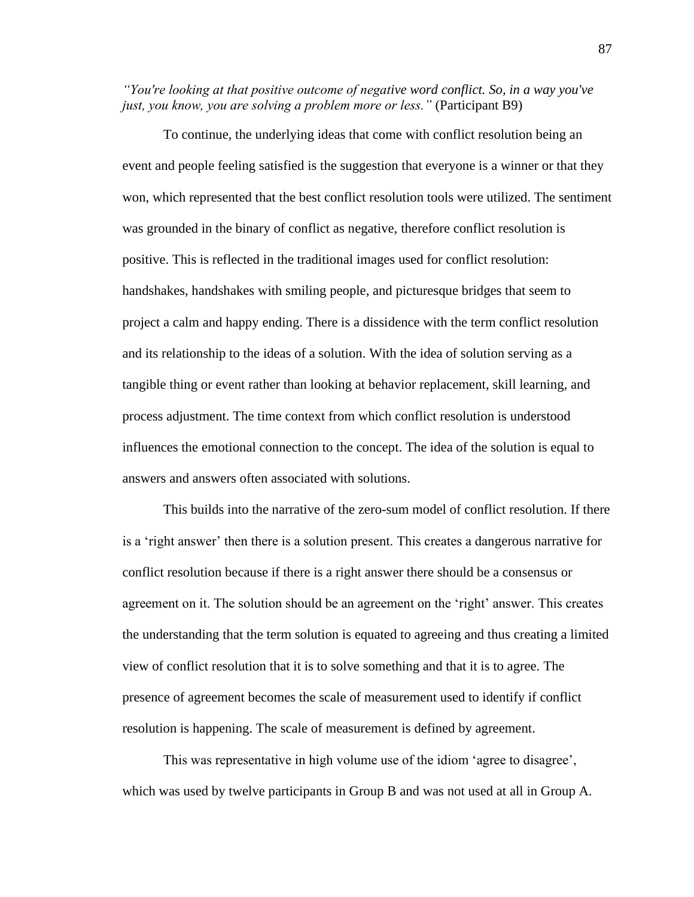*"You're looking at that positive outcome of negative word conflict. So, in a way you've just, you know, you are solving a problem more or less."* (Participant B9)

To continue, the underlying ideas that come with conflict resolution being an event and people feeling satisfied is the suggestion that everyone is a winner or that they won, which represented that the best conflict resolution tools were utilized. The sentiment was grounded in the binary of conflict as negative, therefore conflict resolution is positive. This is reflected in the traditional images used for conflict resolution: handshakes, handshakes with smiling people, and picturesque bridges that seem to project a calm and happy ending. There is a dissidence with the term conflict resolution and its relationship to the ideas of a solution. With the idea of solution serving as a tangible thing or event rather than looking at behavior replacement, skill learning, and process adjustment. The time context from which conflict resolution is understood influences the emotional connection to the concept. The idea of the solution is equal to answers and answers often associated with solutions.

This builds into the narrative of the zero-sum model of conflict resolution. If there is a 'right answer' then there is a solution present. This creates a dangerous narrative for conflict resolution because if there is a right answer there should be a consensus or agreement on it. The solution should be an agreement on the 'right' answer. This creates the understanding that the term solution is equated to agreeing and thus creating a limited view of conflict resolution that it is to solve something and that it is to agree. The presence of agreement becomes the scale of measurement used to identify if conflict resolution is happening. The scale of measurement is defined by agreement.

This was representative in high volume use of the idiom 'agree to disagree', which was used by twelve participants in Group B and was not used at all in Group A.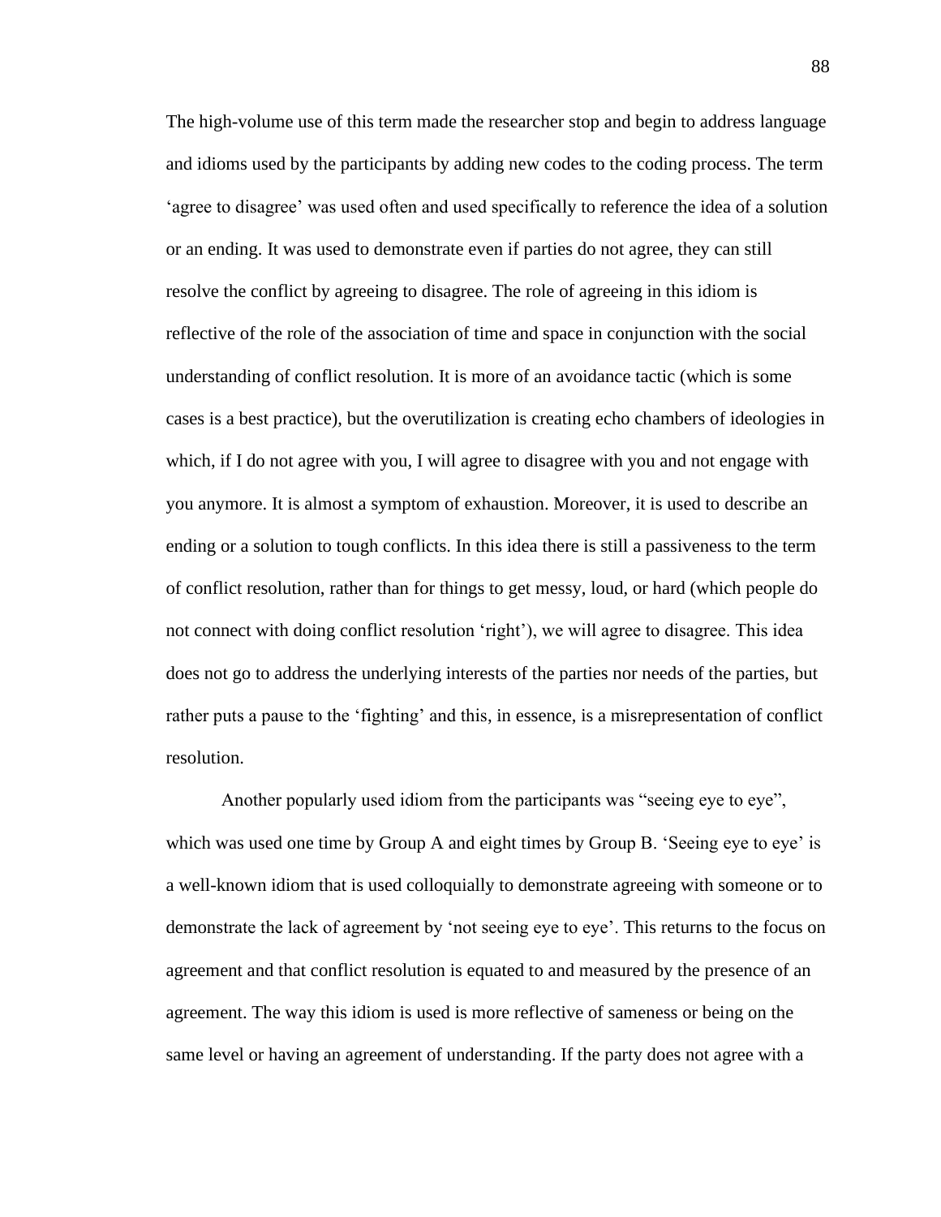The high-volume use of this term made the researcher stop and begin to address language and idioms used by the participants by adding new codes to the coding process. The term ‘agree to disagree’ was used often and used specifically to reference the idea of a solution or an ending. It was used to demonstrate even if parties do not agree, they can still resolve the conflict by agreeing to disagree. The role of agreeing in this idiom is reflective of the role of the association of time and space in conjunction with the social understanding of conflict resolution. It is more of an avoidance tactic (which is some cases is a best practice), but the overutilization is creating echo chambers of ideologies in which, if I do not agree with you, I will agree to disagree with you and not engage with you anymore. It is almost a symptom of exhaustion. Moreover, it is used to describe an ending or a solution to tough conflicts. In this idea there is still a passiveness to the term of conflict resolution, rather than for things to get messy, loud, or hard (which people do not connect with doing conflict resolution ‘right’), we will agree to disagree. This idea does not go to address the underlying interests of the parties nor needs of the parties, but rather puts a pause to the ‘fighting’ and this, in essence, is a misrepresentation of conflict resolution.

Another popularly used idiom from the participants was “seeing eye to eye”, which was used one time by Group A and eight times by Group B. ‘Seeing eye to eye’ is a well-known idiom that is used colloquially to demonstrate agreeing with someone or to demonstrate the lack of agreement by ‘not seeing eye to eye’. This returns to the focus on agreement and that conflict resolution is equated to and measured by the presence of an agreement. The way this idiom is used is more reflective of sameness or being on the same level or having an agreement of understanding. If the party does not agree with a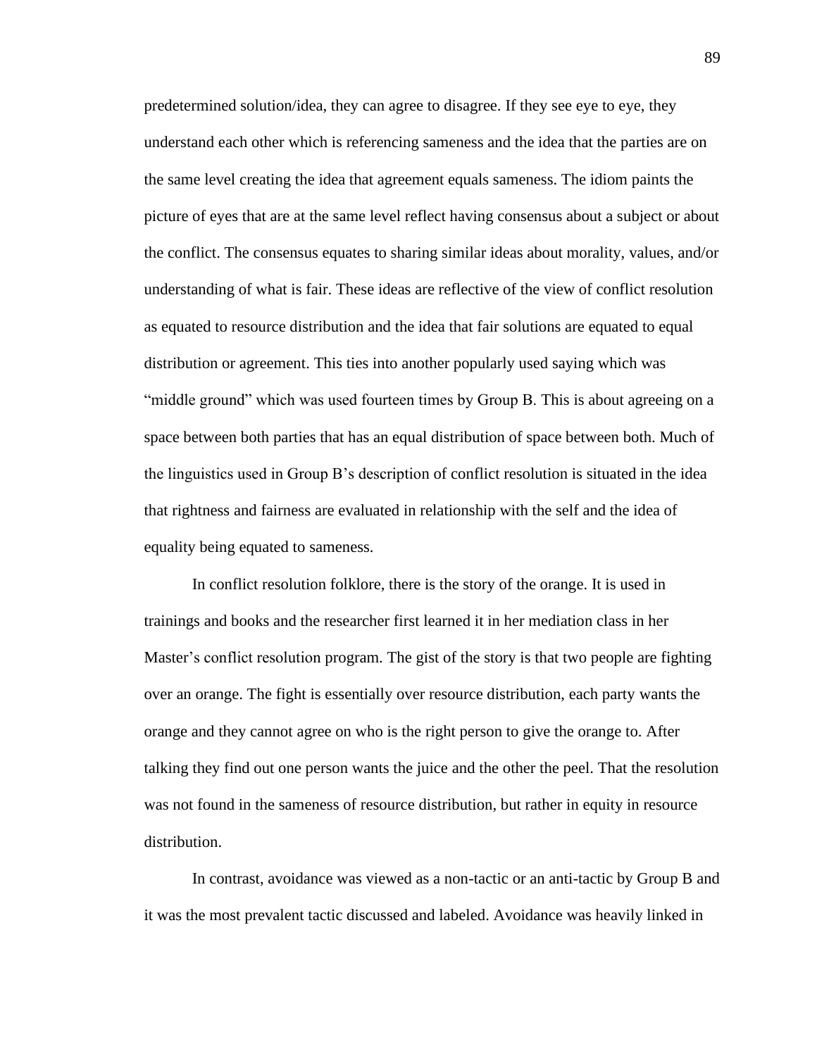predetermined solution/idea, they can agree to disagree. If they see eye to eye, they understand each other which is referencing sameness and the idea that the parties are on the same level creating the idea that agreement equals sameness. The idiom paints the picture of eyes that are at the same level reflect having consensus about a subject or about the conflict. The consensus equates to sharing similar ideas about morality, values, and/or understanding of what is fair. These ideas are reflective of the view of conflict resolution as equated to resource distribution and the idea that fair solutions are equated to equal distribution or agreement. This ties into another popularly used saying which was "middle ground" which was used fourteen times by Group B. This is about agreeing on a space between both parties that has an equal distribution of space between both. Much of the linguistics used in Group B's description of conflict resolution is situated in the idea that rightness and fairness are evaluated in relationship with the self and the idea of equality being equated to sameness.

In conflict resolution folklore, there is the story of the orange. It is used in trainings and books and the researcher first learned it in her mediation class in her Master's conflict resolution program. The gist of the story is that two people are fighting over an orange. The fight is essentially over resource distribution, each party wants the orange and they cannot agree on who is the right person to give the orange to. After talking they find out one person wants the juice and the other the peel. That the resolution was not found in the sameness of resource distribution, but rather in equity in resource distribution.

In contrast, avoidance was viewed as a non-tactic or an anti-tactic by Group B and it was the most prevalent tactic discussed and labeled. Avoidance was heavily linked in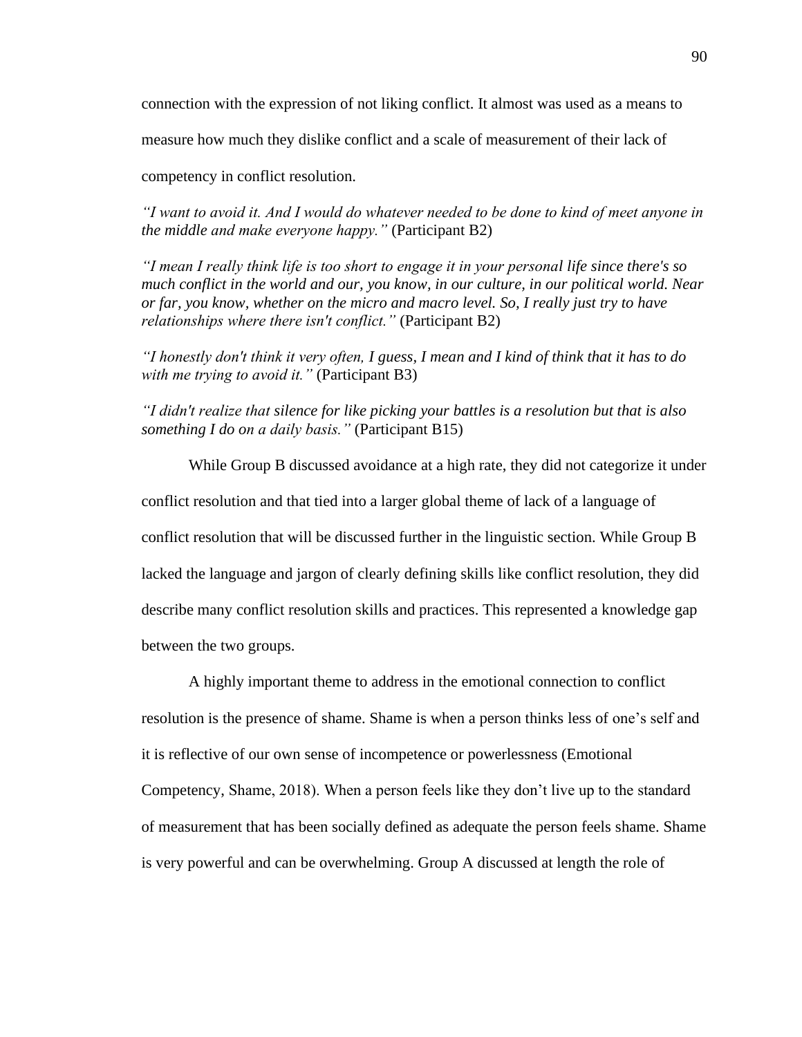connection with the expression of not liking conflict. It almost was used as a means to measure how much they dislike conflict and a scale of measurement of their lack of competency in conflict resolution.

*"I want to avoid it. And I would do whatever needed to be done to kind of meet anyone in the middle and make everyone happy."* (Participant B2)

*"I mean I really think life is too short to engage it in your personal life since there's so much conflict in the world and our, you know, in our culture, in our political world. Near or far, you know, whether on the micro and macro level. So, I really just try to have relationships where there isn't conflict."* (Participant B2)

*"I honestly don't think it very often, I guess, I mean and I kind of think that it has to do with me trying to avoid it."* (Participant B3)

*"I didn't realize that silence for like picking your battles is a resolution but that is also something I do on a daily basis."* (Participant B15)

While Group B discussed avoidance at a high rate, they did not categorize it under conflict resolution and that tied into a larger global theme of lack of a language of conflict resolution that will be discussed further in the linguistic section. While Group B lacked the language and jargon of clearly defining skills like conflict resolution, they did describe many conflict resolution skills and practices. This represented a knowledge gap between the two groups.

A highly important theme to address in the emotional connection to conflict resolution is the presence of shame. Shame is when a person thinks less of one's self and it is reflective of our own sense of incompetence or powerlessness (Emotional Competency, Shame, 2018). When a person feels like they don't live up to the standard of measurement that has been socially defined as adequate the person feels shame. Shame is very powerful and can be overwhelming. Group A discussed at length the role of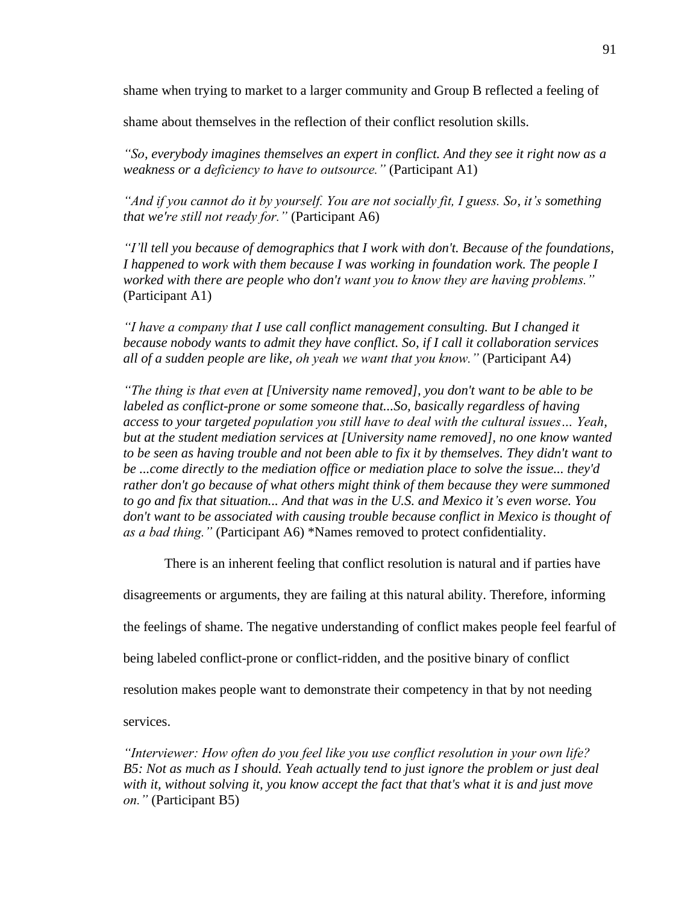shame when trying to market to a larger community and Group B reflected a feeling of shame about themselves in the reflection of their conflict resolution skills.

*"So, everybody imagines themselves an expert in conflict. And they see it right now as a weakness or a deficiency to have to outsource."* (Participant A1)

*"And if you cannot do it by yourself. You are not socially fit, I guess. So, it's something that we're still not ready for."* (Participant A6)

*"I'll tell you because of demographics that I work with don't. Because of the foundations, I happened to work with them because I was working in foundation work. The people I worked with there are people who don't want you to know they are having problems."* (Participant A1)

*"I have a company that I use call conflict management consulting. But I changed it because nobody wants to admit they have conflict. So, if I call it collaboration services all of a sudden people are like, oh yeah we want that you know."* (Participant A4)

*"The thing is that even at [University name removed], you don't want to be able to be labeled as conflict-prone or some someone that...So, basically regardless of having access to your targeted population you still have to deal with the cultural issues… Yeah, but at the student mediation services at [University name removed], no one know wanted to be seen as having trouble and not been able to fix it by themselves. They didn't want to be ...come directly to the mediation office or mediation place to solve the issue... they'd rather don't go because of what others might think of them because they were summoned to go and fix that situation... And that was in the U.S. and Mexico it's even worse. You don't want to be associated with causing trouble because conflict in Mexico is thought of as a bad thing."* (Participant A6) *Names removed to protect confidentiality.

There is an inherent feeling that conflict resolution is natural and if parties have disagreements or arguments, they are failing at this natural ability. Therefore, informing the feelings of shame. The negative understanding of conflict makes people feel fearful of being labeled conflict-prone or conflict-ridden, and the positive binary of conflict resolution makes people want to demonstrate their competency in that by not needing services.

*"Interviewer: How often do you feel like you use conflict resolution in your own life? B5: Not as much as I should. Yeah actually tend to just ignore the problem or just deal with it, without solving it, you know accept the fact that that's what it is and just move on."* (Participant B5)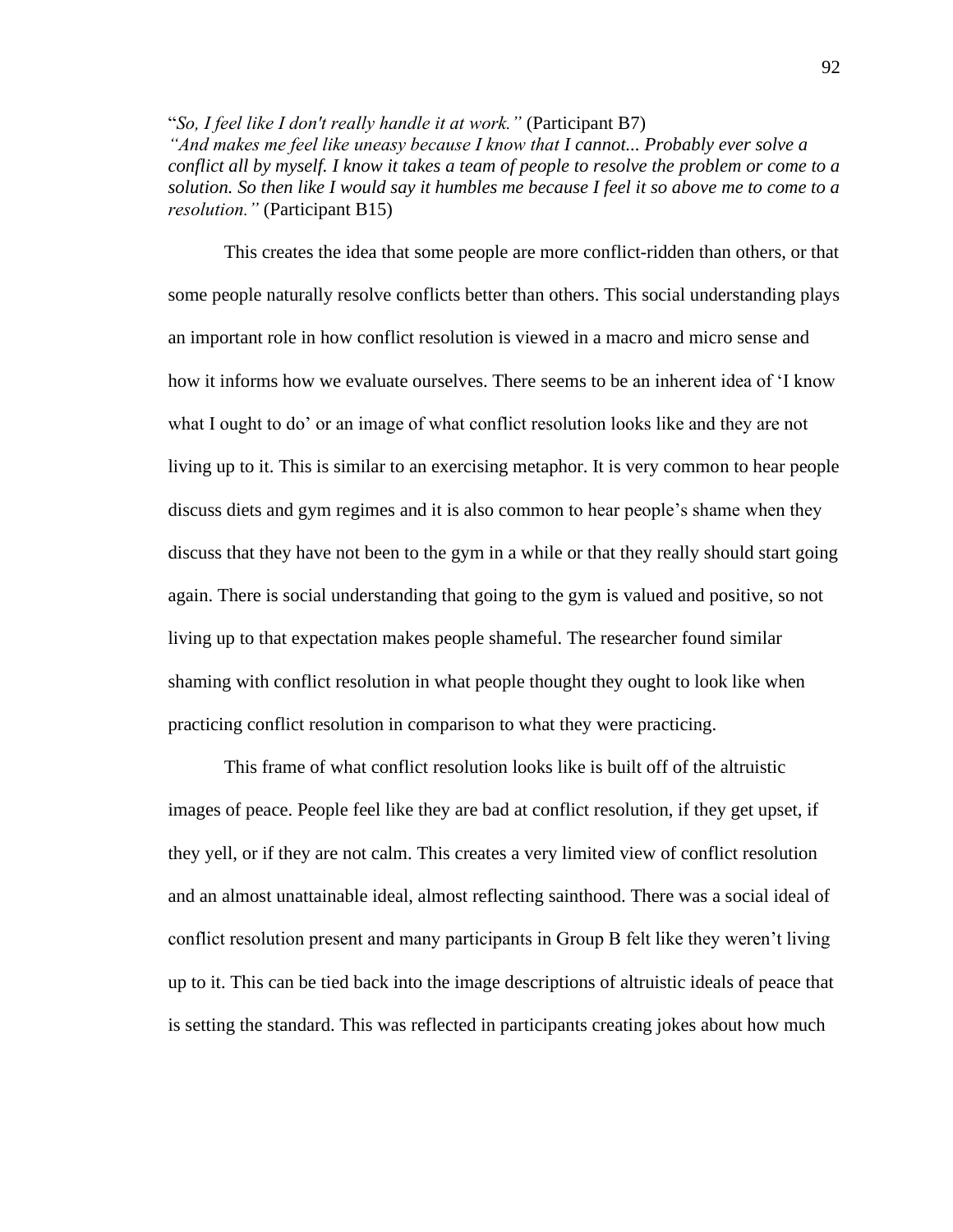"*So, I feel like I don't really handle it at work."* (Participant B7)
*"And makes me feel like uneasy because I know that I cannot... Probably ever solve a conflict all by myself. I know it takes a team of people to resolve the problem or come to a solution. So then like I would say it humbles me because I feel it so above me to come to a resolution."* (Participant B15)

This creates the idea that some people are more conflict-ridden than others, or that some people naturally resolve conflicts better than others. This social understanding plays an important role in how conflict resolution is viewed in a macro and micro sense and how it informs how we evaluate ourselves. There seems to be an inherent idea of 'I know what I ought to do' or an image of what conflict resolution looks like and they are not living up to it. This is similar to an exercising metaphor. It is very common to hear people discuss diets and gym regimes and it is also common to hear people's shame when they discuss that they have not been to the gym in a while or that they really should start going again. There is social understanding that going to the gym is valued and positive, so not living up to that expectation makes people shameful. The researcher found similar shaming with conflict resolution in what people thought they ought to look like when practicing conflict resolution in comparison to what they were practicing.

This frame of what conflict resolution looks like is built off of the altruistic images of peace. People feel like they are bad at conflict resolution, if they get upset, if they yell, or if they are not calm. This creates a very limited view of conflict resolution and an almost unattainable ideal, almost reflecting sainthood. There was a social ideal of conflict resolution present and many participants in Group B felt like they weren't living up to it. This can be tied back into the image descriptions of altruistic ideals of peace that is setting the standard. This was reflected in participants creating jokes about how much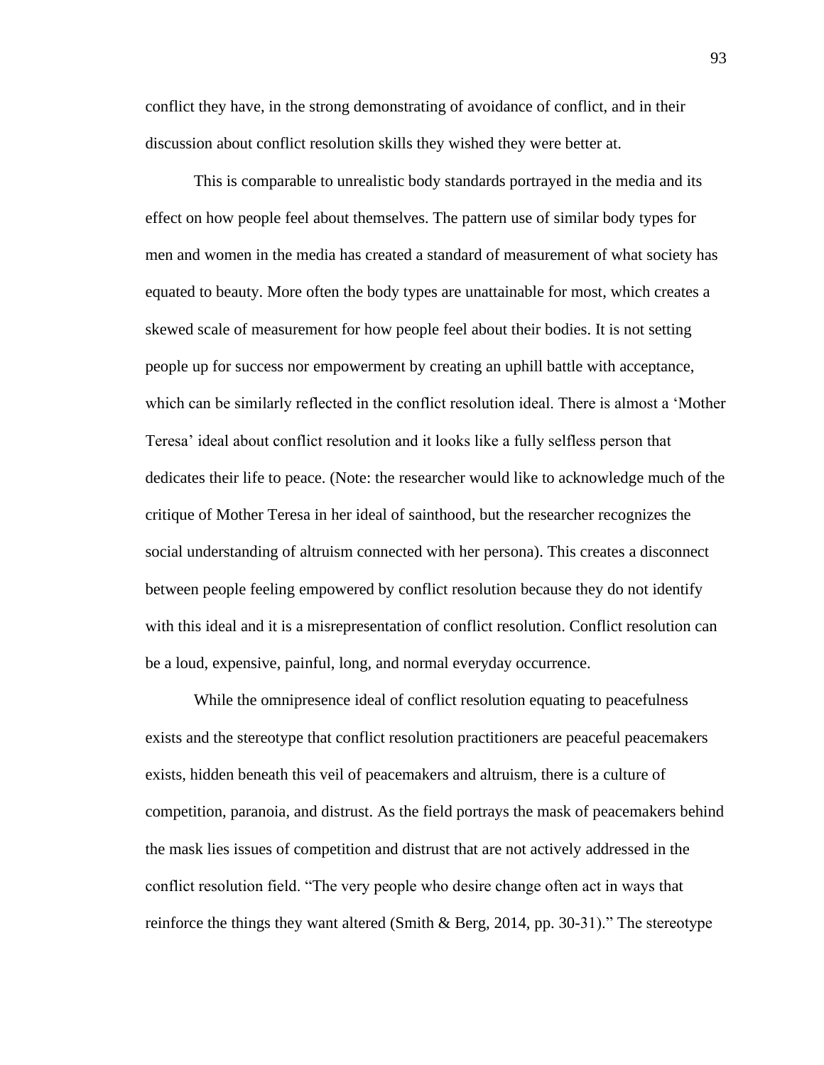conflict they have, in the strong demonstrating of avoidance of conflict, and in their discussion about conflict resolution skills they wished they were better at.

This is comparable to unrealistic body standards portrayed in the media and its effect on how people feel about themselves. The pattern use of similar body types for men and women in the media has created a standard of measurement of what society has equated to beauty. More often the body types are unattainable for most, which creates a skewed scale of measurement for how people feel about their bodies. It is not setting people up for success nor empowerment by creating an uphill battle with acceptance, which can be similarly reflected in the conflict resolution ideal. There is almost a 'Mother Teresa' ideal about conflict resolution and it looks like a fully selfless person that dedicates their life to peace. (Note: the researcher would like to acknowledge much of the critique of Mother Teresa in her ideal of sainthood, but the researcher recognizes the social understanding of altruism connected with her persona). This creates a disconnect between people feeling empowered by conflict resolution because they do not identify with this ideal and it is a misrepresentation of conflict resolution. Conflict resolution can be a loud, expensive, painful, long, and normal everyday occurrence.

While the omnipresence ideal of conflict resolution equating to peacefulness exists and the stereotype that conflict resolution practitioners are peaceful peacemakers exists, hidden beneath this veil of peacemakers and altruism, there is a culture of competition, paranoia, and distrust. As the field portrays the mask of peacemakers behind the mask lies issues of competition and distrust that are not actively addressed in the conflict resolution field. "The very people who desire change often act in ways that reinforce the things they want altered (Smith & Berg, 2014, pp. 30-31)." The stereotype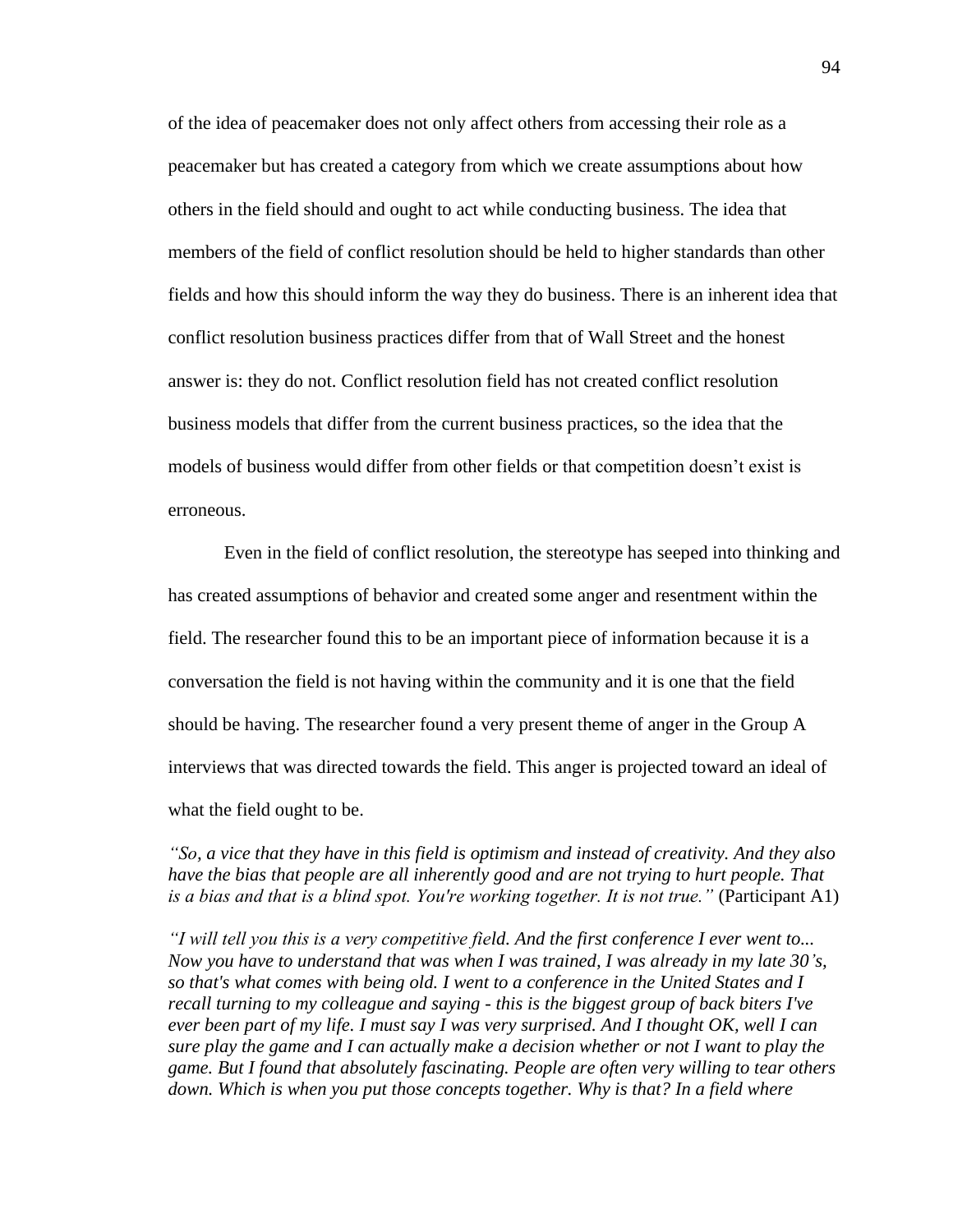of the idea of peacemaker does not only affect others from accessing their role as a peacemaker but has created a category from which we create assumptions about how others in the field should and ought to act while conducting business. The idea that members of the field of conflict resolution should be held to higher standards than other fields and how this should inform the way they do business. There is an inherent idea that conflict resolution business practices differ from that of Wall Street and the honest answer is: they do not. Conflict resolution field has not created conflict resolution business models that differ from the current business practices, so the idea that the models of business would differ from other fields or that competition doesn't exist is erroneous.

Even in the field of conflict resolution, the stereotype has seeped into thinking and has created assumptions of behavior and created some anger and resentment within the field. The researcher found this to be an important piece of information because it is a conversation the field is not having within the community and it is one that the field should be having. The researcher found a very present theme of anger in the Group A interviews that was directed towards the field. This anger is projected toward an ideal of what the field ought to be.

*"So, a vice that they have in this field is optimism and instead of creativity. And they also have the bias that people are all inherently good and are not trying to hurt people. That is a bias and that is a blind spot. You're working together. It is not true."* (Participant A1)

*"I will tell you this is a very competitive field. And the first conference I ever went to... Now you have to understand that was when I was trained, I was already in my late 30's, so that's what comes with being old. I went to a conference in the United States and I recall turning to my colleague and saying - this is the biggest group of back biters I've ever been part of my life. I must say I was very surprised. And I thought OK, well I can sure play the game and I can actually make a decision whether or not I want to play the game. But I found that absolutely fascinating. People are often very willing to tear others down. Which is when you put those concepts together. Why is that? In a field where*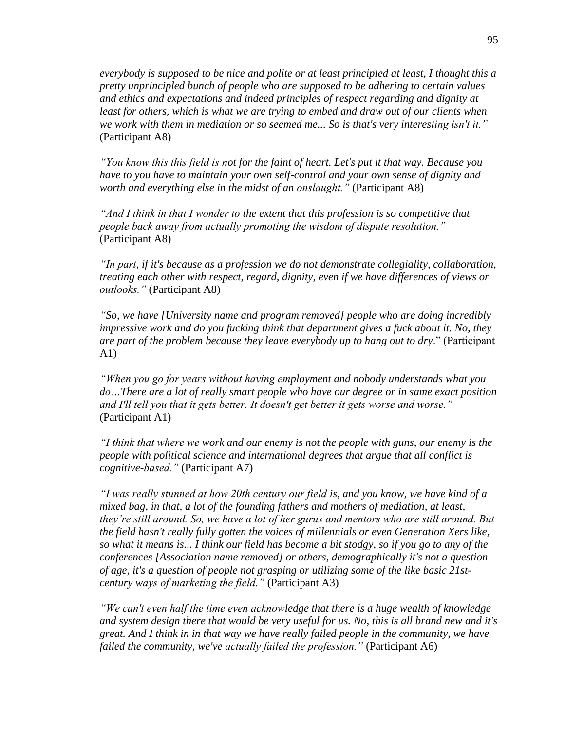*everybody is supposed to be nice and polite or at least principled at least, I thought this a pretty unprincipled bunch of people who are supposed to be adhering to certain values and ethics and expectations and indeed principles of respect regarding and dignity at least for others, which is what we are trying to embed and draw out of our clients when we work with them in mediation or so seemed me... So is that's very interesting isn't it."* (Participant A8)

*"You know this this field is not for the faint of heart. Let's put it that way. Because you have to you have to maintain your own self-control and your own sense of dignity and worth and everything else in the midst of an onslaught."* (Participant A8)

*"And I think in that I wonder to the extent that this profession is so competitive that people back away from actually promoting the wisdom of dispute resolution."* (Participant A8)

*"In part, if it's because as a profession we do not demonstrate collegiality, collaboration, treating each other with respect, regard, dignity, even if we have differences of views or outlooks."* (Participant A8)

*"So, we have [University name and program removed] people who are doing incredibly impressive work and do you fucking think that department gives a fuck about it. No, they are part of the problem because they leave everybody up to hang out to dry*." (Participant A1)

*"When you go for years without having employment and nobody understands what you do…There are a lot of really smart people who have our degree or in same exact position and I'll tell you that it gets better. It doesn't get better it gets worse and worse."* (Participant A1)

*"I think that where we work and our enemy is not the people with guns, our enemy is the people with political science and international degrees that argue that all conflict is cognitive-based."* (Participant A7)

*"I was really stunned at how 20th century our field is, and you know, we have kind of a mixed bag, in that, a lot of the founding fathers and mothers of mediation, at least, they're still around. So, we have a lot of her gurus and mentors who are still around. But the field hasn't really fully gotten the voices of millennials or even Generation Xers like, so what it means is... I think our field has become a bit stodgy, so if you go to any of the conferences [Association name removed] or others, demographically it's not a question of age, it's a question of people not grasping or utilizing some of the like basic 21st-century ways of marketing the field."* (Participant A3)

*"We can't even half the time even acknowledge that there is a huge wealth of knowledge and system design there that would be very useful for us. No, this is all brand new and it's great. And I think in in that way we have really failed people in the community, we have failed the community, we've actually failed the profession."* (Participant A6)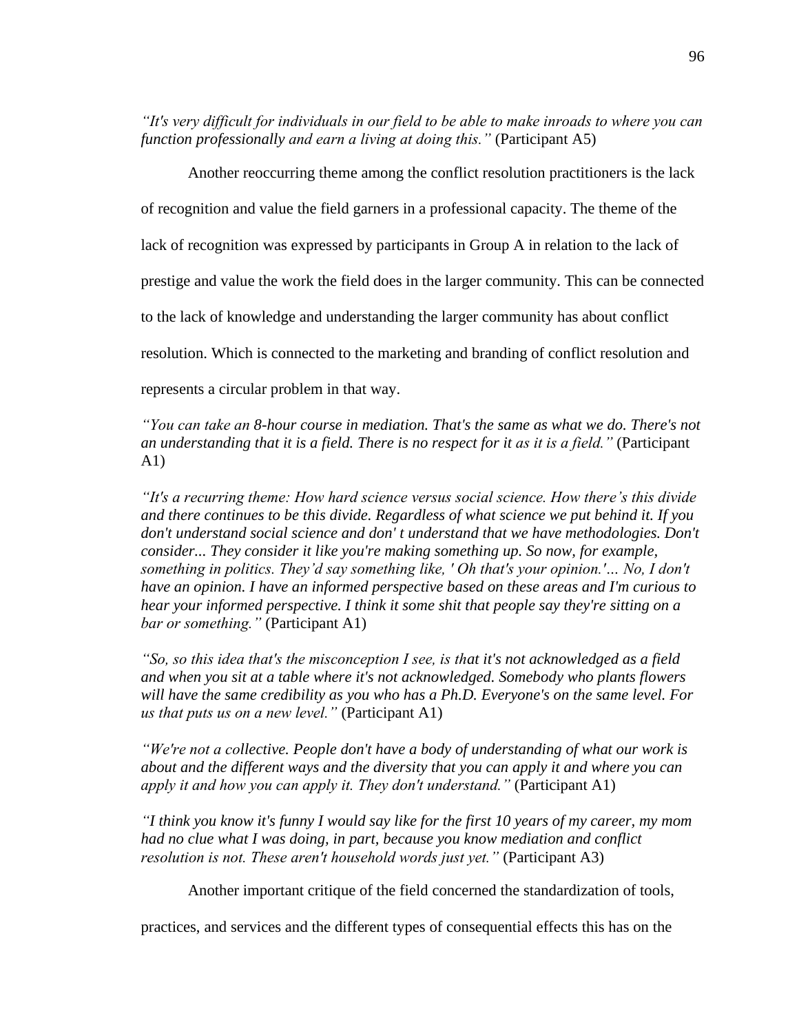*"It's very difficult for individuals in our field to be able to make inroads to where you can function professionally and earn a living at doing this."* (Participant A5)

Another reoccurring theme among the conflict resolution practitioners is the lack of recognition and value the field garners in a professional capacity. The theme of the lack of recognition was expressed by participants in Group A in relation to the lack of prestige and value the work the field does in the larger community. This can be connected to the lack of knowledge and understanding the larger community has about conflict resolution. Which is connected to the marketing and branding of conflict resolution and represents a circular problem in that way.

*"You can take an 8-hour course in mediation. That's the same as what we do. There's not an understanding that it is a field. There is no respect for it as it is a field."* (Participant A1)

*"It's a recurring theme: How hard science versus social science. How there's this divide and there continues to be this divide. Regardless of what science we put behind it. If you don't understand social science and don' t understand that we have methodologies. Don't consider... They consider it like you're making something up. So now, for example, something in politics. They'd say something like, ' Oh that's your opinion.'... No, I don't have an opinion. I have an informed perspective based on these areas and I'm curious to hear your informed perspective. I think it some shit that people say they're sitting on a bar or something."* (Participant A1)

*"So, so this idea that's the misconception I see, is that it's not acknowledged as a field and when you sit at a table where it's not acknowledged. Somebody who plants flowers will have the same credibility as you who has a Ph.D. Everyone's on the same level. For us that puts us on a new level."* (Participant A1)

*"We're not a collective. People don't have a body of understanding of what our work is about and the different ways and the diversity that you can apply it and where you can apply it and how you can apply it. They don't understand."* (Participant A1)

*"I think you know it's funny I would say like for the first 10 years of my career, my mom had no clue what I was doing, in part, because you know mediation and conflict resolution is not. These aren't household words just yet."* (Participant A3)

Another important critique of the field concerned the standardization of tools, practices, and services and the different types of consequential effects this has on the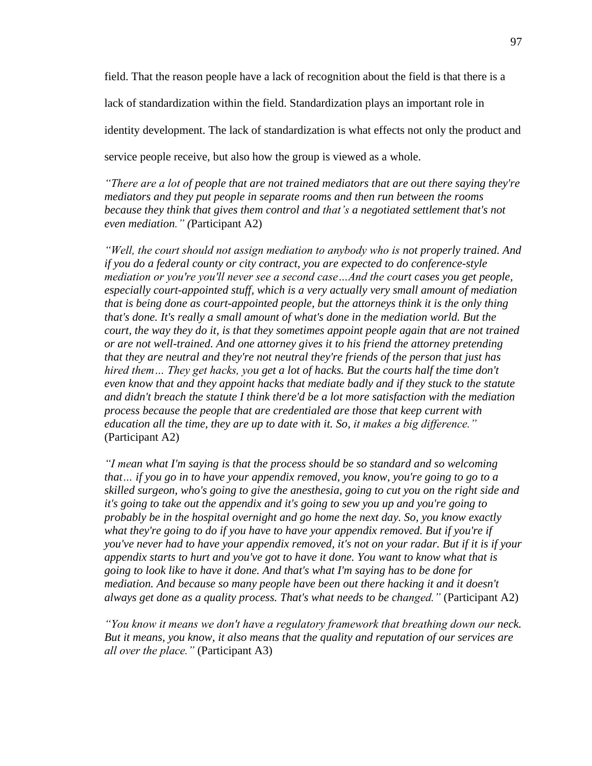field. That the reason people have a lack of recognition about the field is that there is a lack of standardization within the field. Standardization plays an important role in identity development. The lack of standardization is what effects not only the product and service people receive, but also how the group is viewed as a whole.

*"There are a lot of people that are not trained mediators that are out there saying they're mediators and they put people in separate rooms and then run between the rooms because they think that gives them control and that's a negotiated settlement that's not even mediation." (*Participant A2)

*"Well, the court should not assign mediation to anybody who is not properly trained. And if you do a federal county or city contract, you are expected to do conference-style mediation or you're you'll never see a second case…And the court cases you get people, especially court-appointed stuff, which is a very actually very small amount of mediation that is being done as court-appointed people, but the attorneys think it is the only thing that's done. It's really a small amount of what's done in the mediation world. But the court, the way they do it, is that they sometimes appoint people again that are not trained or are not well-trained. And one attorney gives it to his friend the attorney pretending that they are neutral and they're not neutral they're friends of the person that just has hired them… They get hacks, you get a lot of hacks. But the courts half the time don't even know that and they appoint hacks that mediate badly and if they stuck to the statute and didn't breach the statute I think there'd be a lot more satisfaction with the mediation process because the people that are credentialed are those that keep current with education all the time, they are up to date with it. So, it makes a big difference."* (Participant A2)

*"I mean what I'm saying is that the process should be so standard and so welcoming that… if you go in to have your appendix removed, you know, you're going to go to a skilled surgeon, who's going to give the anesthesia, going to cut you on the right side and it's going to take out the appendix and it's going to sew you up and you're going to probably be in the hospital overnight and go home the next day. So, you know exactly what they're going to do if you have to have your appendix removed. But if you're if you've never had to have your appendix removed, it's not on your radar. But if it is if your appendix starts to hurt and you've got to have it done. You want to know what that is going to look like to have it done. And that's what I'm saying has to be done for mediation. And because so many people have been out there hacking it and it doesn't always get done as a quality process. That's what needs to be changed."* (Participant A2)

*"You know it means we don't have a regulatory framework that breathing down our neck. But it means, you know, it also means that the quality and reputation of our services are all over the place."* (Participant A3)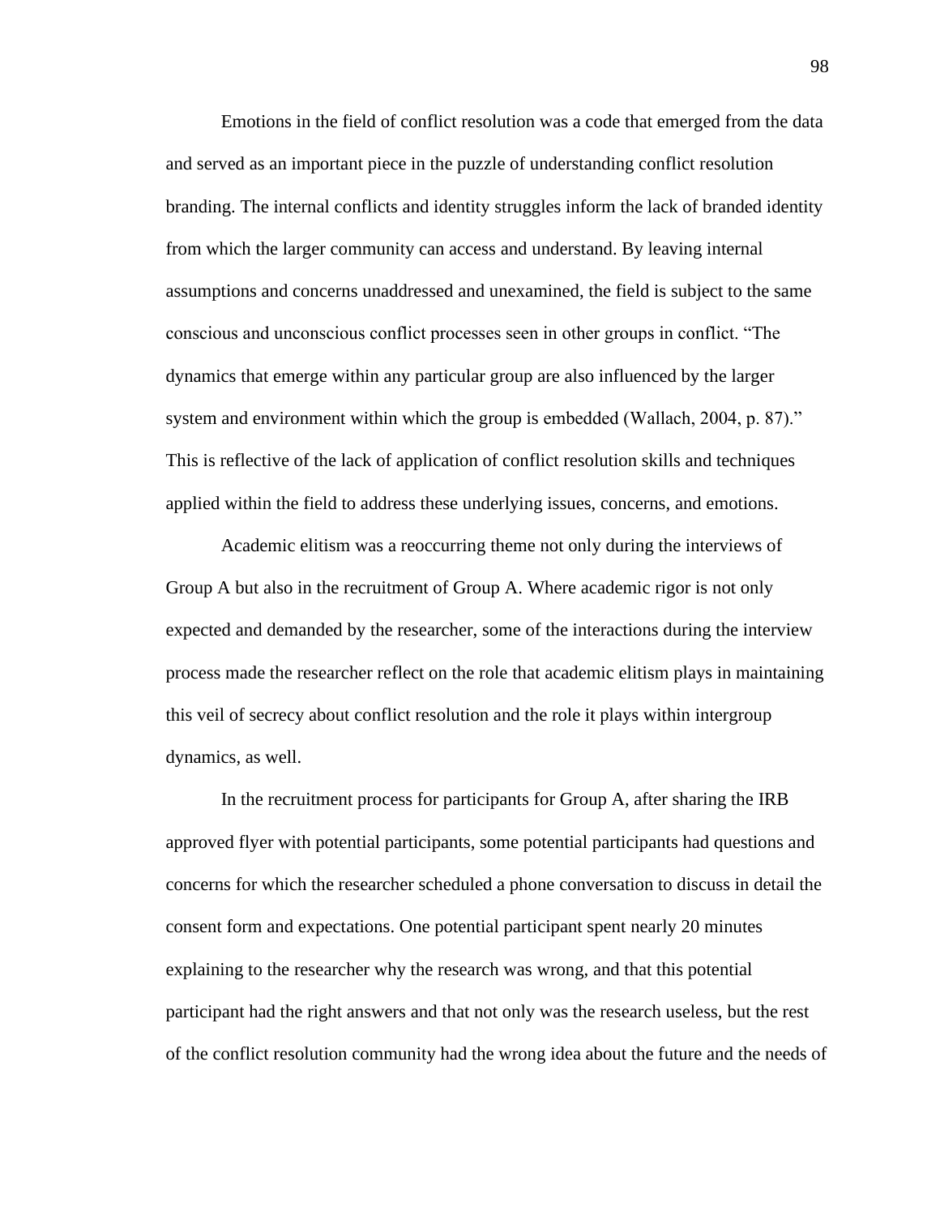Emotions in the field of conflict resolution was a code that emerged from the data and served as an important piece in the puzzle of understanding conflict resolution branding. The internal conflicts and identity struggles inform the lack of branded identity from which the larger community can access and understand. By leaving internal assumptions and concerns unaddressed and unexamined, the field is subject to the same conscious and unconscious conflict processes seen in other groups in conflict. "The dynamics that emerge within any particular group are also influenced by the larger system and environment within which the group is embedded (Wallach, 2004, p. 87)." This is reflective of the lack of application of conflict resolution skills and techniques applied within the field to address these underlying issues, concerns, and emotions.

Academic elitism was a reoccurring theme not only during the interviews of Group A but also in the recruitment of Group A. Where academic rigor is not only expected and demanded by the researcher, some of the interactions during the interview process made the researcher reflect on the role that academic elitism plays in maintaining this veil of secrecy about conflict resolution and the role it plays within intergroup dynamics, as well.

In the recruitment process for participants for Group A, after sharing the IRB approved flyer with potential participants, some potential participants had questions and concerns for which the researcher scheduled a phone conversation to discuss in detail the consent form and expectations. One potential participant spent nearly 20 minutes explaining to the researcher why the research was wrong, and that this potential participant had the right answers and that not only was the research useless, but the rest of the conflict resolution community had the wrong idea about the future and the needs of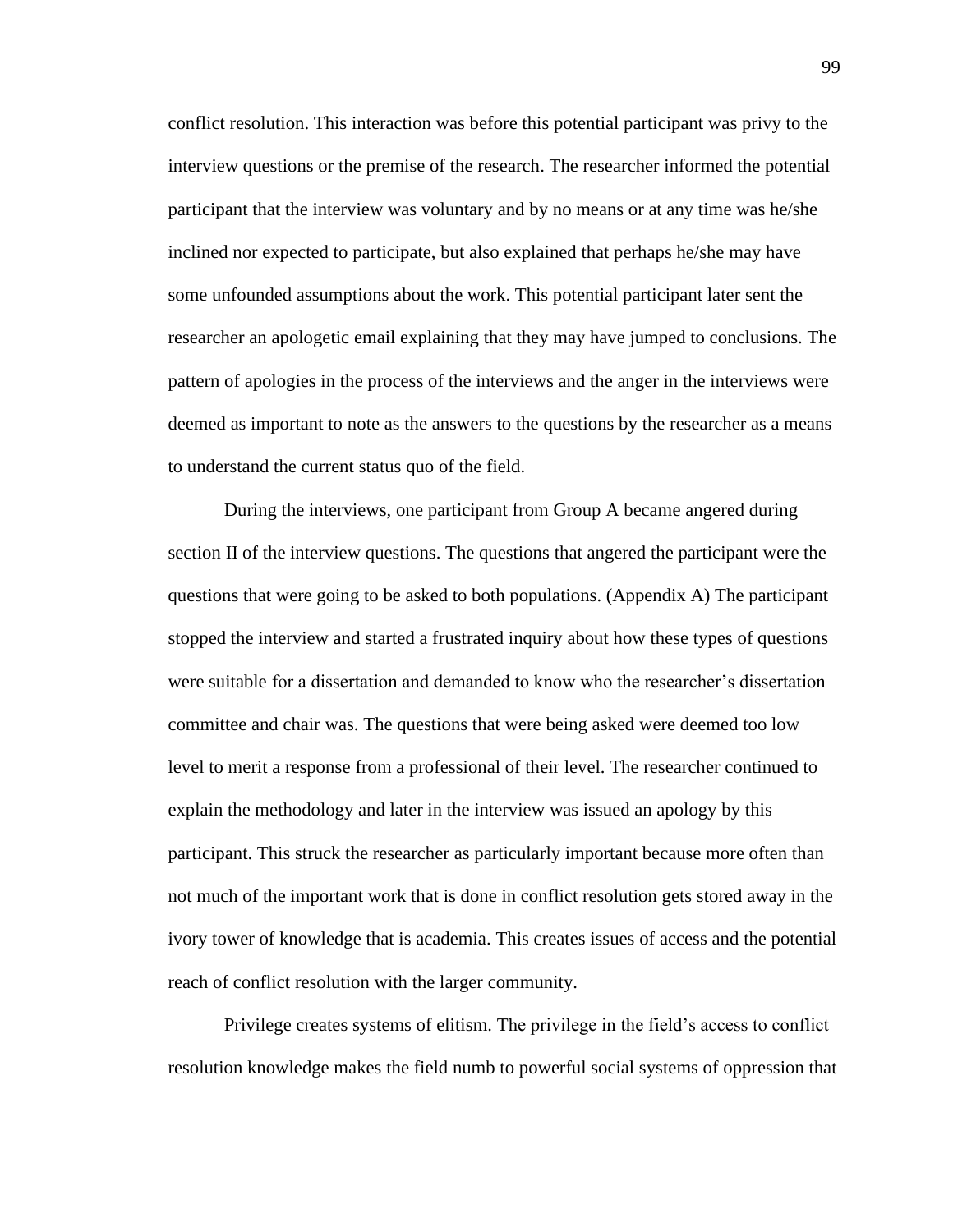conflict resolution. This interaction was before this potential participant was privy to the interview questions or the premise of the research. The researcher informed the potential participant that the interview was voluntary and by no means or at any time was he/she inclined nor expected to participate, but also explained that perhaps he/she may have some unfounded assumptions about the work. This potential participant later sent the researcher an apologetic email explaining that they may have jumped to conclusions. The pattern of apologies in the process of the interviews and the anger in the interviews were deemed as important to note as the answers to the questions by the researcher as a means to understand the current status quo of the field.

During the interviews, one participant from Group A became angered during section II of the interview questions. The questions that angered the participant were the questions that were going to be asked to both populations. (Appendix A) The participant stopped the interview and started a frustrated inquiry about how these types of questions were suitable for a dissertation and demanded to know who the researcher's dissertation committee and chair was. The questions that were being asked were deemed too low level to merit a response from a professional of their level. The researcher continued to explain the methodology and later in the interview was issued an apology by this participant. This struck the researcher as particularly important because more often than not much of the important work that is done in conflict resolution gets stored away in the ivory tower of knowledge that is academia. This creates issues of access and the potential reach of conflict resolution with the larger community.

Privilege creates systems of elitism. The privilege in the field's access to conflict resolution knowledge makes the field numb to powerful social systems of oppression that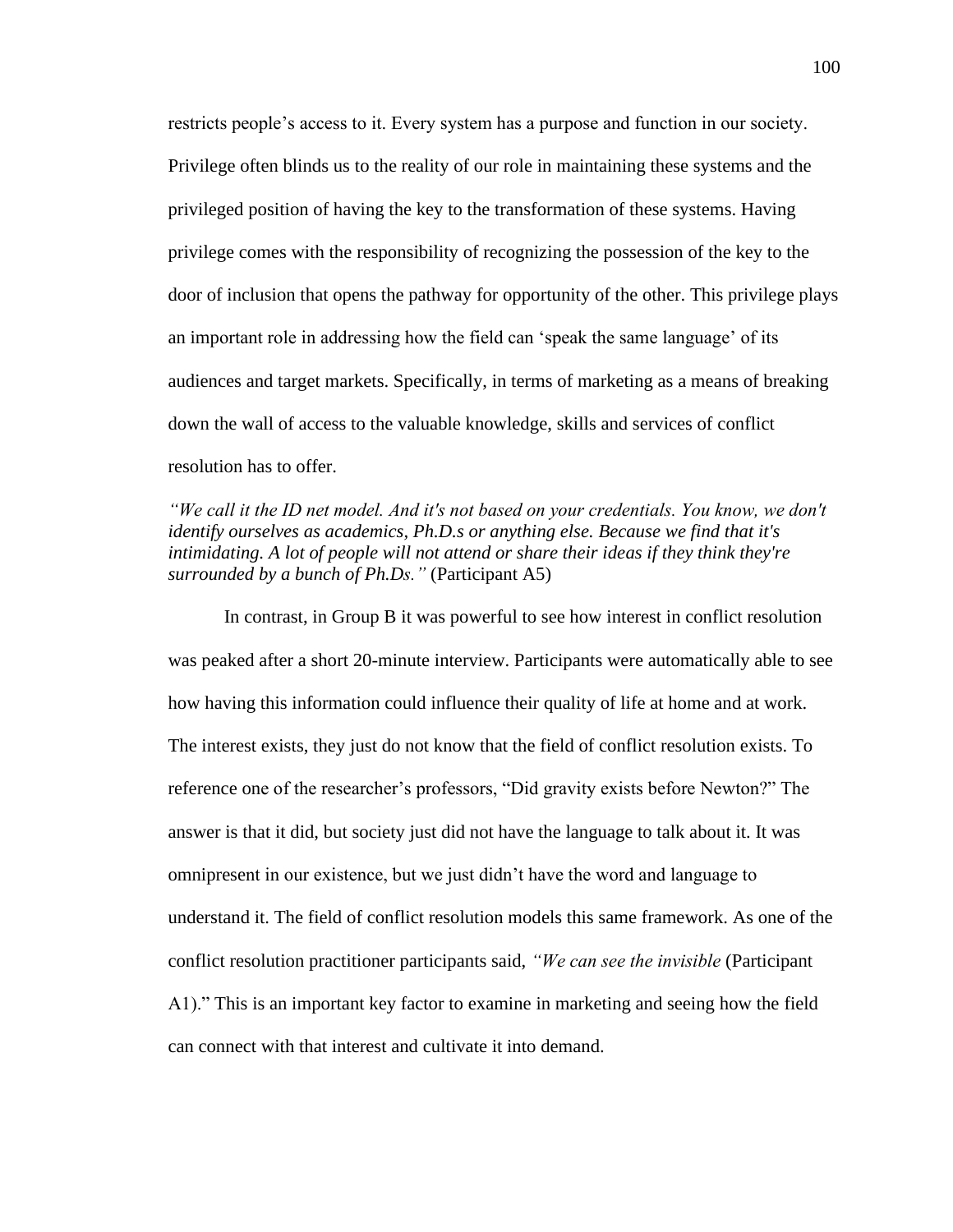restricts people's access to it. Every system has a purpose and function in our society. Privilege often blinds us to the reality of our role in maintaining these systems and the privileged position of having the key to the transformation of these systems. Having privilege comes with the responsibility of recognizing the possession of the key to the door of inclusion that opens the pathway for opportunity of the other. This privilege plays an important role in addressing how the field can 'speak the same language' of its audiences and target markets. Specifically, in terms of marketing as a means of breaking down the wall of access to the valuable knowledge, skills and services of conflict resolution has to offer.

*"We call it the ID net model. And it's not based on your credentials. You know, we don't identify ourselves as academics, Ph.D.s or anything else. Because we find that it's intimidating. A lot of people will not attend or share their ideas if they think they're surrounded by a bunch of Ph.Ds."* (Participant A5)

In contrast, in Group B it was powerful to see how interest in conflict resolution was peaked after a short 20-minute interview. Participants were automatically able to see how having this information could influence their quality of life at home and at work. The interest exists, they just do not know that the field of conflict resolution exists. To reference one of the researcher's professors, "Did gravity exists before Newton?" The answer is that it did, but society just did not have the language to talk about it. It was omnipresent in our existence, but we just didn't have the word and language to understand it. The field of conflict resolution models this same framework. As one of the conflict resolution practitioner participants said, *"We can see the invisible* (Participant A1)." This is an important key factor to examine in marketing and seeing how the field can connect with that interest and cultivate it into demand.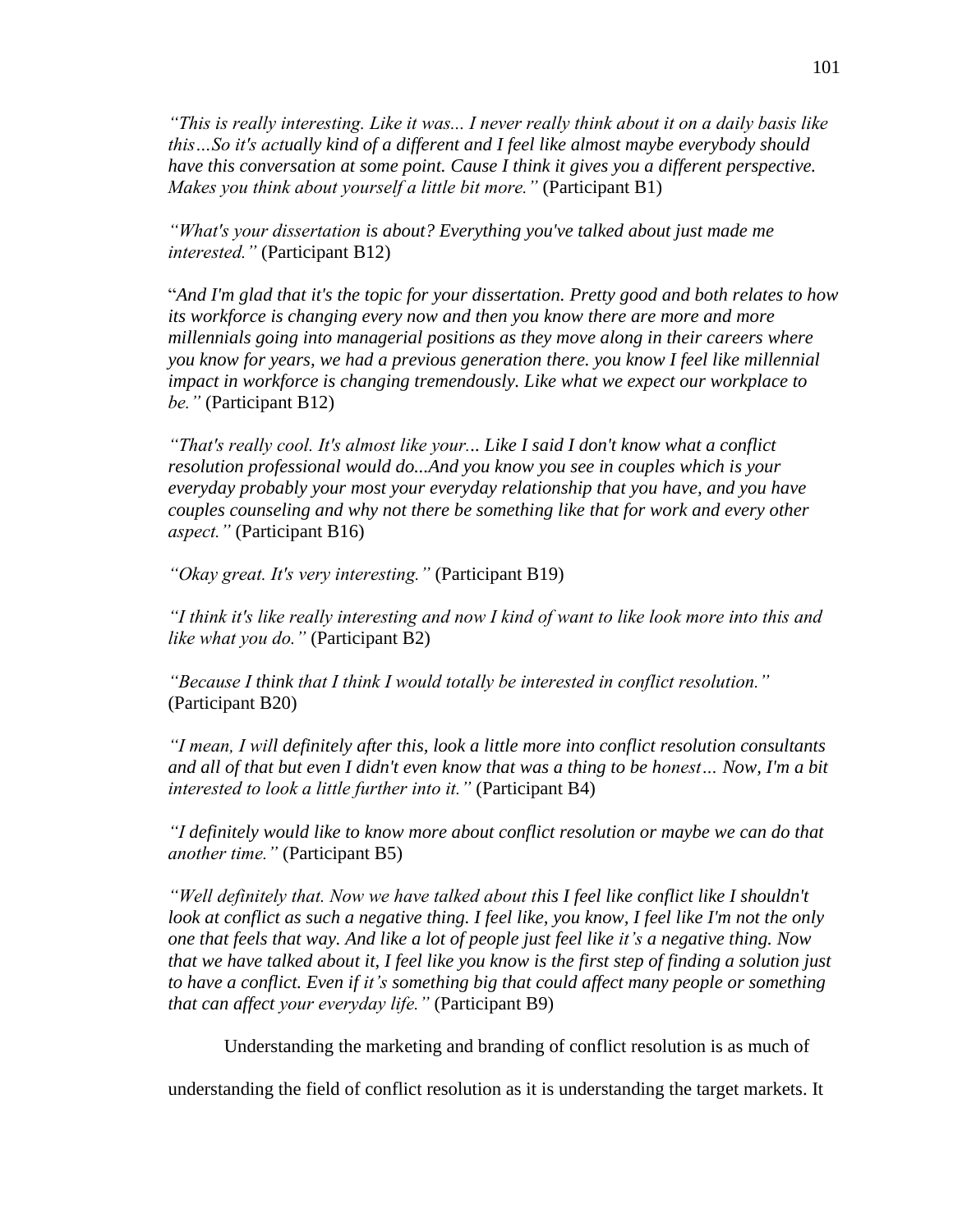*"This is really interesting. Like it was... I never really think about it on a daily basis like this…So it's actually kind of a different and I feel like almost maybe everybody should have this conversation at some point. Cause I think it gives you a different perspective. Makes you think about yourself a little bit more."* (Participant B1)

*"What's your dissertation is about? Everything you've talked about just made me interested."* (Participant B12)

"*And I'm glad that it's the topic for your dissertation. Pretty good and both relates to how its workforce is changing every now and then you know there are more and more millennials going into managerial positions as they move along in their careers where you know for years, we had a previous generation there. you know I feel like millennial impact in workforce is changing tremendously. Like what we expect our workplace to be."* (Participant B12)

*"That's really cool. It's almost like your... Like I said I don't know what a conflict resolution professional would do...And you know you see in couples which is your everyday probably your most your everyday relationship that you have, and you have couples counseling and why not there be something like that for work and every other aspect."* (Participant B16)

*"Okay great. It's very interesting."* (Participant B19)

*"I think it's like really interesting and now I kind of want to like look more into this and like what you do."* (Participant B2)

*"Because I think that I think I would totally be interested in conflict resolution."* (Participant B20)

*"I mean, I will definitely after this, look a little more into conflict resolution consultants and all of that but even I didn't even know that was a thing to be honest… Now, I'm a bit interested to look a little further into it."* (Participant B4)

*"I definitely would like to know more about conflict resolution or maybe we can do that another time."* (Participant B5)

*"Well definitely that. Now we have talked about this I feel like conflict like I shouldn't look at conflict as such a negative thing. I feel like, you know, I feel like I'm not the only one that feels that way. And like a lot of people just feel like it's a negative thing. Now that we have talked about it, I feel like you know is the first step of finding a solution just to have a conflict. Even if it's something big that could affect many people or something that can affect your everyday life."* (Participant B9)

Understanding the marketing and branding of conflict resolution is as much of understanding the field of conflict resolution as it is understanding the target markets. It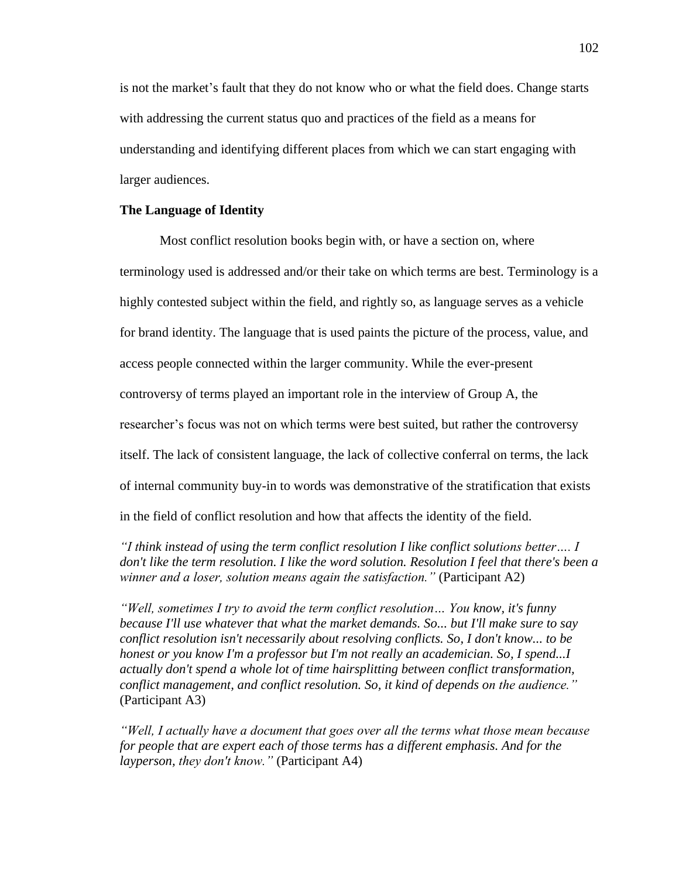is not the market's fault that they do not know who or what the field does. Change starts with addressing the current status quo and practices of the field as a means for understanding and identifying different places from which we can start engaging with larger audiences.

**The Language of Identity**

Most conflict resolution books begin with, or have a section on, where terminology used is addressed and/or their take on which terms are best. Terminology is a highly contested subject within the field, and rightly so, as language serves as a vehicle for brand identity. The language that is used paints the picture of the process, value, and access people connected within the larger community. While the ever-present controversy of terms played an important role in the interview of Group A, the researcher's focus was not on which terms were best suited, but rather the controversy itself. The lack of consistent language, the lack of collective conferral on terms, the lack of internal community buy-in to words was demonstrative of the stratification that exists in the field of conflict resolution and how that affects the identity of the field.

*"I think instead of using the term conflict resolution I like conflict solutions better…. I don't like the term resolution. I like the word solution. Resolution I feel that there's been a winner and a loser, solution means again the satisfaction."* (Participant A2)

*"Well, sometimes I try to avoid the term conflict resolution… You know, it's funny because I'll use whatever that what the market demands. So... but I'll make sure to say conflict resolution isn't necessarily about resolving conflicts. So, I don't know... to be honest or you know I'm a professor but I'm not really an academician. So, I spend...I actually don't spend a whole lot of time hairsplitting between conflict transformation, conflict management, and conflict resolution. So, it kind of depends on the audience."* (Participant A3)

*"Well, I actually have a document that goes over all the terms what those mean because for people that are expert each of those terms has a different emphasis. And for the layperson, they don't know."* (Participant A4)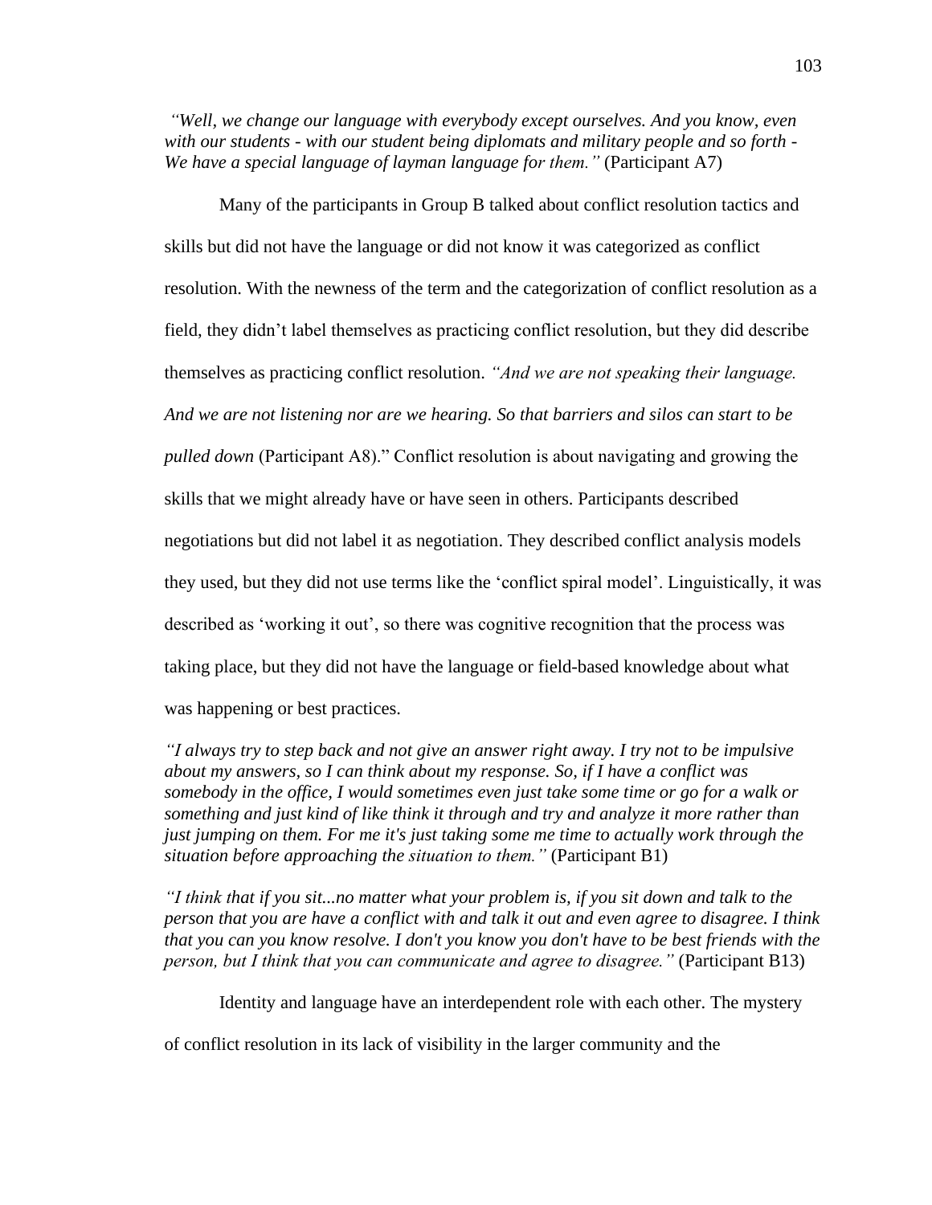*"Well, we change our language with everybody except ourselves. And you know, even with our students - with our student being diplomats and military people and so forth - We have a special language of layman language for them."* (Participant A7)

Many of the participants in Group B talked about conflict resolution tactics and skills but did not have the language or did not know it was categorized as conflict resolution. With the newness of the term and the categorization of conflict resolution as a field, they didn't label themselves as practicing conflict resolution, but they did describe themselves as practicing conflict resolution. *"And we are not speaking their language. And we are not listening nor are we hearing. So that barriers and silos can start to be pulled down* (Participant A8)." Conflict resolution is about navigating and growing the skills that we might already have or have seen in others. Participants described negotiations but did not label it as negotiation. They described conflict analysis models they used, but they did not use terms like the 'conflict spiral model'. Linguistically, it was described as 'working it out', so there was cognitive recognition that the process was taking place, but they did not have the language or field-based knowledge about what was happening or best practices.

*"I always try to step back and not give an answer right away. I try not to be impulsive about my answers, so I can think about my response. So, if I have a conflict was somebody in the office, I would sometimes even just take some time or go for a walk or something and just kind of like think it through and try and analyze it more rather than just jumping on them. For me it's just taking some me time to actually work through the situation before approaching the situation to them."* (Participant B1)

*"I think that if you sit...no matter what your problem is, if you sit down and talk to the person that you are have a conflict with and talk it out and even agree to disagree. I think that you can you know resolve. I don't you know you don't have to be best friends with the person, but I think that you can communicate and agree to disagree."* (Participant B13)

Identity and language have an interdependent role with each other. The mystery of conflict resolution in its lack of visibility in the larger community and the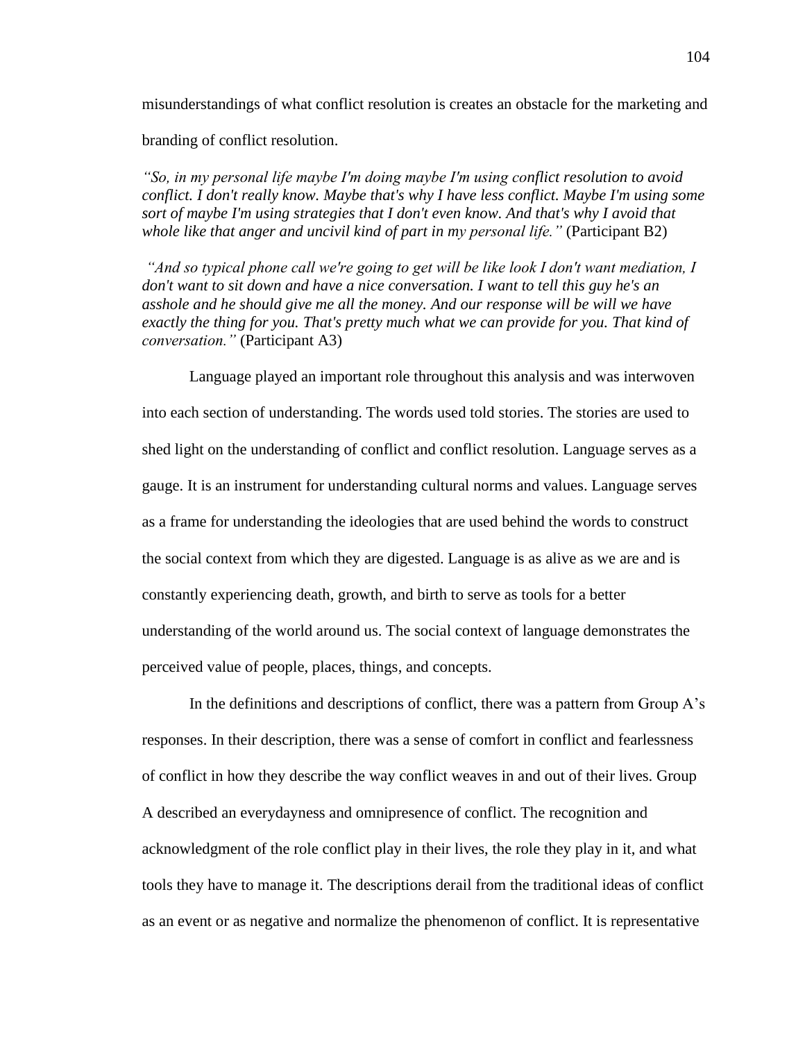misunderstandings of what conflict resolution is creates an obstacle for the marketing and branding of conflict resolution.

*"So, in my personal life maybe I'm doing maybe I'm using conflict resolution to avoid conflict. I don't really know. Maybe that's why I have less conflict. Maybe I'm using some sort of maybe I'm using strategies that I don't even know. And that's why I avoid that whole like that anger and uncivil kind of part in my personal life."* (Participant B2)

*"And so typical phone call we're going to get will be like look I don't want mediation, I don't want to sit down and have a nice conversation. I want to tell this guy he's an asshole and he should give me all the money. And our response will be will we have exactly the thing for you. That's pretty much what we can provide for you. That kind of conversation."* (Participant A3)

Language played an important role throughout this analysis and was interwoven into each section of understanding. The words used told stories. The stories are used to shed light on the understanding of conflict and conflict resolution. Language serves as a gauge. It is an instrument for understanding cultural norms and values. Language serves as a frame for understanding the ideologies that are used behind the words to construct the social context from which they are digested. Language is as alive as we are and is constantly experiencing death, growth, and birth to serve as tools for a better understanding of the world around us. The social context of language demonstrates the perceived value of people, places, things, and concepts.

In the definitions and descriptions of conflict, there was a pattern from Group A's responses. In their description, there was a sense of comfort in conflict and fearlessness of conflict in how they describe the way conflict weaves in and out of their lives. Group A described an everydayness and omnipresence of conflict. The recognition and acknowledgment of the role conflict play in their lives, the role they play in it, and what tools they have to manage it. The descriptions derail from the traditional ideas of conflict as an event or as negative and normalize the phenomenon of conflict. It is representative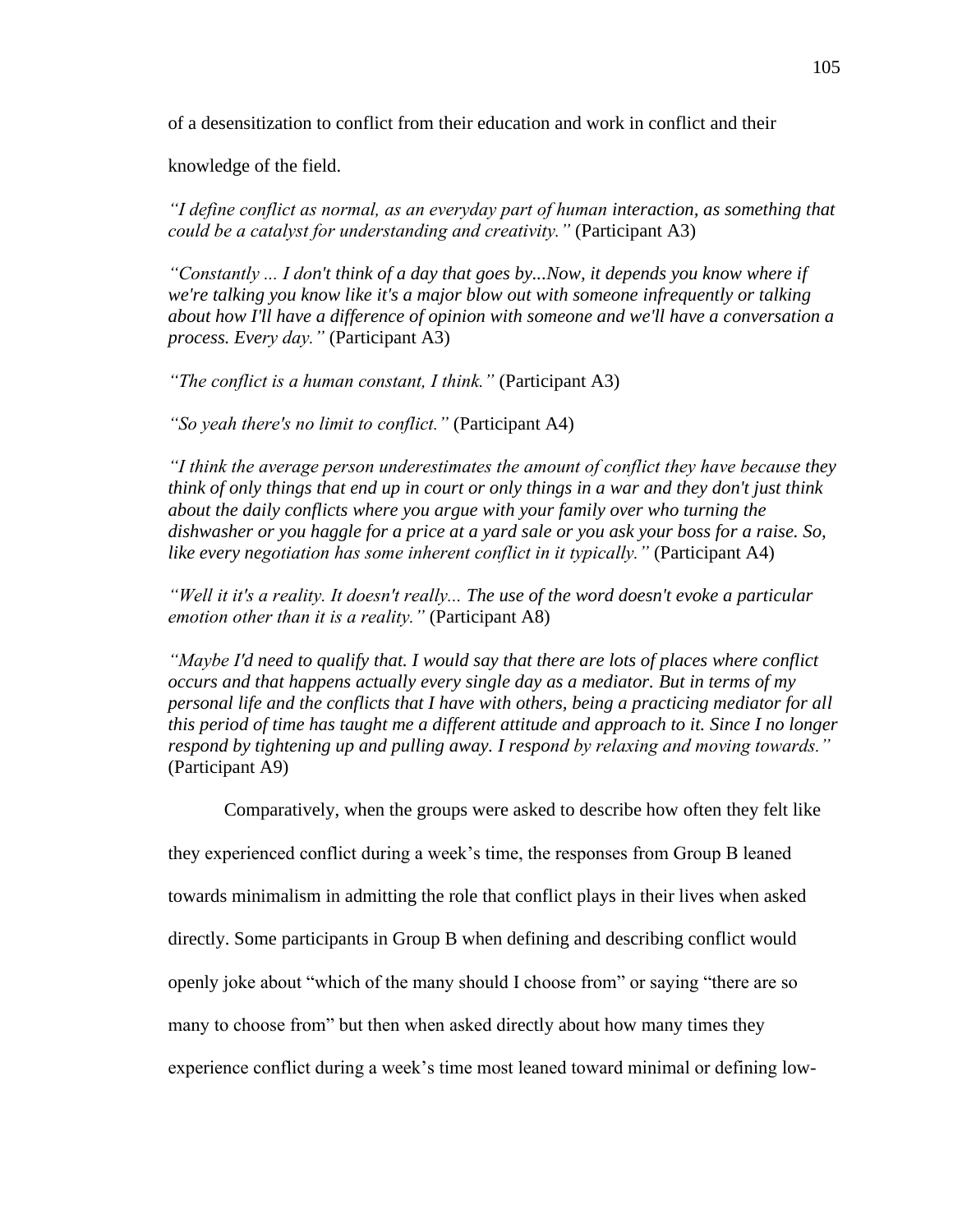of a desensitization to conflict from their education and work in conflict and their knowledge of the field.

*"I define conflict as normal, as an everyday part of human interaction, as something that could be a catalyst for understanding and creativity."* (Participant A3)

*"Constantly ... I don't think of a day that goes by...Now, it depends you know where if we're talking you know like it's a major blow out with someone infrequently or talking about how I'll have a difference of opinion with someone and we'll have a conversation a process. Every day."* (Participant A3)

*"The conflict is a human constant, I think."* (Participant A3)

*"So yeah there's no limit to conflict."* (Participant A4)

*"I think the average person underestimates the amount of conflict they have because they think of only things that end up in court or only things in a war and they don't just think about the daily conflicts where you argue with your family over who turning the dishwasher or you haggle for a price at a yard sale or you ask your boss for a raise. So, like every negotiation has some inherent conflict in it typically."* (Participant A4)

*"Well it it's a reality. It doesn't really... The use of the word doesn't evoke a particular emotion other than it is a reality."* (Participant A8)

*"Maybe I'd need to qualify that. I would say that there are lots of places where conflict occurs and that happens actually every single day as a mediator. But in terms of my personal life and the conflicts that I have with others, being a practicing mediator for all this period of time has taught me a different attitude and approach to it. Since I no longer respond by tightening up and pulling away. I respond by relaxing and moving towards."* (Participant A9)

Comparatively, when the groups were asked to describe how often they felt like they experienced conflict during a week's time, the responses from Group B leaned towards minimalism in admitting the role that conflict plays in their lives when asked directly. Some participants in Group B when defining and describing conflict would openly joke about "which of the many should I choose from" or saying "there are so many to choose from" but then when asked directly about how many times they experience conflict during a week's time most leaned toward minimal or defining low-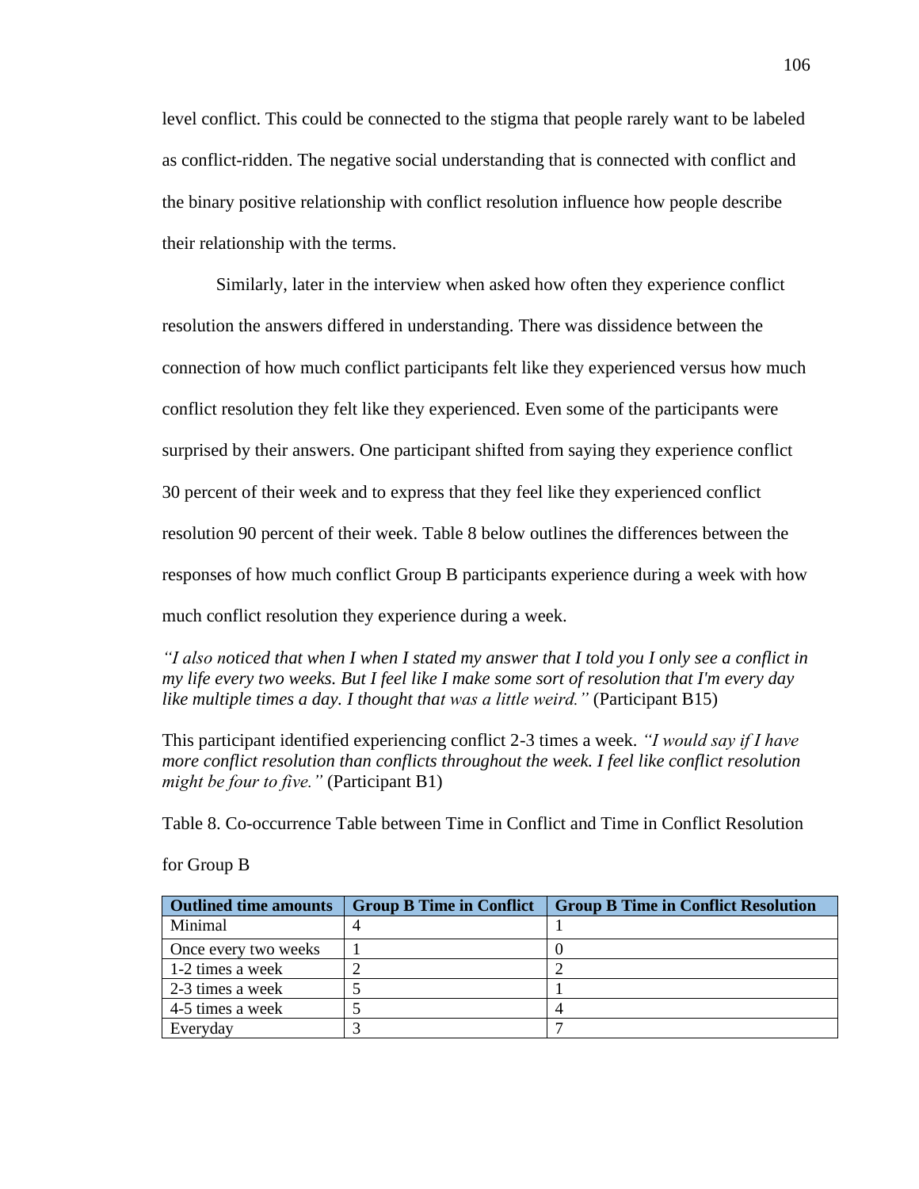level conflict. This could be connected to the stigma that people rarely want to be labeled as conflict-ridden. The negative social understanding that is connected with conflict and the binary positive relationship with conflict resolution influence how people describe their relationship with the terms.

Similarly, later in the interview when asked how often they experience conflict resolution the answers differed in understanding. There was dissidence between the connection of how much conflict participants felt like they experienced versus how much conflict resolution they felt like they experienced. Even some of the participants were surprised by their answers. One participant shifted from saying they experience conflict 30 percent of their week and to express that they feel like they experienced conflict resolution 90 percent of their week. Table 8 below outlines the differences between the responses of how much conflict Group B participants experience during a week with how much conflict resolution they experience during a week.

*"I also noticed that when I when I stated my answer that I told you I only see a conflict in my life every two weeks. But I feel like I make some sort of resolution that I'm every day like multiple times a day. I thought that was a little weird."* (Participant B15)

This participant identified experiencing conflict 2-3 times a week. *"I would say if I have more conflict resolution than conflicts throughout the week. I feel like conflict resolution might be four to five."* (Participant B1)

Table 8. Co-occurrence Table between Time in Conflict and Time in Conflict Resolution for Group B

| Outlined time amounts | Group B Time in Conflict | Group B Time in Conflict Resolution |
|---|---|---|
| Minimal | 4 | 1 |
| Once every two weeks | 1 | 0 |
| 1-2 times a week | 2 | 2 |
| 2-3 times a week | 5 | 1 |
| 4-5 times a week | 5 | 4 |
| Everyday | 3 | 7 |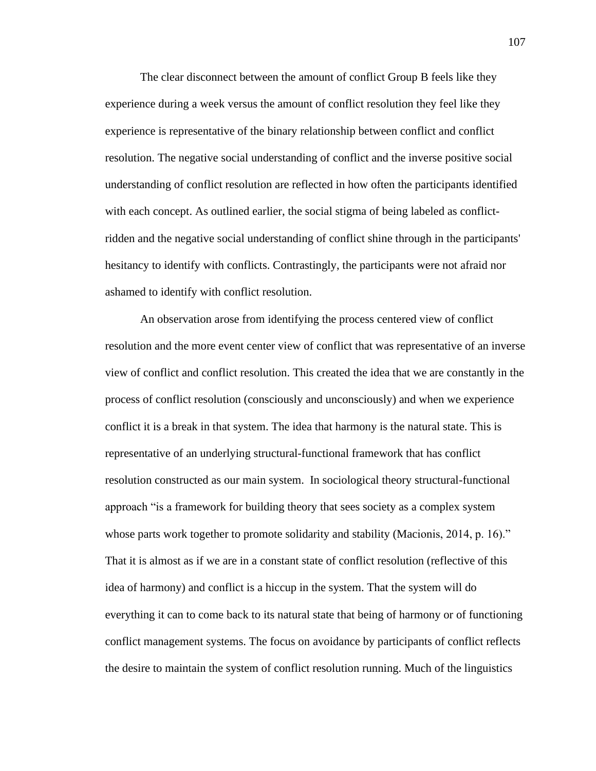The clear disconnect between the amount of conflict Group B feels like they experience during a week versus the amount of conflict resolution they feel like they experience is representative of the binary relationship between conflict and conflict resolution. The negative social understanding of conflict and the inverse positive social understanding of conflict resolution are reflected in how often the participants identified with each concept. As outlined earlier, the social stigma of being labeled as conflict-ridden and the negative social understanding of conflict shine through in the participants' hesitancy to identify with conflicts. Contrastingly, the participants were not afraid nor ashamed to identify with conflict resolution.

An observation arose from identifying the process centered view of conflict resolution and the more event center view of conflict that was representative of an inverse view of conflict and conflict resolution. This created the idea that we are constantly in the process of conflict resolution (consciously and unconsciously) and when we experience conflict it is a break in that system. The idea that harmony is the natural state. This is representative of an underlying structural-functional framework that has conflict resolution constructed as our main system. In sociological theory structural-functional approach "is a framework for building theory that sees society as a complex system whose parts work together to promote solidarity and stability (Macionis, 2014, p. 16)." That it is almost as if we are in a constant state of conflict resolution (reflective of this idea of harmony) and conflict is a hiccup in the system. That the system will do everything it can to come back to its natural state that being of harmony or of functioning conflict management systems. The focus on avoidance by participants of conflict reflects the desire to maintain the system of conflict resolution running. Much of the linguistics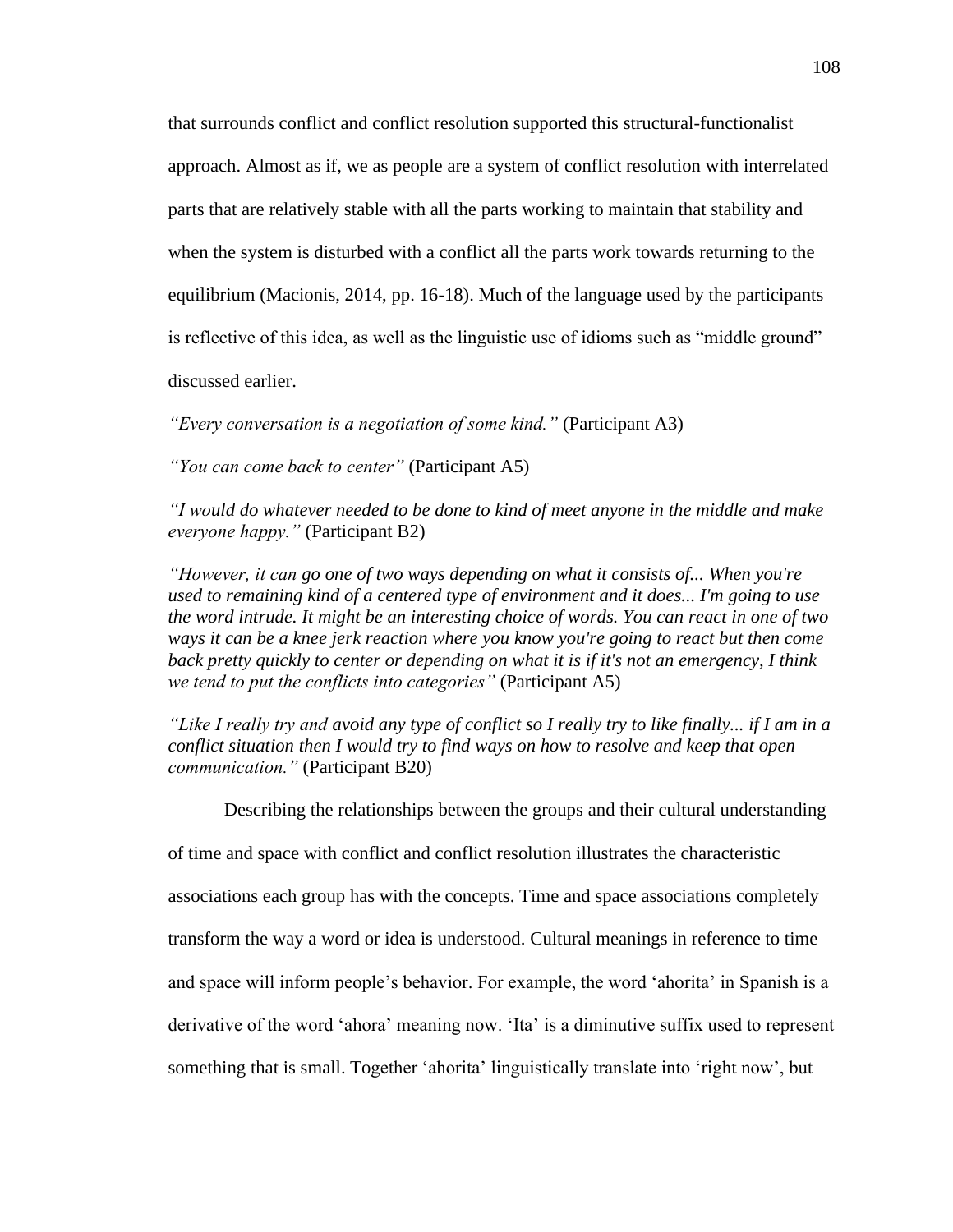that surrounds conflict and conflict resolution supported this structural-functionalist approach. Almost as if, we as people are a system of conflict resolution with interrelated parts that are relatively stable with all the parts working to maintain that stability and when the system is disturbed with a conflict all the parts work towards returning to the equilibrium (Macionis, 2014, pp. 16-18). Much of the language used by the participants is reflective of this idea, as well as the linguistic use of idioms such as "middle ground" discussed earlier.

*"Every conversation is a negotiation of some kind."* (Participant A3)

*"You can come back to center"* (Participant A5)

*"I would do whatever needed to be done to kind of meet anyone in the middle and make everyone happy."* (Participant B2)

*"However, it can go one of two ways depending on what it consists of... When you're used to remaining kind of a centered type of environment and it does... I'm going to use the word intrude. It might be an interesting choice of words. You can react in one of two ways it can be a knee jerk reaction where you know you're going to react but then come back pretty quickly to center or depending on what it is if it's not an emergency, I think we tend to put the conflicts into categories"* (Participant A5)

*"Like I really try and avoid any type of conflict so I really try to like finally... if I am in a conflict situation then I would try to find ways on how to resolve and keep that open communication."* (Participant B20)

Describing the relationships between the groups and their cultural understanding of time and space with conflict and conflict resolution illustrates the characteristic associations each group has with the concepts. Time and space associations completely transform the way a word or idea is understood. Cultural meanings in reference to time and space will inform people's behavior. For example, the word 'ahorita' in Spanish is a derivative of the word 'ahora' meaning now. 'Ita' is a diminutive suffix used to represent something that is small. Together 'ahorita' linguistically translate into 'right now', but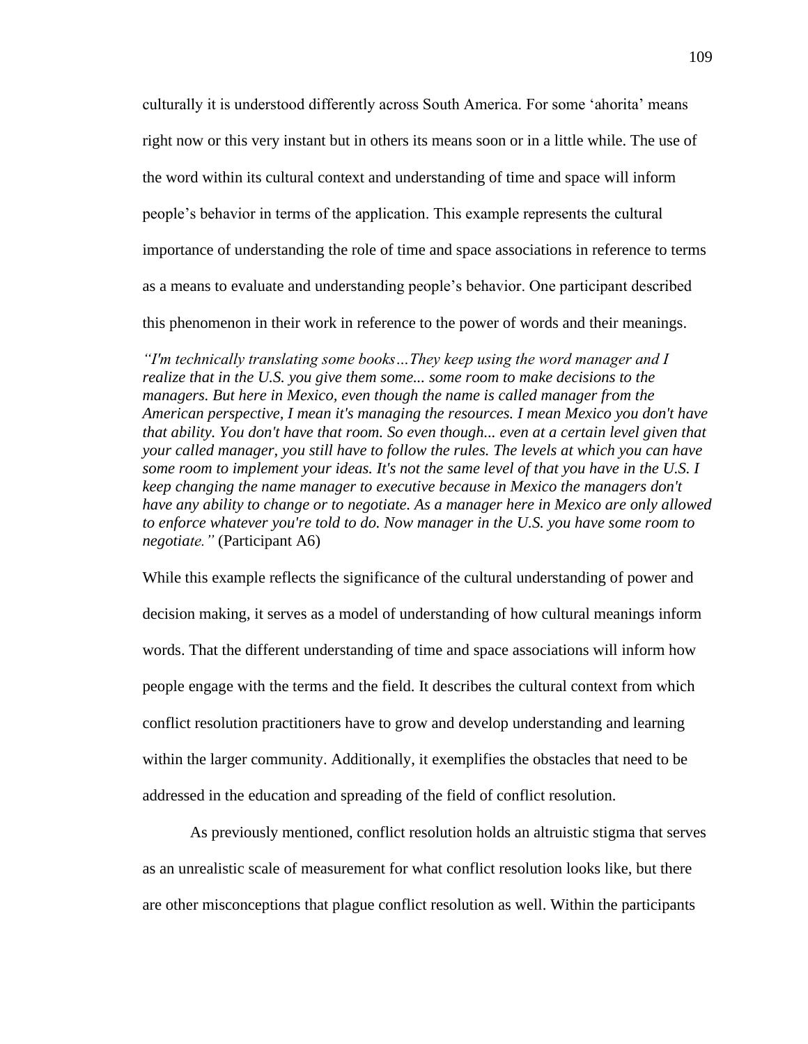culturally it is understood differently across South America. For some 'ahorita' means right now or this very instant but in others its means soon or in a little while. The use of the word within its cultural context and understanding of time and space will inform people's behavior in terms of the application. This example represents the cultural importance of understanding the role of time and space associations in reference to terms as a means to evaluate and understanding people's behavior. One participant described this phenomenon in their work in reference to the power of words and their meanings.

*"I'm technically translating some books…They keep using the word manager and I realize that in the U.S. you give them some... some room to make decisions to the managers. But here in Mexico, even though the name is called manager from the American perspective, I mean it's managing the resources. I mean Mexico you don't have that ability. You don't have that room. So even though... even at a certain level given that your called manager, you still have to follow the rules. The levels at which you can have some room to implement your ideas. It's not the same level of that you have in the U.S. I keep changing the name manager to executive because in Mexico the managers don't have any ability to change or to negotiate. As a manager here in Mexico are only allowed to enforce whatever you're told to do. Now manager in the U.S. you have some room to negotiate."* (Participant A6)

While this example reflects the significance of the cultural understanding of power and decision making, it serves as a model of understanding of how cultural meanings inform words. That the different understanding of time and space associations will inform how people engage with the terms and the field. It describes the cultural context from which conflict resolution practitioners have to grow and develop understanding and learning within the larger community. Additionally, it exemplifies the obstacles that need to be addressed in the education and spreading of the field of conflict resolution.

As previously mentioned, conflict resolution holds an altruistic stigma that serves as an unrealistic scale of measurement for what conflict resolution looks like, but there are other misconceptions that plague conflict resolution as well. Within the participants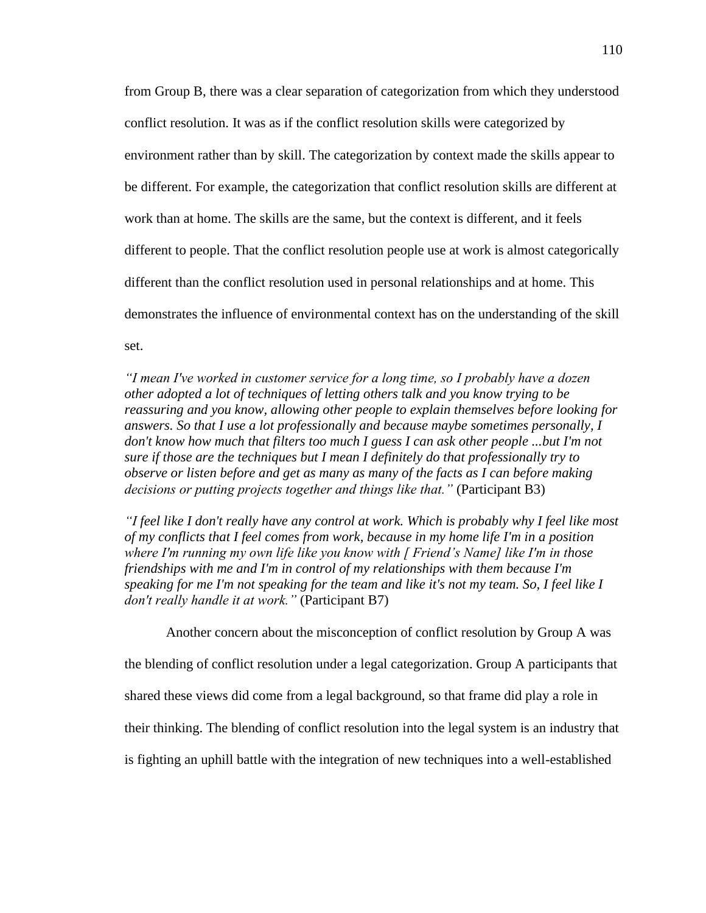from Group B, there was a clear separation of categorization from which they understood conflict resolution. It was as if the conflict resolution skills were categorized by environment rather than by skill. The categorization by context made the skills appear to be different. For example, the categorization that conflict resolution skills are different at work than at home. The skills are the same, but the context is different, and it feels different to people. That the conflict resolution people use at work is almost categorically different than the conflict resolution used in personal relationships and at home. This demonstrates the influence of environmental context has on the understanding of the skill set.

*"I mean I've worked in customer service for a long time, so I probably have a dozen other adopted a lot of techniques of letting others talk and you know trying to be reassuring and you know, allowing other people to explain themselves before looking for answers. So that I use a lot professionally and because maybe sometimes personally, I don't know how much that filters too much I guess I can ask other people ...but I'm not sure if those are the techniques but I mean I definitely do that professionally try to observe or listen before and get as many as many of the facts as I can before making decisions or putting projects together and things like that."* (Participant B3)

*"I feel like I don't really have any control at work. Which is probably why I feel like most of my conflicts that I feel comes from work, because in my home life I'm in a position where I'm running my own life like you know with [ Friend's Name] like I'm in those friendships with me and I'm in control of my relationships with them because I'm speaking for me I'm not speaking for the team and like it's not my team. So, I feel like I don't really handle it at work."* (Participant B7)

Another concern about the misconception of conflict resolution by Group A was the blending of conflict resolution under a legal categorization. Group A participants that shared these views did come from a legal background, so that frame did play a role in their thinking. The blending of conflict resolution into the legal system is an industry that is fighting an uphill battle with the integration of new techniques into a well-established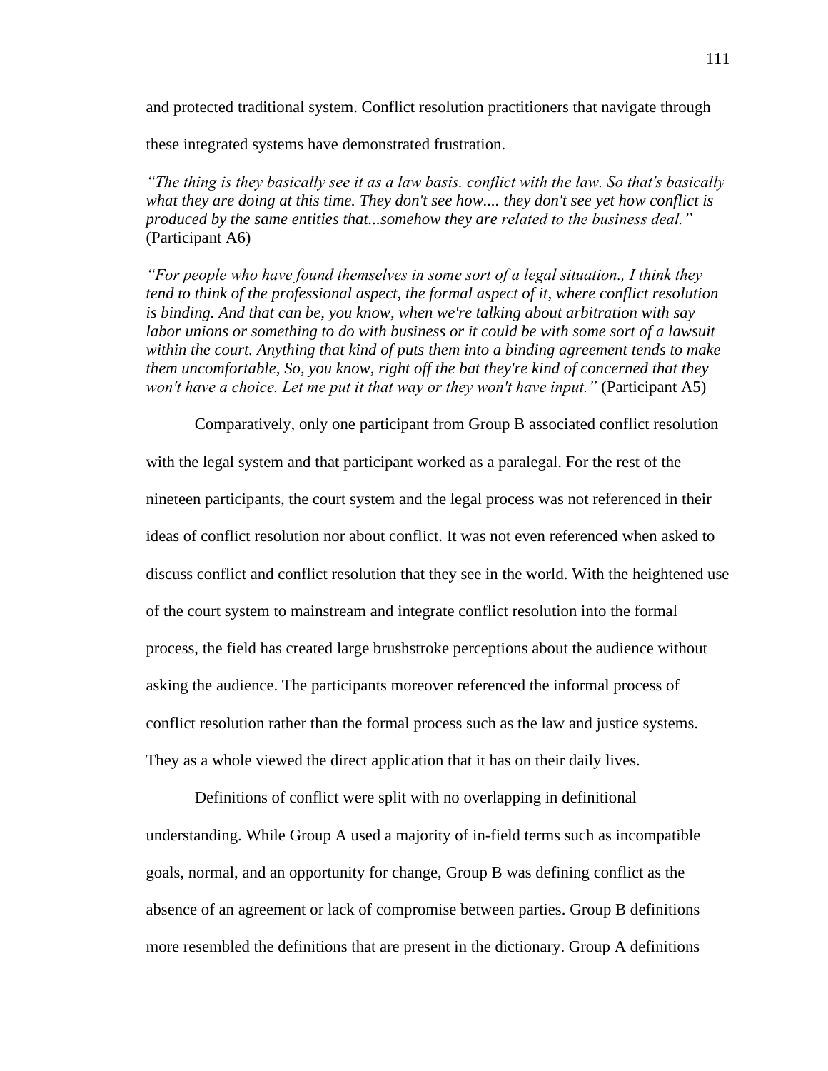and protected traditional system. Conflict resolution practitioners that navigate through these integrated systems have demonstrated frustration.

*"The thing is they basically see it as a law basis. conflict with the law. So that's basically what they are doing at this time. They don't see how.... they don't see yet how conflict is produced by the same entities that...somehow they are related to the business deal."* (Participant A6)

*"For people who have found themselves in some sort of a legal situation., I think they tend to think of the professional aspect, the formal aspect of it, where conflict resolution is binding. And that can be, you know, when we're talking about arbitration with say labor unions or something to do with business or it could be with some sort of a lawsuit within the court. Anything that kind of puts them into a binding agreement tends to make them uncomfortable, So, you know, right off the bat they're kind of concerned that they won't have a choice. Let me put it that way or they won't have input."* (Participant A5)

Comparatively, only one participant from Group B associated conflict resolution with the legal system and that participant worked as a paralegal. For the rest of the nineteen participants, the court system and the legal process was not referenced in their ideas of conflict resolution nor about conflict. It was not even referenced when asked to discuss conflict and conflict resolution that they see in the world. With the heightened use of the court system to mainstream and integrate conflict resolution into the formal process, the field has created large brushstroke perceptions about the audience without asking the audience. The participants moreover referenced the informal process of conflict resolution rather than the formal process such as the law and justice systems. They as a whole viewed the direct application that it has on their daily lives.

Definitions of conflict were split with no overlapping in definitional understanding. While Group A used a majority of in-field terms such as incompatible goals, normal, and an opportunity for change, Group B was defining conflict as the absence of an agreement or lack of compromise between parties. Group B definitions more resembled the definitions that are present in the dictionary. Group A definitions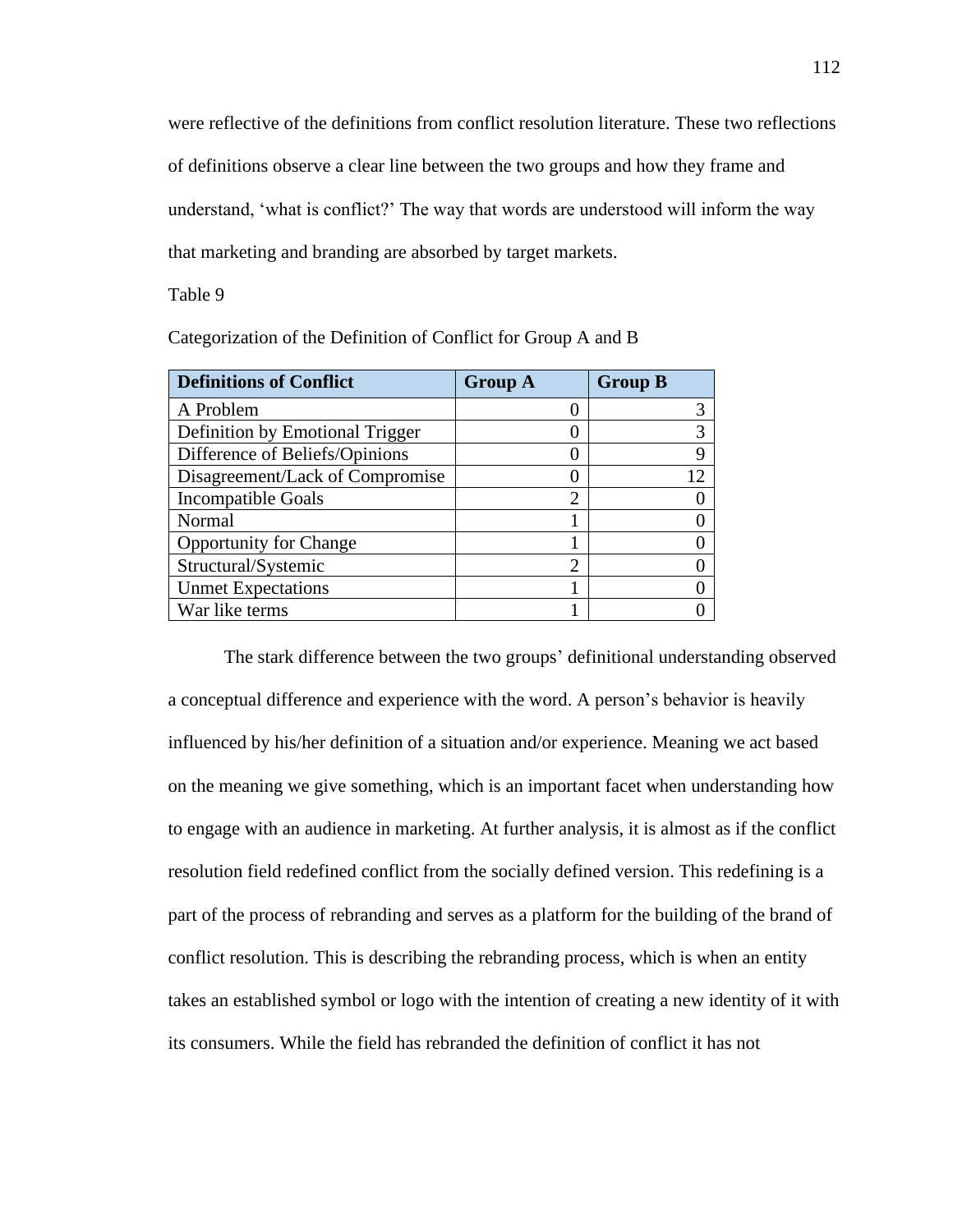were reflective of the definitions from conflict resolution literature. These two reflections of definitions observe a clear line between the two groups and how they frame and understand, 'what is conflict?' The way that words are understood will inform the way that marketing and branding are absorbed by target markets.

Table 9

Categorization of the Definition of Conflict for Group A and B

| Definitions of Conflict | Group A | Group B |
|---|---|---|
| A Problem | 0 | 3 |
| Definition by Emotional Trigger | 0 | 3 |
| Difference of Beliefs/Opinions | 0 | 9 |
| Disagreement/Lack of Compromise | 0 | 12 |
| Incompatible Goals | 2 | 0 |
| Normal | 1 | 0 |
| Opportunity for Change | 1 | 0 |
| Structural/Systemic | 2 | 0 |
| Unmet Expectations | 1 | 0 |
| War like terms | 1 | 0 |

The stark difference between the two groups' definitional understanding observed a conceptual difference and experience with the word. A person's behavior is heavily influenced by his/her definition of a situation and/or experience. Meaning we act based on the meaning we give something, which is an important facet when understanding how to engage with an audience in marketing. At further analysis, it is almost as if the conflict resolution field redefined conflict from the socially defined version. This redefining is a part of the process of rebranding and serves as a platform for the building of the brand of conflict resolution. This is describing the rebranding process, which is when an entity takes an established symbol or logo with the intention of creating a new identity of it with its consumers. While the field has rebranded the definition of conflict it has not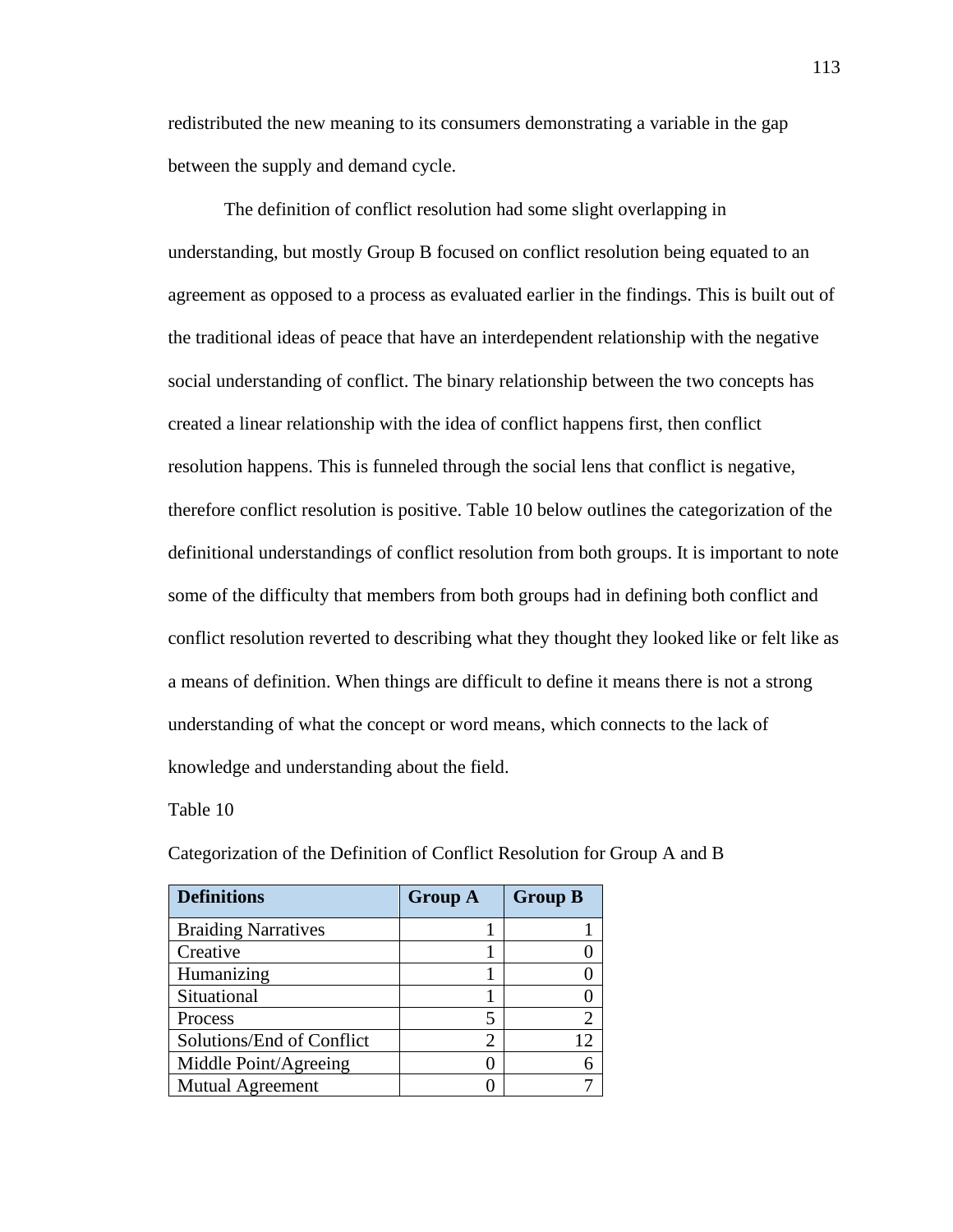redistributed the new meaning to its consumers demonstrating a variable in the gap between the supply and demand cycle.

The definition of conflict resolution had some slight overlapping in understanding, but mostly Group B focused on conflict resolution being equated to an agreement as opposed to a process as evaluated earlier in the findings. This is built out of the traditional ideas of peace that have an interdependent relationship with the negative social understanding of conflict. The binary relationship between the two concepts has created a linear relationship with the idea of conflict happens first, then conflict resolution happens. This is funneled through the social lens that conflict is negative, therefore conflict resolution is positive. Table 10 below outlines the categorization of the definitional understandings of conflict resolution from both groups. It is important to note some of the difficulty that members from both groups had in defining both conflict and conflict resolution reverted to describing what they thought they looked like or felt like as a means of definition. When things are difficult to define it means there is not a strong understanding of what the concept or word means, which connects to the lack of knowledge and understanding about the field.

Table 10

Categorization of the Definition of Conflict Resolution for Group A and B

| Definitions | Group A | Group B |
|---|---:|---:|
| Braiding Narratives | 1 | 1 |
| Creative | 1 | 0 |
| Humanizing | 1 | 0 |
| Situational | 1 | 0 |
| Process | 5 | 2 |
| Solutions/End of Conflict | 2 | 12 |
| Middle Point/Agreeing | 0 | 6 |
| Mutual Agreement | 0 | 7 |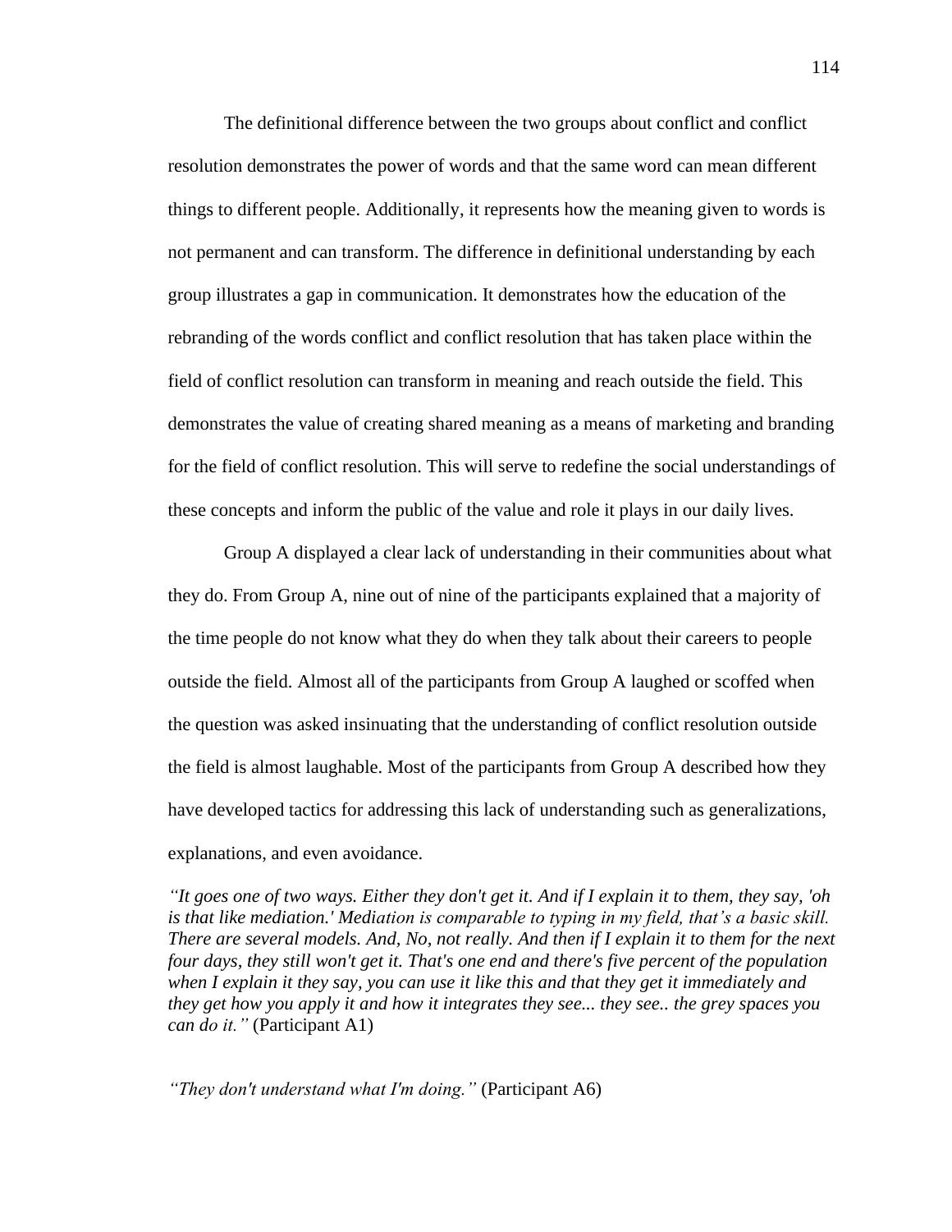The definitional difference between the two groups about conflict and conflict resolution demonstrates the power of words and that the same word can mean different things to different people. Additionally, it represents how the meaning given to words is not permanent and can transform. The difference in definitional understanding by each group illustrates a gap in communication. It demonstrates how the education of the rebranding of the words conflict and conflict resolution that has taken place within the field of conflict resolution can transform in meaning and reach outside the field. This demonstrates the value of creating shared meaning as a means of marketing and branding for the field of conflict resolution. This will serve to redefine the social understandings of these concepts and inform the public of the value and role it plays in our daily lives.

Group A displayed a clear lack of understanding in their communities about what they do. From Group A, nine out of nine of the participants explained that a majority of the time people do not know what they do when they talk about their careers to people outside the field. Almost all of the participants from Group A laughed or scoffed when the question was asked insinuating that the understanding of conflict resolution outside the field is almost laughable. Most of the participants from Group A described how they have developed tactics for addressing this lack of understanding such as generalizations, explanations, and even avoidance.

*"It goes one of two ways. Either they don't get it. And if I explain it to them, they say, 'oh is that like mediation.' Mediation is comparable to typing in my field, that's a basic skill. There are several models. And, No, not really. And then if I explain it to them for the next four days, they still won't get it. That's one end and there's five percent of the population when I explain it they say, you can use it like this and that they get it immediately and they get how you apply it and how it integrates they see... they see.. the grey spaces you can do it."* (Participant A1)

*"They don't understand what I'm doing."* (Participant A6)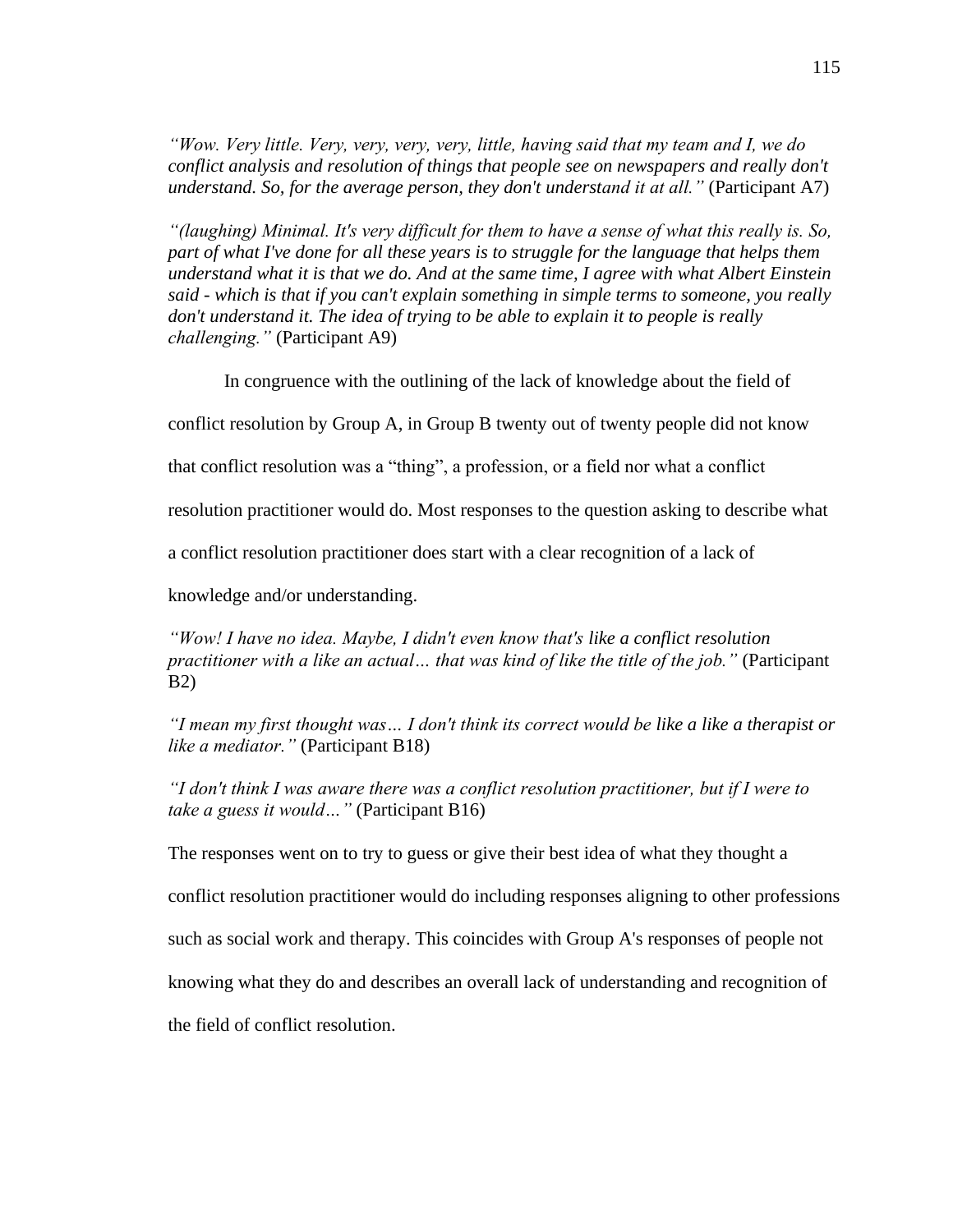*"Wow. Very little. Very, very, very, very, little, having said that my team and I, we do conflict analysis and resolution of things that people see on newspapers and really don't understand. So, for the average person, they don't understand it at all."* (Participant A7)

*"(laughing) Minimal. It's very difficult for them to have a sense of what this really is. So, part of what I've done for all these years is to struggle for the language that helps them understand what it is that we do. And at the same time, I agree with what Albert Einstein said - which is that if you can't explain something in simple terms to someone, you really don't understand it. The idea of trying to be able to explain it to people is really challenging."* (Participant A9)

In congruence with the outlining of the lack of knowledge about the field of conflict resolution by Group A, in Group B twenty out of twenty people did not know that conflict resolution was a "thing", a profession, or a field nor what a conflict resolution practitioner would do. Most responses to the question asking to describe what a conflict resolution practitioner does start with a clear recognition of a lack of knowledge and/or understanding.

*"Wow! I have no idea. Maybe, I didn't even know that's like a conflict resolution practitioner with a like an actual… that was kind of like the title of the job."* (Participant B2)

*"I mean my first thought was… I don't think its correct would be like a like a therapist or like a mediator."* (Participant B18)

*"I don't think I was aware there was a conflict resolution practitioner, but if I were to take a guess it would…"* (Participant B16)

The responses went on to try to guess or give their best idea of what they thought a conflict resolution practitioner would do including responses aligning to other professions such as social work and therapy. This coincides with Group A's responses of people not knowing what they do and describes an overall lack of understanding and recognition of the field of conflict resolution.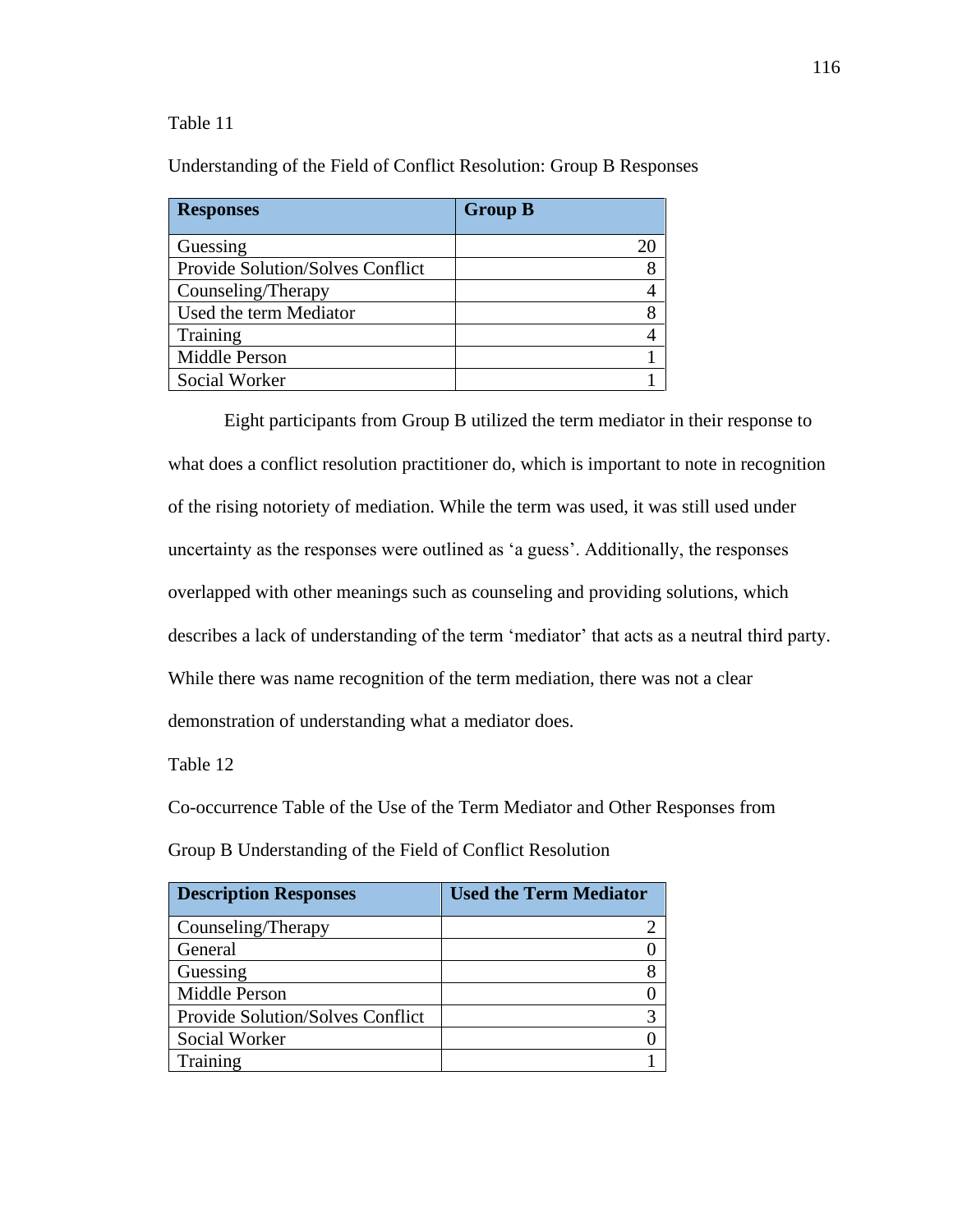Table 11

Understanding of the Field of Conflict Resolution: Group B Responses

| Responses | Group B |
|---|---|
| Guessing | 20 |
| Provide Solution/Solves Conflict | 8 |
| Counseling/Therapy | 4 |
| Used the term Mediator | 8 |
| Training | 4 |
| Middle Person | 1 |
| Social Worker | 1 |

Eight participants from Group B utilized the term mediator in their response to what does a conflict resolution practitioner do, which is important to note in recognition of the rising notoriety of mediation. While the term was used, it was still used under uncertainty as the responses were outlined as 'a guess'. Additionally, the responses overlapped with other meanings such as counseling and providing solutions, which describes a lack of understanding of the term 'mediator' that acts as a neutral third party. While there was name recognition of the term mediation, there was not a clear demonstration of understanding what a mediator does.

Table 12

Co-occurrence Table of the Use of the Term Mediator and Other Responses from Group B Understanding of the Field of Conflict Resolution

| Description Responses | Used the Term Mediator |
|---|---|
| Counseling/Therapy | 2 |
| General | 0 |
| Guessing | 8 |
| Middle Person | 0 |
| Provide Solution/Solves Conflict | 3 |
| Social Worker | 0 |
| Training | 1 |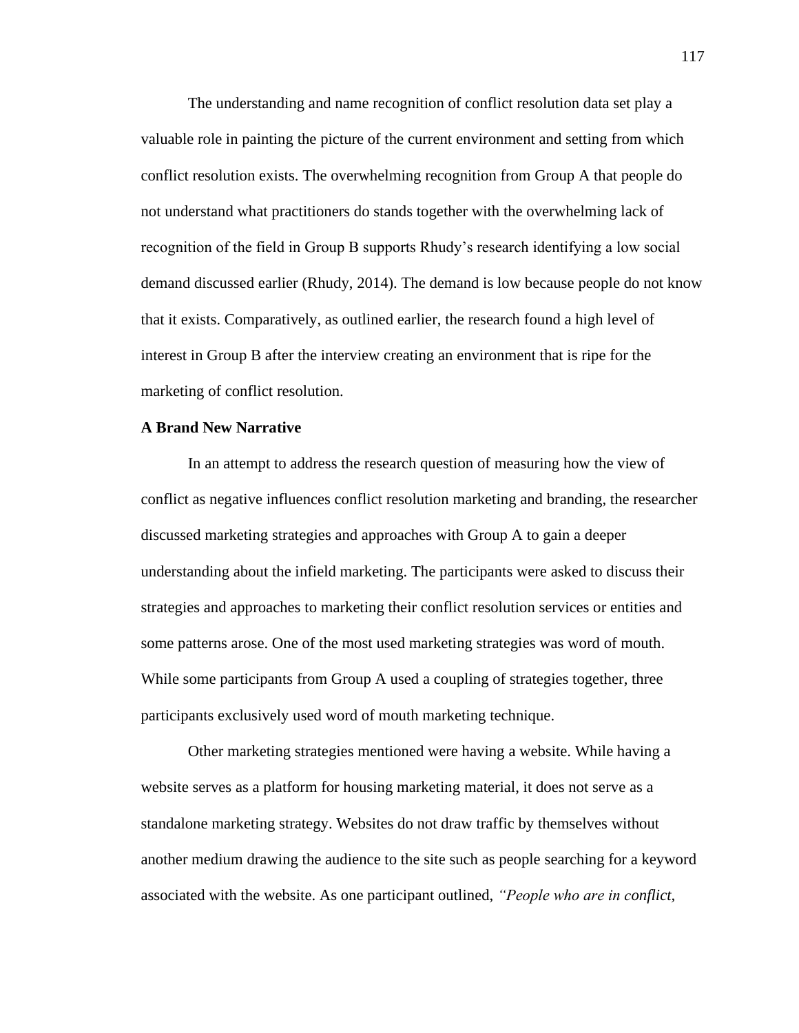The understanding and name recognition of conflict resolution data set play a valuable role in painting the picture of the current environment and setting from which conflict resolution exists. The overwhelming recognition from Group A that people do not understand what practitioners do stands together with the overwhelming lack of recognition of the field in Group B supports Rhudy's research identifying a low social demand discussed earlier (Rhudy, 2014). The demand is low because people do not know that it exists. Comparatively, as outlined earlier, the research found a high level of interest in Group B after the interview creating an environment that is ripe for the marketing of conflict resolution.

**A Brand New Narrative**

In an attempt to address the research question of measuring how the view of conflict as negative influences conflict resolution marketing and branding, the researcher discussed marketing strategies and approaches with Group A to gain a deeper understanding about the infield marketing. The participants were asked to discuss their strategies and approaches to marketing their conflict resolution services or entities and some patterns arose. One of the most used marketing strategies was word of mouth. While some participants from Group A used a coupling of strategies together, three participants exclusively used word of mouth marketing technique.

Other marketing strategies mentioned were having a website. While having a website serves as a platform for housing marketing material, it does not serve as a standalone marketing strategy. Websites do not draw traffic by themselves without another medium drawing the audience to the site such as people searching for a keyword associated with the website. As one participant outlined, *"People who are in conflict,*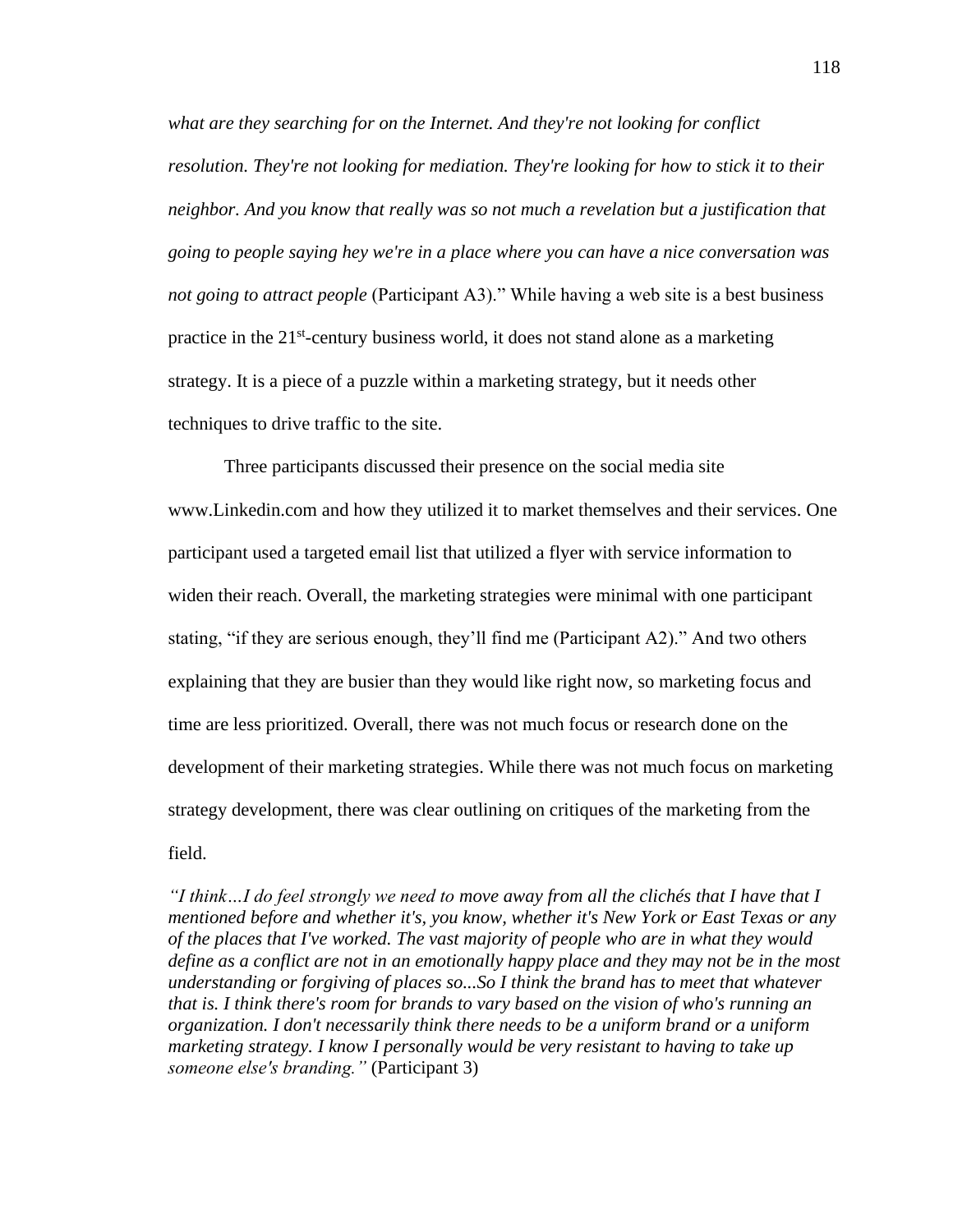*what are they searching for on the Internet. And they're not looking for conflict resolution. They're not looking for mediation. They're looking for how to stick it to their neighbor. And you know that really was so not much a revelation but a justification that going to people saying hey we're in a place where you can have a nice conversation was not going to attract people* (Participant A3)." While having a web site is a best business practice in the 21st-century business world, it does not stand alone as a marketing strategy. It is a piece of a puzzle within a marketing strategy, but it needs other techniques to drive traffic to the site.

Three participants discussed their presence on the social media site www.Linkedin.com and how they utilized it to market themselves and their services. One participant used a targeted email list that utilized a flyer with service information to widen their reach. Overall, the marketing strategies were minimal with one participant stating, "if they are serious enough, they'll find me (Participant A2)." And two others explaining that they are busier than they would like right now, so marketing focus and time are less prioritized. Overall, there was not much focus or research done on the development of their marketing strategies. While there was not much focus on marketing strategy development, there was clear outlining on critiques of the marketing from the field.

*"I think…I do feel strongly we need to move away from all the clichés that I have that I mentioned before and whether it's, you know, whether it's New York or East Texas or any of the places that I've worked. The vast majority of people who are in what they would define as a conflict are not in an emotionally happy place and they may not be in the most understanding or forgiving of places so...So I think the brand has to meet that whatever that is. I think there's room for brands to vary based on the vision of who's running an organization. I don't necessarily think there needs to be a uniform brand or a uniform marketing strategy. I know I personally would be very resistant to having to take up someone else's branding."* (Participant 3)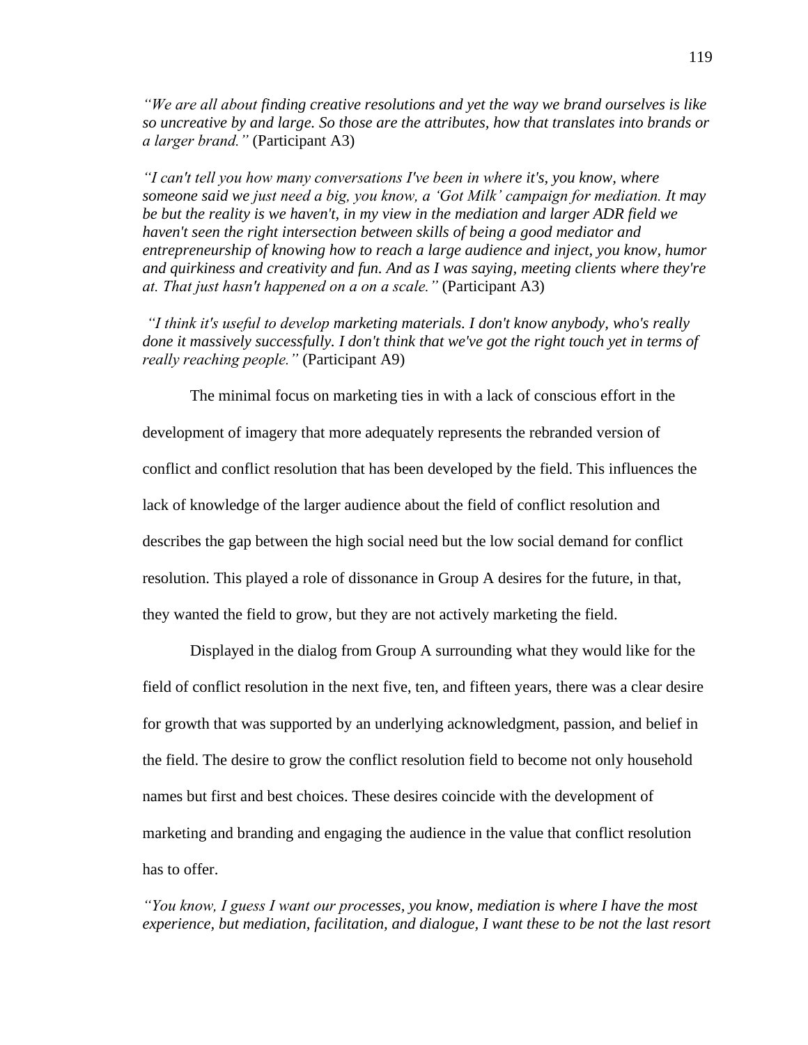*"We are all about finding creative resolutions and yet the way we brand ourselves is like so uncreative by and large. So those are the attributes, how that translates into brands or a larger brand."* (Participant A3)

*"I can't tell you how many conversations I've been in where it's, you know, where someone said we just need a big, you know, a 'Got Milk' campaign for mediation. It may be but the reality is we haven't, in my view in the mediation and larger ADR field we haven't seen the right intersection between skills of being a good mediator and entrepreneurship of knowing how to reach a large audience and inject, you know, humor and quirkiness and creativity and fun. And as I was saying, meeting clients where they're at. That just hasn't happened on a on a scale."* (Participant A3)

*"I think it's useful to develop marketing materials. I don't know anybody, who's really done it massively successfully. I don't think that we've got the right touch yet in terms of really reaching people."* (Participant A9)

The minimal focus on marketing ties in with a lack of conscious effort in the development of imagery that more adequately represents the rebranded version of conflict and conflict resolution that has been developed by the field. This influences the lack of knowledge of the larger audience about the field of conflict resolution and describes the gap between the high social need but the low social demand for conflict resolution. This played a role of dissonance in Group A desires for the future, in that, they wanted the field to grow, but they are not actively marketing the field.

Displayed in the dialog from Group A surrounding what they would like for the field of conflict resolution in the next five, ten, and fifteen years, there was a clear desire for growth that was supported by an underlying acknowledgment, passion, and belief in the field. The desire to grow the conflict resolution field to become not only household names but first and best choices. These desires coincide with the development of marketing and branding and engaging the audience in the value that conflict resolution has to offer.

*"You know, I guess I want our processes, you know, mediation is where I have the most experience, but mediation, facilitation, and dialogue, I want these to be not the last resort*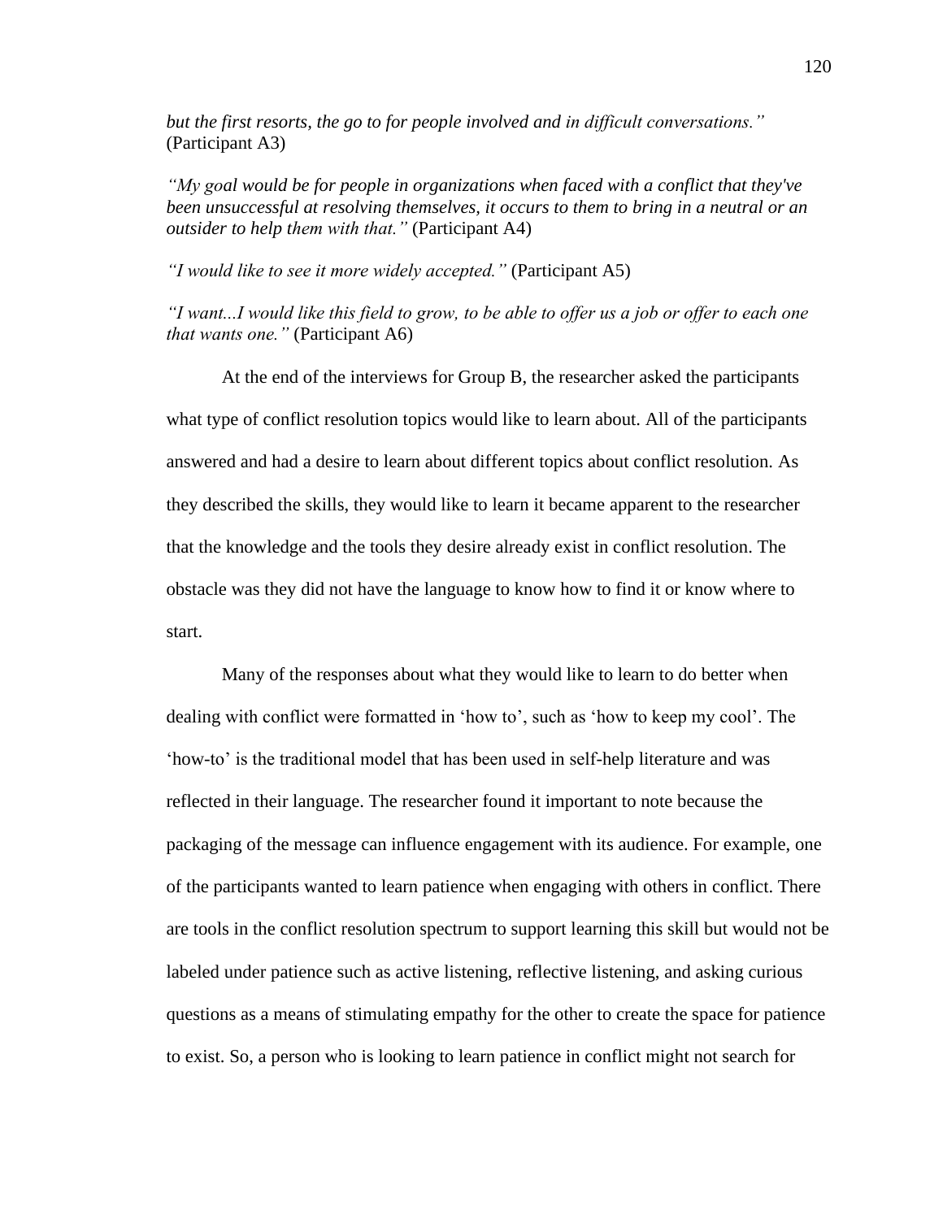*but the first resorts, the go to for people involved and in difficult conversations."* (Participant A3)

*"My goal would be for people in organizations when faced with a conflict that they've been unsuccessful at resolving themselves, it occurs to them to bring in a neutral or an outsider to help them with that."* (Participant A4)

*"I would like to see it more widely accepted."* (Participant A5)

*"I want...I would like this field to grow, to be able to offer us a job or offer to each one that wants one."* (Participant A6)

At the end of the interviews for Group B, the researcher asked the participants what type of conflict resolution topics would like to learn about. All of the participants answered and had a desire to learn about different topics about conflict resolution. As they described the skills, they would like to learn it became apparent to the researcher that the knowledge and the tools they desire already exist in conflict resolution. The obstacle was they did not have the language to know how to find it or know where to start.

Many of the responses about what they would like to learn to do better when dealing with conflict were formatted in 'how to', such as 'how to keep my cool'. The 'how-to' is the traditional model that has been used in self-help literature and was reflected in their language. The researcher found it important to note because the packaging of the message can influence engagement with its audience. For example, one of the participants wanted to learn patience when engaging with others in conflict. There are tools in the conflict resolution spectrum to support learning this skill but would not be labeled under patience such as active listening, reflective listening, and asking curious questions as a means of stimulating empathy for the other to create the space for patience to exist. So, a person who is looking to learn patience in conflict might not search for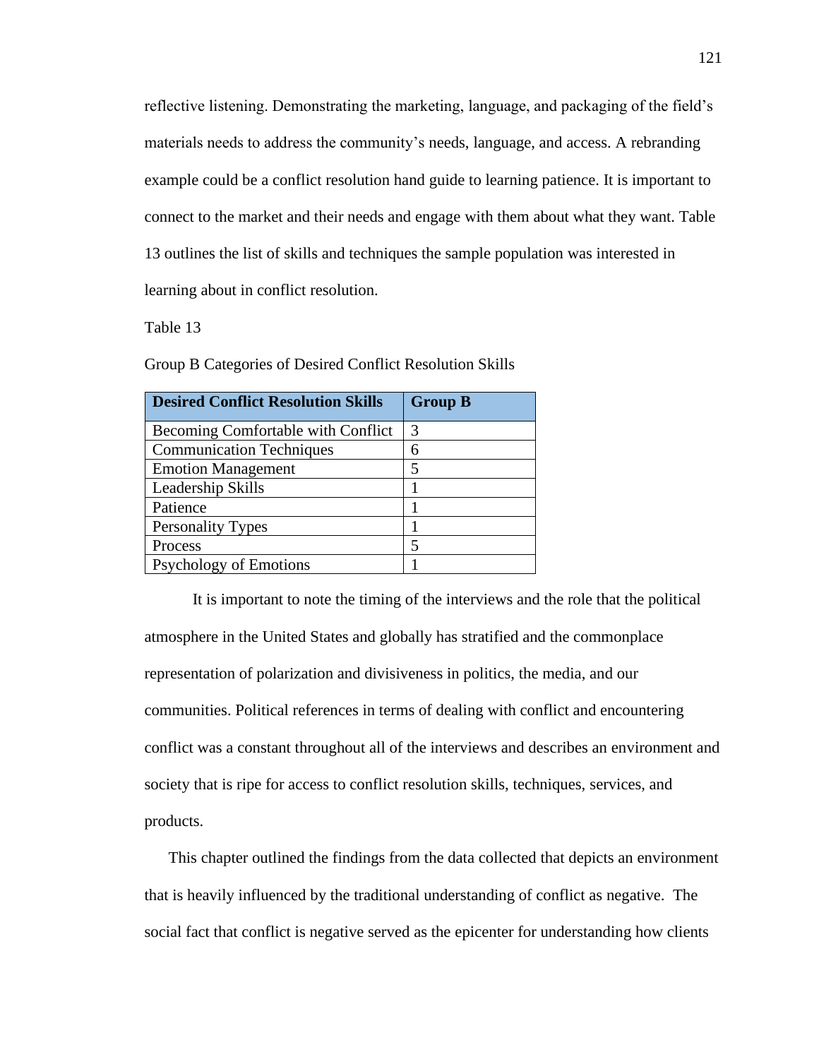reflective listening. Demonstrating the marketing, language, and packaging of the field's materials needs to address the community's needs, language, and access. A rebranding example could be a conflict resolution hand guide to learning patience. It is important to connect to the market and their needs and engage with them about what they want. Table 13 outlines the list of skills and techniques the sample population was interested in learning about in conflict resolution.

Table 13

Group B Categories of Desired Conflict Resolution Skills

| Desired Conflict Resolution Skills | Group B |
|---|---|
| Becoming Comfortable with Conflict | 3 |
| Communication Techniques | 6 |
| Emotion Management | 5 |
| Leadership Skills | 1 |
| Patience | 1 |
| Personality Types | 1 |
| Process | 5 |
| Psychology of Emotions | 1 |

It is important to note the timing of the interviews and the role that the political atmosphere in the United States and globally has stratified and the commonplace representation of polarization and divisiveness in politics, the media, and our communities. Political references in terms of dealing with conflict and encountering conflict was a constant throughout all of the interviews and describes an environment and society that is ripe for access to conflict resolution skills, techniques, services, and products.

This chapter outlined the findings from the data collected that depicts an environment that is heavily influenced by the traditional understanding of conflict as negative. The social fact that conflict is negative served as the epicenter for understanding how clients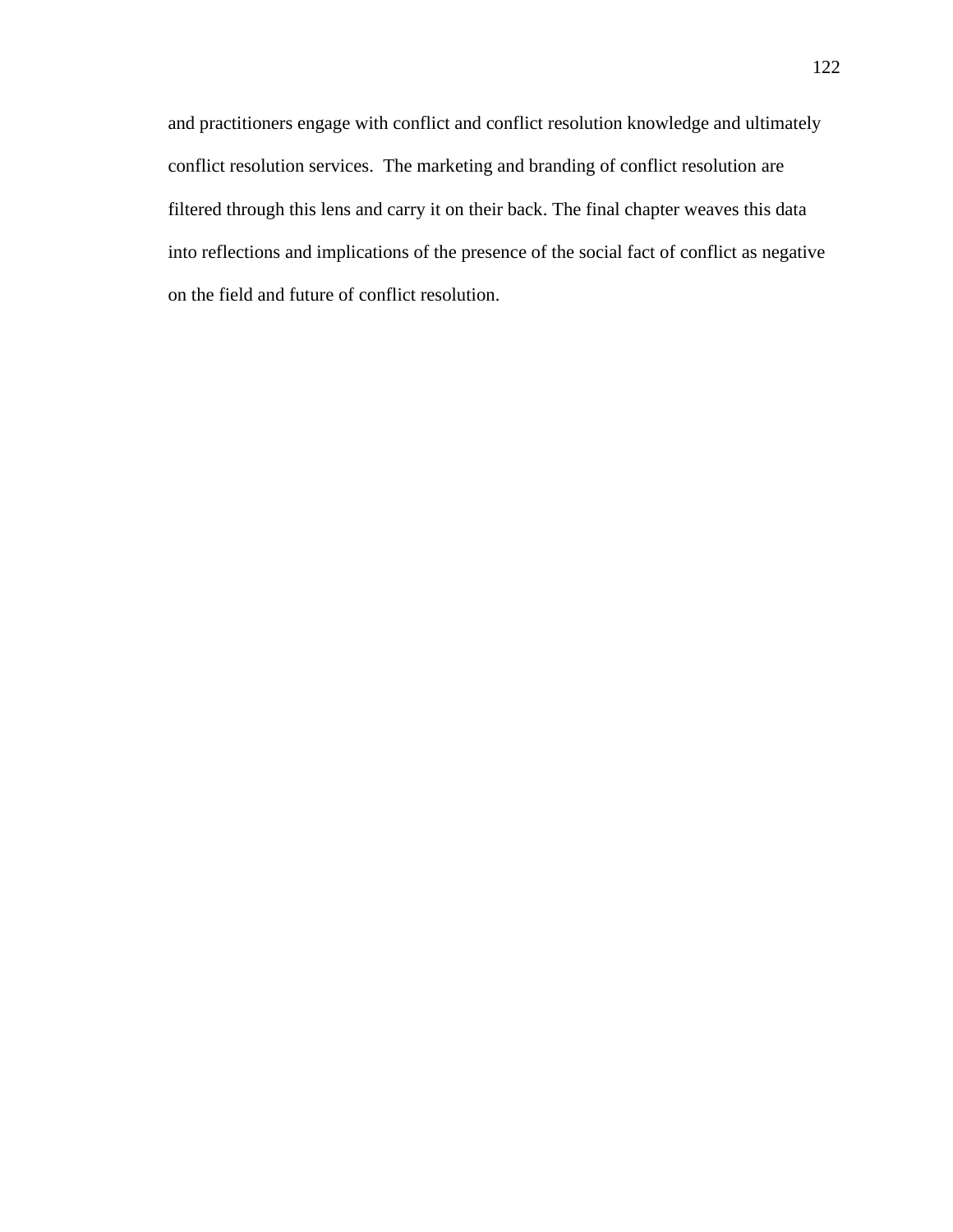and practitioners engage with conflict and conflict resolution knowledge and ultimately conflict resolution services.  The marketing and branding of conflict resolution are filtered through this lens and carry it on their back. The final chapter weaves this data into reflections and implications of the presence of the social fact of conflict as negative on the field and future of conflict resolution.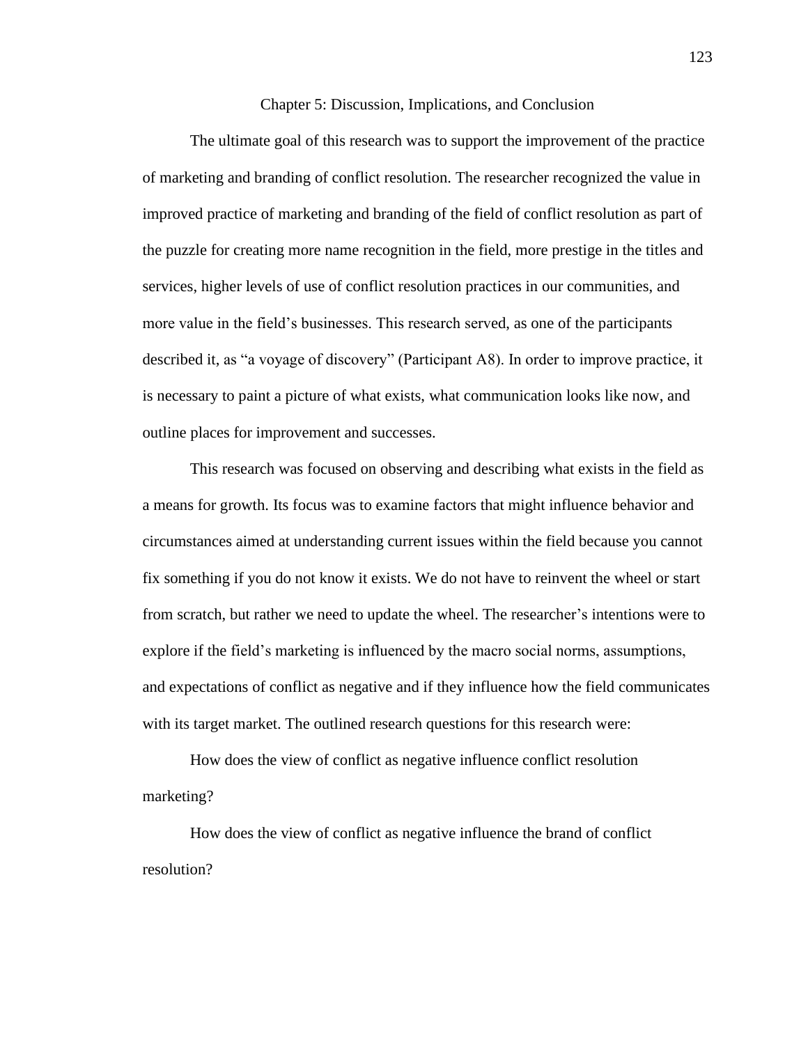# Chapter 5: Discussion, Implications, and Conclusion

The ultimate goal of this research was to support the improvement of the practice of marketing and branding of conflict resolution. The researcher recognized the value in improved practice of marketing and branding of the field of conflict resolution as part of the puzzle for creating more name recognition in the field, more prestige in the titles and services, higher levels of use of conflict resolution practices in our communities, and more value in the field's businesses. This research served, as one of the participants described it, as "a voyage of discovery" (Participant A8). In order to improve practice, it is necessary to paint a picture of what exists, what communication looks like now, and outline places for improvement and successes.

This research was focused on observing and describing what exists in the field as a means for growth. Its focus was to examine factors that might influence behavior and circumstances aimed at understanding current issues within the field because you cannot fix something if you do not know it exists. We do not have to reinvent the wheel or start from scratch, but rather we need to update the wheel. The researcher's intentions were to explore if the field's marketing is influenced by the macro social norms, assumptions, and expectations of conflict as negative and if they influence how the field communicates with its target market. The outlined research questions for this research were:

How does the view of conflict as negative influence conflict resolution marketing?

How does the view of conflict as negative influence the brand of conflict resolution?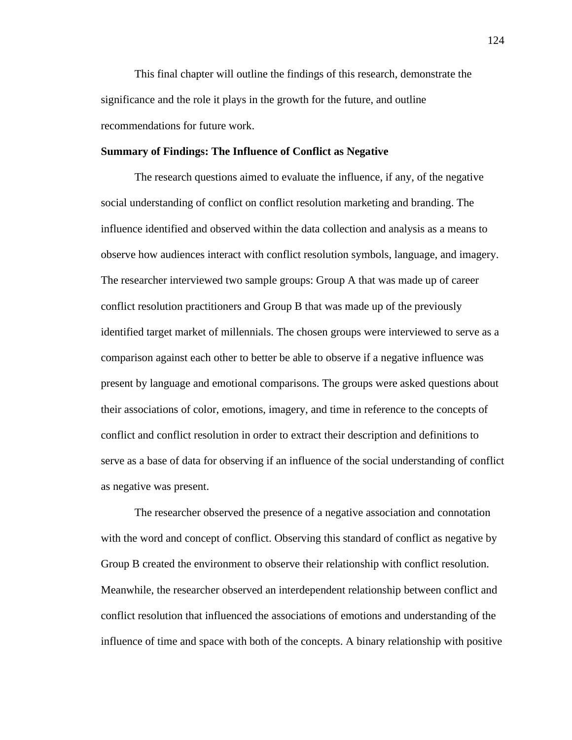This final chapter will outline the findings of this research, demonstrate the significance and the role it plays in the growth for the future, and outline recommendations for future work.

**Summary of Findings: The Influence of Conflict as Negative**

The research questions aimed to evaluate the influence, if any, of the negative social understanding of conflict on conflict resolution marketing and branding. The influence identified and observed within the data collection and analysis as a means to observe how audiences interact with conflict resolution symbols, language, and imagery. The researcher interviewed two sample groups: Group A that was made up of career conflict resolution practitioners and Group B that was made up of the previously identified target market of millennials. The chosen groups were interviewed to serve as a comparison against each other to better be able to observe if a negative influence was present by language and emotional comparisons. The groups were asked questions about their associations of color, emotions, imagery, and time in reference to the concepts of conflict and conflict resolution in order to extract their description and definitions to serve as a base of data for observing if an influence of the social understanding of conflict as negative was present.

The researcher observed the presence of a negative association and connotation with the word and concept of conflict. Observing this standard of conflict as negative by Group B created the environment to observe their relationship with conflict resolution. Meanwhile, the researcher observed an interdependent relationship between conflict and conflict resolution that influenced the associations of emotions and understanding of the influence of time and space with both of the concepts. A binary relationship with positive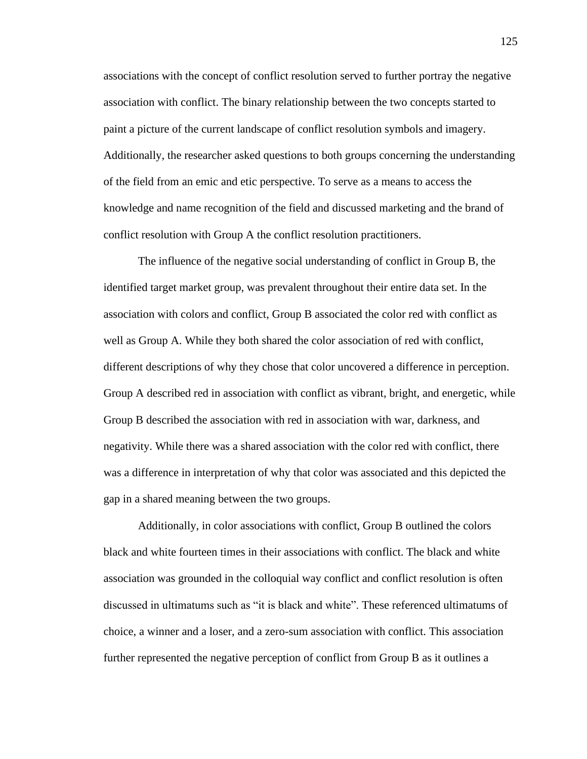associations with the concept of conflict resolution served to further portray the negative association with conflict. The binary relationship between the two concepts started to paint a picture of the current landscape of conflict resolution symbols and imagery. Additionally, the researcher asked questions to both groups concerning the understanding of the field from an emic and etic perspective. To serve as a means to access the knowledge and name recognition of the field and discussed marketing and the brand of conflict resolution with Group A the conflict resolution practitioners.

The influence of the negative social understanding of conflict in Group B, the identified target market group, was prevalent throughout their entire data set. In the association with colors and conflict, Group B associated the color red with conflict as well as Group A. While they both shared the color association of red with conflict, different descriptions of why they chose that color uncovered a difference in perception. Group A described red in association with conflict as vibrant, bright, and energetic, while Group B described the association with red in association with war, darkness, and negativity. While there was a shared association with the color red with conflict, there was a difference in interpretation of why that color was associated and this depicted the gap in a shared meaning between the two groups.

Additionally, in color associations with conflict, Group B outlined the colors black and white fourteen times in their associations with conflict. The black and white association was grounded in the colloquial way conflict and conflict resolution is often discussed in ultimatums such as "it is black and white". These referenced ultimatums of choice, a winner and a loser, and a zero-sum association with conflict. This association further represented the negative perception of conflict from Group B as it outlines a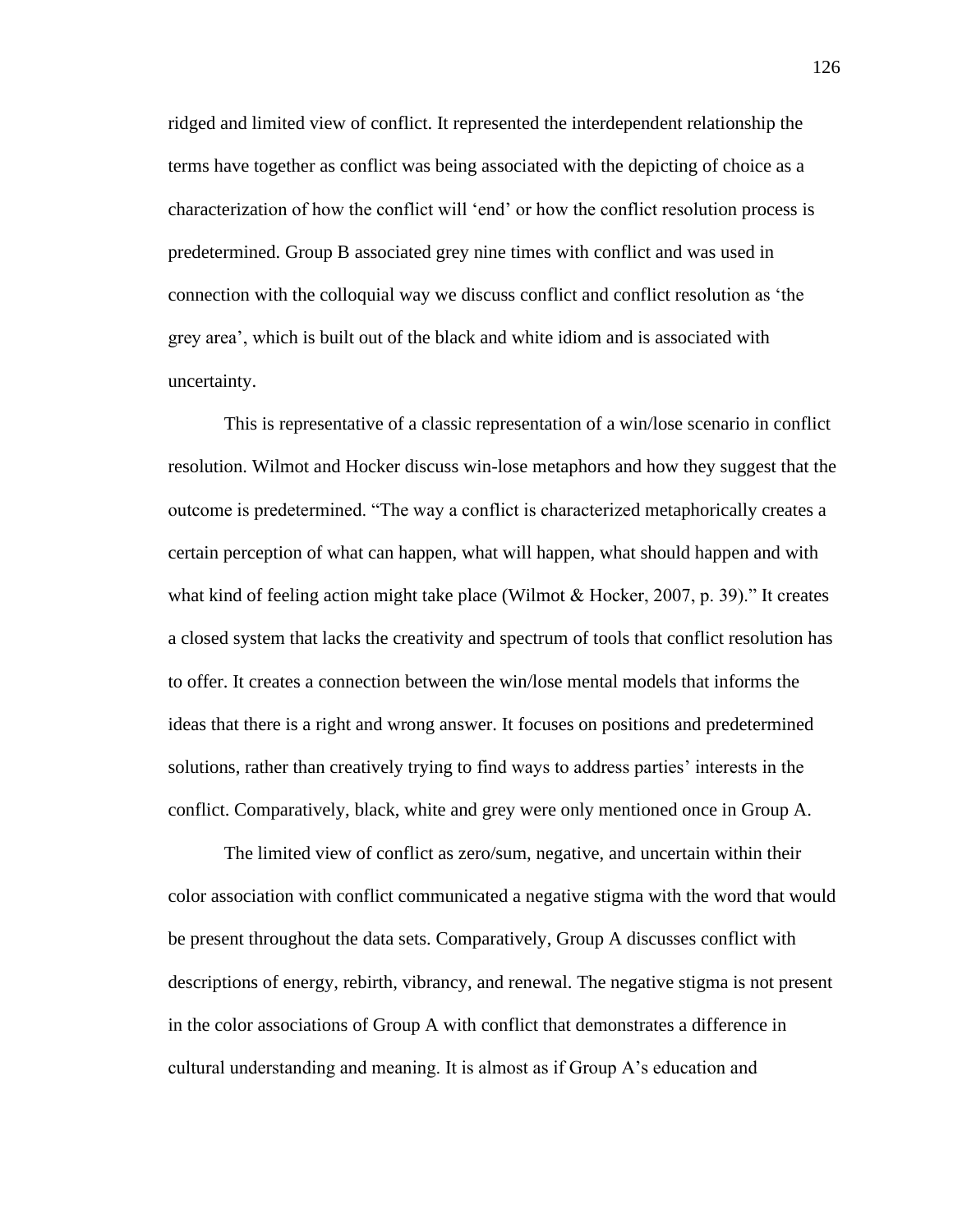ridged and limited view of conflict. It represented the interdependent relationship the terms have together as conflict was being associated with the depicting of choice as a characterization of how the conflict will 'end' or how the conflict resolution process is predetermined. Group B associated grey nine times with conflict and was used in connection with the colloquial way we discuss conflict and conflict resolution as 'the grey area', which is built out of the black and white idiom and is associated with uncertainty.

This is representative of a classic representation of a win/lose scenario in conflict resolution. Wilmot and Hocker discuss win-lose metaphors and how they suggest that the outcome is predetermined. "The way a conflict is characterized metaphorically creates a certain perception of what can happen, what will happen, what should happen and with what kind of feeling action might take place (Wilmot & Hocker, 2007, p. 39)." It creates a closed system that lacks the creativity and spectrum of tools that conflict resolution has to offer. It creates a connection between the win/lose mental models that informs the ideas that there is a right and wrong answer. It focuses on positions and predetermined solutions, rather than creatively trying to find ways to address parties' interests in the conflict. Comparatively, black, white and grey were only mentioned once in Group A.

The limited view of conflict as zero/sum, negative, and uncertain within their color association with conflict communicated a negative stigma with the word that would be present throughout the data sets. Comparatively, Group A discusses conflict with descriptions of energy, rebirth, vibrancy, and renewal. The negative stigma is not present in the color associations of Group A with conflict that demonstrates a difference in cultural understanding and meaning. It is almost as if Group A's education and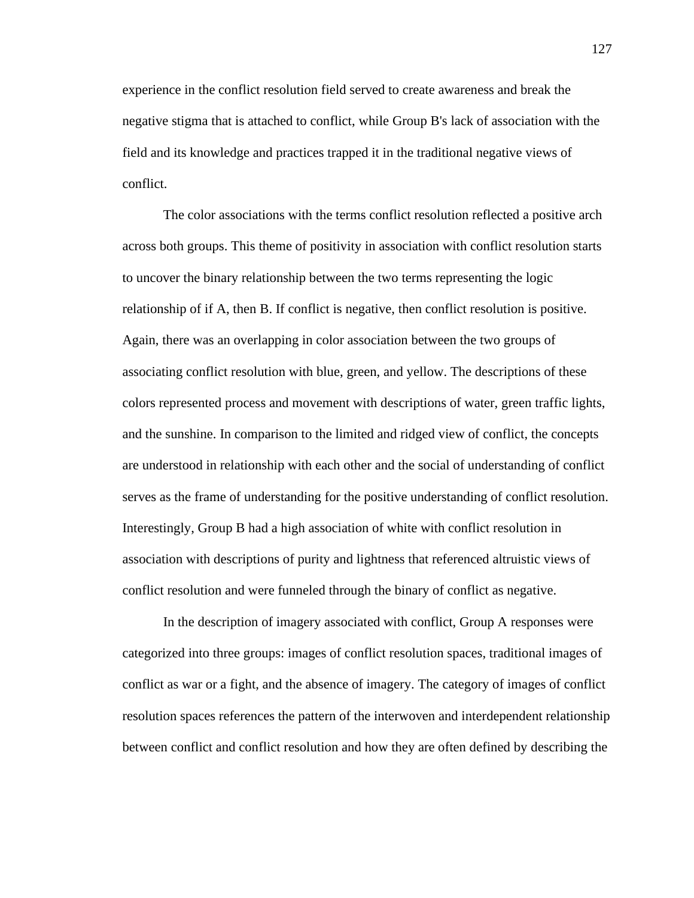experience in the conflict resolution field served to create awareness and break the negative stigma that is attached to conflict, while Group B's lack of association with the field and its knowledge and practices trapped it in the traditional negative views of conflict.

The color associations with the terms conflict resolution reflected a positive arch across both groups. This theme of positivity in association with conflict resolution starts to uncover the binary relationship between the two terms representing the logic relationship of if A, then B. If conflict is negative, then conflict resolution is positive. Again, there was an overlapping in color association between the two groups of associating conflict resolution with blue, green, and yellow. The descriptions of these colors represented process and movement with descriptions of water, green traffic lights, and the sunshine. In comparison to the limited and ridged view of conflict, the concepts are understood in relationship with each other and the social of understanding of conflict serves as the frame of understanding for the positive understanding of conflict resolution. Interestingly, Group B had a high association of white with conflict resolution in association with descriptions of purity and lightness that referenced altruistic views of conflict resolution and were funneled through the binary of conflict as negative.

In the description of imagery associated with conflict, Group A responses were categorized into three groups: images of conflict resolution spaces, traditional images of conflict as war or a fight, and the absence of imagery. The category of images of conflict resolution spaces references the pattern of the interwoven and interdependent relationship between conflict and conflict resolution and how they are often defined by describing the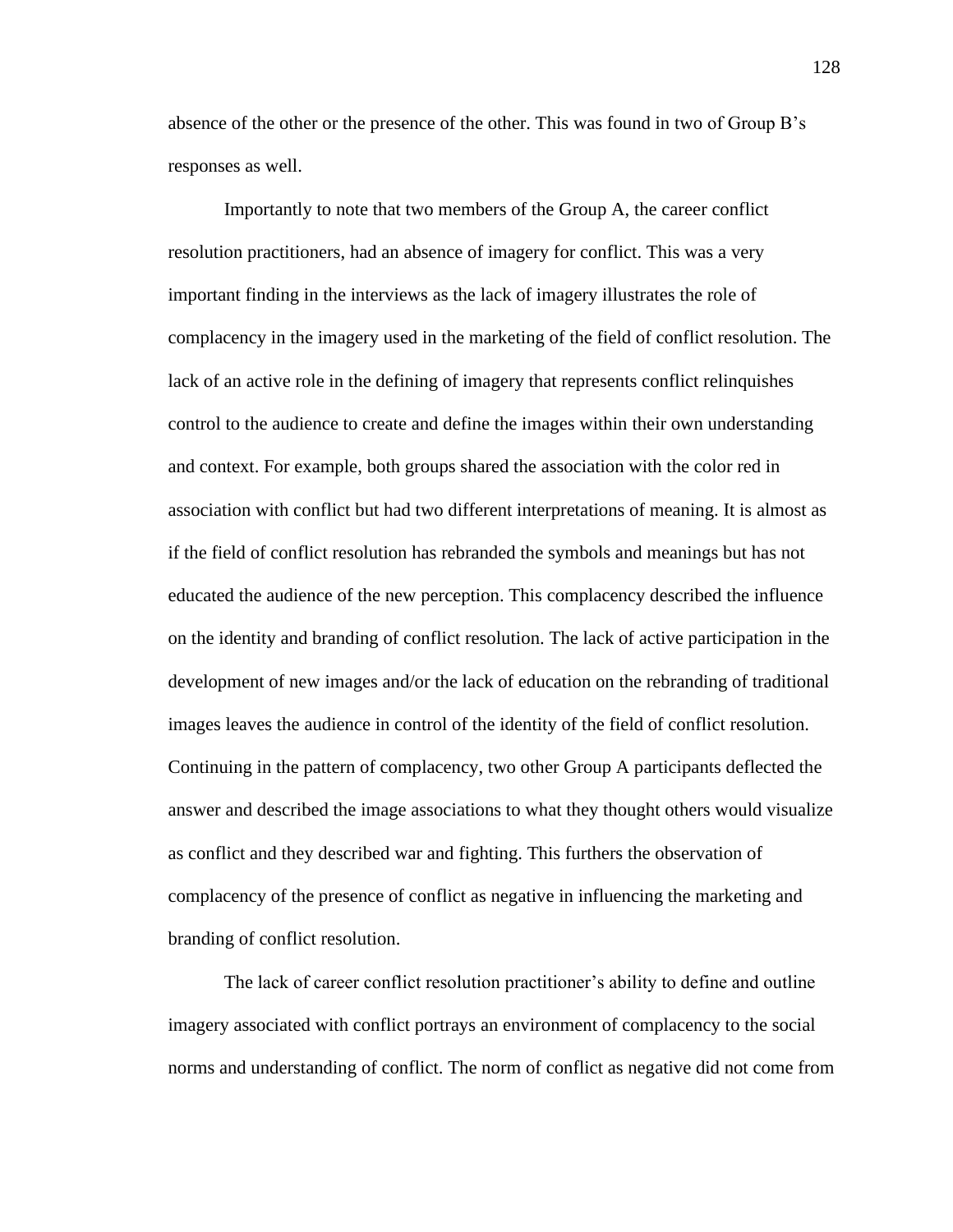absence of the other or the presence of the other. This was found in two of Group B's responses as well.

Importantly to note that two members of the Group A, the career conflict resolution practitioners, had an absence of imagery for conflict. This was a very important finding in the interviews as the lack of imagery illustrates the role of complacency in the imagery used in the marketing of the field of conflict resolution. The lack of an active role in the defining of imagery that represents conflict relinquishes control to the audience to create and define the images within their own understanding and context. For example, both groups shared the association with the color red in association with conflict but had two different interpretations of meaning. It is almost as if the field of conflict resolution has rebranded the symbols and meanings but has not educated the audience of the new perception. This complacency described the influence on the identity and branding of conflict resolution. The lack of active participation in the development of new images and/or the lack of education on the rebranding of traditional images leaves the audience in control of the identity of the field of conflict resolution. Continuing in the pattern of complacency, two other Group A participants deflected the answer and described the image associations to what they thought others would visualize as conflict and they described war and fighting. This furthers the observation of complacency of the presence of conflict as negative in influencing the marketing and branding of conflict resolution.

The lack of career conflict resolution practitioner's ability to define and outline imagery associated with conflict portrays an environment of complacency to the social norms and understanding of conflict. The norm of conflict as negative did not come from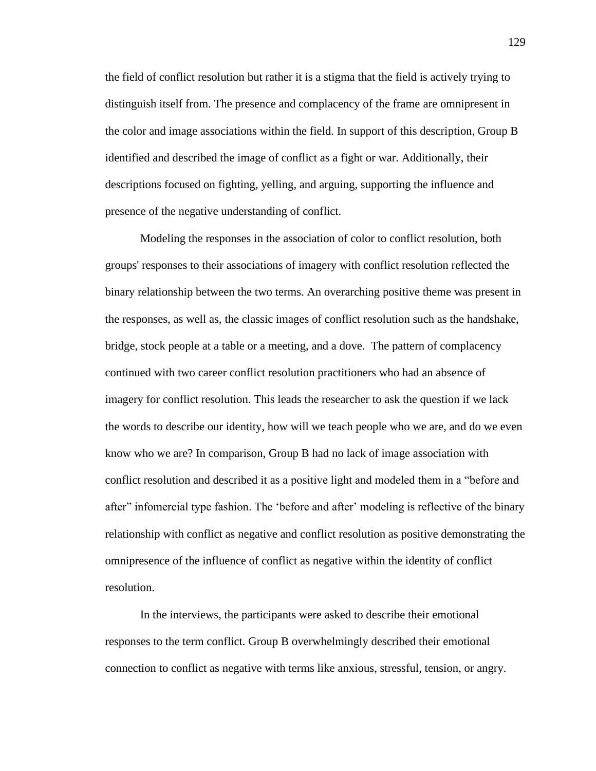the field of conflict resolution but rather it is a stigma that the field is actively trying to distinguish itself from. The presence and complacency of the frame are omnipresent in the color and image associations within the field. In support of this description, Group B identified and described the image of conflict as a fight or war. Additionally, their descriptions focused on fighting, yelling, and arguing, supporting the influence and presence of the negative understanding of conflict.

Modeling the responses in the association of color to conflict resolution, both groups' responses to their associations of imagery with conflict resolution reflected the binary relationship between the two terms. An overarching positive theme was present in the responses, as well as, the classic images of conflict resolution such as the handshake, bridge, stock people at a table or a meeting, and a dove.  The pattern of complacency continued with two career conflict resolution practitioners who had an absence of imagery for conflict resolution. This leads the researcher to ask the question if we lack the words to describe our identity, how will we teach people who we are, and do we even know who we are? In comparison, Group B had no lack of image association with conflict resolution and described it as a positive light and modeled them in a "before and after" infomercial type fashion. The 'before and after' modeling is reflective of the binary relationship with conflict as negative and conflict resolution as positive demonstrating the omnipresence of the influence of conflict as negative within the identity of conflict resolution.

In the interviews, the participants were asked to describe their emotional responses to the term conflict. Group B overwhelmingly described their emotional connection to conflict as negative with terms like anxious, stressful, tension, or angry.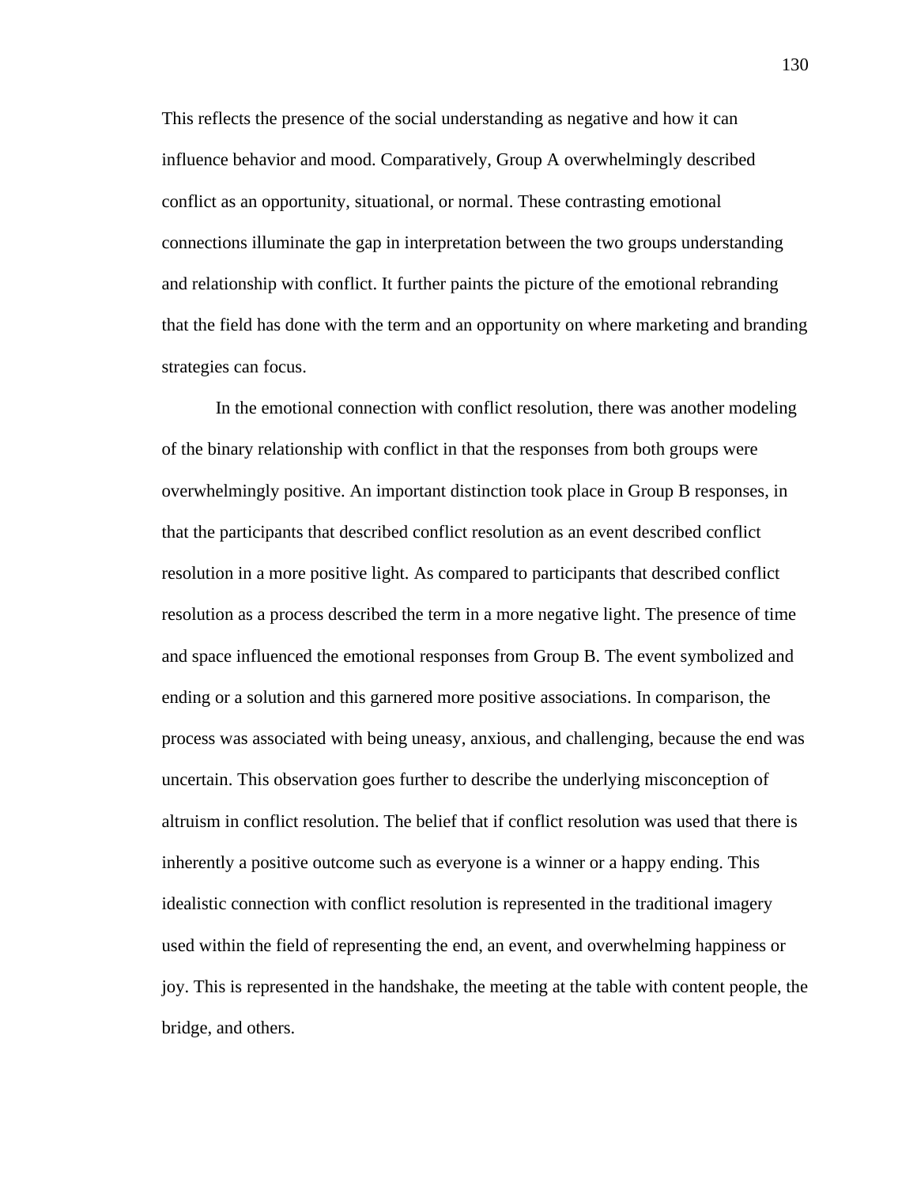This reflects the presence of the social understanding as negative and how it can influence behavior and mood. Comparatively, Group A overwhelmingly described conflict as an opportunity, situational, or normal. These contrasting emotional connections illuminate the gap in interpretation between the two groups understanding and relationship with conflict. It further paints the picture of the emotional rebranding that the field has done with the term and an opportunity on where marketing and branding strategies can focus.

In the emotional connection with conflict resolution, there was another modeling of the binary relationship with conflict in that the responses from both groups were overwhelmingly positive. An important distinction took place in Group B responses, in that the participants that described conflict resolution as an event described conflict resolution in a more positive light. As compared to participants that described conflict resolution as a process described the term in a more negative light. The presence of time and space influenced the emotional responses from Group B. The event symbolized and ending or a solution and this garnered more positive associations. In comparison, the process was associated with being uneasy, anxious, and challenging, because the end was uncertain. This observation goes further to describe the underlying misconception of altruism in conflict resolution. The belief that if conflict resolution was used that there is inherently a positive outcome such as everyone is a winner or a happy ending. This idealistic connection with conflict resolution is represented in the traditional imagery used within the field of representing the end, an event, and overwhelming happiness or joy. This is represented in the handshake, the meeting at the table with content people, the bridge, and others.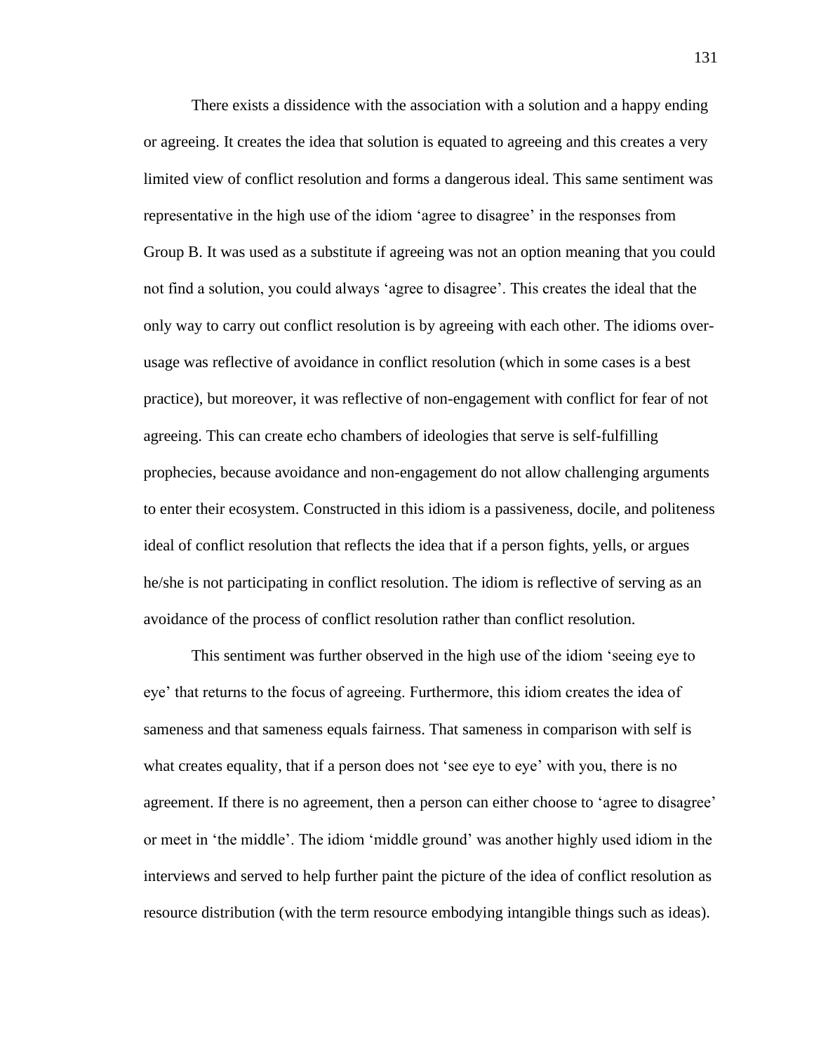There exists a dissidence with the association with a solution and a happy ending or agreeing. It creates the idea that solution is equated to agreeing and this creates a very limited view of conflict resolution and forms a dangerous ideal. This same sentiment was representative in the high use of the idiom 'agree to disagree' in the responses from Group B. It was used as a substitute if agreeing was not an option meaning that you could not find a solution, you could always 'agree to disagree'. This creates the ideal that the only way to carry out conflict resolution is by agreeing with each other. The idioms over-usage was reflective of avoidance in conflict resolution (which in some cases is a best practice), but moreover, it was reflective of non-engagement with conflict for fear of not agreeing. This can create echo chambers of ideologies that serve is self-fulfilling prophecies, because avoidance and non-engagement do not allow challenging arguments to enter their ecosystem. Constructed in this idiom is a passiveness, docile, and politeness ideal of conflict resolution that reflects the idea that if a person fights, yells, or argues he/she is not participating in conflict resolution. The idiom is reflective of serving as an avoidance of the process of conflict resolution rather than conflict resolution.

This sentiment was further observed in the high use of the idiom 'seeing eye to eye' that returns to the focus of agreeing. Furthermore, this idiom creates the idea of sameness and that sameness equals fairness. That sameness in comparison with self is what creates equality, that if a person does not 'see eye to eye' with you, there is no agreement. If there is no agreement, then a person can either choose to 'agree to disagree' or meet in 'the middle'. The idiom 'middle ground' was another highly used idiom in the interviews and served to help further paint the picture of the idea of conflict resolution as resource distribution (with the term resource embodying intangible things such as ideas).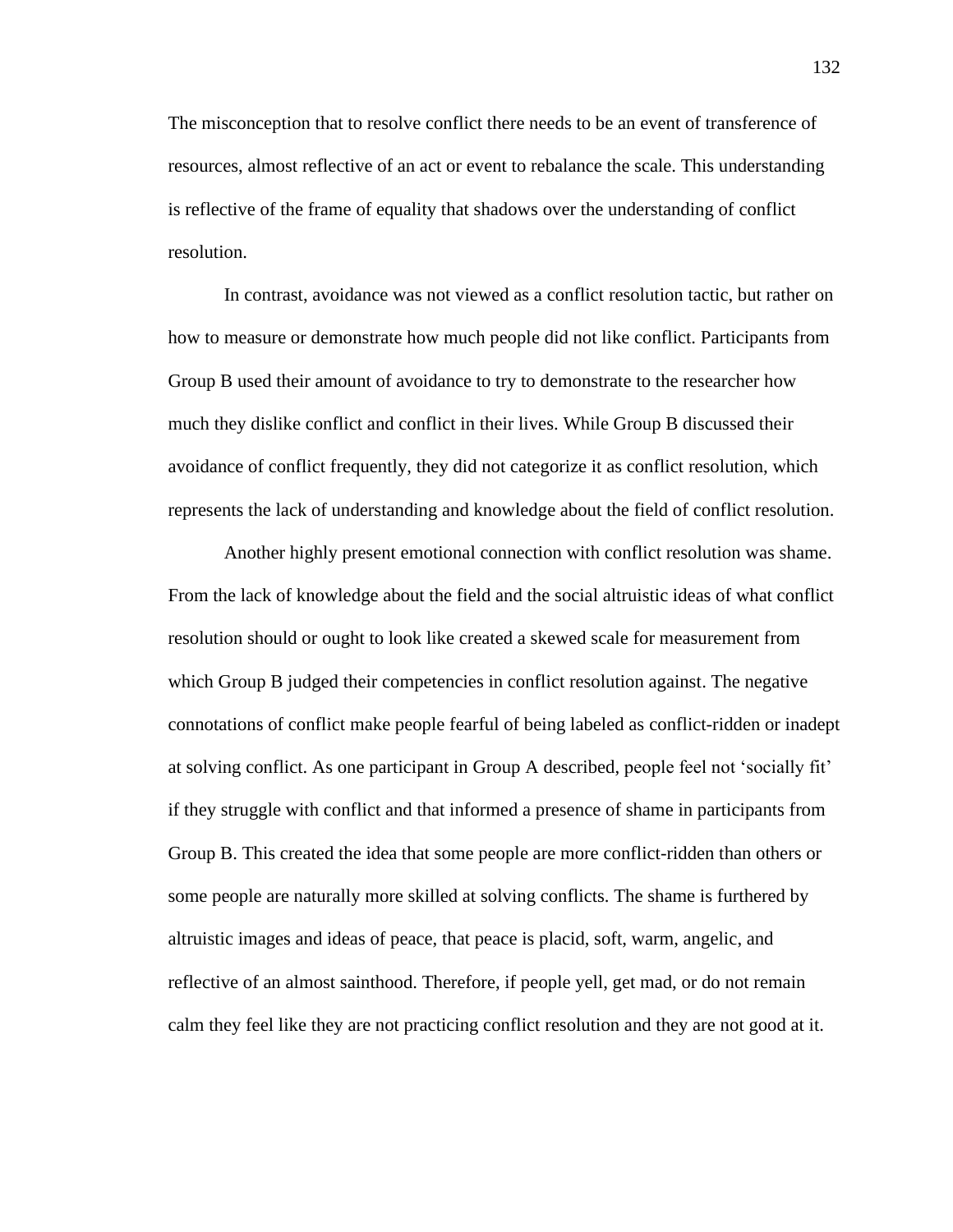The misconception that to resolve conflict there needs to be an event of transference of resources, almost reflective of an act or event to rebalance the scale. This understanding is reflective of the frame of equality that shadows over the understanding of conflict resolution.

In contrast, avoidance was not viewed as a conflict resolution tactic, but rather on how to measure or demonstrate how much people did not like conflict. Participants from Group B used their amount of avoidance to try to demonstrate to the researcher how much they dislike conflict and conflict in their lives. While Group B discussed their avoidance of conflict frequently, they did not categorize it as conflict resolution, which represents the lack of understanding and knowledge about the field of conflict resolution.

Another highly present emotional connection with conflict resolution was shame. From the lack of knowledge about the field and the social altruistic ideas of what conflict resolution should or ought to look like created a skewed scale for measurement from which Group B judged their competencies in conflict resolution against. The negative connotations of conflict make people fearful of being labeled as conflict-ridden or inadept at solving conflict. As one participant in Group A described, people feel not 'socially fit' if they struggle with conflict and that informed a presence of shame in participants from Group B. This created the idea that some people are more conflict-ridden than others or some people are naturally more skilled at solving conflicts. The shame is furthered by altruistic images and ideas of peace, that peace is placid, soft, warm, angelic, and reflective of an almost sainthood. Therefore, if people yell, get mad, or do not remain calm they feel like they are not practicing conflict resolution and they are not good at it.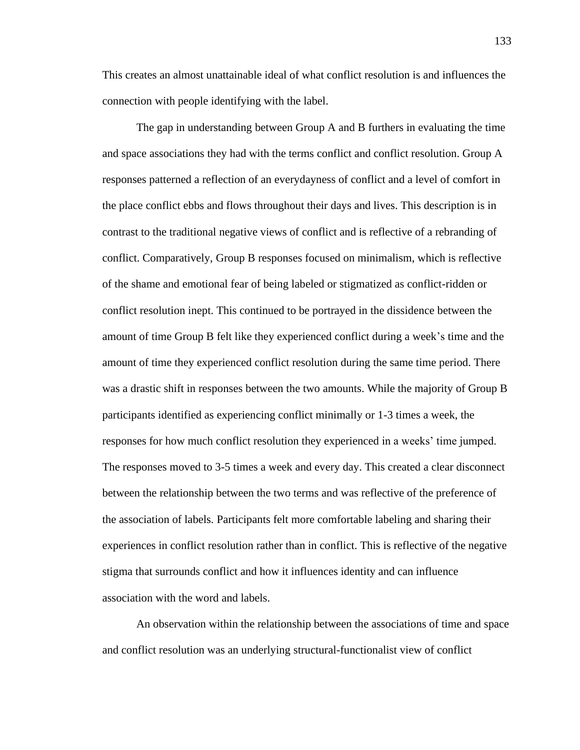This creates an almost unattainable ideal of what conflict resolution is and influences the connection with people identifying with the label.

The gap in understanding between Group A and B furthers in evaluating the time and space associations they had with the terms conflict and conflict resolution. Group A responses patterned a reflection of an everydayness of conflict and a level of comfort in the place conflict ebbs and flows throughout their days and lives. This description is in contrast to the traditional negative views of conflict and is reflective of a rebranding of conflict. Comparatively, Group B responses focused on minimalism, which is reflective of the shame and emotional fear of being labeled or stigmatized as conflict-ridden or conflict resolution inept. This continued to be portrayed in the dissidence between the amount of time Group B felt like they experienced conflict during a week's time and the amount of time they experienced conflict resolution during the same time period. There was a drastic shift in responses between the two amounts. While the majority of Group B participants identified as experiencing conflict minimally or 1-3 times a week, the responses for how much conflict resolution they experienced in a weeks' time jumped. The responses moved to 3-5 times a week and every day. This created a clear disconnect between the relationship between the two terms and was reflective of the preference of the association of labels. Participants felt more comfortable labeling and sharing their experiences in conflict resolution rather than in conflict. This is reflective of the negative stigma that surrounds conflict and how it influences identity and can influence association with the word and labels.

An observation within the relationship between the associations of time and space and conflict resolution was an underlying structural-functionalist view of conflict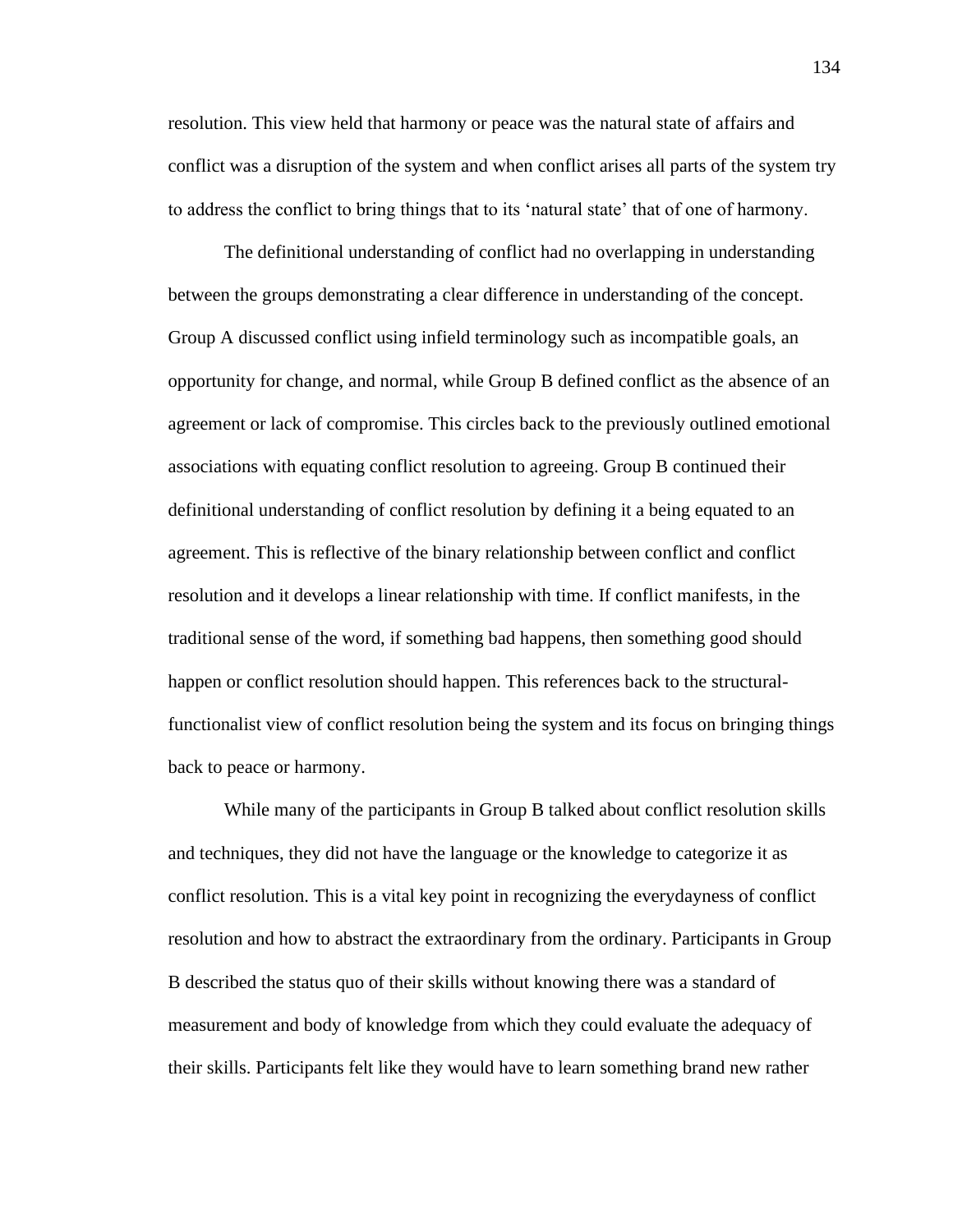resolution. This view held that harmony or peace was the natural state of affairs and conflict was a disruption of the system and when conflict arises all parts of the system try to address the conflict to bring things that to its 'natural state' that of one of harmony.

The definitional understanding of conflict had no overlapping in understanding between the groups demonstrating a clear difference in understanding of the concept. Group A discussed conflict using infield terminology such as incompatible goals, an opportunity for change, and normal, while Group B defined conflict as the absence of an agreement or lack of compromise. This circles back to the previously outlined emotional associations with equating conflict resolution to agreeing. Group B continued their definitional understanding of conflict resolution by defining it a being equated to an agreement. This is reflective of the binary relationship between conflict and conflict resolution and it develops a linear relationship with time. If conflict manifests, in the traditional sense of the word, if something bad happens, then something good should happen or conflict resolution should happen. This references back to the structural-functionalist view of conflict resolution being the system and its focus on bringing things back to peace or harmony.

While many of the participants in Group B talked about conflict resolution skills and techniques, they did not have the language or the knowledge to categorize it as conflict resolution. This is a vital key point in recognizing the everydayness of conflict resolution and how to abstract the extraordinary from the ordinary. Participants in Group B described the status quo of their skills without knowing there was a standard of measurement and body of knowledge from which they could evaluate the adequacy of their skills. Participants felt like they would have to learn something brand new rather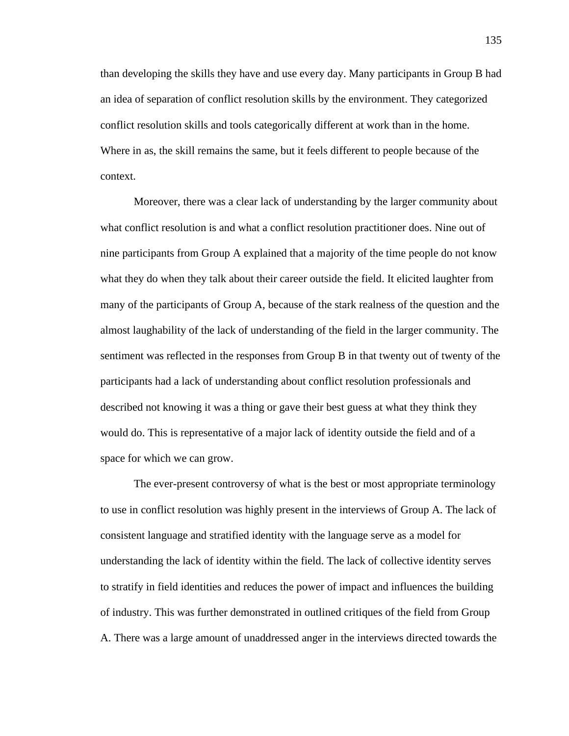than developing the skills they have and use every day. Many participants in Group B had an idea of separation of conflict resolution skills by the environment. They categorized conflict resolution skills and tools categorically different at work than in the home. Where in as, the skill remains the same, but it feels different to people because of the context.

Moreover, there was a clear lack of understanding by the larger community about what conflict resolution is and what a conflict resolution practitioner does. Nine out of nine participants from Group A explained that a majority of the time people do not know what they do when they talk about their career outside the field. It elicited laughter from many of the participants of Group A, because of the stark realness of the question and the almost laughability of the lack of understanding of the field in the larger community. The sentiment was reflected in the responses from Group B in that twenty out of twenty of the participants had a lack of understanding about conflict resolution professionals and described not knowing it was a thing or gave their best guess at what they think they would do. This is representative of a major lack of identity outside the field and of a space for which we can grow.

The ever-present controversy of what is the best or most appropriate terminology to use in conflict resolution was highly present in the interviews of Group A. The lack of consistent language and stratified identity with the language serve as a model for understanding the lack of identity within the field. The lack of collective identity serves to stratify in field identities and reduces the power of impact and influences the building of industry. This was further demonstrated in outlined critiques of the field from Group A. There was a large amount of unaddressed anger in the interviews directed towards the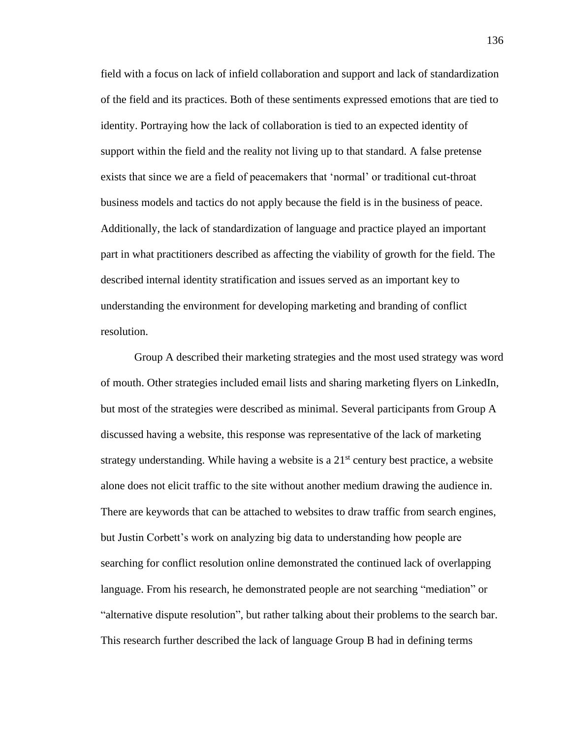field with a focus on lack of infield collaboration and support and lack of standardization of the field and its practices. Both of these sentiments expressed emotions that are tied to identity. Portraying how the lack of collaboration is tied to an expected identity of support within the field and the reality not living up to that standard. A false pretense exists that since we are a field of peacemakers that 'normal' or traditional cut-throat business models and tactics do not apply because the field is in the business of peace. Additionally, the lack of standardization of language and practice played an important part in what practitioners described as affecting the viability of growth for the field. The described internal identity stratification and issues served as an important key to understanding the environment for developing marketing and branding of conflict resolution.

Group A described their marketing strategies and the most used strategy was word of mouth. Other strategies included email lists and sharing marketing flyers on LinkedIn, but most of the strategies were described as minimal. Several participants from Group A discussed having a website, this response was representative of the lack of marketing strategy understanding. While having a website is a 21st century best practice, a website alone does not elicit traffic to the site without another medium drawing the audience in. There are keywords that can be attached to websites to draw traffic from search engines, but Justin Corbett's work on analyzing big data to understanding how people are searching for conflict resolution online demonstrated the continued lack of overlapping language. From his research, he demonstrated people are not searching "mediation" or "alternative dispute resolution", but rather talking about their problems to the search bar. This research further described the lack of language Group B had in defining terms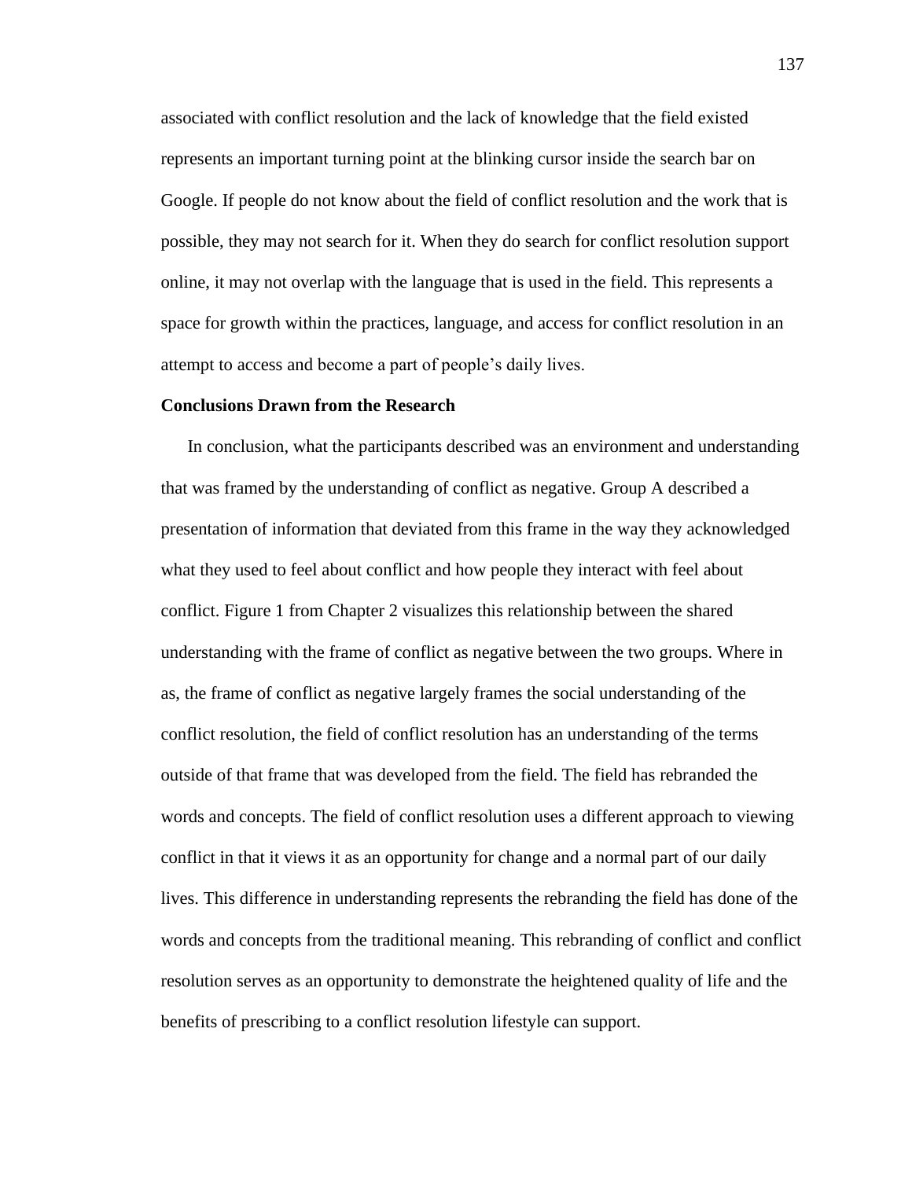associated with conflict resolution and the lack of knowledge that the field existed represents an important turning point at the blinking cursor inside the search bar on Google. If people do not know about the field of conflict resolution and the work that is possible, they may not search for it. When they do search for conflict resolution support online, it may not overlap with the language that is used in the field. This represents a space for growth within the practices, language, and access for conflict resolution in an attempt to access and become a part of people's daily lives.

**Conclusions Drawn from the Research**

In conclusion, what the participants described was an environment and understanding that was framed by the understanding of conflict as negative. Group A described a presentation of information that deviated from this frame in the way they acknowledged what they used to feel about conflict and how people they interact with feel about conflict. Figure 1 from Chapter 2 visualizes this relationship between the shared understanding with the frame of conflict as negative between the two groups. Where in as, the frame of conflict as negative largely frames the social understanding of the conflict resolution, the field of conflict resolution has an understanding of the terms outside of that frame that was developed from the field. The field has rebranded the words and concepts. The field of conflict resolution uses a different approach to viewing conflict in that it views it as an opportunity for change and a normal part of our daily lives. This difference in understanding represents the rebranding the field has done of the words and concepts from the traditional meaning. This rebranding of conflict and conflict resolution serves as an opportunity to demonstrate the heightened quality of life and the benefits of prescribing to a conflict resolution lifestyle can support.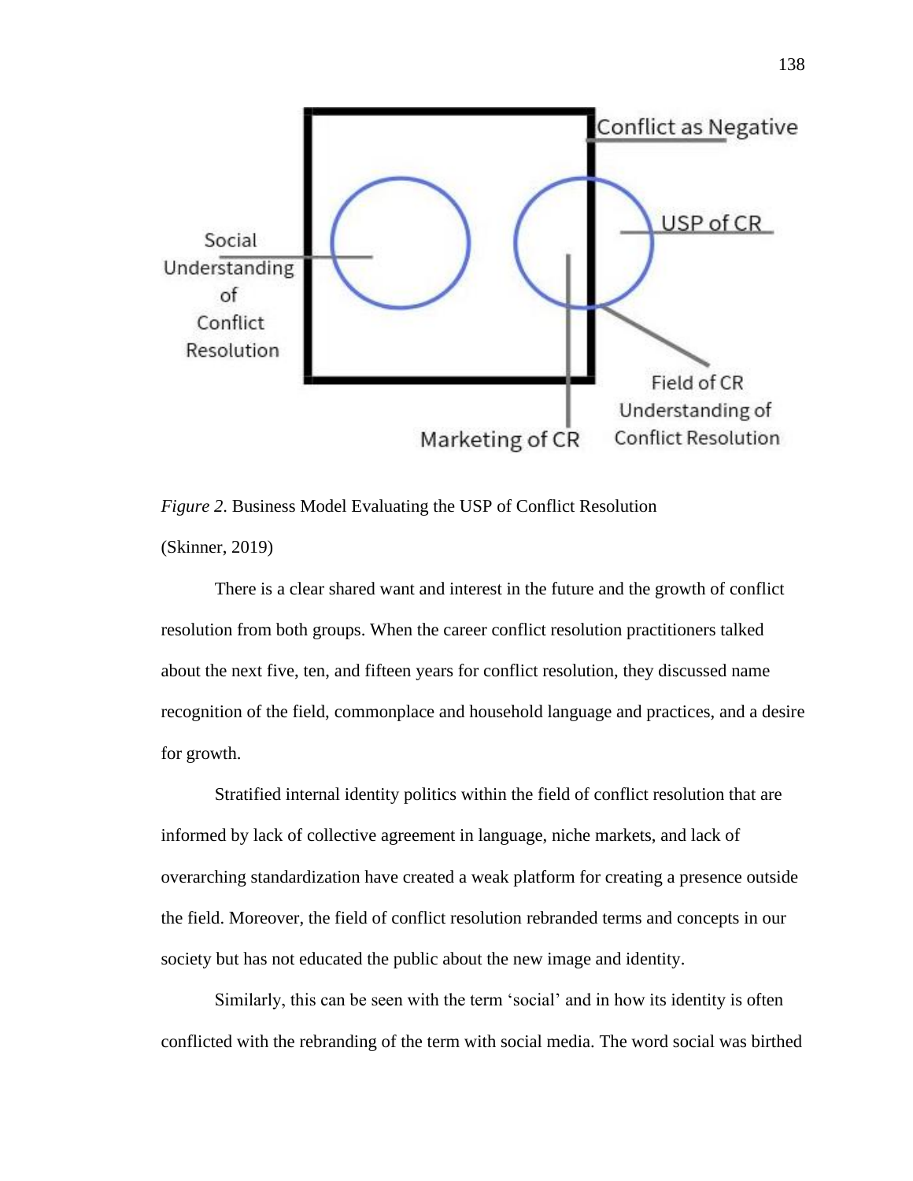Social Understanding of Conflict Resolution

Conflict as Negative

USP of CR

Field of CR Understanding of Conflict Resolution

Marketing of CR

*Figure 2*. Business Model Evaluating the USP of Conflict Resolution

(Skinner, 2019)

There is a clear shared want and interest in the future and the growth of conflict resolution from both groups. When the career conflict resolution practitioners talked about the next five, ten, and fifteen years for conflict resolution, they discussed name recognition of the field, commonplace and household language and practices, and a desire for growth.

Stratified internal identity politics within the field of conflict resolution that are informed by lack of collective agreement in language, niche markets, and lack of overarching standardization have created a weak platform for creating a presence outside the field. Moreover, the field of conflict resolution rebranded terms and concepts in our society but has not educated the public about the new image and identity.

Similarly, this can be seen with the term 'social' and in how its identity is often conflicted with the rebranding of the term with social media. The word social was birthed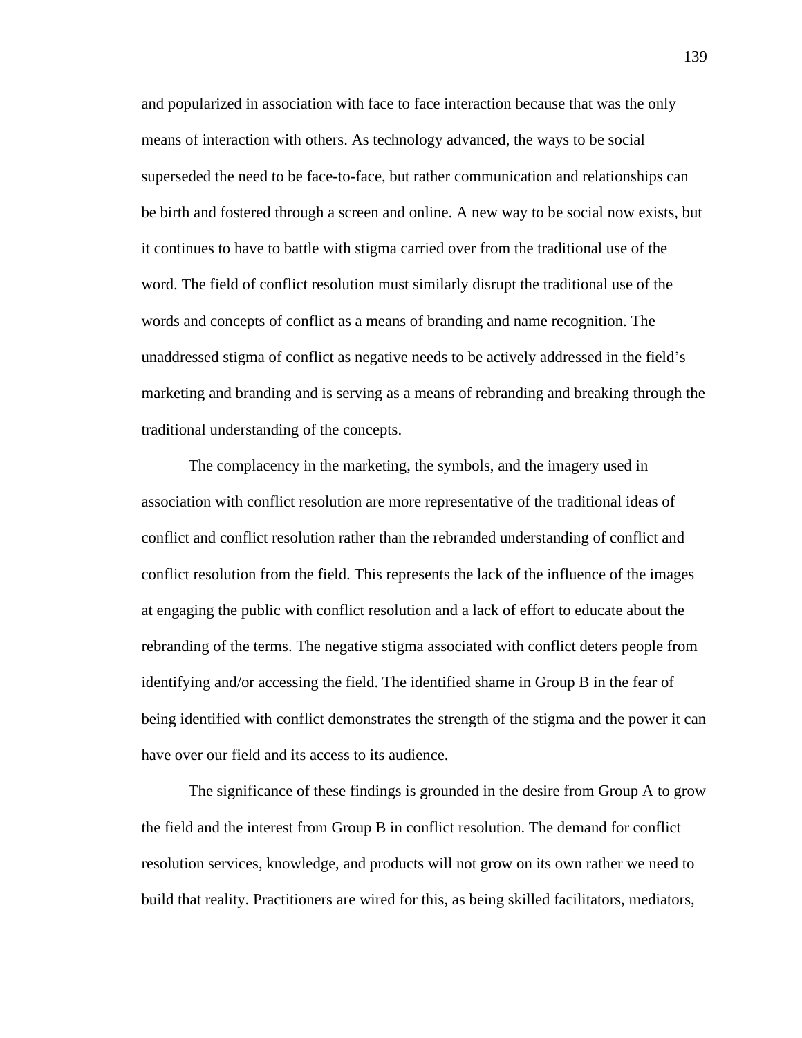and popularized in association with face to face interaction because that was the only means of interaction with others. As technology advanced, the ways to be social superseded the need to be face-to-face, but rather communication and relationships can be birth and fostered through a screen and online. A new way to be social now exists, but it continues to have to battle with stigma carried over from the traditional use of the word. The field of conflict resolution must similarly disrupt the traditional use of the words and concepts of conflict as a means of branding and name recognition. The unaddressed stigma of conflict as negative needs to be actively addressed in the field's marketing and branding and is serving as a means of rebranding and breaking through the traditional understanding of the concepts.

The complacency in the marketing, the symbols, and the imagery used in association with conflict resolution are more representative of the traditional ideas of conflict and conflict resolution rather than the rebranded understanding of conflict and conflict resolution from the field. This represents the lack of the influence of the images at engaging the public with conflict resolution and a lack of effort to educate about the rebranding of the terms. The negative stigma associated with conflict deters people from identifying and/or accessing the field. The identified shame in Group B in the fear of being identified with conflict demonstrates the strength of the stigma and the power it can have over our field and its access to its audience.

The significance of these findings is grounded in the desire from Group A to grow the field and the interest from Group B in conflict resolution. The demand for conflict resolution services, knowledge, and products will not grow on its own rather we need to build that reality. Practitioners are wired for this, as being skilled facilitators, mediators,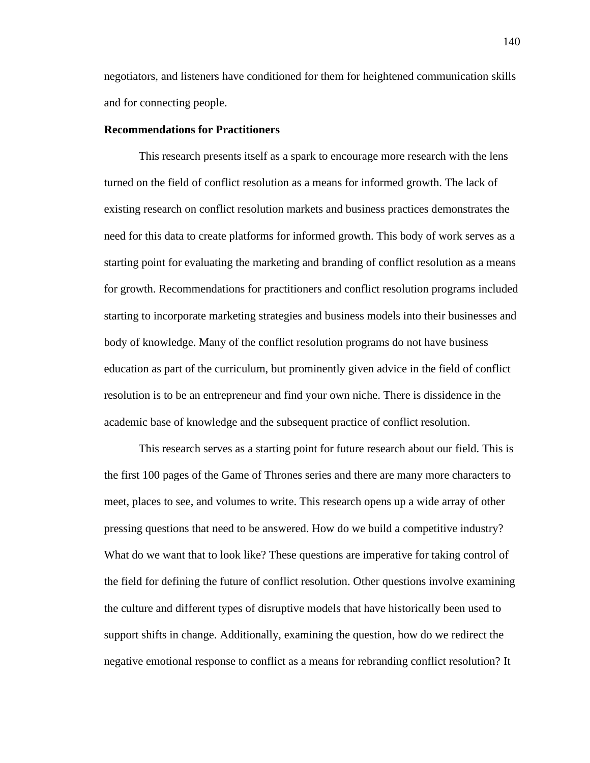negotiators, and listeners have conditioned for them for heightened communication skills and for connecting people.

**Recommendations for Practitioners**

This research presents itself as a spark to encourage more research with the lens turned on the field of conflict resolution as a means for informed growth. The lack of existing research on conflict resolution markets and business practices demonstrates the need for this data to create platforms for informed growth. This body of work serves as a starting point for evaluating the marketing and branding of conflict resolution as a means for growth. Recommendations for practitioners and conflict resolution programs included starting to incorporate marketing strategies and business models into their businesses and body of knowledge. Many of the conflict resolution programs do not have business education as part of the curriculum, but prominently given advice in the field of conflict resolution is to be an entrepreneur and find your own niche. There is dissidence in the academic base of knowledge and the subsequent practice of conflict resolution.

This research serves as a starting point for future research about our field. This is the first 100 pages of the Game of Thrones series and there are many more characters to meet, places to see, and volumes to write. This research opens up a wide array of other pressing questions that need to be answered. How do we build a competitive industry? What do we want that to look like? These questions are imperative for taking control of the field for defining the future of conflict resolution. Other questions involve examining the culture and different types of disruptive models that have historically been used to support shifts in change. Additionally, examining the question, how do we redirect the negative emotional response to conflict as a means for rebranding conflict resolution? It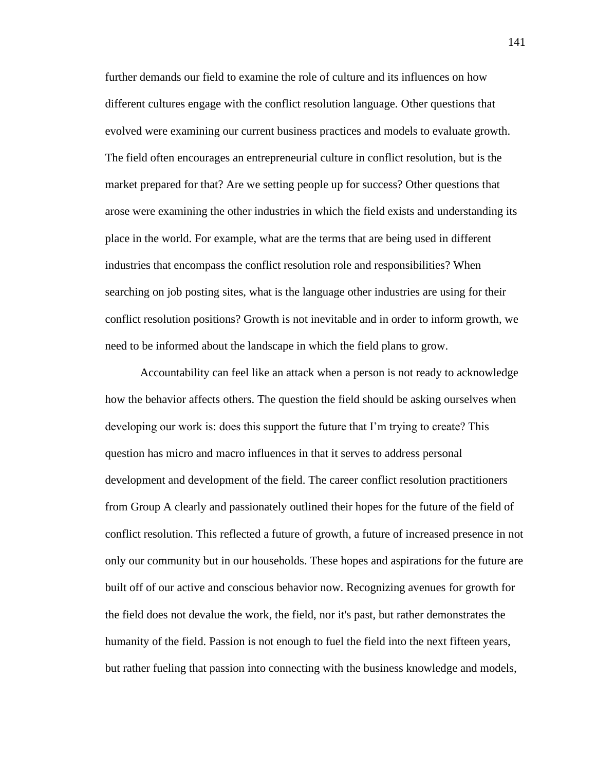further demands our field to examine the role of culture and its influences on how different cultures engage with the conflict resolution language. Other questions that evolved were examining our current business practices and models to evaluate growth. The field often encourages an entrepreneurial culture in conflict resolution, but is the market prepared for that? Are we setting people up for success? Other questions that arose were examining the other industries in which the field exists and understanding its place in the world. For example, what are the terms that are being used in different industries that encompass the conflict resolution role and responsibilities? When searching on job posting sites, what is the language other industries are using for their conflict resolution positions? Growth is not inevitable and in order to inform growth, we need to be informed about the landscape in which the field plans to grow.

Accountability can feel like an attack when a person is not ready to acknowledge how the behavior affects others. The question the field should be asking ourselves when developing our work is: does this support the future that I'm trying to create? This question has micro and macro influences in that it serves to address personal development and development of the field. The career conflict resolution practitioners from Group A clearly and passionately outlined their hopes for the future of the field of conflict resolution. This reflected a future of growth, a future of increased presence in not only our community but in our households. These hopes and aspirations for the future are built off of our active and conscious behavior now. Recognizing avenues for growth for the field does not devalue the work, the field, nor it's past, but rather demonstrates the humanity of the field. Passion is not enough to fuel the field into the next fifteen years, but rather fueling that passion into connecting with the business knowledge and models,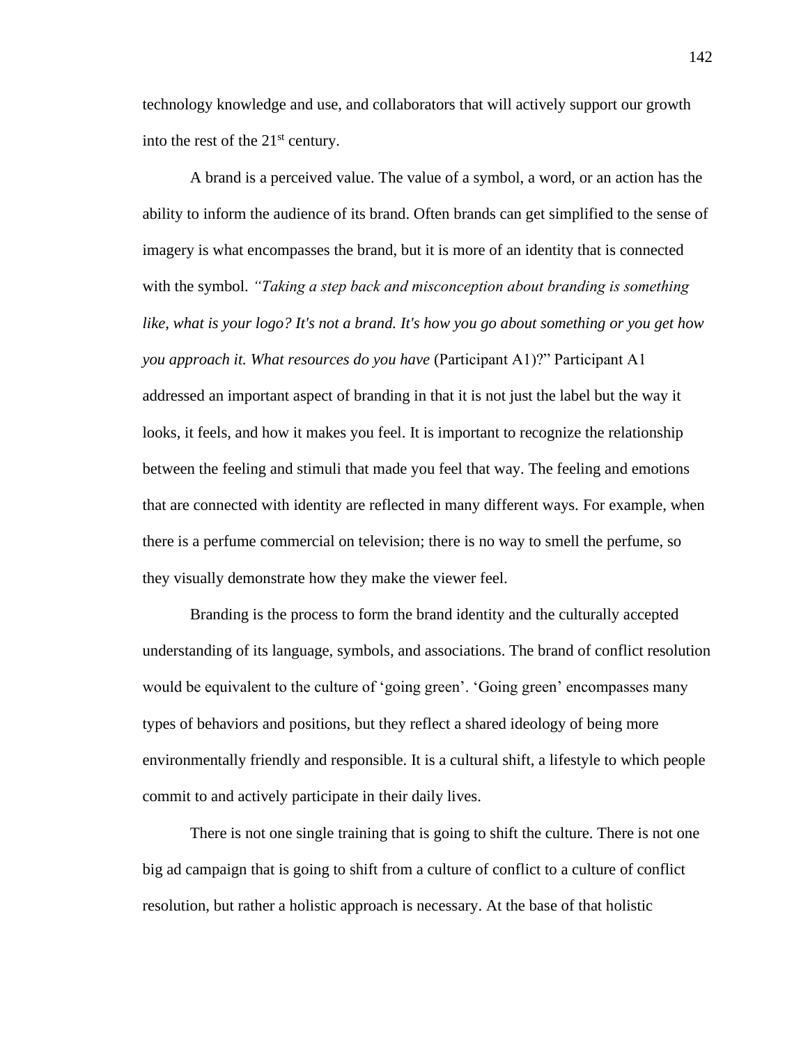technology knowledge and use, and collaborators that will actively support our growth into the rest of the 21st century.

A brand is a perceived value. The value of a symbol, a word, or an action has the ability to inform the audience of its brand. Often brands can get simplified to the sense of imagery is what encompasses the brand, but it is more of an identity that is connected with the symbol. *"Taking a step back and misconception about branding is something like, what is your logo? It's not a brand. It's how you go about something or you get how you approach it. What resources do you have* (Participant A1)?" Participant A1 addressed an important aspect of branding in that it is not just the label but the way it looks, it feels, and how it makes you feel. It is important to recognize the relationship between the feeling and stimuli that made you feel that way. The feeling and emotions that are connected with identity are reflected in many different ways. For example, when there is a perfume commercial on television; there is no way to smell the perfume, so they visually demonstrate how they make the viewer feel.

Branding is the process to form the brand identity and the culturally accepted understanding of its language, symbols, and associations. The brand of conflict resolution would be equivalent to the culture of 'going green'. 'Going green' encompasses many types of behaviors and positions, but they reflect a shared ideology of being more environmentally friendly and responsible. It is a cultural shift, a lifestyle to which people commit to and actively participate in their daily lives.

There is not one single training that is going to shift the culture. There is not one big ad campaign that is going to shift from a culture of conflict to a culture of conflict resolution, but rather a holistic approach is necessary. At the base of that holistic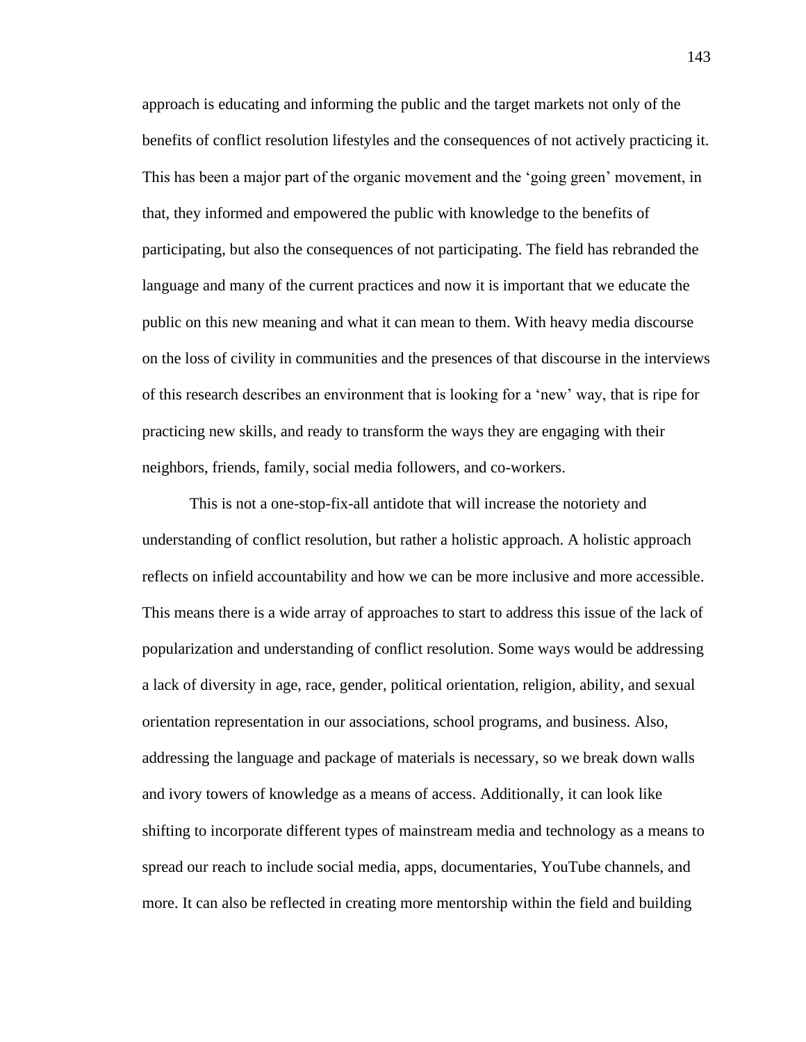approach is educating and informing the public and the target markets not only of the benefits of conflict resolution lifestyles and the consequences of not actively practicing it. This has been a major part of the organic movement and the 'going green' movement, in that, they informed and empowered the public with knowledge to the benefits of participating, but also the consequences of not participating. The field has rebranded the language and many of the current practices and now it is important that we educate the public on this new meaning and what it can mean to them. With heavy media discourse on the loss of civility in communities and the presences of that discourse in the interviews of this research describes an environment that is looking for a 'new' way, that is ripe for practicing new skills, and ready to transform the ways they are engaging with their neighbors, friends, family, social media followers, and co-workers.

This is not a one-stop-fix-all antidote that will increase the notoriety and understanding of conflict resolution, but rather a holistic approach. A holistic approach reflects on infield accountability and how we can be more inclusive and more accessible. This means there is a wide array of approaches to start to address this issue of the lack of popularization and understanding of conflict resolution. Some ways would be addressing a lack of diversity in age, race, gender, political orientation, religion, ability, and sexual orientation representation in our associations, school programs, and business. Also, addressing the language and package of materials is necessary, so we break down walls and ivory towers of knowledge as a means of access. Additionally, it can look like shifting to incorporate different types of mainstream media and technology as a means to spread our reach to include social media, apps, documentaries, YouTube channels, and more. It can also be reflected in creating more mentorship within the field and building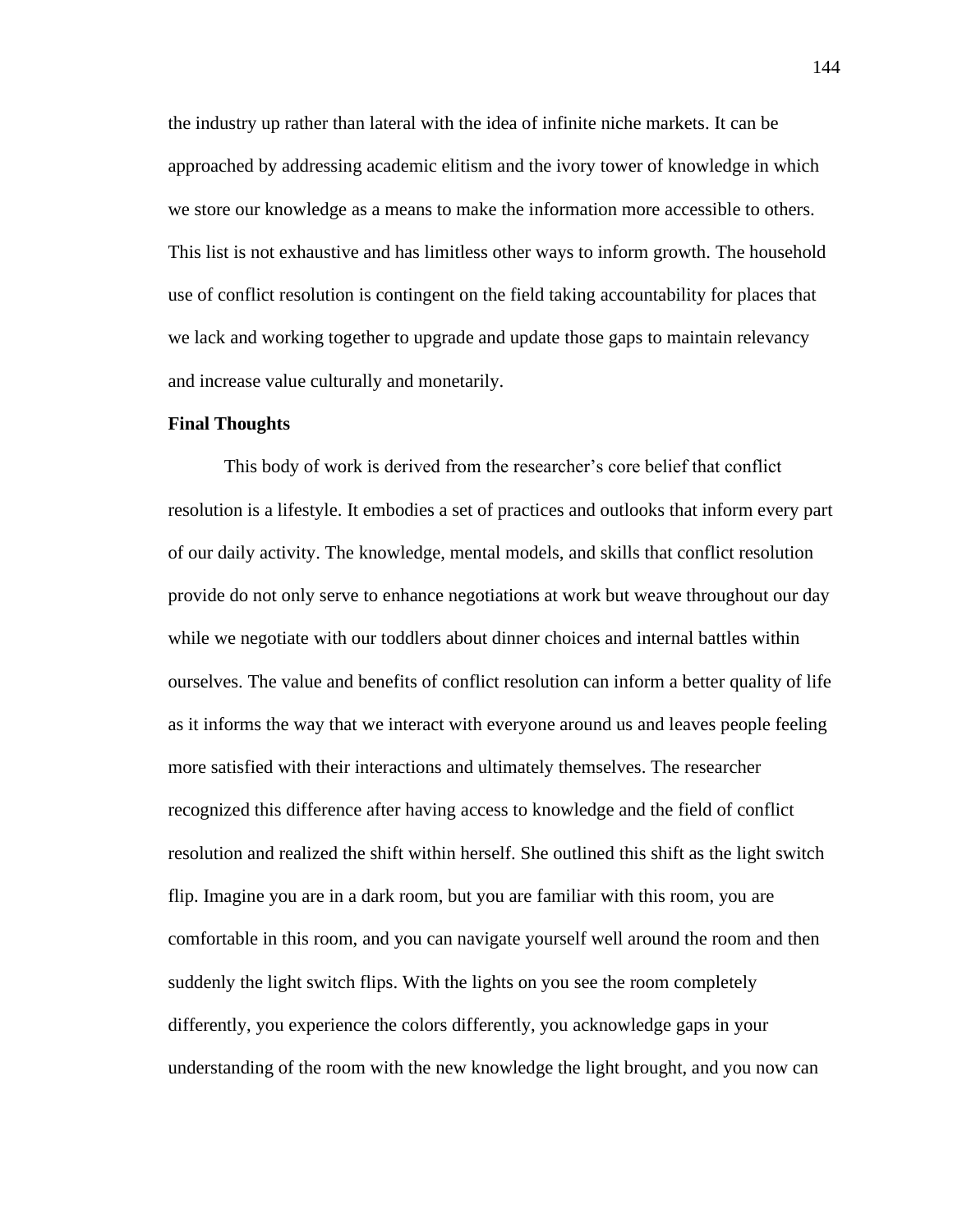the industry up rather than lateral with the idea of infinite niche markets. It can be approached by addressing academic elitism and the ivory tower of knowledge in which we store our knowledge as a means to make the information more accessible to others. This list is not exhaustive and has limitless other ways to inform growth. The household use of conflict resolution is contingent on the field taking accountability for places that we lack and working together to upgrade and update those gaps to maintain relevancy and increase value culturally and monetarily.

**Final Thoughts**

This body of work is derived from the researcher's core belief that conflict resolution is a lifestyle. It embodies a set of practices and outlooks that inform every part of our daily activity. The knowledge, mental models, and skills that conflict resolution provide do not only serve to enhance negotiations at work but weave throughout our day while we negotiate with our toddlers about dinner choices and internal battles within ourselves. The value and benefits of conflict resolution can inform a better quality of life as it informs the way that we interact with everyone around us and leaves people feeling more satisfied with their interactions and ultimately themselves. The researcher recognized this difference after having access to knowledge and the field of conflict resolution and realized the shift within herself. She outlined this shift as the light switch flip. Imagine you are in a dark room, but you are familiar with this room, you are comfortable in this room, and you can navigate yourself well around the room and then suddenly the light switch flips. With the lights on you see the room completely differently, you experience the colors differently, you acknowledge gaps in your understanding of the room with the new knowledge the light brought, and you now can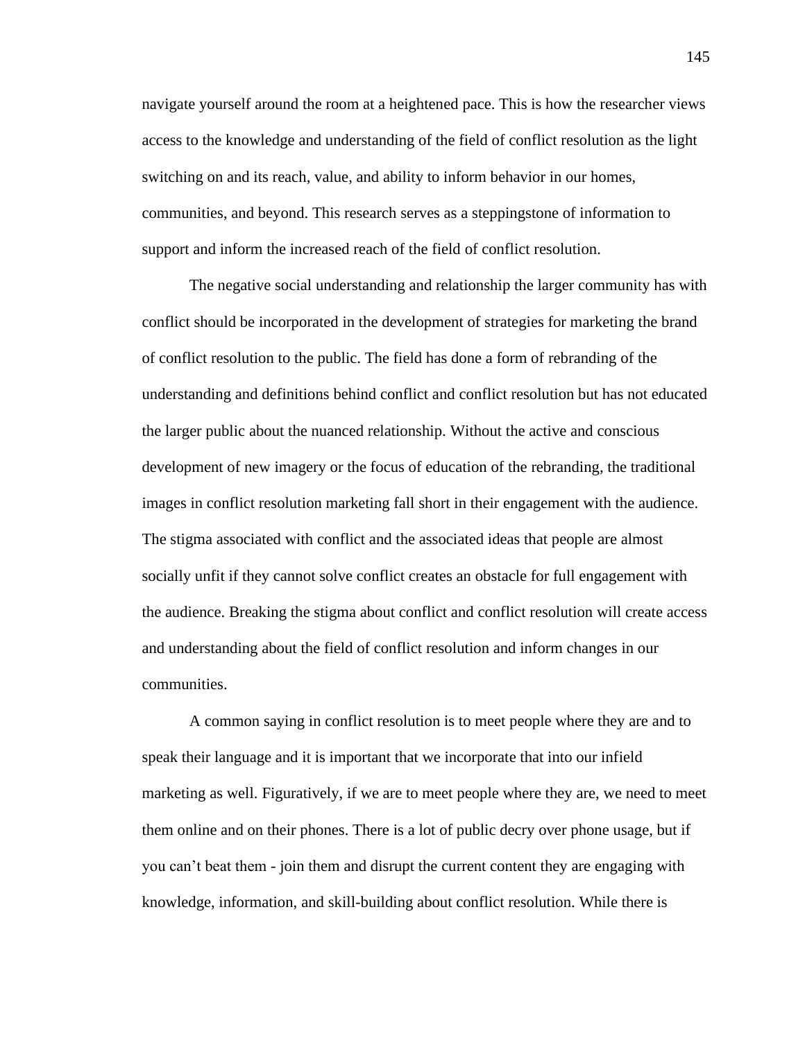navigate yourself around the room at a heightened pace. This is how the researcher views access to the knowledge and understanding of the field of conflict resolution as the light switching on and its reach, value, and ability to inform behavior in our homes, communities, and beyond. This research serves as a steppingstone of information to support and inform the increased reach of the field of conflict resolution.

The negative social understanding and relationship the larger community has with conflict should be incorporated in the development of strategies for marketing the brand of conflict resolution to the public. The field has done a form of rebranding of the understanding and definitions behind conflict and conflict resolution but has not educated the larger public about the nuanced relationship. Without the active and conscious development of new imagery or the focus of education of the rebranding, the traditional images in conflict resolution marketing fall short in their engagement with the audience. The stigma associated with conflict and the associated ideas that people are almost socially unfit if they cannot solve conflict creates an obstacle for full engagement with the audience. Breaking the stigma about conflict and conflict resolution will create access and understanding about the field of conflict resolution and inform changes in our communities.

A common saying in conflict resolution is to meet people where they are and to speak their language and it is important that we incorporate that into our infield marketing as well. Figuratively, if we are to meet people where they are, we need to meet them online and on their phones. There is a lot of public decry over phone usage, but if you can't beat them - join them and disrupt the current content they are engaging with knowledge, information, and skill-building about conflict resolution. While there is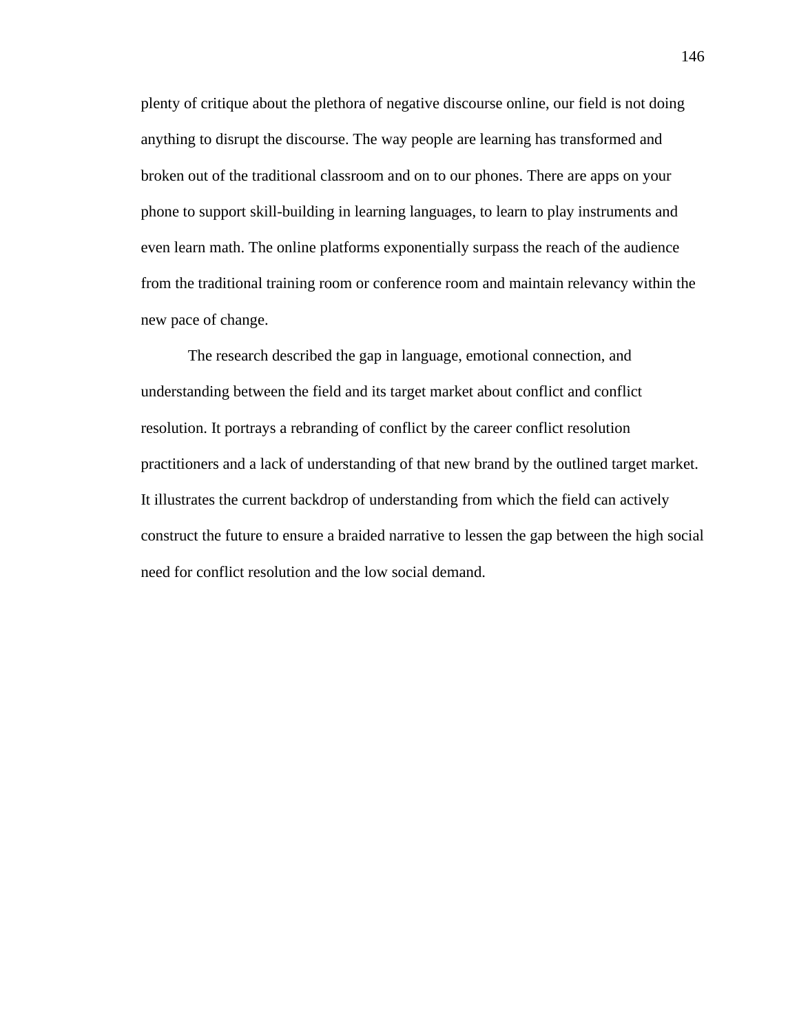plenty of critique about the plethora of negative discourse online, our field is not doing anything to disrupt the discourse. The way people are learning has transformed and broken out of the traditional classroom and on to our phones. There are apps on your phone to support skill-building in learning languages, to learn to play instruments and even learn math. The online platforms exponentially surpass the reach of the audience from the traditional training room or conference room and maintain relevancy within the new pace of change.

The research described the gap in language, emotional connection, and understanding between the field and its target market about conflict and conflict resolution. It portrays a rebranding of conflict by the career conflict resolution practitioners and a lack of understanding of that new brand by the outlined target market. It illustrates the current backdrop of understanding from which the field can actively construct the future to ensure a braided narrative to lessen the gap between the high social need for conflict resolution and the low social demand.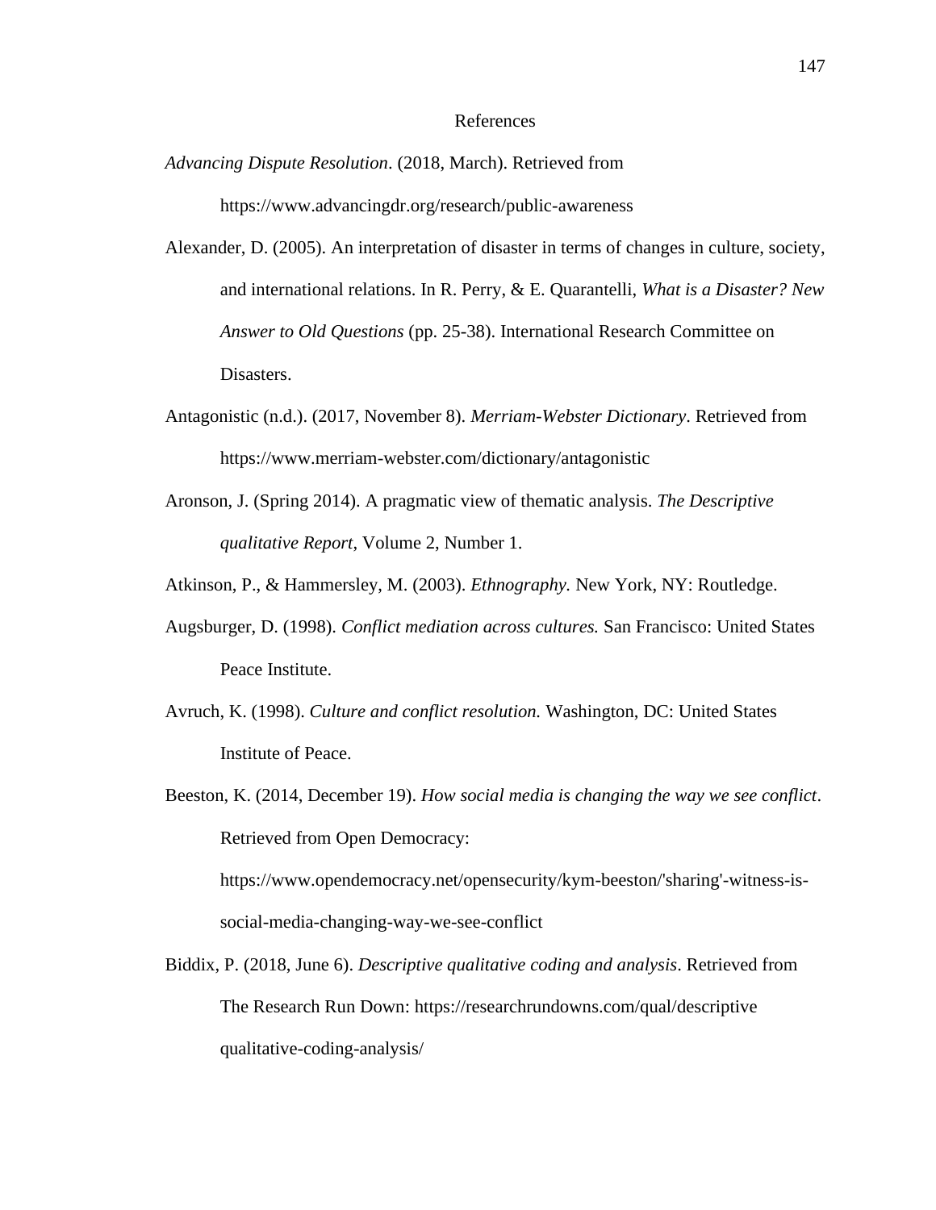# References

*Advancing Dispute Resolution*. (2018, March). Retrieved from https://www.advancingdr.org/research/public-awareness

Alexander, D. (2005). An interpretation of disaster in terms of changes in culture, society, and international relations. In R. Perry, & E. Quarantelli, *What is a Disaster? New Answer to Old Questions* (pp. 25-38). International Research Committee on Disasters.

Antagonistic (n.d.). (2017, November 8). *Merriam-Webster Dictionary*. Retrieved from https://www.merriam-webster.com/dictionary/antagonistic

Aronson, J. (Spring 2014). A pragmatic view of thematic analysis. *The Descriptive qualitative Report*, Volume 2, Number 1.

Atkinson, P., & Hammersley, M. (2003). *Ethnography.* New York, NY: Routledge.

Augsburger, D. (1998). *Conflict mediation across cultures.* San Francisco: United States Peace Institute.

Avruch, K. (1998). *Culture and conflict resolution.* Washington, DC: United States Institute of Peace.

Beeston, K. (2014, December 19). *How social media is changing the way we see conflict*. Retrieved from Open Democracy: https://www.opendemocracy.net/opensecurity/kym-beeston/'sharing'-witness-is-social-media-changing-way-we-see-conflict

Biddix, P. (2018, June 6). *Descriptive qualitative coding and analysis*. Retrieved from The Research Run Down: https://researchrundowns.com/qual/descriptive qualitative-coding-analysis/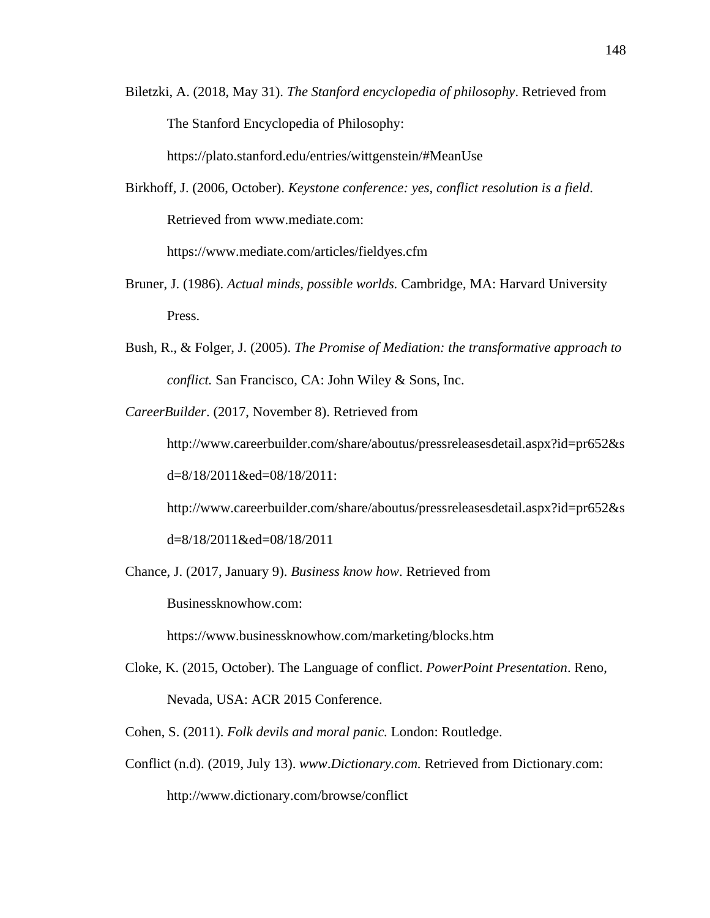Biletzki, A. (2018, May 31). *The Stanford encyclopedia of philosophy*. Retrieved from The Stanford Encyclopedia of Philosophy: https://plato.stanford.edu/entries/wittgenstein/#MeanUse

Birkhoff, J. (2006, October). *Keystone conference: yes, conflict resolution is a field*. Retrieved from www.mediate.com: https://www.mediate.com/articles/fieldyes.cfm

Bruner, J. (1986). *Actual minds, possible worlds.* Cambridge, MA: Harvard University Press.

Bush, R., & Folger, J. (2005). *The Promise of Mediation: the transformative approach to conflict.* San Francisco, CA: John Wiley & Sons, Inc.

*CareerBuilder*. (2017, November 8). Retrieved from http://www.careerbuilder.com/share/aboutus/pressreleasesdetail.aspx?id=pr652&sd=8/18/2011&ed=08/18/2011: http://www.careerbuilder.com/share/aboutus/pressreleasesdetail.aspx?id=pr652&sd=8/18/2011&ed=08/18/2011

Chance, J. (2017, January 9). *Business know how*. Retrieved from Businessknowhow.com: https://www.businessknowhow.com/marketing/blocks.htm

Cloke, K. (2015, October). The Language of conflict. *PowerPoint Presentation*. Reno, Nevada, USA: ACR 2015 Conference.

Cohen, S. (2011). *Folk devils and moral panic.* London: Routledge.

Conflict (n.d). (2019, July 13). *www.Dictionary.com.* Retrieved from Dictionary.com: http://www.dictionary.com/browse/conflict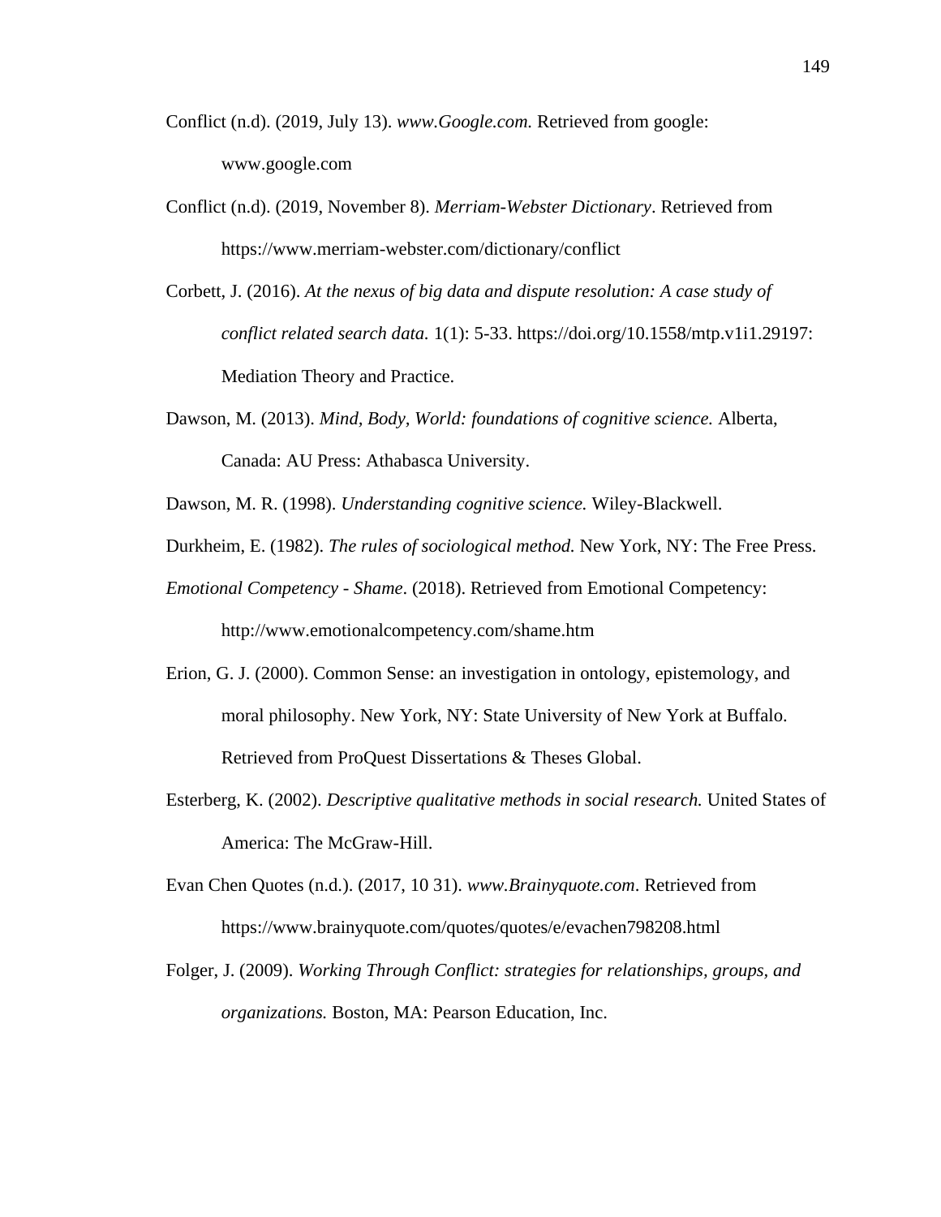Conflict (n.d). (2019, July 13). *www.Google.com.* Retrieved from google: www.google.com

Conflict (n.d). (2019, November 8). *Merriam-Webster Dictionary*. Retrieved from https://www.merriam-webster.com/dictionary/conflict

Corbett, J. (2016). *At the nexus of big data and dispute resolution: A case study of conflict related search data.* 1(1): 5-33. https://doi.org/10.1558/mtp.v1i1.29197: Mediation Theory and Practice.

Dawson, M. (2013). *Mind, Body, World: foundations of cognitive science.* Alberta, Canada: AU Press: Athabasca University.

Dawson, M. R. (1998). *Understanding cognitive science.* Wiley-Blackwell.

Durkheim, E. (1982). *The rules of sociological method.* New York, NY: The Free Press.

*Emotional Competency - Shame*. (2018). Retrieved from Emotional Competency: http://www.emotionalcompetency.com/shame.htm

Erion, G. J. (2000). Common Sense: an investigation in ontology, epistemology, and moral philosophy. New York, NY: State University of New York at Buffalo. Retrieved from ProQuest Dissertations & Theses Global.

Esterberg, K. (2002). *Descriptive qualitative methods in social research.* United States of America: The McGraw-Hill.

Evan Chen Quotes (n.d.). (2017, 10 31). *www.Brainyquote.com*. Retrieved from https://www.brainyquote.com/quotes/quotes/e/evachen798208.html

Folger, J. (2009). *Working Through Conflict: strategies for relationships, groups, and organizations.* Boston, MA: Pearson Education, Inc.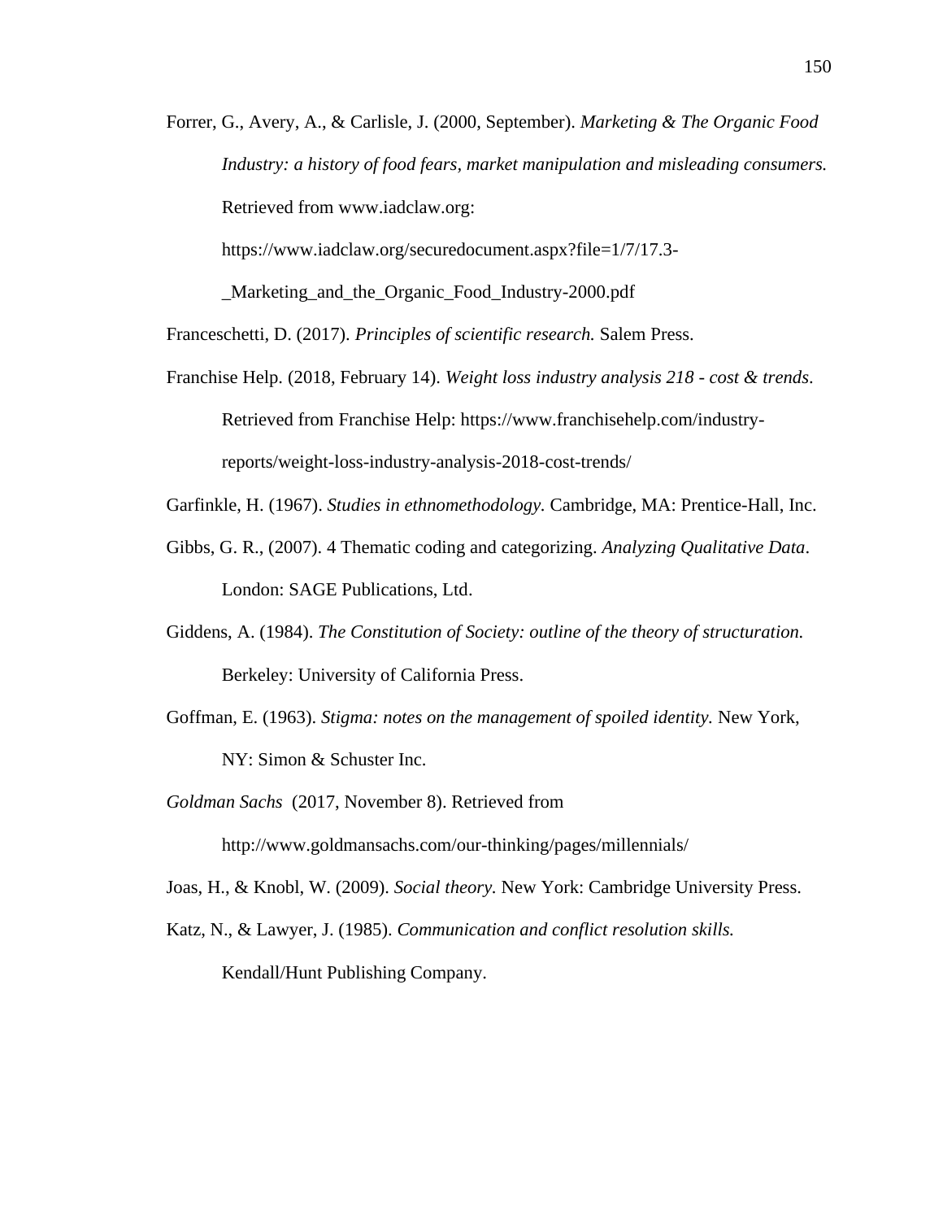Forrer, G., Avery, A., & Carlisle, J. (2000, September). *Marketing & The Organic Food Industry: a history of food fears, market manipulation and misleading consumers.* Retrieved from www.iadclaw.org: https://www.iadclaw.org/securedocument.aspx?file=1/7/17.3-_Marketing_and_the_Organic_Food_Industry-2000.pdf

Franceschetti, D. (2017). *Principles of scientific research.* Salem Press.

Franchise Help. (2018, February 14). *Weight loss industry analysis 218 - cost & trends.* Retrieved from Franchise Help: https://www.franchisehelp.com/industry-reports/weight-loss-industry-analysis-2018-cost-trends/

Garfinkle, H. (1967). *Studies in ethnomethodology.* Cambridge, MA: Prentice-Hall, Inc.

Gibbs, G. R., (2007). 4 Thematic coding and categorizing. *Analyzing Qualitative Data*. London: SAGE Publications, Ltd.

Giddens, A. (1984). *The Constitution of Society: outline of the theory of structuration.* Berkeley: University of California Press.

Goffman, E. (1963). *Stigma: notes on the management of spoiled identity.* New York, NY: Simon & Schuster Inc.

*Goldman Sachs* (2017, November 8). Retrieved from http://www.goldmansachs.com/our-thinking/pages/millennials/

Joas, H., & Knobl, W. (2009). *Social theory.* New York: Cambridge University Press.

Katz, N., & Lawyer, J. (1985). *Communication and conflict resolution skills.* Kendall/Hunt Publishing Company.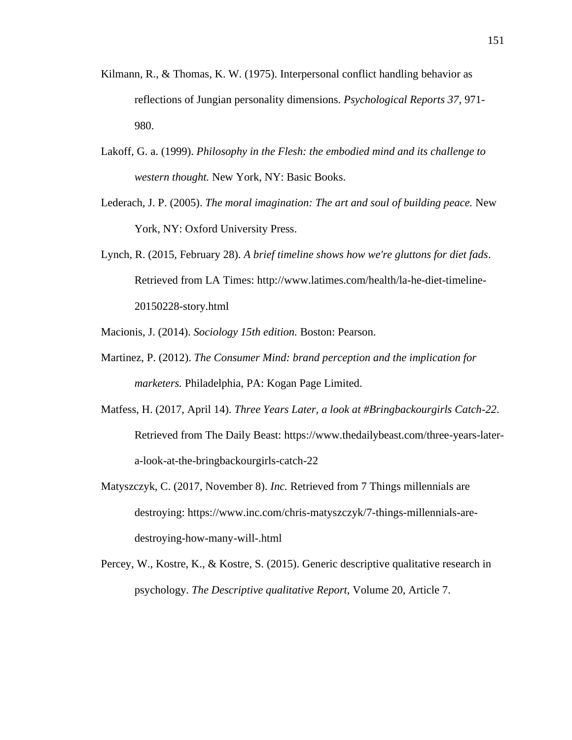Kilmann, R., & Thomas, K. W. (1975). Interpersonal conflict handling behavior as reflections of Jungian personality dimensions. *Psychological Reports 37*, 971-980.

Lakoff, G. a. (1999). *Philosophy in the Flesh: the embodied mind and its challenge to western thought.* New York, NY: Basic Books.

Lederach, J. P. (2005). *The moral imagination: The art and soul of building peace.* New York, NY: Oxford University Press.

Lynch, R. (2015, February 28). *A brief timeline shows how we're gluttons for diet fads*. Retrieved from LA Times: http://www.latimes.com/health/la-he-diet-timeline-20150228-story.html

Macionis, J. (2014). *Sociology 15th edition.* Boston: Pearson.

Martinez, P. (2012). *The Consumer Mind: brand perception and the implication for marketers.* Philadelphia, PA: Kogan Page Limited.

Matfess, H. (2017, April 14). *Three Years Later, a look at #Bringbackourgirls Catch-22*. Retrieved from The Daily Beast: https://www.thedailybeast.com/three-years-later-a-look-at-the-bringbackourgirls-catch-22

Matyszczyk, C. (2017, November 8). *Inc.* Retrieved from 7 Things millennials are destroying: https://www.inc.com/chris-matyszczyk/7-things-millennials-are-destroying-how-many-will-.html

Percey, W., Kostre, K., & Kostre, S. (2015). Generic descriptive qualitative research in psychology. *The Descriptive qualitative Report*, Volume 20, Article 7.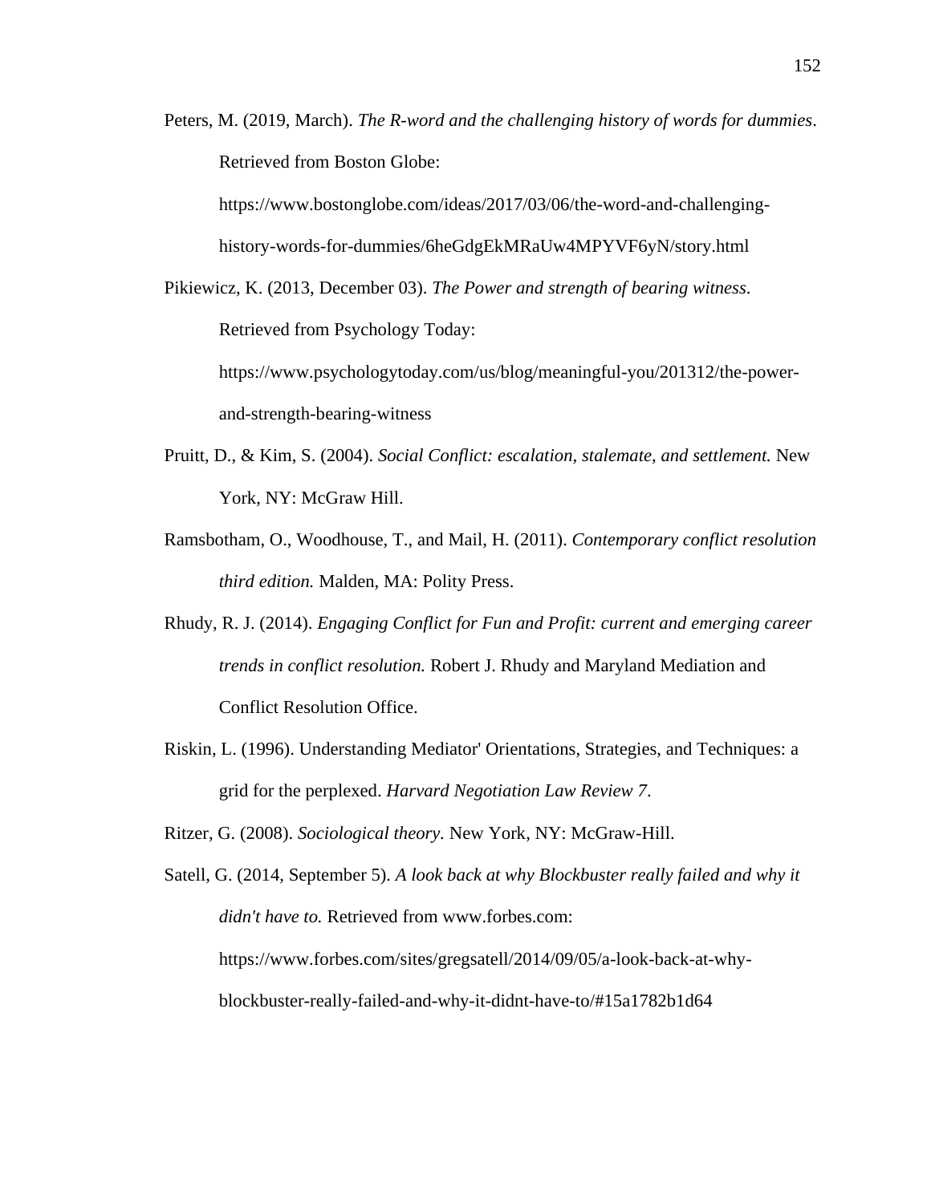Peters, M. (2019, March). *The R-word and the challenging history of words for dummies*. Retrieved from Boston Globe: https://www.bostonglobe.com/ideas/2017/03/06/the-word-and-challenging-history-words-for-dummies/6heGdgEkMRaUw4MPYVF6yN/story.html

Pikiewicz, K. (2013, December 03). *The Power and strength of bearing witness*. Retrieved from Psychology Today: https://www.psychologytoday.com/us/blog/meaningful-you/201312/the-power-and-strength-bearing-witness

Pruitt, D., & Kim, S. (2004). *Social Conflict: escalation, stalemate, and settlement.* New York, NY: McGraw Hill.

Ramsbotham, O., Woodhouse, T., and Mail, H. (2011). *Contemporary conflict resolution third edition.* Malden, MA: Polity Press.

Rhudy, R. J. (2014). *Engaging Conflict for Fun and Profit: current and emerging career trends in conflict resolution.* Robert J. Rhudy and Maryland Mediation and Conflict Resolution Office.

Riskin, L. (1996). Understanding Mediator' Orientations, Strategies, and Techniques: a grid for the perplexed. *Harvard Negotiation Law Review 7*.

Ritzer, G. (2008). *Sociological theory.* New York, NY: McGraw-Hill.

Satell, G. (2014, September 5). *A look back at why Blockbuster really failed and why it didn't have to.* Retrieved from www.forbes.com: https://www.forbes.com/sites/gregsatell/2014/09/05/a-look-back-at-why-blockbuster-really-failed-and-why-it-didnt-have-to/#15a1782b1d64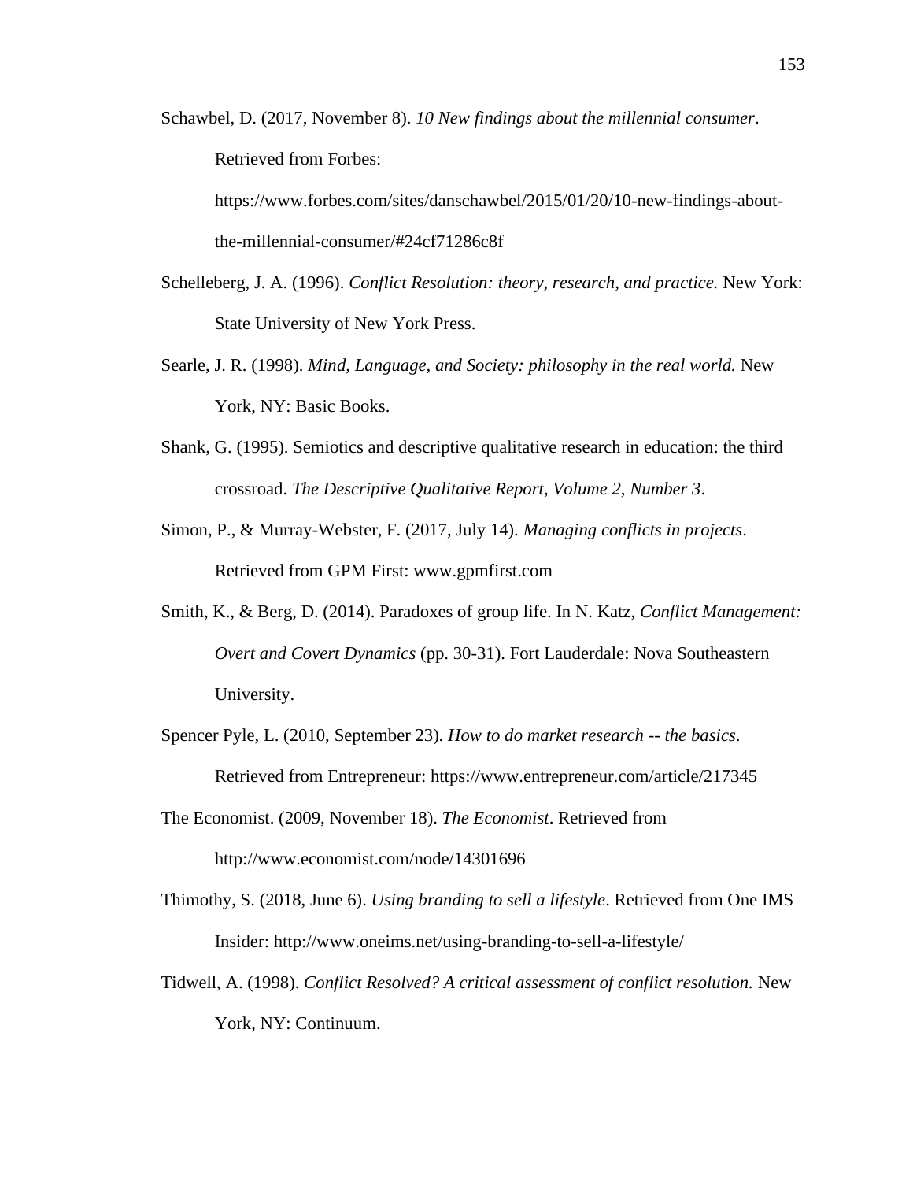Schawbel, D. (2017, November 8). *10 New findings about the millennial consumer*. Retrieved from Forbes: https://www.forbes.com/sites/danschawbel/2015/01/20/10-new-findings-about-the-millennial-consumer/#24cf71286c8f

Schelleberg, J. A. (1996). *Conflict Resolution: theory, research, and practice.* New York: State University of New York Press.

Searle, J. R. (1998). *Mind, Language, and Society: philosophy in the real world.* New York, NY: Basic Books.

Shank, G. (1995). Semiotics and descriptive qualitative research in education: the third crossroad. *The Descriptive Qualitative Report, Volume 2, Number 3*.

Simon, P., & Murray-Webster, F. (2017, July 14). *Managing conflicts in projects*. Retrieved from GPM First: www.gpmfirst.com

Smith, K., & Berg, D. (2014). Paradoxes of group life. In N. Katz, *Conflict Management: Overt and Covert Dynamics* (pp. 30-31). Fort Lauderdale: Nova Southeastern University.

Spencer Pyle, L. (2010, September 23). *How to do market research -- the basics*. Retrieved from Entrepreneur: https://www.entrepreneur.com/article/217345

The Economist. (2009, November 18). *The Economist*. Retrieved from http://www.economist.com/node/14301696

Thimothy, S. (2018, June 6). *Using branding to sell a lifestyle*. Retrieved from One IMS Insider: http://www.oneims.net/using-branding-to-sell-a-lifestyle/

Tidwell, A. (1998). *Conflict Resolved? A critical assessment of conflict resolution.* New York, NY: Continuum.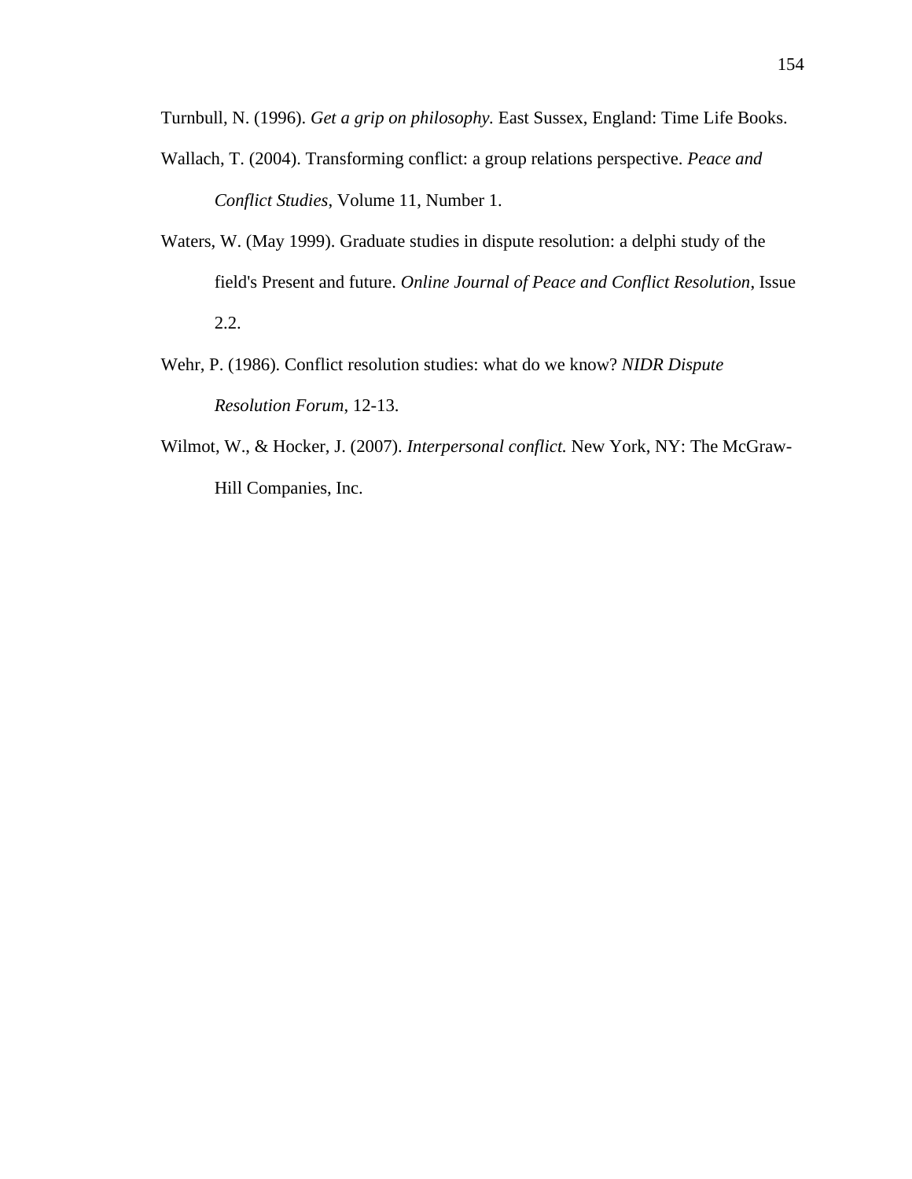Turnbull, N. (1996). *Get a grip on philosophy.* East Sussex, England: Time Life Books.

Wallach, T. (2004). Transforming conflict: a group relations perspective. *Peace and Conflict Studies*, Volume 11, Number 1.

Waters, W. (May 1999). Graduate studies in dispute resolution: a delphi study of the field's Present and future. *Online Journal of Peace and Conflict Resolution*, Issue 2.2.

Wehr, P. (1986). Conflict resolution studies: what do we know? *NIDR Dispute Resolution Forum*, 12-13.

Wilmot, W., & Hocker, J. (2007). *Interpersonal conflict.* New York, NY: The McGraw-Hill Companies, Inc.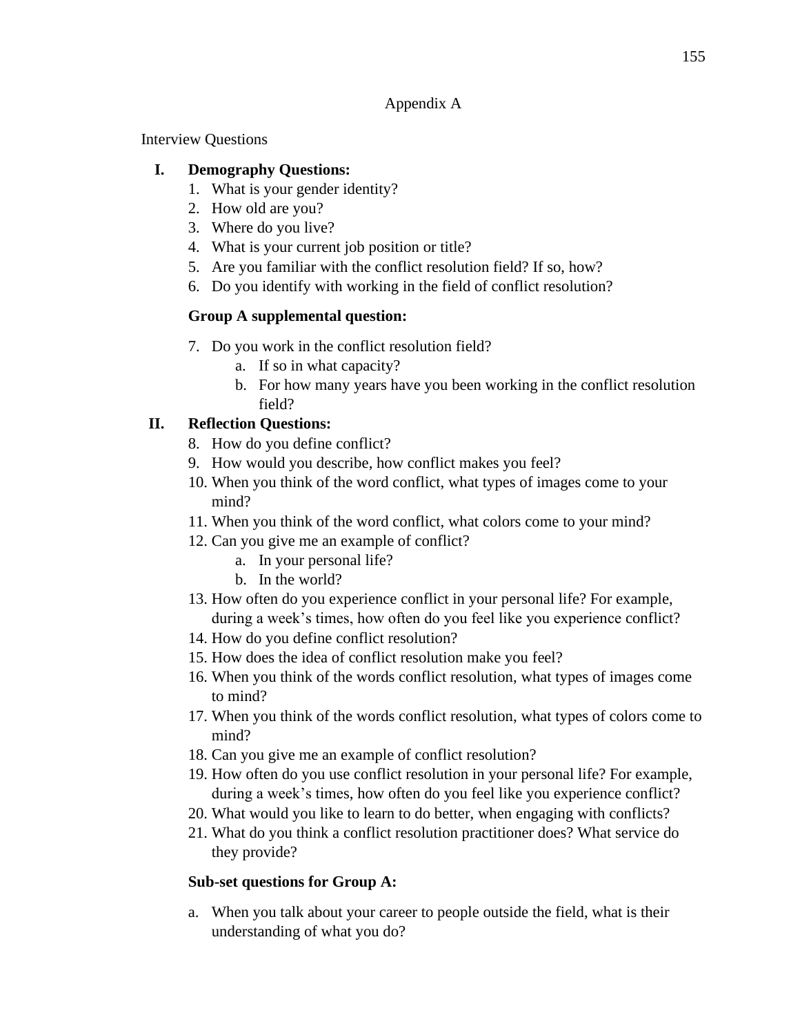# Appendix A

Interview Questions

I. **Demography Questions:**
   1. What is your gender identity?
   2. How old are you?
   3. Where do you live?
   4. What is your current job position or title?
   5. Are you familiar with the conflict resolution field? If so, how?
   6. Do you identify with working in the field of conflict resolution?

   **Group A supplemental question:**

   7. Do you work in the conflict resolution field?
      a. If so in what capacity?
      b. For how many years have you been working in the conflict resolution field?

II. **Reflection Questions:**
   8. How do you define conflict?
   9. How would you describe, how conflict makes you feel?
   10. When you think of the word conflict, what types of images come to your mind?
   11. When you think of the word conflict, what colors come to your mind?
   12. Can you give me an example of conflict?
       a. In your personal life?
       b. In the world?
   13. How often do you experience conflict in your personal life? For example, during a week's times, how often do you feel like you experience conflict?
   14. How do you define conflict resolution?
   15. How does the idea of conflict resolution make you feel?
   16. When you think of the words conflict resolution, what types of images come to mind?
   17. When you think of the words conflict resolution, what types of colors come to mind?
   18. Can you give me an example of conflict resolution?
   19. How often do you use conflict resolution in your personal life? For example, during a week's times, how often do you feel like you experience conflict?
   20. What would you like to learn to do better, when engaging with conflicts?
   21. What do you think a conflict resolution practitioner does? What service do they provide?

   **Sub-set questions for Group A:**

   a. When you talk about your career to people outside the field, what is their understanding of what you do?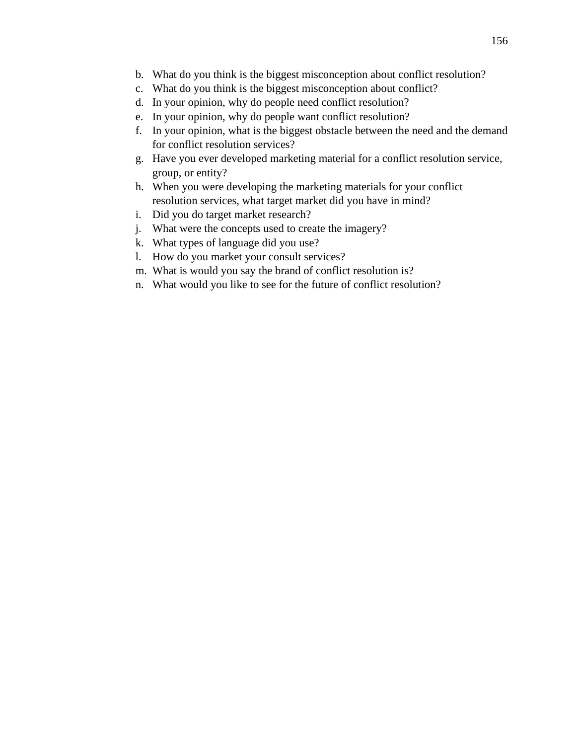b. What do you think is the biggest misconception about conflict resolution?
c. What do you think is the biggest misconception about conflict?
d. In your opinion, why do people need conflict resolution?
e. In your opinion, why do people want conflict resolution?
f. In your opinion, what is the biggest obstacle between the need and the demand for conflict resolution services?
g. Have you ever developed marketing material for a conflict resolution service, group, or entity?
h. When you were developing the marketing materials for your conflict resolution services, what target market did you have in mind?
i. Did you do target market research?
j. What were the concepts used to create the imagery?
k. What types of language did you use?
l. How do you market your consult services?
m. What is would you say the brand of conflict resolution is?
n. What would you like to see for the future of conflict resolution?